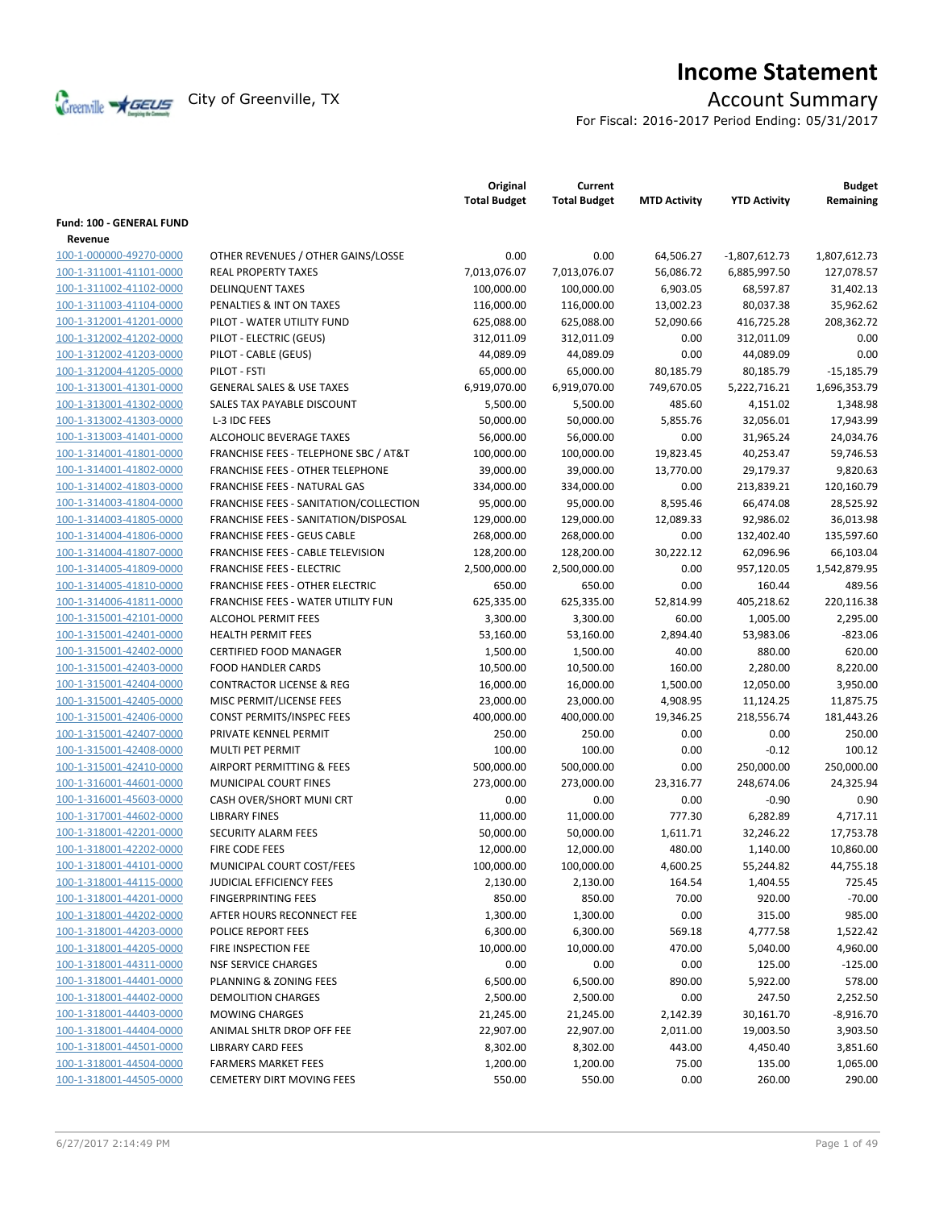# Income Statement

City of Greenville, TX

## Account Summary

For Fiscal: 2016-2017 Period Ending: 05/31/2017

| | | Original Total Budget | Current Total Budget | MTD Activity | YTD Activity | Budget Remaining |
|---|---|---|---|---|---|---|
| **Fund: 100 - GENERAL FUND** | | | | | | |
| **Revenue** | | | | | | |
| 100-1-000000-49270-0000 | OTHER REVENUES / OTHER GAINS/LOSSE | 0.00 | 0.00 | 64,506.27 | -1,807,612.73 | 1,807,612.73 |
| 100-1-311001-41101-0000 | REAL PROPERTY TAXES | 7,013,076.07 | 7,013,076.07 | 56,086.72 | 6,885,997.50 | 127,078.57 |
| 100-1-311002-41102-0000 | DELINQUENT TAXES | 100,000.00 | 100,000.00 | 6,903.05 | 68,597.87 | 31,402.13 |
| 100-1-311003-41104-0000 | PENALTIES & INT ON TAXES | 116,000.00 | 116,000.00 | 13,002.23 | 80,037.38 | 35,962.62 |
| 100-1-312001-41201-0000 | PILOT - WATER UTILITY FUND | 625,088.00 | 625,088.00 | 52,090.66 | 416,725.28 | 208,362.72 |
| 100-1-312002-41202-0000 | PILOT - ELECTRIC (GEUS) | 312,011.09 | 312,011.09 | 0.00 | 312,011.09 | 0.00 |
| 100-1-312002-41203-0000 | PILOT - CABLE (GEUS) | 44,089.09 | 44,089.09 | 0.00 | 44,089.09 | 0.00 |
| 100-1-312004-41205-0000 | PILOT - FSTI | 65,000.00 | 65,000.00 | 80,185.79 | 80,185.79 | -15,185.79 |
| 100-1-313001-41301-0000 | GENERAL SALES & USE TAXES | 6,919,070.00 | 6,919,070.00 | 749,670.05 | 5,222,716.21 | 1,696,353.79 |
| 100-1-313001-41302-0000 | SALES TAX PAYABLE DISCOUNT | 5,500.00 | 5,500.00 | 485.60 | 4,151.02 | 1,348.98 |
| 100-1-313002-41303-0000 | L-3 IDC FEES | 50,000.00 | 50,000.00 | 5,855.76 | 32,056.01 | 17,943.99 |
| 100-1-313003-41401-0000 | ALCOHOLIC BEVERAGE TAXES | 56,000.00 | 56,000.00 | 0.00 | 31,965.24 | 24,034.76 |
| 100-1-314001-41801-0000 | FRANCHISE FEES - TELEPHONE SBC / AT&T | 100,000.00 | 100,000.00 | 19,823.45 | 40,253.47 | 59,746.53 |
| 100-1-314001-41802-0000 | FRANCHISE FEES - OTHER TELEPHONE | 39,000.00 | 39,000.00 | 13,770.00 | 29,179.37 | 9,820.63 |
| 100-1-314002-41803-0000 | FRANCHISE FEES - NATURAL GAS | 334,000.00 | 334,000.00 | 0.00 | 213,839.21 | 120,160.79 |
| 100-1-314003-41804-0000 | FRANCHISE FEES - SANITATION/COLLECTION | 95,000.00 | 95,000.00 | 8,595.46 | 66,474.08 | 28,525.92 |
| 100-1-314003-41805-0000 | FRANCHISE FEES - SANITATION/DISPOSAL | 129,000.00 | 129,000.00 | 12,089.33 | 92,986.02 | 36,013.98 |
| 100-1-314004-41806-0000 | FRANCHISE FEES - GEUS CABLE | 268,000.00 | 268,000.00 | 0.00 | 132,402.40 | 135,597.60 |
| 100-1-314004-41807-0000 | FRANCHISE FEES - CABLE TELEVISION | 128,200.00 | 128,200.00 | 30,222.12 | 62,096.96 | 66,103.04 |
| 100-1-314005-41809-0000 | FRANCHISE FEES - ELECTRIC | 2,500,000.00 | 2,500,000.00 | 0.00 | 957,120.05 | 1,542,879.95 |
| 100-1-314005-41810-0000 | FRANCHISE FEES - OTHER ELECTRIC | 650.00 | 650.00 | 0.00 | 160.44 | 489.56 |
| 100-1-314006-41811-0000 | FRANCHISE FEES - WATER UTILITY FUN | 625,335.00 | 625,335.00 | 52,814.99 | 405,218.62 | 220,116.38 |
| 100-1-315001-42101-0000 | ALCOHOL PERMIT FEES | 3,300.00 | 3,300.00 | 60.00 | 1,005.00 | 2,295.00 |
| 100-1-315001-42401-0000 | HEALTH PERMIT FEES | 53,160.00 | 53,160.00 | 2,894.40 | 53,983.06 | -823.06 |
| 100-1-315001-42402-0000 | CERTIFIED FOOD MANAGER | 1,500.00 | 1,500.00 | 40.00 | 880.00 | 620.00 |
| 100-1-315001-42403-0000 | FOOD HANDLER CARDS | 10,500.00 | 10,500.00 | 160.00 | 2,280.00 | 8,220.00 |
| 100-1-315001-42404-0000 | CONTRACTOR LICENSE & REG | 16,000.00 | 16,000.00 | 1,500.00 | 12,050.00 | 3,950.00 |
| 100-1-315001-42405-0000 | MISC PERMIT/LICENSE FEES | 23,000.00 | 23,000.00 | 4,908.95 | 11,124.25 | 11,875.75 |
| 100-1-315001-42406-0000 | CONST PERMITS/INSPEC FEES | 400,000.00 | 400,000.00 | 19,346.25 | 218,556.74 | 181,443.26 |
| 100-1-315001-42407-0000 | PRIVATE KENNEL PERMIT | 250.00 | 250.00 | 0.00 | 0.00 | 250.00 |
| 100-1-315001-42408-0000 | MULTI PET PERMIT | 100.00 | 100.00 | 0.00 | -0.12 | 100.12 |
| 100-1-315001-42410-0000 | AIRPORT PERMITTING & FEES | 500,000.00 | 500,000.00 | 0.00 | 250,000.00 | 250,000.00 |
| 100-1-316001-44601-0000 | MUNICIPAL COURT FINES | 273,000.00 | 273,000.00 | 23,316.77 | 248,674.06 | 24,325.94 |
| 100-1-316001-45603-0000 | CASH OVER/SHORT MUNI CRT | 0.00 | 0.00 | 0.00 | -0.90 | 0.90 |
| 100-1-317001-44602-0000 | LIBRARY FINES | 11,000.00 | 11,000.00 | 777.30 | 6,282.89 | 4,717.11 |
| 100-1-318001-42201-0000 | SECURITY ALARM FEES | 50,000.00 | 50,000.00 | 1,611.71 | 32,246.22 | 17,753.78 |
| 100-1-318001-42202-0000 | FIRE CODE FEES | 12,000.00 | 12,000.00 | 480.00 | 1,140.00 | 10,860.00 |
| 100-1-318001-44101-0000 | MUNICIPAL COURT COST/FEES | 100,000.00 | 100,000.00 | 4,600.25 | 55,244.82 | 44,755.18 |
| 100-1-318001-44115-0000 | JUDICIAL EFFICIENCY FEES | 2,130.00 | 2,130.00 | 164.54 | 1,404.55 | 725.45 |
| 100-1-318001-44201-0000 | FINGERPRINTING FEES | 850.00 | 850.00 | 70.00 | 920.00 | -70.00 |
| 100-1-318001-44202-0000 | AFTER HOURS RECONNECT FEE | 1,300.00 | 1,300.00 | 0.00 | 315.00 | 985.00 |
| 100-1-318001-44203-0000 | POLICE REPORT FEES | 6,300.00 | 6,300.00 | 569.18 | 4,777.58 | 1,522.42 |
| 100-1-318001-44205-0000 | FIRE INSPECTION FEE | 10,000.00 | 10,000.00 | 470.00 | 5,040.00 | 4,960.00 |
| 100-1-318001-44311-0000 | NSF SERVICE CHARGES | 0.00 | 0.00 | 0.00 | 125.00 | -125.00 |
| 100-1-318001-44401-0000 | PLANNING & ZONING FEES | 6,500.00 | 6,500.00 | 890.00 | 5,922.00 | 578.00 |
| 100-1-318001-44402-0000 | DEMOLITION CHARGES | 2,500.00 | 2,500.00 | 0.00 | 247.50 | 2,252.50 |
| 100-1-318001-44403-0000 | MOWING CHARGES | 21,245.00 | 21,245.00 | 2,142.39 | 30,161.70 | -8,916.70 |
| 100-1-318001-44404-0000 | ANIMAL SHLTR DROP OFF FEE | 22,907.00 | 22,907.00 | 2,011.00 | 19,003.50 | 3,903.50 |
| 100-1-318001-44501-0000 | LIBRARY CARD FEES | 8,302.00 | 8,302.00 | 443.00 | 4,450.40 | 3,851.60 |
| 100-1-318001-44504-0000 | FARMERS MARKET FEES | 1,200.00 | 1,200.00 | 75.00 | 135.00 | 1,065.00 |
| 100-1-318001-44505-0000 | CEMETERY DIRT MOVING FEES | 550.00 | 550.00 | 0.00 | 260.00 | 290.00 |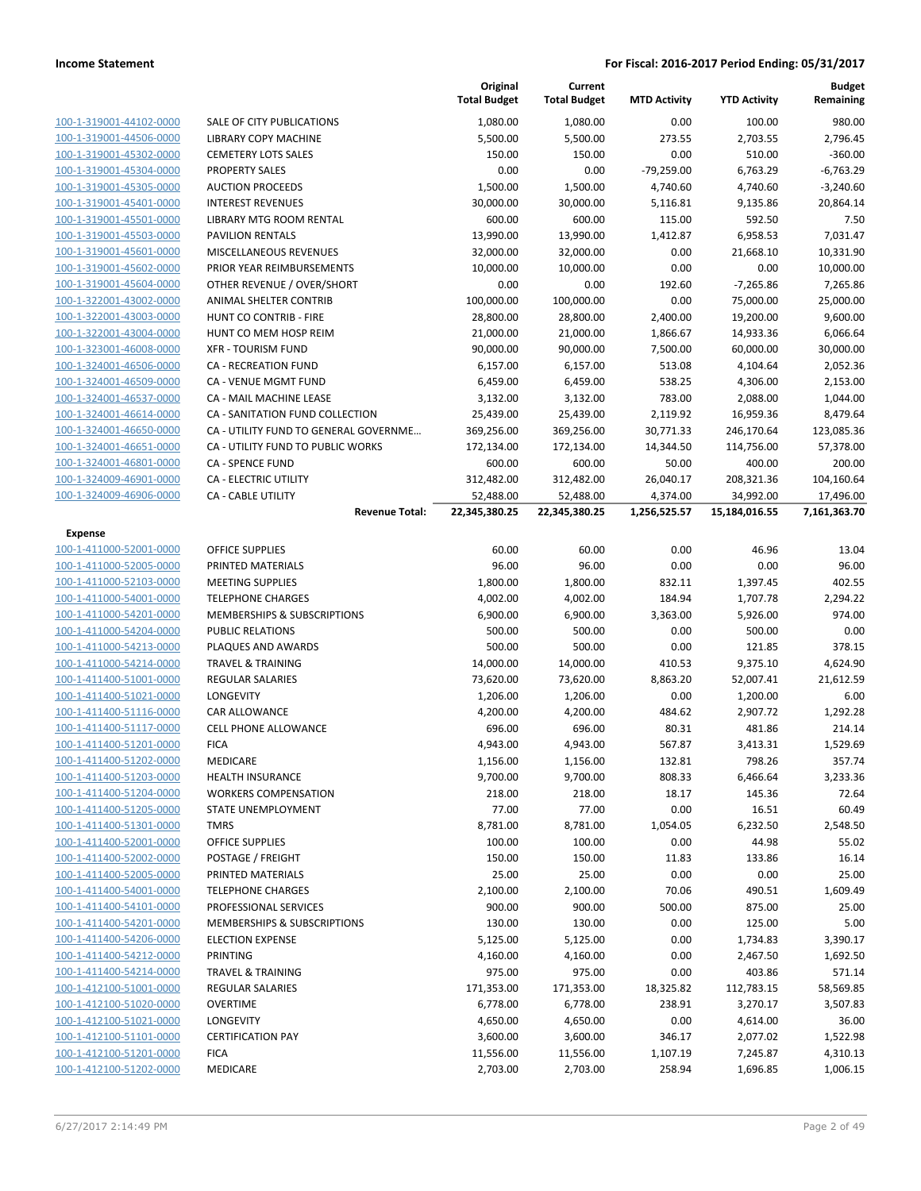| | | Original Total Budget | Current Total Budget | MTD Activity | YTD Activity | Budget Remaining |
|---|---|---|---|---|---|---|
| 100-1-319001-44102-0000 | SALE OF CITY PUBLICATIONS | 1,080.00 | 1,080.00 | 0.00 | 100.00 | 980.00 |
| 100-1-319001-44506-0000 | LIBRARY COPY MACHINE | 5,500.00 | 5,500.00 | 273.55 | 2,703.55 | 2,796.45 |
| 100-1-319001-45302-0000 | CEMETERY LOTS SALES | 150.00 | 150.00 | 0.00 | 510.00 | -360.00 |
| 100-1-319001-45304-0000 | PROPERTY SALES | 0.00 | 0.00 | -79,259.00 | 6,763.29 | -6,763.29 |
| 100-1-319001-45305-0000 | AUCTION PROCEEDS | 1,500.00 | 1,500.00 | 4,740.60 | 4,740.60 | -3,240.60 |
| 100-1-319001-45401-0000 | INTEREST REVENUES | 30,000.00 | 30,000.00 | 5,116.81 | 9,135.86 | 20,864.14 |
| 100-1-319001-45501-0000 | LIBRARY MTG ROOM RENTAL | 600.00 | 600.00 | 115.00 | 592.50 | 7.50 |
| 100-1-319001-45503-0000 | PAVILION RENTALS | 13,990.00 | 13,990.00 | 1,412.87 | 6,958.53 | 7,031.47 |
| 100-1-319001-45601-0000 | MISCELLANEOUS REVENUES | 32,000.00 | 32,000.00 | 0.00 | 21,668.10 | 10,331.90 |
| 100-1-319001-45602-0000 | PRIOR YEAR REIMBURSEMENTS | 10,000.00 | 10,000.00 | 0.00 | 0.00 | 10,000.00 |
| 100-1-319001-45604-0000 | OTHER REVENUE / OVER/SHORT | 0.00 | 0.00 | 192.60 | -7,265.86 | 7,265.86 |
| 100-1-322001-43002-0000 | ANIMAL SHELTER CONTRIB | 100,000.00 | 100,000.00 | 0.00 | 75,000.00 | 25,000.00 |
| 100-1-322001-43003-0000 | HUNT CO CONTRIB - FIRE | 28,800.00 | 28,800.00 | 2,400.00 | 19,200.00 | 9,600.00 |
| 100-1-322001-43004-0000 | HUNT CO MEM HOSP REIM | 21,000.00 | 21,000.00 | 1,866.67 | 14,933.36 | 6,066.64 |
| 100-1-323001-46008-0000 | XFR - TOURISM FUND | 90,000.00 | 90,000.00 | 7,500.00 | 60,000.00 | 30,000.00 |
| 100-1-324001-46506-0000 | CA - RECREATION FUND | 6,157.00 | 6,157.00 | 513.08 | 4,104.64 | 2,052.36 |
| 100-1-324001-46509-0000 | CA - VENUE MGMT FUND | 6,459.00 | 6,459.00 | 538.25 | 4,306.00 | 2,153.00 |
| 100-1-324001-46537-0000 | CA - MAIL MACHINE LEASE | 3,132.00 | 3,132.00 | 783.00 | 2,088.00 | 1,044.00 |
| 100-1-324001-46614-0000 | CA - SANITATION FUND COLLECTION | 25,439.00 | 25,439.00 | 2,119.92 | 16,959.36 | 8,479.64 |
| 100-1-324001-46650-0000 | CA - UTILITY FUND TO GENERAL GOVERNME... | 369,256.00 | 369,256.00 | 30,771.33 | 246,170.64 | 123,085.36 |
| 100-1-324001-46651-0000 | CA - UTILITY FUND TO PUBLIC WORKS | 172,134.00 | 172,134.00 | 14,344.50 | 114,756.00 | 57,378.00 |
| 100-1-324001-46801-0000 | CA - SPENCE FUND | 600.00 | 600.00 | 50.00 | 400.00 | 200.00 |
| 100-1-324009-46901-0000 | CA - ELECTRIC UTILITY | 312,482.00 | 312,482.00 | 26,040.17 | 208,321.36 | 104,160.64 |
| 100-1-324009-46906-0000 | CA - CABLE UTILITY | 52,488.00 | 52,488.00 | 4,374.00 | 34,992.00 | 17,496.00 |
| | **Revenue Total:** | **22,345,380.25** | **22,345,380.25** | **1,256,525.57** | **15,184,016.55** | **7,161,363.70** |
| **Expense** | | | | | | |
| 100-1-411000-52001-0000 | OFFICE SUPPLIES | 60.00 | 60.00 | 0.00 | 46.96 | 13.04 |
| 100-1-411000-52005-0000 | PRINTED MATERIALS | 96.00 | 96.00 | 0.00 | 0.00 | 96.00 |
| 100-1-411000-52103-0000 | MEETING SUPPLIES | 1,800.00 | 1,800.00 | 832.11 | 1,397.45 | 402.55 |
| 100-1-411000-54001-0000 | TELEPHONE CHARGES | 4,002.00 | 4,002.00 | 184.94 | 1,707.78 | 2,294.22 |
| 100-1-411000-54201-0000 | MEMBERSHIPS & SUBSCRIPTIONS | 6,900.00 | 6,900.00 | 3,363.00 | 5,926.00 | 974.00 |
| 100-1-411000-54204-0000 | PUBLIC RELATIONS | 500.00 | 500.00 | 0.00 | 500.00 | 0.00 |
| 100-1-411000-54213-0000 | PLAQUES AND AWARDS | 500.00 | 500.00 | 0.00 | 121.85 | 378.15 |
| 100-1-411000-54214-0000 | TRAVEL & TRAINING | 14,000.00 | 14,000.00 | 410.53 | 9,375.10 | 4,624.90 |
| 100-1-411400-51001-0000 | REGULAR SALARIES | 73,620.00 | 73,620.00 | 8,863.20 | 52,007.41 | 21,612.59 |
| 100-1-411400-51021-0000 | LONGEVITY | 1,206.00 | 1,206.00 | 0.00 | 1,200.00 | 6.00 |
| 100-1-411400-51116-0000 | CAR ALLOWANCE | 4,200.00 | 4,200.00 | 484.62 | 2,907.72 | 1,292.28 |
| 100-1-411400-51117-0000 | CELL PHONE ALLOWANCE | 696.00 | 696.00 | 80.31 | 481.86 | 214.14 |
| 100-1-411400-51201-0000 | FICA | 4,943.00 | 4,943.00 | 567.87 | 3,413.31 | 1,529.69 |
| 100-1-411400-51202-0000 | MEDICARE | 1,156.00 | 1,156.00 | 132.81 | 798.26 | 357.74 |
| 100-1-411400-51203-0000 | HEALTH INSURANCE | 9,700.00 | 9,700.00 | 808.33 | 6,466.64 | 3,233.36 |
| 100-1-411400-51204-0000 | WORKERS COMPENSATION | 218.00 | 218.00 | 18.17 | 145.36 | 72.64 |
| 100-1-411400-51205-0000 | STATE UNEMPLOYMENT | 77.00 | 77.00 | 0.00 | 16.51 | 60.49 |
| 100-1-411400-51301-0000 | TMRS | 8,781.00 | 8,781.00 | 1,054.05 | 6,232.50 | 2,548.50 |
| 100-1-411400-52001-0000 | OFFICE SUPPLIES | 100.00 | 100.00 | 0.00 | 44.98 | 55.02 |
| 100-1-411400-52002-0000 | POSTAGE / FREIGHT | 150.00 | 150.00 | 11.83 | 133.86 | 16.14 |
| 100-1-411400-52005-0000 | PRINTED MATERIALS | 25.00 | 25.00 | 0.00 | 0.00 | 25.00 |
| 100-1-411400-54001-0000 | TELEPHONE CHARGES | 2,100.00 | 2,100.00 | 70.06 | 490.51 | 1,609.49 |
| 100-1-411400-54101-0000 | PROFESSIONAL SERVICES | 900.00 | 900.00 | 500.00 | 875.00 | 25.00 |
| 100-1-411400-54201-0000 | MEMBERSHIPS & SUBSCRIPTIONS | 130.00 | 130.00 | 0.00 | 125.00 | 5.00 |
| 100-1-411400-54206-0000 | ELECTION EXPENSE | 5,125.00 | 5,125.00 | 0.00 | 1,734.83 | 3,390.17 |
| 100-1-411400-54212-0000 | PRINTING | 4,160.00 | 4,160.00 | 0.00 | 2,467.50 | 1,692.50 |
| 100-1-411400-54214-0000 | TRAVEL & TRAINING | 975.00 | 975.00 | 0.00 | 403.86 | 571.14 |
| 100-1-412100-51001-0000 | REGULAR SALARIES | 171,353.00 | 171,353.00 | 18,325.82 | 112,783.15 | 58,569.85 |
| 100-1-412100-51020-0000 | OVERTIME | 6,778.00 | 6,778.00 | 238.91 | 3,270.17 | 3,507.83 |
| 100-1-412100-51021-0000 | LONGEVITY | 4,650.00 | 4,650.00 | 0.00 | 4,614.00 | 36.00 |
| 100-1-412100-51101-0000 | CERTIFICATION PAY | 3,600.00 | 3,600.00 | 346.17 | 2,077.02 | 1,522.98 |
| 100-1-412100-51201-0000 | FICA | 11,556.00 | 11,556.00 | 1,107.19 | 7,245.87 | 4,310.13 |
| 100-1-412100-51202-0000 | MEDICARE | 2,703.00 | 2,703.00 | 258.94 | 1,696.85 | 1,006.15 |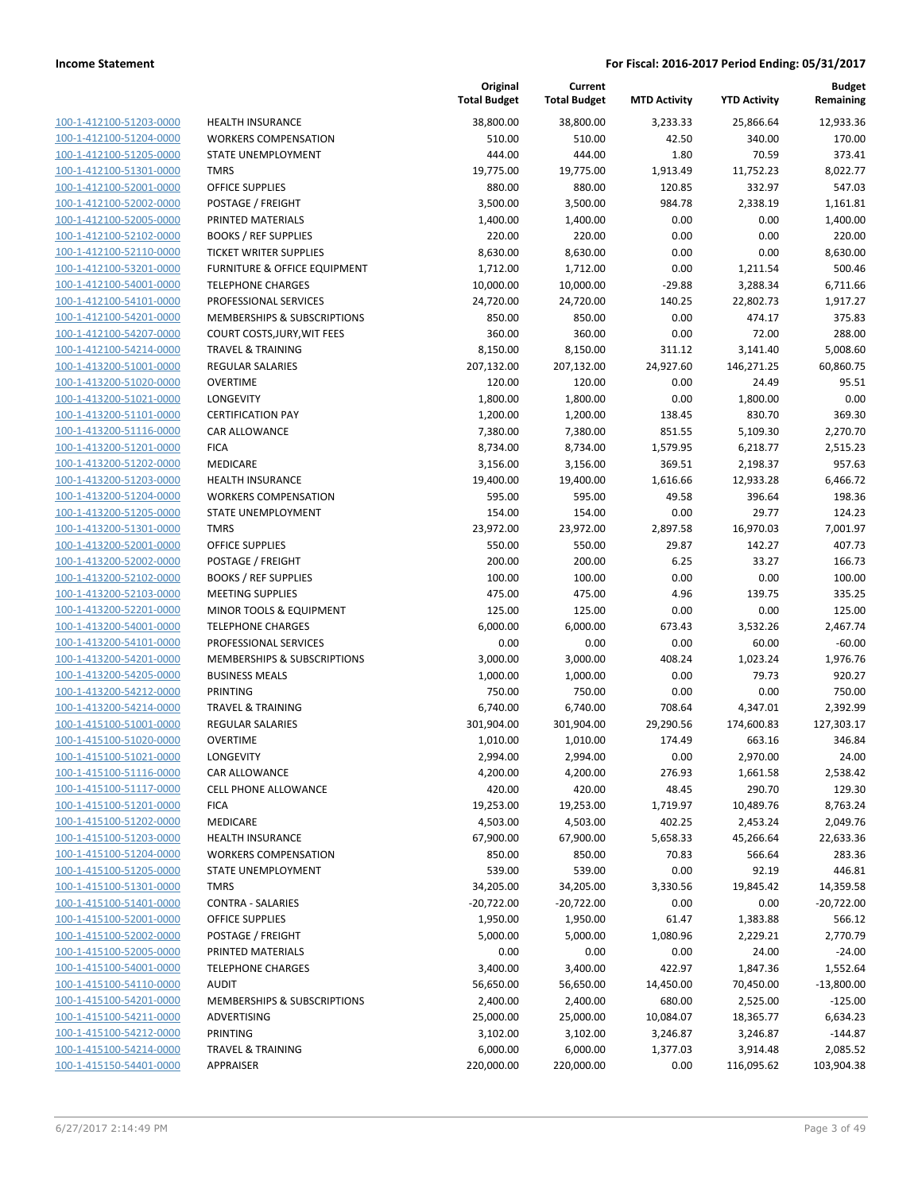| | | Original Total Budget | Current Total Budget | MTD Activity | YTD Activity | Budget Remaining |
|---|---|---|---|---|---|---|
| 100-1-412100-51203-0000 | HEALTH INSURANCE | 38,800.00 | 38,800.00 | 3,233.33 | 25,866.64 | 12,933.36 |
| 100-1-412100-51204-0000 | WORKERS COMPENSATION | 510.00 | 510.00 | 42.50 | 340.00 | 170.00 |
| 100-1-412100-51205-0000 | STATE UNEMPLOYMENT | 444.00 | 444.00 | 1.80 | 70.59 | 373.41 |
| 100-1-412100-51301-0000 | TMRS | 19,775.00 | 19,775.00 | 1,913.49 | 11,752.23 | 8,022.77 |
| 100-1-412100-52001-0000 | OFFICE SUPPLIES | 880.00 | 880.00 | 120.85 | 332.97 | 547.03 |
| 100-1-412100-52002-0000 | POSTAGE / FREIGHT | 3,500.00 | 3,500.00 | 984.78 | 2,338.19 | 1,161.81 |
| 100-1-412100-52005-0000 | PRINTED MATERIALS | 1,400.00 | 1,400.00 | 0.00 | 0.00 | 1,400.00 |
| 100-1-412100-52102-0000 | BOOKS / REF SUPPLIES | 220.00 | 220.00 | 0.00 | 0.00 | 220.00 |
| 100-1-412100-52110-0000 | TICKET WRITER SUPPLIES | 8,630.00 | 8,630.00 | 0.00 | 0.00 | 8,630.00 |
| 100-1-412100-53201-0000 | FURNITURE & OFFICE EQUIPMENT | 1,712.00 | 1,712.00 | 0.00 | 1,211.54 | 500.46 |
| 100-1-412100-54001-0000 | TELEPHONE CHARGES | 10,000.00 | 10,000.00 | -29.88 | 3,288.34 | 6,711.66 |
| 100-1-412100-54101-0000 | PROFESSIONAL SERVICES | 24,720.00 | 24,720.00 | 140.25 | 22,802.73 | 1,917.27 |
| 100-1-412100-54201-0000 | MEMBERSHIPS & SUBSCRIPTIONS | 850.00 | 850.00 | 0.00 | 474.17 | 375.83 |
| 100-1-412100-54207-0000 | COURT COSTS,JURY,WIT FEES | 360.00 | 360.00 | 0.00 | 72.00 | 288.00 |
| 100-1-412100-54214-0000 | TRAVEL & TRAINING | 8,150.00 | 8,150.00 | 311.12 | 3,141.40 | 5,008.60 |
| 100-1-413200-51001-0000 | REGULAR SALARIES | 207,132.00 | 207,132.00 | 24,927.60 | 146,271.25 | 60,860.75 |
| 100-1-413200-51020-0000 | OVERTIME | 120.00 | 120.00 | 0.00 | 24.49 | 95.51 |
| 100-1-413200-51021-0000 | LONGEVITY | 1,800.00 | 1,800.00 | 0.00 | 1,800.00 | 0.00 |
| 100-1-413200-51101-0000 | CERTIFICATION PAY | 1,200.00 | 1,200.00 | 138.45 | 830.70 | 369.30 |
| 100-1-413200-51116-0000 | CAR ALLOWANCE | 7,380.00 | 7,380.00 | 851.55 | 5,109.30 | 2,270.70 |
| 100-1-413200-51201-0000 | FICA | 8,734.00 | 8,734.00 | 1,579.95 | 6,218.77 | 2,515.23 |
| 100-1-413200-51202-0000 | MEDICARE | 3,156.00 | 3,156.00 | 369.51 | 2,198.37 | 957.63 |
| 100-1-413200-51203-0000 | HEALTH INSURANCE | 19,400.00 | 19,400.00 | 1,616.66 | 12,933.28 | 6,466.72 |
| 100-1-413200-51204-0000 | WORKERS COMPENSATION | 595.00 | 595.00 | 49.58 | 396.64 | 198.36 |
| 100-1-413200-51205-0000 | STATE UNEMPLOYMENT | 154.00 | 154.00 | 0.00 | 29.77 | 124.23 |
| 100-1-413200-51301-0000 | TMRS | 23,972.00 | 23,972.00 | 2,897.58 | 16,970.03 | 7,001.97 |
| 100-1-413200-52001-0000 | OFFICE SUPPLIES | 550.00 | 550.00 | 29.87 | 142.27 | 407.73 |
| 100-1-413200-52002-0000 | POSTAGE / FREIGHT | 200.00 | 200.00 | 6.25 | 33.27 | 166.73 |
| 100-1-413200-52102-0000 | BOOKS / REF SUPPLIES | 100.00 | 100.00 | 0.00 | 0.00 | 100.00 |
| 100-1-413200-52103-0000 | MEETING SUPPLIES | 475.00 | 475.00 | 4.96 | 139.75 | 335.25 |
| 100-1-413200-52201-0000 | MINOR TOOLS & EQUIPMENT | 125.00 | 125.00 | 0.00 | 0.00 | 125.00 |
| 100-1-413200-54001-0000 | TELEPHONE CHARGES | 6,000.00 | 6,000.00 | 673.43 | 3,532.26 | 2,467.74 |
| 100-1-413200-54101-0000 | PROFESSIONAL SERVICES | 0.00 | 0.00 | 0.00 | 60.00 | -60.00 |
| 100-1-413200-54201-0000 | MEMBERSHIPS & SUBSCRIPTIONS | 3,000.00 | 3,000.00 | 408.24 | 1,023.24 | 1,976.76 |
| 100-1-413200-54205-0000 | BUSINESS MEALS | 1,000.00 | 1,000.00 | 0.00 | 79.73 | 920.27 |
| 100-1-413200-54212-0000 | PRINTING | 750.00 | 750.00 | 0.00 | 0.00 | 750.00 |
| 100-1-413200-54214-0000 | TRAVEL & TRAINING | 6,740.00 | 6,740.00 | 708.64 | 4,347.01 | 2,392.99 |
| 100-1-415100-51001-0000 | REGULAR SALARIES | 301,904.00 | 301,904.00 | 29,290.56 | 174,600.83 | 127,303.17 |
| 100-1-415100-51020-0000 | OVERTIME | 1,010.00 | 1,010.00 | 174.49 | 663.16 | 346.84 |
| 100-1-415100-51021-0000 | LONGEVITY | 2,994.00 | 2,994.00 | 0.00 | 2,970.00 | 24.00 |
| 100-1-415100-51116-0000 | CAR ALLOWANCE | 4,200.00 | 4,200.00 | 276.93 | 1,661.58 | 2,538.42 |
| 100-1-415100-51117-0000 | CELL PHONE ALLOWANCE | 420.00 | 420.00 | 48.45 | 290.70 | 129.30 |
| 100-1-415100-51201-0000 | FICA | 19,253.00 | 19,253.00 | 1,719.97 | 10,489.76 | 8,763.24 |
| 100-1-415100-51202-0000 | MEDICARE | 4,503.00 | 4,503.00 | 402.25 | 2,453.24 | 2,049.76 |
| 100-1-415100-51203-0000 | HEALTH INSURANCE | 67,900.00 | 67,900.00 | 5,658.33 | 45,266.64 | 22,633.36 |
| 100-1-415100-51204-0000 | WORKERS COMPENSATION | 850.00 | 850.00 | 70.83 | 566.64 | 283.36 |
| 100-1-415100-51205-0000 | STATE UNEMPLOYMENT | 539.00 | 539.00 | 0.00 | 92.19 | 446.81 |
| 100-1-415100-51301-0000 | TMRS | 34,205.00 | 34,205.00 | 3,330.56 | 19,845.42 | 14,359.58 |
| 100-1-415100-51401-0000 | CONTRA - SALARIES | -20,722.00 | -20,722.00 | 0.00 | 0.00 | -20,722.00 |
| 100-1-415100-52001-0000 | OFFICE SUPPLIES | 1,950.00 | 1,950.00 | 61.47 | 1,383.88 | 566.12 |
| 100-1-415100-52002-0000 | POSTAGE / FREIGHT | 5,000.00 | 5,000.00 | 1,080.96 | 2,229.21 | 2,770.79 |
| 100-1-415100-52005-0000 | PRINTED MATERIALS | 0.00 | 0.00 | 0.00 | 24.00 | -24.00 |
| 100-1-415100-54001-0000 | TELEPHONE CHARGES | 3,400.00 | 3,400.00 | 422.97 | 1,847.36 | 1,552.64 |
| 100-1-415100-54110-0000 | AUDIT | 56,650.00 | 56,650.00 | 14,450.00 | 70,450.00 | -13,800.00 |
| 100-1-415100-54201-0000 | MEMBERSHIPS & SUBSCRIPTIONS | 2,400.00 | 2,400.00 | 680.00 | 2,525.00 | -125.00 |
| 100-1-415100-54211-0000 | ADVERTISING | 25,000.00 | 25,000.00 | 10,084.07 | 18,365.77 | 6,634.23 |
| 100-1-415100-54212-0000 | PRINTING | 3,102.00 | 3,102.00 | 3,246.87 | 3,246.87 | -144.87 |
| 100-1-415100-54214-0000 | TRAVEL & TRAINING | 6,000.00 | 6,000.00 | 1,377.03 | 3,914.48 | 2,085.52 |
| 100-1-415150-54401-0000 | APPRAISER | 220,000.00 | 220,000.00 | 0.00 | 116,095.62 | 103,904.38 |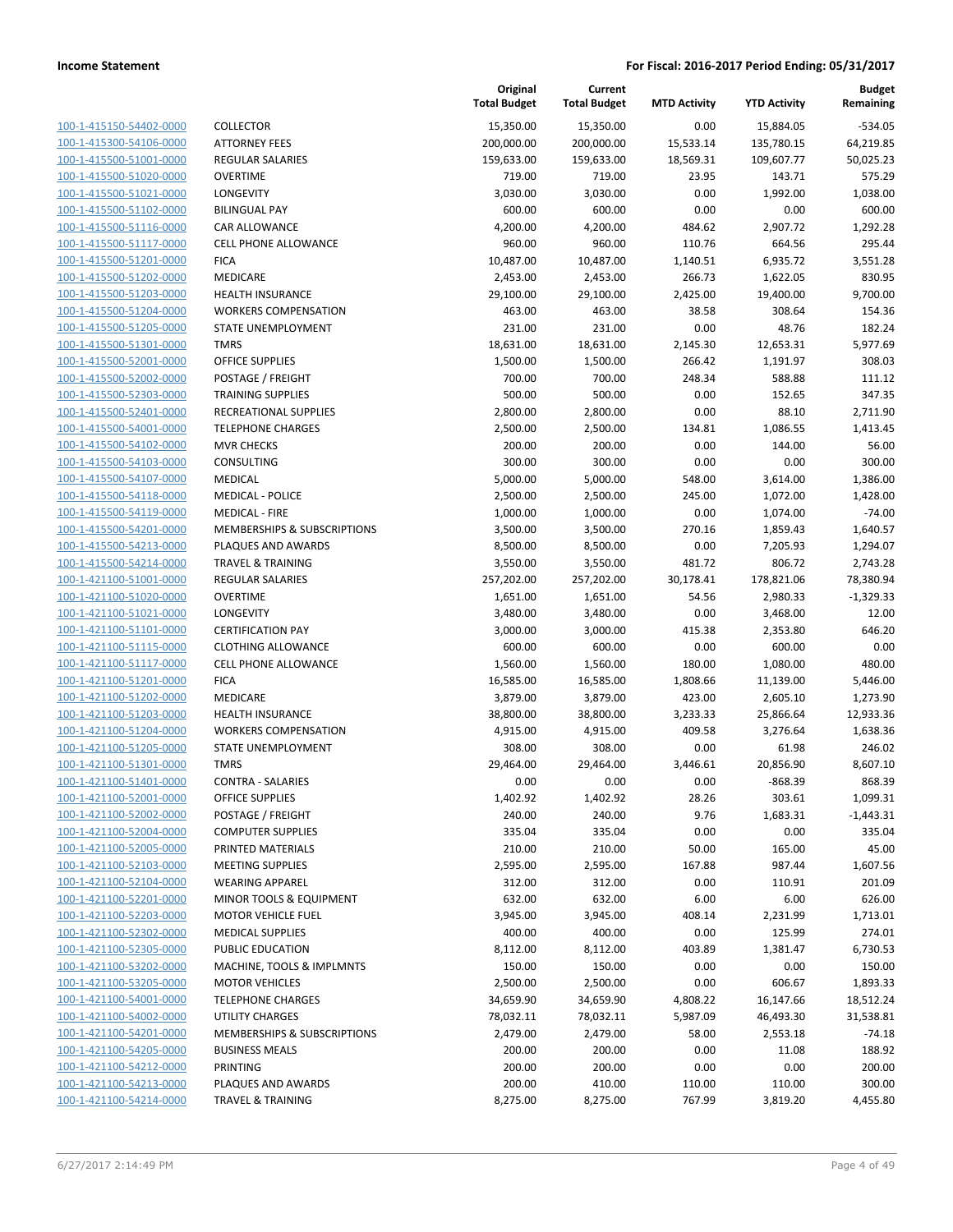| | | Original Total Budget | Current Total Budget | MTD Activity | YTD Activity | Budget Remaining |
|---|---|---|---|---|---|---|
| 100-1-415150-54402-0000 | COLLECTOR | 15,350.00 | 15,350.00 | 0.00 | 15,884.05 | -534.05 |
| 100-1-415300-54106-0000 | ATTORNEY FEES | 200,000.00 | 200,000.00 | 15,533.14 | 135,780.15 | 64,219.85 |
| 100-1-415500-51001-0000 | REGULAR SALARIES | 159,633.00 | 159,633.00 | 18,569.31 | 109,607.77 | 50,025.23 |
| 100-1-415500-51020-0000 | OVERTIME | 719.00 | 719.00 | 23.95 | 143.71 | 575.29 |
| 100-1-415500-51021-0000 | LONGEVITY | 3,030.00 | 3,030.00 | 0.00 | 1,992.00 | 1,038.00 |
| 100-1-415500-51102-0000 | BILINGUAL PAY | 600.00 | 600.00 | 0.00 | 0.00 | 600.00 |
| 100-1-415500-51116-0000 | CAR ALLOWANCE | 4,200.00 | 4,200.00 | 484.62 | 2,907.72 | 1,292.28 |
| 100-1-415500-51117-0000 | CELL PHONE ALLOWANCE | 960.00 | 960.00 | 110.76 | 664.56 | 295.44 |
| 100-1-415500-51201-0000 | FICA | 10,487.00 | 10,487.00 | 1,140.51 | 6,935.72 | 3,551.28 |
| 100-1-415500-51202-0000 | MEDICARE | 2,453.00 | 2,453.00 | 266.73 | 1,622.05 | 830.95 |
| 100-1-415500-51203-0000 | HEALTH INSURANCE | 29,100.00 | 29,100.00 | 2,425.00 | 19,400.00 | 9,700.00 |
| 100-1-415500-51204-0000 | WORKERS COMPENSATION | 463.00 | 463.00 | 38.58 | 308.64 | 154.36 |
| 100-1-415500-51205-0000 | STATE UNEMPLOYMENT | 231.00 | 231.00 | 0.00 | 48.76 | 182.24 |
| 100-1-415500-51301-0000 | TMRS | 18,631.00 | 18,631.00 | 2,145.30 | 12,653.31 | 5,977.69 |
| 100-1-415500-52001-0000 | OFFICE SUPPLIES | 1,500.00 | 1,500.00 | 266.42 | 1,191.97 | 308.03 |
| 100-1-415500-52002-0000 | POSTAGE / FREIGHT | 700.00 | 700.00 | 248.34 | 588.88 | 111.12 |
| 100-1-415500-52303-0000 | TRAINING SUPPLIES | 500.00 | 500.00 | 0.00 | 152.65 | 347.35 |
| 100-1-415500-52401-0000 | RECREATIONAL SUPPLIES | 2,800.00 | 2,800.00 | 0.00 | 88.10 | 2,711.90 |
| 100-1-415500-54001-0000 | TELEPHONE CHARGES | 2,500.00 | 2,500.00 | 134.81 | 1,086.55 | 1,413.45 |
| 100-1-415500-54102-0000 | MVR CHECKS | 200.00 | 200.00 | 0.00 | 144.00 | 56.00 |
| 100-1-415500-54103-0000 | CONSULTING | 300.00 | 300.00 | 0.00 | 0.00 | 300.00 |
| 100-1-415500-54107-0000 | MEDICAL | 5,000.00 | 5,000.00 | 548.00 | 3,614.00 | 1,386.00 |
| 100-1-415500-54118-0000 | MEDICAL - POLICE | 2,500.00 | 2,500.00 | 245.00 | 1,072.00 | 1,428.00 |
| 100-1-415500-54119-0000 | MEDICAL - FIRE | 1,000.00 | 1,000.00 | 0.00 | 1,074.00 | -74.00 |
| 100-1-415500-54201-0000 | MEMBERSHIPS & SUBSCRIPTIONS | 3,500.00 | 3,500.00 | 270.16 | 1,859.43 | 1,640.57 |
| 100-1-415500-54213-0000 | PLAQUES AND AWARDS | 8,500.00 | 8,500.00 | 0.00 | 7,205.93 | 1,294.07 |
| 100-1-415500-54214-0000 | TRAVEL & TRAINING | 3,550.00 | 3,550.00 | 481.72 | 806.72 | 2,743.28 |
| 100-1-421100-51001-0000 | REGULAR SALARIES | 257,202.00 | 257,202.00 | 30,178.41 | 178,821.06 | 78,380.94 |
| 100-1-421100-51020-0000 | OVERTIME | 1,651.00 | 1,651.00 | 54.56 | 2,980.33 | -1,329.33 |
| 100-1-421100-51021-0000 | LONGEVITY | 3,480.00 | 3,480.00 | 0.00 | 3,468.00 | 12.00 |
| 100-1-421100-51101-0000 | CERTIFICATION PAY | 3,000.00 | 3,000.00 | 415.38 | 2,353.80 | 646.20 |
| 100-1-421100-51115-0000 | CLOTHING ALLOWANCE | 600.00 | 600.00 | 0.00 | 600.00 | 0.00 |
| 100-1-421100-51117-0000 | CELL PHONE ALLOWANCE | 1,560.00 | 1,560.00 | 180.00 | 1,080.00 | 480.00 |
| 100-1-421100-51201-0000 | FICA | 16,585.00 | 16,585.00 | 1,808.66 | 11,139.00 | 5,446.00 |
| 100-1-421100-51202-0000 | MEDICARE | 3,879.00 | 3,879.00 | 423.00 | 2,605.10 | 1,273.90 |
| 100-1-421100-51203-0000 | HEALTH INSURANCE | 38,800.00 | 38,800.00 | 3,233.33 | 25,866.64 | 12,933.36 |
| 100-1-421100-51204-0000 | WORKERS COMPENSATION | 4,915.00 | 4,915.00 | 409.58 | 3,276.64 | 1,638.36 |
| 100-1-421100-51205-0000 | STATE UNEMPLOYMENT | 308.00 | 308.00 | 0.00 | 61.98 | 246.02 |
| 100-1-421100-51301-0000 | TMRS | 29,464.00 | 29,464.00 | 3,446.61 | 20,856.90 | 8,607.10 |
| 100-1-421100-51401-0000 | CONTRA - SALARIES | 0.00 | 0.00 | 0.00 | -868.39 | 868.39 |
| 100-1-421100-52001-0000 | OFFICE SUPPLIES | 1,402.92 | 1,402.92 | 28.26 | 303.61 | 1,099.31 |
| 100-1-421100-52002-0000 | POSTAGE / FREIGHT | 240.00 | 240.00 | 9.76 | 1,683.31 | -1,443.31 |
| 100-1-421100-52004-0000 | COMPUTER SUPPLIES | 335.04 | 335.04 | 0.00 | 0.00 | 335.04 |
| 100-1-421100-52005-0000 | PRINTED MATERIALS | 210.00 | 210.00 | 50.00 | 165.00 | 45.00 |
| 100-1-421100-52103-0000 | MEETING SUPPLIES | 2,595.00 | 2,595.00 | 167.88 | 987.44 | 1,607.56 |
| 100-1-421100-52104-0000 | WEARING APPAREL | 312.00 | 312.00 | 0.00 | 110.91 | 201.09 |
| 100-1-421100-52201-0000 | MINOR TOOLS & EQUIPMENT | 632.00 | 632.00 | 6.00 | 6.00 | 626.00 |
| 100-1-421100-52203-0000 | MOTOR VEHICLE FUEL | 3,945.00 | 3,945.00 | 408.14 | 2,231.99 | 1,713.01 |
| 100-1-421100-52302-0000 | MEDICAL SUPPLIES | 400.00 | 400.00 | 0.00 | 125.99 | 274.01 |
| 100-1-421100-52305-0000 | PUBLIC EDUCATION | 8,112.00 | 8,112.00 | 403.89 | 1,381.47 | 6,730.53 |
| 100-1-421100-53202-0000 | MACHINE, TOOLS & IMPLMNTS | 150.00 | 150.00 | 0.00 | 0.00 | 150.00 |
| 100-1-421100-53205-0000 | MOTOR VEHICLES | 2,500.00 | 2,500.00 | 0.00 | 606.67 | 1,893.33 |
| 100-1-421100-54001-0000 | TELEPHONE CHARGES | 34,659.90 | 34,659.90 | 4,808.22 | 16,147.66 | 18,512.24 |
| 100-1-421100-54002-0000 | UTILITY CHARGES | 78,032.11 | 78,032.11 | 5,987.09 | 46,493.30 | 31,538.81 |
| 100-1-421100-54201-0000 | MEMBERSHIPS & SUBSCRIPTIONS | 2,479.00 | 2,479.00 | 58.00 | 2,553.18 | -74.18 |
| 100-1-421100-54205-0000 | BUSINESS MEALS | 200.00 | 200.00 | 0.00 | 11.08 | 188.92 |
| 100-1-421100-54212-0000 | PRINTING | 200.00 | 200.00 | 0.00 | 0.00 | 200.00 |
| 100-1-421100-54213-0000 | PLAQUES AND AWARDS | 200.00 | 410.00 | 110.00 | 110.00 | 300.00 |
| 100-1-421100-54214-0000 | TRAVEL & TRAINING | 8,275.00 | 8,275.00 | 767.99 | 3,819.20 | 4,455.80 |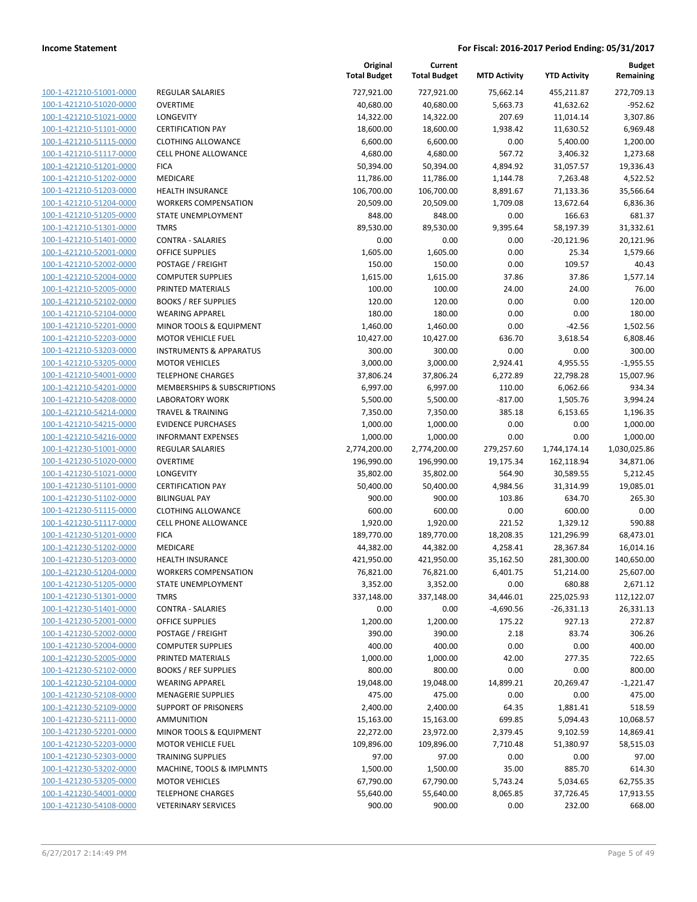## Income Statement

**For Fiscal: 2016-2017 Period Ending: 05/31/2017**

| | | Original Total Budget | Current Total Budget | MTD Activity | YTD Activity | Budget Remaining |
|---|---|---|---|---|---|---|
| 100-1-421210-51001-0000 | REGULAR SALARIES | 727,921.00 | 727,921.00 | 75,662.14 | 455,211.87 | 272,709.13 |
| 100-1-421210-51020-0000 | OVERTIME | 40,680.00 | 40,680.00 | 5,663.73 | 41,632.62 | -952.62 |
| 100-1-421210-51021-0000 | LONGEVITY | 14,322.00 | 14,322.00 | 207.69 | 11,014.14 | 3,307.86 |
| 100-1-421210-51101-0000 | CERTIFICATION PAY | 18,600.00 | 18,600.00 | 1,938.42 | 11,630.52 | 6,969.48 |
| 100-1-421210-51115-0000 | CLOTHING ALLOWANCE | 6,600.00 | 6,600.00 | 0.00 | 5,400.00 | 1,200.00 |
| 100-1-421210-51117-0000 | CELL PHONE ALLOWANCE | 4,680.00 | 4,680.00 | 567.72 | 3,406.32 | 1,273.68 |
| 100-1-421210-51201-0000 | FICA | 50,394.00 | 50,394.00 | 4,894.92 | 31,057.57 | 19,336.43 |
| 100-1-421210-51202-0000 | MEDICARE | 11,786.00 | 11,786.00 | 1,144.78 | 7,263.48 | 4,522.52 |
| 100-1-421210-51203-0000 | HEALTH INSURANCE | 106,700.00 | 106,700.00 | 8,891.67 | 71,133.36 | 35,566.64 |
| 100-1-421210-51204-0000 | WORKERS COMPENSATION | 20,509.00 | 20,509.00 | 1,709.08 | 13,672.64 | 6,836.36 |
| 100-1-421210-51205-0000 | STATE UNEMPLOYMENT | 848.00 | 848.00 | 0.00 | 166.63 | 681.37 |
| 100-1-421210-51301-0000 | TMRS | 89,530.00 | 89,530.00 | 9,395.64 | 58,197.39 | 31,332.61 |
| 100-1-421210-51401-0000 | CONTRA - SALARIES | 0.00 | 0.00 | 0.00 | -20,121.96 | 20,121.96 |
| 100-1-421210-52001-0000 | OFFICE SUPPLIES | 1,605.00 | 1,605.00 | 0.00 | 25.34 | 1,579.66 |
| 100-1-421210-52002-0000 | POSTAGE / FREIGHT | 150.00 | 150.00 | 0.00 | 109.57 | 40.43 |
| 100-1-421210-52004-0000 | COMPUTER SUPPLIES | 1,615.00 | 1,615.00 | 37.86 | 37.86 | 1,577.14 |
| 100-1-421210-52005-0000 | PRINTED MATERIALS | 100.00 | 100.00 | 24.00 | 24.00 | 76.00 |
| 100-1-421210-52102-0000 | BOOKS / REF SUPPLIES | 120.00 | 120.00 | 0.00 | 0.00 | 120.00 |
| 100-1-421210-52104-0000 | WEARING APPAREL | 180.00 | 180.00 | 0.00 | 0.00 | 180.00 |
| 100-1-421210-52201-0000 | MINOR TOOLS & EQUIPMENT | 1,460.00 | 1,460.00 | 0.00 | -42.56 | 1,502.56 |
| 100-1-421210-52203-0000 | MOTOR VEHICLE FUEL | 10,427.00 | 10,427.00 | 636.70 | 3,618.54 | 6,808.46 |
| 100-1-421210-53203-0000 | INSTRUMENTS & APPARATUS | 300.00 | 300.00 | 0.00 | 0.00 | 300.00 |
| 100-1-421210-53205-0000 | MOTOR VEHICLES | 3,000.00 | 3,000.00 | 2,924.41 | 4,955.55 | -1,955.55 |
| 100-1-421210-54001-0000 | TELEPHONE CHARGES | 37,806.24 | 37,806.24 | 6,272.89 | 22,798.28 | 15,007.96 |
| 100-1-421210-54201-0000 | MEMBERSHIPS & SUBSCRIPTIONS | 6,997.00 | 6,997.00 | 110.00 | 6,062.66 | 934.34 |
| 100-1-421210-54208-0000 | LABORATORY WORK | 5,500.00 | 5,500.00 | -817.00 | 1,505.76 | 3,994.24 |
| 100-1-421210-54214-0000 | TRAVEL & TRAINING | 7,350.00 | 7,350.00 | 385.18 | 6,153.65 | 1,196.35 |
| 100-1-421210-54215-0000 | EVIDENCE PURCHASES | 1,000.00 | 1,000.00 | 0.00 | 0.00 | 1,000.00 |
| 100-1-421210-54216-0000 | INFORMANT EXPENSES | 1,000.00 | 1,000.00 | 0.00 | 0.00 | 1,000.00 |
| 100-1-421230-51001-0000 | REGULAR SALARIES | 2,774,200.00 | 2,774,200.00 | 279,257.60 | 1,744,174.14 | 1,030,025.86 |
| 100-1-421230-51020-0000 | OVERTIME | 196,990.00 | 196,990.00 | 19,175.34 | 162,118.94 | 34,871.06 |
| 100-1-421230-51021-0000 | LONGEVITY | 35,802.00 | 35,802.00 | 564.90 | 30,589.55 | 5,212.45 |
| 100-1-421230-51101-0000 | CERTIFICATION PAY | 50,400.00 | 50,400.00 | 4,984.56 | 31,314.99 | 19,085.01 |
| 100-1-421230-51102-0000 | BILINGUAL PAY | 900.00 | 900.00 | 103.86 | 634.70 | 265.30 |
| 100-1-421230-51115-0000 | CLOTHING ALLOWANCE | 600.00 | 600.00 | 0.00 | 600.00 | 0.00 |
| 100-1-421230-51117-0000 | CELL PHONE ALLOWANCE | 1,920.00 | 1,920.00 | 221.52 | 1,329.12 | 590.88 |
| 100-1-421230-51201-0000 | FICA | 189,770.00 | 189,770.00 | 18,208.35 | 121,296.99 | 68,473.01 |
| 100-1-421230-51202-0000 | MEDICARE | 44,382.00 | 44,382.00 | 4,258.41 | 28,367.84 | 16,014.16 |
| 100-1-421230-51203-0000 | HEALTH INSURANCE | 421,950.00 | 421,950.00 | 35,162.50 | 281,300.00 | 140,650.00 |
| 100-1-421230-51204-0000 | WORKERS COMPENSATION | 76,821.00 | 76,821.00 | 6,401.75 | 51,214.00 | 25,607.00 |
| 100-1-421230-51205-0000 | STATE UNEMPLOYMENT | 3,352.00 | 3,352.00 | 0.00 | 680.88 | 2,671.12 |
| 100-1-421230-51301-0000 | TMRS | 337,148.00 | 337,148.00 | 34,446.01 | 225,025.93 | 112,122.07 |
| 100-1-421230-51401-0000 | CONTRA - SALARIES | 0.00 | 0.00 | -4,690.56 | -26,331.13 | 26,331.13 |
| 100-1-421230-52001-0000 | OFFICE SUPPLIES | 1,200.00 | 1,200.00 | 175.22 | 927.13 | 272.87 |
| 100-1-421230-52002-0000 | POSTAGE / FREIGHT | 390.00 | 390.00 | 2.18 | 83.74 | 306.26 |
| 100-1-421230-52004-0000 | COMPUTER SUPPLIES | 400.00 | 400.00 | 0.00 | 0.00 | 400.00 |
| 100-1-421230-52005-0000 | PRINTED MATERIALS | 1,000.00 | 1,000.00 | 42.00 | 277.35 | 722.65 |
| 100-1-421230-52102-0000 | BOOKS / REF SUPPLIES | 800.00 | 800.00 | 0.00 | 0.00 | 800.00 |
| 100-1-421230-52104-0000 | WEARING APPAREL | 19,048.00 | 19,048.00 | 14,899.21 | 20,269.47 | -1,221.47 |
| 100-1-421230-52108-0000 | MENAGERIE SUPPLIES | 475.00 | 475.00 | 0.00 | 0.00 | 475.00 |
| 100-1-421230-52109-0000 | SUPPORT OF PRISONERS | 2,400.00 | 2,400.00 | 64.35 | 1,881.41 | 518.59 |
| 100-1-421230-52111-0000 | AMMUNITION | 15,163.00 | 15,163.00 | 699.85 | 5,094.43 | 10,068.57 |
| 100-1-421230-52201-0000 | MINOR TOOLS & EQUIPMENT | 22,272.00 | 23,972.00 | 2,379.45 | 9,102.59 | 14,869.41 |
| 100-1-421230-52203-0000 | MOTOR VEHICLE FUEL | 109,896.00 | 109,896.00 | 7,710.48 | 51,380.97 | 58,515.03 |
| 100-1-421230-52303-0000 | TRAINING SUPPLIES | 97.00 | 97.00 | 0.00 | 0.00 | 97.00 |
| 100-1-421230-53202-0000 | MACHINE, TOOLS & IMPLMNTS | 1,500.00 | 1,500.00 | 35.00 | 885.70 | 614.30 |
| 100-1-421230-53205-0000 | MOTOR VEHICLES | 67,790.00 | 67,790.00 | 5,743.24 | 5,034.65 | 62,755.35 |
| 100-1-421230-54001-0000 | TELEPHONE CHARGES | 55,640.00 | 55,640.00 | 8,065.85 | 37,726.45 | 17,913.55 |
| 100-1-421230-54108-0000 | VETERINARY SERVICES | 900.00 | 900.00 | 0.00 | 232.00 | 668.00 |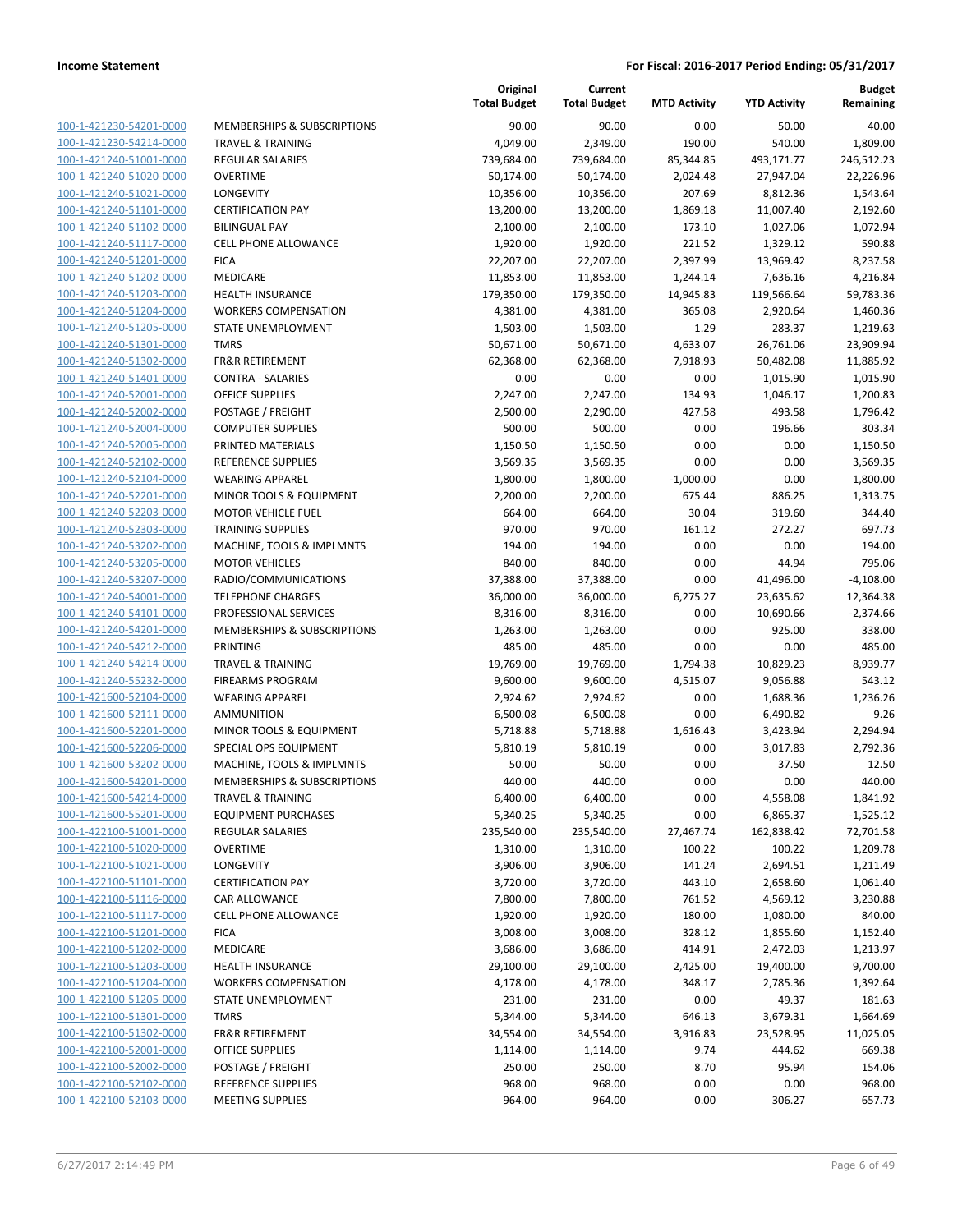| | | Original Total Budget | Current Total Budget | MTD Activity | YTD Activity | Budget Remaining |
|---|---|---|---|---|---|---|
| 100-1-421230-54201-0000 | MEMBERSHIPS & SUBSCRIPTIONS | 90.00 | 90.00 | 0.00 | 50.00 | 40.00 |
| 100-1-421230-54214-0000 | TRAVEL & TRAINING | 4,049.00 | 2,349.00 | 190.00 | 540.00 | 1,809.00 |
| 100-1-421240-51001-0000 | REGULAR SALARIES | 739,684.00 | 739,684.00 | 85,344.85 | 493,171.77 | 246,512.23 |
| 100-1-421240-51020-0000 | OVERTIME | 50,174.00 | 50,174.00 | 2,024.48 | 27,947.04 | 22,226.96 |
| 100-1-421240-51021-0000 | LONGEVITY | 10,356.00 | 10,356.00 | 207.69 | 8,812.36 | 1,543.64 |
| 100-1-421240-51101-0000 | CERTIFICATION PAY | 13,200.00 | 13,200.00 | 1,869.18 | 11,007.40 | 2,192.60 |
| 100-1-421240-51102-0000 | BILINGUAL PAY | 2,100.00 | 2,100.00 | 173.10 | 1,027.06 | 1,072.94 |
| 100-1-421240-51117-0000 | CELL PHONE ALLOWANCE | 1,920.00 | 1,920.00 | 221.52 | 1,329.12 | 590.88 |
| 100-1-421240-51201-0000 | FICA | 22,207.00 | 22,207.00 | 2,397.99 | 13,969.42 | 8,237.58 |
| 100-1-421240-51202-0000 | MEDICARE | 11,853.00 | 11,853.00 | 1,244.14 | 7,636.16 | 4,216.84 |
| 100-1-421240-51203-0000 | HEALTH INSURANCE | 179,350.00 | 179,350.00 | 14,945.83 | 119,566.64 | 59,783.36 |
| 100-1-421240-51204-0000 | WORKERS COMPENSATION | 4,381.00 | 4,381.00 | 365.08 | 2,920.64 | 1,460.36 |
| 100-1-421240-51205-0000 | STATE UNEMPLOYMENT | 1,503.00 | 1,503.00 | 1.29 | 283.37 | 1,219.63 |
| 100-1-421240-51301-0000 | TMRS | 50,671.00 | 50,671.00 | 4,633.07 | 26,761.06 | 23,909.94 |
| 100-1-421240-51302-0000 | FR&R RETIREMENT | 62,368.00 | 62,368.00 | 7,918.93 | 50,482.08 | 11,885.92 |
| 100-1-421240-51401-0000 | CONTRA - SALARIES | 0.00 | 0.00 | 0.00 | -1,015.90 | 1,015.90 |
| 100-1-421240-52001-0000 | OFFICE SUPPLIES | 2,247.00 | 2,247.00 | 134.93 | 1,046.17 | 1,200.83 |
| 100-1-421240-52002-0000 | POSTAGE / FREIGHT | 2,500.00 | 2,290.00 | 427.58 | 493.58 | 1,796.42 |
| 100-1-421240-52004-0000 | COMPUTER SUPPLIES | 500.00 | 500.00 | 0.00 | 196.66 | 303.34 |
| 100-1-421240-52005-0000 | PRINTED MATERIALS | 1,150.50 | 1,150.50 | 0.00 | 0.00 | 1,150.50 |
| 100-1-421240-52102-0000 | REFERENCE SUPPLIES | 3,569.35 | 3,569.35 | 0.00 | 0.00 | 3,569.35 |
| 100-1-421240-52104-0000 | WEARING APPAREL | 1,800.00 | 1,800.00 | -1,000.00 | 0.00 | 1,800.00 |
| 100-1-421240-52201-0000 | MINOR TOOLS & EQUIPMENT | 2,200.00 | 2,200.00 | 675.44 | 886.25 | 1,313.75 |
| 100-1-421240-52203-0000 | MOTOR VEHICLE FUEL | 664.00 | 664.00 | 30.04 | 319.60 | 344.40 |
| 100-1-421240-52303-0000 | TRAINING SUPPLIES | 970.00 | 970.00 | 161.12 | 272.27 | 697.73 |
| 100-1-421240-53202-0000 | MACHINE, TOOLS & IMPLMNTS | 194.00 | 194.00 | 0.00 | 0.00 | 194.00 |
| 100-1-421240-53205-0000 | MOTOR VEHICLES | 840.00 | 840.00 | 0.00 | 44.94 | 795.06 |
| 100-1-421240-53207-0000 | RADIO/COMMUNICATIONS | 37,388.00 | 37,388.00 | 0.00 | 41,496.00 | -4,108.00 |
| 100-1-421240-54001-0000 | TELEPHONE CHARGES | 36,000.00 | 36,000.00 | 6,275.27 | 23,635.62 | 12,364.38 |
| 100-1-421240-54101-0000 | PROFESSIONAL SERVICES | 8,316.00 | 8,316.00 | 0.00 | 10,690.66 | -2,374.66 |
| 100-1-421240-54201-0000 | MEMBERSHIPS & SUBSCRIPTIONS | 1,263.00 | 1,263.00 | 0.00 | 925.00 | 338.00 |
| 100-1-421240-54212-0000 | PRINTING | 485.00 | 485.00 | 0.00 | 0.00 | 485.00 |
| 100-1-421240-54214-0000 | TRAVEL & TRAINING | 19,769.00 | 19,769.00 | 1,794.38 | 10,829.23 | 8,939.77 |
| 100-1-421240-55232-0000 | FIREARMS PROGRAM | 9,600.00 | 9,600.00 | 4,515.07 | 9,056.88 | 543.12 |
| 100-1-421600-52104-0000 | WEARING APPAREL | 2,924.62 | 2,924.62 | 0.00 | 1,688.36 | 1,236.26 |
| 100-1-421600-52111-0000 | AMMUNITION | 6,500.08 | 6,500.08 | 0.00 | 6,490.82 | 9.26 |
| 100-1-421600-52201-0000 | MINOR TOOLS & EQUIPMENT | 5,718.88 | 5,718.88 | 1,616.43 | 3,423.94 | 2,294.94 |
| 100-1-421600-52206-0000 | SPECIAL OPS EQUIPMENT | 5,810.19 | 5,810.19 | 0.00 | 3,017.83 | 2,792.36 |
| 100-1-421600-53202-0000 | MACHINE, TOOLS & IMPLMNTS | 50.00 | 50.00 | 0.00 | 37.50 | 12.50 |
| 100-1-421600-54201-0000 | MEMBERSHIPS & SUBSCRIPTIONS | 440.00 | 440.00 | 0.00 | 0.00 | 440.00 |
| 100-1-421600-54214-0000 | TRAVEL & TRAINING | 6,400.00 | 6,400.00 | 0.00 | 4,558.08 | 1,841.92 |
| 100-1-421600-55201-0000 | EQUIPMENT PURCHASES | 5,340.25 | 5,340.25 | 0.00 | 6,865.37 | -1,525.12 |
| 100-1-422100-51001-0000 | REGULAR SALARIES | 235,540.00 | 235,540.00 | 27,467.74 | 162,838.42 | 72,701.58 |
| 100-1-422100-51020-0000 | OVERTIME | 1,310.00 | 1,310.00 | 100.22 | 100.22 | 1,209.78 |
| 100-1-422100-51021-0000 | LONGEVITY | 3,906.00 | 3,906.00 | 141.24 | 2,694.51 | 1,211.49 |
| 100-1-422100-51101-0000 | CERTIFICATION PAY | 3,720.00 | 3,720.00 | 443.10 | 2,658.60 | 1,061.40 |
| 100-1-422100-51116-0000 | CAR ALLOWANCE | 7,800.00 | 7,800.00 | 761.52 | 4,569.12 | 3,230.88 |
| 100-1-422100-51117-0000 | CELL PHONE ALLOWANCE | 1,920.00 | 1,920.00 | 180.00 | 1,080.00 | 840.00 |
| 100-1-422100-51201-0000 | FICA | 3,008.00 | 3,008.00 | 328.12 | 1,855.60 | 1,152.40 |
| 100-1-422100-51202-0000 | MEDICARE | 3,686.00 | 3,686.00 | 414.91 | 2,472.03 | 1,213.97 |
| 100-1-422100-51203-0000 | HEALTH INSURANCE | 29,100.00 | 29,100.00 | 2,425.00 | 19,400.00 | 9,700.00 |
| 100-1-422100-51204-0000 | WORKERS COMPENSATION | 4,178.00 | 4,178.00 | 348.17 | 2,785.36 | 1,392.64 |
| 100-1-422100-51205-0000 | STATE UNEMPLOYMENT | 231.00 | 231.00 | 0.00 | 49.37 | 181.63 |
| 100-1-422100-51301-0000 | TMRS | 5,344.00 | 5,344.00 | 646.13 | 3,679.31 | 1,664.69 |
| 100-1-422100-51302-0000 | FR&R RETIREMENT | 34,554.00 | 34,554.00 | 3,916.83 | 23,528.95 | 11,025.05 |
| 100-1-422100-52001-0000 | OFFICE SUPPLIES | 1,114.00 | 1,114.00 | 9.74 | 444.62 | 669.38 |
| 100-1-422100-52002-0000 | POSTAGE / FREIGHT | 250.00 | 250.00 | 8.70 | 95.94 | 154.06 |
| 100-1-422100-52102-0000 | REFERENCE SUPPLIES | 968.00 | 968.00 | 0.00 | 0.00 | 968.00 |
| 100-1-422100-52103-0000 | MEETING SUPPLIES | 964.00 | 964.00 | 0.00 | 306.27 | 657.73 |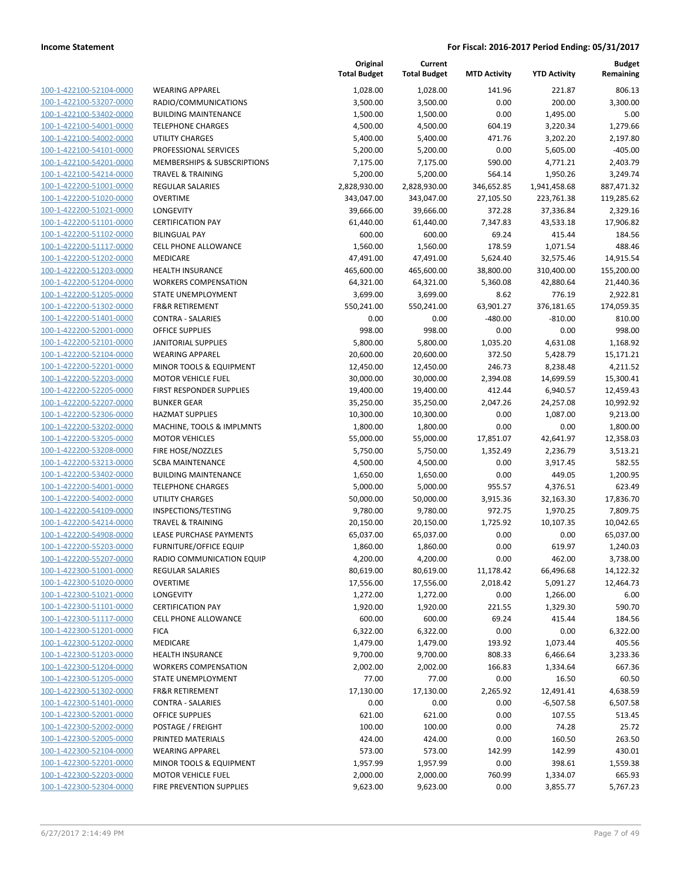**Income Statement** — **For Fiscal: 2016-2017 Period Ending: 05/31/2017**

| | | Original Total Budget | Current Total Budget | MTD Activity | YTD Activity | Budget Remaining |
|---|---|---|---|---|---|---|
| 100-1-422100-52104-0000 | WEARING APPAREL | 1,028.00 | 1,028.00 | 141.96 | 221.87 | 806.13 |
| 100-1-422100-53207-0000 | RADIO/COMMUNICATIONS | 3,500.00 | 3,500.00 | 0.00 | 200.00 | 3,300.00 |
| 100-1-422100-53402-0000 | BUILDING MAINTENANCE | 1,500.00 | 1,500.00 | 0.00 | 1,495.00 | 5.00 |
| 100-1-422100-54001-0000 | TELEPHONE CHARGES | 4,500.00 | 4,500.00 | 604.19 | 3,220.34 | 1,279.66 |
| 100-1-422100-54002-0000 | UTILITY CHARGES | 5,400.00 | 5,400.00 | 471.76 | 3,202.20 | 2,197.80 |
| 100-1-422100-54101-0000 | PROFESSIONAL SERVICES | 5,200.00 | 5,200.00 | 0.00 | 5,605.00 | -405.00 |
| 100-1-422100-54201-0000 | MEMBERSHIPS & SUBSCRIPTIONS | 7,175.00 | 7,175.00 | 590.00 | 4,771.21 | 2,403.79 |
| 100-1-422100-54214-0000 | TRAVEL & TRAINING | 5,200.00 | 5,200.00 | 564.14 | 1,950.26 | 3,249.74 |
| 100-1-422200-51001-0000 | REGULAR SALARIES | 2,828,930.00 | 2,828,930.00 | 346,652.85 | 1,941,458.68 | 887,471.32 |
| 100-1-422200-51020-0000 | OVERTIME | 343,047.00 | 343,047.00 | 27,105.50 | 223,761.38 | 119,285.62 |
| 100-1-422200-51021-0000 | LONGEVITY | 39,666.00 | 39,666.00 | 372.28 | 37,336.84 | 2,329.16 |
| 100-1-422200-51101-0000 | CERTIFICATION PAY | 61,440.00 | 61,440.00 | 7,347.83 | 43,533.18 | 17,906.82 |
| 100-1-422200-51102-0000 | BILINGUAL PAY | 600.00 | 600.00 | 69.24 | 415.44 | 184.56 |
| 100-1-422200-51117-0000 | CELL PHONE ALLOWANCE | 1,560.00 | 1,560.00 | 178.59 | 1,071.54 | 488.46 |
| 100-1-422200-51202-0000 | MEDICARE | 47,491.00 | 47,491.00 | 5,624.40 | 32,575.46 | 14,915.54 |
| 100-1-422200-51203-0000 | HEALTH INSURANCE | 465,600.00 | 465,600.00 | 38,800.00 | 310,400.00 | 155,200.00 |
| 100-1-422200-51204-0000 | WORKERS COMPENSATION | 64,321.00 | 64,321.00 | 5,360.08 | 42,880.64 | 21,440.36 |
| 100-1-422200-51205-0000 | STATE UNEMPLOYMENT | 3,699.00 | 3,699.00 | 8.62 | 776.19 | 2,922.81 |
| 100-1-422200-51302-0000 | FR&R RETIREMENT | 550,241.00 | 550,241.00 | 63,901.27 | 376,181.65 | 174,059.35 |
| 100-1-422200-51401-0000 | CONTRA - SALARIES | 0.00 | 0.00 | -480.00 | -810.00 | 810.00 |
| 100-1-422200-52001-0000 | OFFICE SUPPLIES | 998.00 | 998.00 | 0.00 | 0.00 | 998.00 |
| 100-1-422200-52101-0000 | JANITORIAL SUPPLIES | 5,800.00 | 5,800.00 | 1,035.20 | 4,631.08 | 1,168.92 |
| 100-1-422200-52104-0000 | WEARING APPAREL | 20,600.00 | 20,600.00 | 372.50 | 5,428.79 | 15,171.21 |
| 100-1-422200-52201-0000 | MINOR TOOLS & EQUIPMENT | 12,450.00 | 12,450.00 | 246.73 | 8,238.48 | 4,211.52 |
| 100-1-422200-52203-0000 | MOTOR VEHICLE FUEL | 30,000.00 | 30,000.00 | 2,394.08 | 14,699.59 | 15,300.41 |
| 100-1-422200-52205-0000 | FIRST RESPONDER SUPPLIES | 19,400.00 | 19,400.00 | 412.44 | 6,940.57 | 12,459.43 |
| 100-1-422200-52207-0000 | BUNKER GEAR | 35,250.00 | 35,250.00 | 2,047.26 | 24,257.08 | 10,992.92 |
| 100-1-422200-52306-0000 | HAZMAT SUPPLIES | 10,300.00 | 10,300.00 | 0.00 | 1,087.00 | 9,213.00 |
| 100-1-422200-53202-0000 | MACHINE, TOOLS & IMPLMNTS | 1,800.00 | 1,800.00 | 0.00 | 0.00 | 1,800.00 |
| 100-1-422200-53205-0000 | MOTOR VEHICLES | 55,000.00 | 55,000.00 | 17,851.07 | 42,641.97 | 12,358.03 |
| 100-1-422200-53208-0000 | FIRE HOSE/NOZZLES | 5,750.00 | 5,750.00 | 1,352.49 | 2,236.79 | 3,513.21 |
| 100-1-422200-53213-0000 | SCBA MAINTENANCE | 4,500.00 | 4,500.00 | 0.00 | 3,917.45 | 582.55 |
| 100-1-422200-53402-0000 | BUILDING MAINTENANCE | 1,650.00 | 1,650.00 | 0.00 | 449.05 | 1,200.95 |
| 100-1-422200-54001-0000 | TELEPHONE CHARGES | 5,000.00 | 5,000.00 | 955.57 | 4,376.51 | 623.49 |
| 100-1-422200-54002-0000 | UTILITY CHARGES | 50,000.00 | 50,000.00 | 3,915.36 | 32,163.30 | 17,836.70 |
| 100-1-422200-54109-0000 | INSPECTIONS/TESTING | 9,780.00 | 9,780.00 | 972.75 | 1,970.25 | 7,809.75 |
| 100-1-422200-54214-0000 | TRAVEL & TRAINING | 20,150.00 | 20,150.00 | 1,725.92 | 10,107.35 | 10,042.65 |
| 100-1-422200-54908-0000 | LEASE PURCHASE PAYMENTS | 65,037.00 | 65,037.00 | 0.00 | 0.00 | 65,037.00 |
| 100-1-422200-55203-0000 | FURNITURE/OFFICE EQUIP | 1,860.00 | 1,860.00 | 0.00 | 619.97 | 1,240.03 |
| 100-1-422200-55207-0000 | RADIO COMMUNICATION EQUIP | 4,200.00 | 4,200.00 | 0.00 | 462.00 | 3,738.00 |
| 100-1-422300-51001-0000 | REGULAR SALARIES | 80,619.00 | 80,619.00 | 11,178.42 | 66,496.68 | 14,122.32 |
| 100-1-422300-51020-0000 | OVERTIME | 17,556.00 | 17,556.00 | 2,018.42 | 5,091.27 | 12,464.73 |
| 100-1-422300-51021-0000 | LONGEVITY | 1,272.00 | 1,272.00 | 0.00 | 1,266.00 | 6.00 |
| 100-1-422300-51101-0000 | CERTIFICATION PAY | 1,920.00 | 1,920.00 | 221.55 | 1,329.30 | 590.70 |
| 100-1-422300-51117-0000 | CELL PHONE ALLOWANCE | 600.00 | 600.00 | 69.24 | 415.44 | 184.56 |
| 100-1-422300-51201-0000 | FICA | 6,322.00 | 6,322.00 | 0.00 | 0.00 | 6,322.00 |
| 100-1-422300-51202-0000 | MEDICARE | 1,479.00 | 1,479.00 | 193.92 | 1,073.44 | 405.56 |
| 100-1-422300-51203-0000 | HEALTH INSURANCE | 9,700.00 | 9,700.00 | 808.33 | 6,466.64 | 3,233.36 |
| 100-1-422300-51204-0000 | WORKERS COMPENSATION | 2,002.00 | 2,002.00 | 166.83 | 1,334.64 | 667.36 |
| 100-1-422300-51205-0000 | STATE UNEMPLOYMENT | 77.00 | 77.00 | 0.00 | 16.50 | 60.50 |
| 100-1-422300-51302-0000 | FR&R RETIREMENT | 17,130.00 | 17,130.00 | 2,265.92 | 12,491.41 | 4,638.59 |
| 100-1-422300-51401-0000 | CONTRA - SALARIES | 0.00 | 0.00 | 0.00 | -6,507.58 | 6,507.58 |
| 100-1-422300-52001-0000 | OFFICE SUPPLIES | 621.00 | 621.00 | 0.00 | 107.55 | 513.45 |
| 100-1-422300-52002-0000 | POSTAGE / FREIGHT | 100.00 | 100.00 | 0.00 | 74.28 | 25.72 |
| 100-1-422300-52005-0000 | PRINTED MATERIALS | 424.00 | 424.00 | 0.00 | 160.50 | 263.50 |
| 100-1-422300-52104-0000 | WEARING APPAREL | 573.00 | 573.00 | 142.99 | 142.99 | 430.01 |
| 100-1-422300-52201-0000 | MINOR TOOLS & EQUIPMENT | 1,957.99 | 1,957.99 | 0.00 | 398.61 | 1,559.38 |
| 100-1-422300-52203-0000 | MOTOR VEHICLE FUEL | 2,000.00 | 2,000.00 | 760.99 | 1,334.07 | 665.93 |
| 100-1-422300-52304-0000 | FIRE PREVENTION SUPPLIES | 9,623.00 | 9,623.00 | 0.00 | 3,855.77 | 5,767.23 |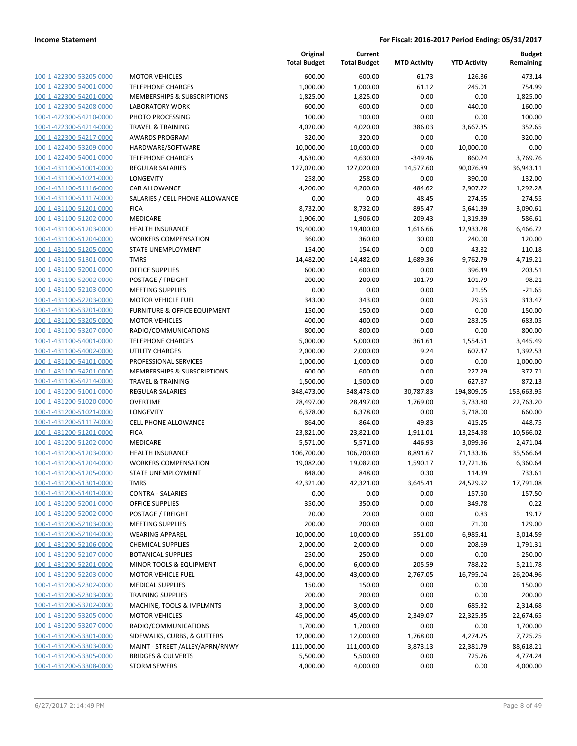| | | Original Total Budget | Current Total Budget | MTD Activity | YTD Activity | Budget Remaining |
|---|---|---|---|---|---|---|
| 100-1-422300-53205-0000 | MOTOR VEHICLES | 600.00 | 600.00 | 61.73 | 126.86 | 473.14 |
| 100-1-422300-54001-0000 | TELEPHONE CHARGES | 1,000.00 | 1,000.00 | 61.12 | 245.01 | 754.99 |
| 100-1-422300-54201-0000 | MEMBERSHIPS & SUBSCRIPTIONS | 1,825.00 | 1,825.00 | 0.00 | 0.00 | 1,825.00 |
| 100-1-422300-54208-0000 | LABORATORY WORK | 600.00 | 600.00 | 0.00 | 440.00 | 160.00 |
| 100-1-422300-54210-0000 | PHOTO PROCESSING | 100.00 | 100.00 | 0.00 | 0.00 | 100.00 |
| 100-1-422300-54214-0000 | TRAVEL & TRAINING | 4,020.00 | 4,020.00 | 386.03 | 3,667.35 | 352.65 |
| 100-1-422300-54217-0000 | AWARDS PROGRAM | 320.00 | 320.00 | 0.00 | 0.00 | 320.00 |
| 100-1-422400-53209-0000 | HARDWARE/SOFTWARE | 10,000.00 | 10,000.00 | 0.00 | 10,000.00 | 0.00 |
| 100-1-422400-54001-0000 | TELEPHONE CHARGES | 4,630.00 | 4,630.00 | -349.46 | 860.24 | 3,769.76 |
| 100-1-431100-51001-0000 | REGULAR SALARIES | 127,020.00 | 127,020.00 | 14,577.60 | 90,076.89 | 36,943.11 |
| 100-1-431100-51021-0000 | LONGEVITY | 258.00 | 258.00 | 0.00 | 390.00 | -132.00 |
| 100-1-431100-51116-0000 | CAR ALLOWANCE | 4,200.00 | 4,200.00 | 484.62 | 2,907.72 | 1,292.28 |
| 100-1-431100-51117-0000 | SALARIES / CELL PHONE ALLOWANCE | 0.00 | 0.00 | 48.45 | 274.55 | -274.55 |
| 100-1-431100-51201-0000 | FICA | 8,732.00 | 8,732.00 | 895.47 | 5,641.39 | 3,090.61 |
| 100-1-431100-51202-0000 | MEDICARE | 1,906.00 | 1,906.00 | 209.43 | 1,319.39 | 586.61 |
| 100-1-431100-51203-0000 | HEALTH INSURANCE | 19,400.00 | 19,400.00 | 1,616.66 | 12,933.28 | 6,466.72 |
| 100-1-431100-51204-0000 | WORKERS COMPENSATION | 360.00 | 360.00 | 30.00 | 240.00 | 120.00 |
| 100-1-431100-51205-0000 | STATE UNEMPLOYMENT | 154.00 | 154.00 | 0.00 | 43.82 | 110.18 |
| 100-1-431100-51301-0000 | TMRS | 14,482.00 | 14,482.00 | 1,689.36 | 9,762.79 | 4,719.21 |
| 100-1-431100-52001-0000 | OFFICE SUPPLIES | 600.00 | 600.00 | 0.00 | 396.49 | 203.51 |
| 100-1-431100-52002-0000 | POSTAGE / FREIGHT | 200.00 | 200.00 | 101.79 | 101.79 | 98.21 |
| 100-1-431100-52103-0000 | MEETING SUPPLIES | 0.00 | 0.00 | 0.00 | 21.65 | -21.65 |
| 100-1-431100-52203-0000 | MOTOR VEHICLE FUEL | 343.00 | 343.00 | 0.00 | 29.53 | 313.47 |
| 100-1-431100-53201-0000 | FURNITURE & OFFICE EQUIPMENT | 150.00 | 150.00 | 0.00 | 0.00 | 150.00 |
| 100-1-431100-53205-0000 | MOTOR VEHICLES | 400.00 | 400.00 | 0.00 | -283.05 | 683.05 |
| 100-1-431100-53207-0000 | RADIO/COMMUNICATIONS | 800.00 | 800.00 | 0.00 | 0.00 | 800.00 |
| 100-1-431100-54001-0000 | TELEPHONE CHARGES | 5,000.00 | 5,000.00 | 361.61 | 1,554.51 | 3,445.49 |
| 100-1-431100-54002-0000 | UTILITY CHARGES | 2,000.00 | 2,000.00 | 9.24 | 607.47 | 1,392.53 |
| 100-1-431100-54101-0000 | PROFESSIONAL SERVICES | 1,000.00 | 1,000.00 | 0.00 | 0.00 | 1,000.00 |
| 100-1-431100-54201-0000 | MEMBERSHIPS & SUBSCRIPTIONS | 600.00 | 600.00 | 0.00 | 227.29 | 372.71 |
| 100-1-431100-54214-0000 | TRAVEL & TRAINING | 1,500.00 | 1,500.00 | 0.00 | 627.87 | 872.13 |
| 100-1-431200-51001-0000 | REGULAR SALARIES | 348,473.00 | 348,473.00 | 30,787.83 | 194,809.05 | 153,663.95 |
| 100-1-431200-51020-0000 | OVERTIME | 28,497.00 | 28,497.00 | 1,769.00 | 5,733.80 | 22,763.20 |
| 100-1-431200-51021-0000 | LONGEVITY | 6,378.00 | 6,378.00 | 0.00 | 5,718.00 | 660.00 |
| 100-1-431200-51117-0000 | CELL PHONE ALLOWANCE | 864.00 | 864.00 | 49.83 | 415.25 | 448.75 |
| 100-1-431200-51201-0000 | FICA | 23,821.00 | 23,821.00 | 1,911.01 | 13,254.98 | 10,566.02 |
| 100-1-431200-51202-0000 | MEDICARE | 5,571.00 | 5,571.00 | 446.93 | 3,099.96 | 2,471.04 |
| 100-1-431200-51203-0000 | HEALTH INSURANCE | 106,700.00 | 106,700.00 | 8,891.67 | 71,133.36 | 35,566.64 |
| 100-1-431200-51204-0000 | WORKERS COMPENSATION | 19,082.00 | 19,082.00 | 1,590.17 | 12,721.36 | 6,360.64 |
| 100-1-431200-51205-0000 | STATE UNEMPLOYMENT | 848.00 | 848.00 | 0.30 | 114.39 | 733.61 |
| 100-1-431200-51301-0000 | TMRS | 42,321.00 | 42,321.00 | 3,645.41 | 24,529.92 | 17,791.08 |
| 100-1-431200-51401-0000 | CONTRA - SALARIES | 0.00 | 0.00 | 0.00 | -157.50 | 157.50 |
| 100-1-431200-52001-0000 | OFFICE SUPPLIES | 350.00 | 350.00 | 0.00 | 349.78 | 0.22 |
| 100-1-431200-52002-0000 | POSTAGE / FREIGHT | 20.00 | 20.00 | 0.00 | 0.83 | 19.17 |
| 100-1-431200-52103-0000 | MEETING SUPPLIES | 200.00 | 200.00 | 0.00 | 71.00 | 129.00 |
| 100-1-431200-52104-0000 | WEARING APPAREL | 10,000.00 | 10,000.00 | 551.00 | 6,985.41 | 3,014.59 |
| 100-1-431200-52106-0000 | CHEMICAL SUPPLIES | 2,000.00 | 2,000.00 | 0.00 | 208.69 | 1,791.31 |
| 100-1-431200-52107-0000 | BOTANICAL SUPPLIES | 250.00 | 250.00 | 0.00 | 0.00 | 250.00 |
| 100-1-431200-52201-0000 | MINOR TOOLS & EQUIPMENT | 6,000.00 | 6,000.00 | 205.59 | 788.22 | 5,211.78 |
| 100-1-431200-52203-0000 | MOTOR VEHICLE FUEL | 43,000.00 | 43,000.00 | 2,767.05 | 16,795.04 | 26,204.96 |
| 100-1-431200-52302-0000 | MEDICAL SUPPLIES | 150.00 | 150.00 | 0.00 | 0.00 | 150.00 |
| 100-1-431200-52303-0000 | TRAINING SUPPLIES | 200.00 | 200.00 | 0.00 | 0.00 | 200.00 |
| 100-1-431200-53202-0000 | MACHINE, TOOLS & IMPLMNTS | 3,000.00 | 3,000.00 | 0.00 | 685.32 | 2,314.68 |
| 100-1-431200-53205-0000 | MOTOR VEHICLES | 45,000.00 | 45,000.00 | 2,349.07 | 22,325.35 | 22,674.65 |
| 100-1-431200-53207-0000 | RADIO/COMMUNICATIONS | 1,700.00 | 1,700.00 | 0.00 | 0.00 | 1,700.00 |
| 100-1-431200-53301-0000 | SIDEWALKS, CURBS, & GUTTERS | 12,000.00 | 12,000.00 | 1,768.00 | 4,274.75 | 7,725.25 |
| 100-1-431200-53303-0000 | MAINT - STREET /ALLEY/APRN/RNWY | 111,000.00 | 111,000.00 | 3,873.13 | 22,381.79 | 88,618.21 |
| 100-1-431200-53305-0000 | BRIDGES & CULVERTS | 5,500.00 | 5,500.00 | 0.00 | 725.76 | 4,774.24 |
| 100-1-431200-53308-0000 | STORM SEWERS | 4,000.00 | 4,000.00 | 0.00 | 0.00 | 4,000.00 |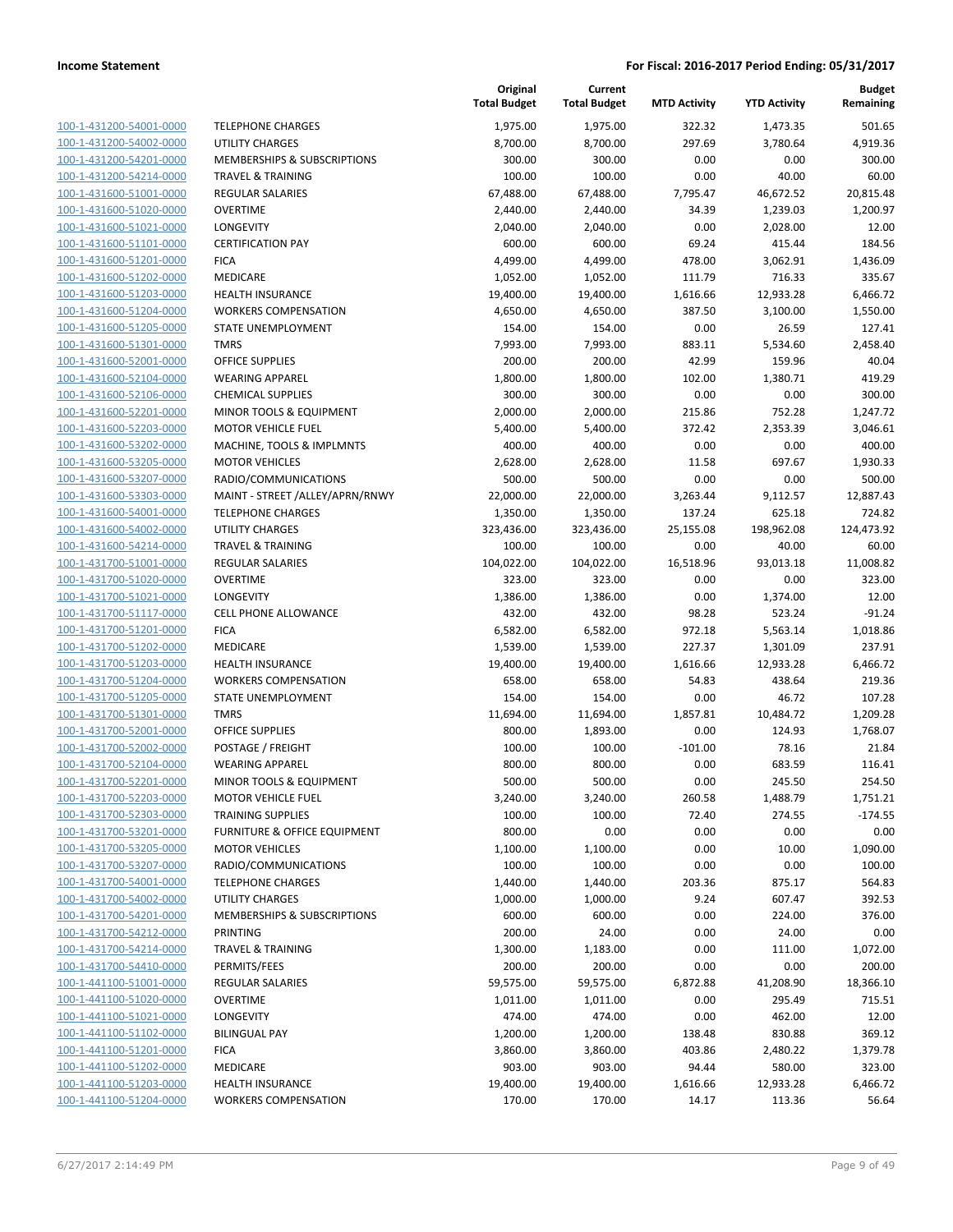**Income Statement** — **For Fiscal: 2016-2017 Period Ending: 05/31/2017**

| | | Original Total Budget | Current Total Budget | MTD Activity | YTD Activity | Budget Remaining |
|---|---|---|---|---|---|---|
| 100-1-431200-54001-0000 | TELEPHONE CHARGES | 1,975.00 | 1,975.00 | 322.32 | 1,473.35 | 501.65 |
| 100-1-431200-54002-0000 | UTILITY CHARGES | 8,700.00 | 8,700.00 | 297.69 | 3,780.64 | 4,919.36 |
| 100-1-431200-54201-0000 | MEMBERSHIPS & SUBSCRIPTIONS | 300.00 | 300.00 | 0.00 | 0.00 | 300.00 |
| 100-1-431200-54214-0000 | TRAVEL & TRAINING | 100.00 | 100.00 | 0.00 | 40.00 | 60.00 |
| 100-1-431600-51001-0000 | REGULAR SALARIES | 67,488.00 | 67,488.00 | 7,795.47 | 46,672.52 | 20,815.48 |
| 100-1-431600-51020-0000 | OVERTIME | 2,440.00 | 2,440.00 | 34.39 | 1,239.03 | 1,200.97 |
| 100-1-431600-51021-0000 | LONGEVITY | 2,040.00 | 2,040.00 | 0.00 | 2,028.00 | 12.00 |
| 100-1-431600-51101-0000 | CERTIFICATION PAY | 600.00 | 600.00 | 69.24 | 415.44 | 184.56 |
| 100-1-431600-51201-0000 | FICA | 4,499.00 | 4,499.00 | 478.00 | 3,062.91 | 1,436.09 |
| 100-1-431600-51202-0000 | MEDICARE | 1,052.00 | 1,052.00 | 111.79 | 716.33 | 335.67 |
| 100-1-431600-51203-0000 | HEALTH INSURANCE | 19,400.00 | 19,400.00 | 1,616.66 | 12,933.28 | 6,466.72 |
| 100-1-431600-51204-0000 | WORKERS COMPENSATION | 4,650.00 | 4,650.00 | 387.50 | 3,100.00 | 1,550.00 |
| 100-1-431600-51205-0000 | STATE UNEMPLOYMENT | 154.00 | 154.00 | 0.00 | 26.59 | 127.41 |
| 100-1-431600-51301-0000 | TMRS | 7,993.00 | 7,993.00 | 883.11 | 5,534.60 | 2,458.40 |
| 100-1-431600-52001-0000 | OFFICE SUPPLIES | 200.00 | 200.00 | 42.99 | 159.96 | 40.04 |
| 100-1-431600-52104-0000 | WEARING APPAREL | 1,800.00 | 1,800.00 | 102.00 | 1,380.71 | 419.29 |
| 100-1-431600-52106-0000 | CHEMICAL SUPPLIES | 300.00 | 300.00 | 0.00 | 0.00 | 300.00 |
| 100-1-431600-52201-0000 | MINOR TOOLS & EQUIPMENT | 2,000.00 | 2,000.00 | 215.86 | 752.28 | 1,247.72 |
| 100-1-431600-52203-0000 | MOTOR VEHICLE FUEL | 5,400.00 | 5,400.00 | 372.42 | 2,353.39 | 3,046.61 |
| 100-1-431600-53202-0000 | MACHINE, TOOLS & IMPLMNTS | 400.00 | 400.00 | 0.00 | 0.00 | 400.00 |
| 100-1-431600-53205-0000 | MOTOR VEHICLES | 2,628.00 | 2,628.00 | 11.58 | 697.67 | 1,930.33 |
| 100-1-431600-53207-0000 | RADIO/COMMUNICATIONS | 500.00 | 500.00 | 0.00 | 0.00 | 500.00 |
| 100-1-431600-53303-0000 | MAINT - STREET /ALLEY/APRN/RNWY | 22,000.00 | 22,000.00 | 3,263.44 | 9,112.57 | 12,887.43 |
| 100-1-431600-54001-0000 | TELEPHONE CHARGES | 1,350.00 | 1,350.00 | 137.24 | 625.18 | 724.82 |
| 100-1-431600-54002-0000 | UTILITY CHARGES | 323,436.00 | 323,436.00 | 25,155.08 | 198,962.08 | 124,473.92 |
| 100-1-431600-54214-0000 | TRAVEL & TRAINING | 100.00 | 100.00 | 0.00 | 40.00 | 60.00 |
| 100-1-431700-51001-0000 | REGULAR SALARIES | 104,022.00 | 104,022.00 | 16,518.96 | 93,013.18 | 11,008.82 |
| 100-1-431700-51020-0000 | OVERTIME | 323.00 | 323.00 | 0.00 | 0.00 | 323.00 |
| 100-1-431700-51021-0000 | LONGEVITY | 1,386.00 | 1,386.00 | 0.00 | 1,374.00 | 12.00 |
| 100-1-431700-51117-0000 | CELL PHONE ALLOWANCE | 432.00 | 432.00 | 98.28 | 523.24 | -91.24 |
| 100-1-431700-51201-0000 | FICA | 6,582.00 | 6,582.00 | 972.18 | 5,563.14 | 1,018.86 |
| 100-1-431700-51202-0000 | MEDICARE | 1,539.00 | 1,539.00 | 227.37 | 1,301.09 | 237.91 |
| 100-1-431700-51203-0000 | HEALTH INSURANCE | 19,400.00 | 19,400.00 | 1,616.66 | 12,933.28 | 6,466.72 |
| 100-1-431700-51204-0000 | WORKERS COMPENSATION | 658.00 | 658.00 | 54.83 | 438.64 | 219.36 |
| 100-1-431700-51205-0000 | STATE UNEMPLOYMENT | 154.00 | 154.00 | 0.00 | 46.72 | 107.28 |
| 100-1-431700-51301-0000 | TMRS | 11,694.00 | 11,694.00 | 1,857.81 | 10,484.72 | 1,209.28 |
| 100-1-431700-52001-0000 | OFFICE SUPPLIES | 800.00 | 1,893.00 | 0.00 | 124.93 | 1,768.07 |
| 100-1-431700-52002-0000 | POSTAGE / FREIGHT | 100.00 | 100.00 | -101.00 | 78.16 | 21.84 |
| 100-1-431700-52104-0000 | WEARING APPAREL | 800.00 | 800.00 | 0.00 | 683.59 | 116.41 |
| 100-1-431700-52201-0000 | MINOR TOOLS & EQUIPMENT | 500.00 | 500.00 | 0.00 | 245.50 | 254.50 |
| 100-1-431700-52203-0000 | MOTOR VEHICLE FUEL | 3,240.00 | 3,240.00 | 260.58 | 1,488.79 | 1,751.21 |
| 100-1-431700-52303-0000 | TRAINING SUPPLIES | 100.00 | 100.00 | 72.40 | 274.55 | -174.55 |
| 100-1-431700-53201-0000 | FURNITURE & OFFICE EQUIPMENT | 800.00 | 0.00 | 0.00 | 0.00 | 0.00 |
| 100-1-431700-53205-0000 | MOTOR VEHICLES | 1,100.00 | 1,100.00 | 0.00 | 10.00 | 1,090.00 |
| 100-1-431700-53207-0000 | RADIO/COMMUNICATIONS | 100.00 | 100.00 | 0.00 | 0.00 | 100.00 |
| 100-1-431700-54001-0000 | TELEPHONE CHARGES | 1,440.00 | 1,440.00 | 203.36 | 875.17 | 564.83 |
| 100-1-431700-54002-0000 | UTILITY CHARGES | 1,000.00 | 1,000.00 | 9.24 | 607.47 | 392.53 |
| 100-1-431700-54201-0000 | MEMBERSHIPS & SUBSCRIPTIONS | 600.00 | 600.00 | 0.00 | 224.00 | 376.00 |
| 100-1-431700-54212-0000 | PRINTING | 200.00 | 24.00 | 0.00 | 24.00 | 0.00 |
| 100-1-431700-54214-0000 | TRAVEL & TRAINING | 1,300.00 | 1,183.00 | 0.00 | 111.00 | 1,072.00 |
| 100-1-431700-54410-0000 | PERMITS/FEES | 200.00 | 200.00 | 0.00 | 0.00 | 200.00 |
| 100-1-441100-51001-0000 | REGULAR SALARIES | 59,575.00 | 59,575.00 | 6,872.88 | 41,208.90 | 18,366.10 |
| 100-1-441100-51020-0000 | OVERTIME | 1,011.00 | 1,011.00 | 0.00 | 295.49 | 715.51 |
| 100-1-441100-51021-0000 | LONGEVITY | 474.00 | 474.00 | 0.00 | 462.00 | 12.00 |
| 100-1-441100-51102-0000 | BILINGUAL PAY | 1,200.00 | 1,200.00 | 138.48 | 830.88 | 369.12 |
| 100-1-441100-51201-0000 | FICA | 3,860.00 | 3,860.00 | 403.86 | 2,480.22 | 1,379.78 |
| 100-1-441100-51202-0000 | MEDICARE | 903.00 | 903.00 | 94.44 | 580.00 | 323.00 |
| 100-1-441100-51203-0000 | HEALTH INSURANCE | 19,400.00 | 19,400.00 | 1,616.66 | 12,933.28 | 6,466.72 |
| 100-1-441100-51204-0000 | WORKERS COMPENSATION | 170.00 | 170.00 | 14.17 | 113.36 | 56.64 |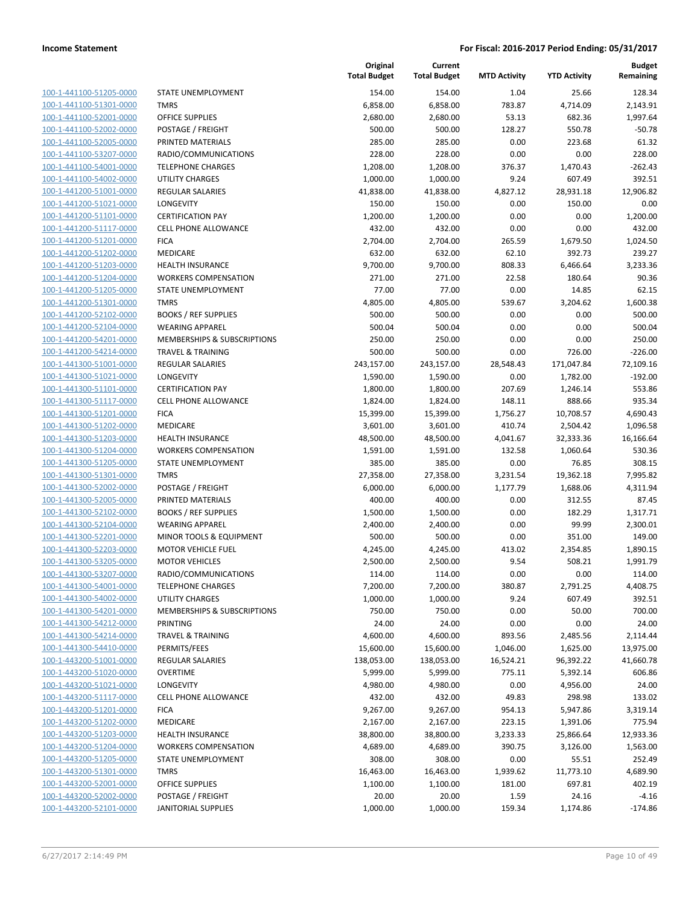| | | Original Total Budget | Current Total Budget | MTD Activity | YTD Activity | Budget Remaining |
|---|---|---|---|---|---|---|
| 100-1-441100-51205-0000 | STATE UNEMPLOYMENT | 154.00 | 154.00 | 1.04 | 25.66 | 128.34 |
| 100-1-441100-51301-0000 | TMRS | 6,858.00 | 6,858.00 | 783.87 | 4,714.09 | 2,143.91 |
| 100-1-441100-52001-0000 | OFFICE SUPPLIES | 2,680.00 | 2,680.00 | 53.13 | 682.36 | 1,997.64 |
| 100-1-441100-52002-0000 | POSTAGE / FREIGHT | 500.00 | 500.00 | 128.27 | 550.78 | -50.78 |
| 100-1-441100-52005-0000 | PRINTED MATERIALS | 285.00 | 285.00 | 0.00 | 223.68 | 61.32 |
| 100-1-441100-53207-0000 | RADIO/COMMUNICATIONS | 228.00 | 228.00 | 0.00 | 0.00 | 228.00 |
| 100-1-441100-54001-0000 | TELEPHONE CHARGES | 1,208.00 | 1,208.00 | 376.37 | 1,470.43 | -262.43 |
| 100-1-441100-54002-0000 | UTILITY CHARGES | 1,000.00 | 1,000.00 | 9.24 | 607.49 | 392.51 |
| 100-1-441200-51001-0000 | REGULAR SALARIES | 41,838.00 | 41,838.00 | 4,827.12 | 28,931.18 | 12,906.82 |
| 100-1-441200-51021-0000 | LONGEVITY | 150.00 | 150.00 | 0.00 | 150.00 | 0.00 |
| 100-1-441200-51101-0000 | CERTIFICATION PAY | 1,200.00 | 1,200.00 | 0.00 | 0.00 | 1,200.00 |
| 100-1-441200-51117-0000 | CELL PHONE ALLOWANCE | 432.00 | 432.00 | 0.00 | 0.00 | 432.00 |
| 100-1-441200-51201-0000 | FICA | 2,704.00 | 2,704.00 | 265.59 | 1,679.50 | 1,024.50 |
| 100-1-441200-51202-0000 | MEDICARE | 632.00 | 632.00 | 62.10 | 392.73 | 239.27 |
| 100-1-441200-51203-0000 | HEALTH INSURANCE | 9,700.00 | 9,700.00 | 808.33 | 6,466.64 | 3,233.36 |
| 100-1-441200-51204-0000 | WORKERS COMPENSATION | 271.00 | 271.00 | 22.58 | 180.64 | 90.36 |
| 100-1-441200-51205-0000 | STATE UNEMPLOYMENT | 77.00 | 77.00 | 0.00 | 14.85 | 62.15 |
| 100-1-441200-51301-0000 | TMRS | 4,805.00 | 4,805.00 | 539.67 | 3,204.62 | 1,600.38 |
| 100-1-441200-52102-0000 | BOOKS / REF SUPPLIES | 500.00 | 500.00 | 0.00 | 0.00 | 500.00 |
| 100-1-441200-52104-0000 | WEARING APPAREL | 500.04 | 500.04 | 0.00 | 0.00 | 500.04 |
| 100-1-441200-54201-0000 | MEMBERSHIPS & SUBSCRIPTIONS | 250.00 | 250.00 | 0.00 | 0.00 | 250.00 |
| 100-1-441200-54214-0000 | TRAVEL & TRAINING | 500.00 | 500.00 | 0.00 | 726.00 | -226.00 |
| 100-1-441300-51001-0000 | REGULAR SALARIES | 243,157.00 | 243,157.00 | 28,548.43 | 171,047.84 | 72,109.16 |
| 100-1-441300-51021-0000 | LONGEVITY | 1,590.00 | 1,590.00 | 0.00 | 1,782.00 | -192.00 |
| 100-1-441300-51101-0000 | CERTIFICATION PAY | 1,800.00 | 1,800.00 | 207.69 | 1,246.14 | 553.86 |
| 100-1-441300-51117-0000 | CELL PHONE ALLOWANCE | 1,824.00 | 1,824.00 | 148.11 | 888.66 | 935.34 |
| 100-1-441300-51201-0000 | FICA | 15,399.00 | 15,399.00 | 1,756.27 | 10,708.57 | 4,690.43 |
| 100-1-441300-51202-0000 | MEDICARE | 3,601.00 | 3,601.00 | 410.74 | 2,504.42 | 1,096.58 |
| 100-1-441300-51203-0000 | HEALTH INSURANCE | 48,500.00 | 48,500.00 | 4,041.67 | 32,333.36 | 16,166.64 |
| 100-1-441300-51204-0000 | WORKERS COMPENSATION | 1,591.00 | 1,591.00 | 132.58 | 1,060.64 | 530.36 |
| 100-1-441300-51205-0000 | STATE UNEMPLOYMENT | 385.00 | 385.00 | 0.00 | 76.85 | 308.15 |
| 100-1-441300-51301-0000 | TMRS | 27,358.00 | 27,358.00 | 3,231.54 | 19,362.18 | 7,995.82 |
| 100-1-441300-52002-0000 | POSTAGE / FREIGHT | 6,000.00 | 6,000.00 | 1,177.79 | 1,688.06 | 4,311.94 |
| 100-1-441300-52005-0000 | PRINTED MATERIALS | 400.00 | 400.00 | 0.00 | 312.55 | 87.45 |
| 100-1-441300-52102-0000 | BOOKS / REF SUPPLIES | 1,500.00 | 1,500.00 | 0.00 | 182.29 | 1,317.71 |
| 100-1-441300-52104-0000 | WEARING APPAREL | 2,400.00 | 2,400.00 | 0.00 | 99.99 | 2,300.01 |
| 100-1-441300-52201-0000 | MINOR TOOLS & EQUIPMENT | 500.00 | 500.00 | 0.00 | 351.00 | 149.00 |
| 100-1-441300-52203-0000 | MOTOR VEHICLE FUEL | 4,245.00 | 4,245.00 | 413.02 | 2,354.85 | 1,890.15 |
| 100-1-441300-53205-0000 | MOTOR VEHICLES | 2,500.00 | 2,500.00 | 9.54 | 508.21 | 1,991.79 |
| 100-1-441300-53207-0000 | RADIO/COMMUNICATIONS | 114.00 | 114.00 | 0.00 | 0.00 | 114.00 |
| 100-1-441300-54001-0000 | TELEPHONE CHARGES | 7,200.00 | 7,200.00 | 380.87 | 2,791.25 | 4,408.75 |
| 100-1-441300-54002-0000 | UTILITY CHARGES | 1,000.00 | 1,000.00 | 9.24 | 607.49 | 392.51 |
| 100-1-441300-54201-0000 | MEMBERSHIPS & SUBSCRIPTIONS | 750.00 | 750.00 | 0.00 | 50.00 | 700.00 |
| 100-1-441300-54212-0000 | PRINTING | 24.00 | 24.00 | 0.00 | 0.00 | 24.00 |
| 100-1-441300-54214-0000 | TRAVEL & TRAINING | 4,600.00 | 4,600.00 | 893.56 | 2,485.56 | 2,114.44 |
| 100-1-441300-54410-0000 | PERMITS/FEES | 15,600.00 | 15,600.00 | 1,046.00 | 1,625.00 | 13,975.00 |
| 100-1-443200-51001-0000 | REGULAR SALARIES | 138,053.00 | 138,053.00 | 16,524.21 | 96,392.22 | 41,660.78 |
| 100-1-443200-51020-0000 | OVERTIME | 5,999.00 | 5,999.00 | 775.11 | 5,392.14 | 606.86 |
| 100-1-443200-51021-0000 | LONGEVITY | 4,980.00 | 4,980.00 | 0.00 | 4,956.00 | 24.00 |
| 100-1-443200-51117-0000 | CELL PHONE ALLOWANCE | 432.00 | 432.00 | 49.83 | 298.98 | 133.02 |
| 100-1-443200-51201-0000 | FICA | 9,267.00 | 9,267.00 | 954.13 | 5,947.86 | 3,319.14 |
| 100-1-443200-51202-0000 | MEDICARE | 2,167.00 | 2,167.00 | 223.15 | 1,391.06 | 775.94 |
| 100-1-443200-51203-0000 | HEALTH INSURANCE | 38,800.00 | 38,800.00 | 3,233.33 | 25,866.64 | 12,933.36 |
| 100-1-443200-51204-0000 | WORKERS COMPENSATION | 4,689.00 | 4,689.00 | 390.75 | 3,126.00 | 1,563.00 |
| 100-1-443200-51205-0000 | STATE UNEMPLOYMENT | 308.00 | 308.00 | 0.00 | 55.51 | 252.49 |
| 100-1-443200-51301-0000 | TMRS | 16,463.00 | 16,463.00 | 1,939.62 | 11,773.10 | 4,689.90 |
| 100-1-443200-52001-0000 | OFFICE SUPPLIES | 1,100.00 | 1,100.00 | 181.00 | 697.81 | 402.19 |
| 100-1-443200-52002-0000 | POSTAGE / FREIGHT | 20.00 | 20.00 | 1.59 | 24.16 | -4.16 |
| 100-1-443200-52101-0000 | JANITORIAL SUPPLIES | 1,000.00 | 1,000.00 | 159.34 | 1,174.86 | -174.86 |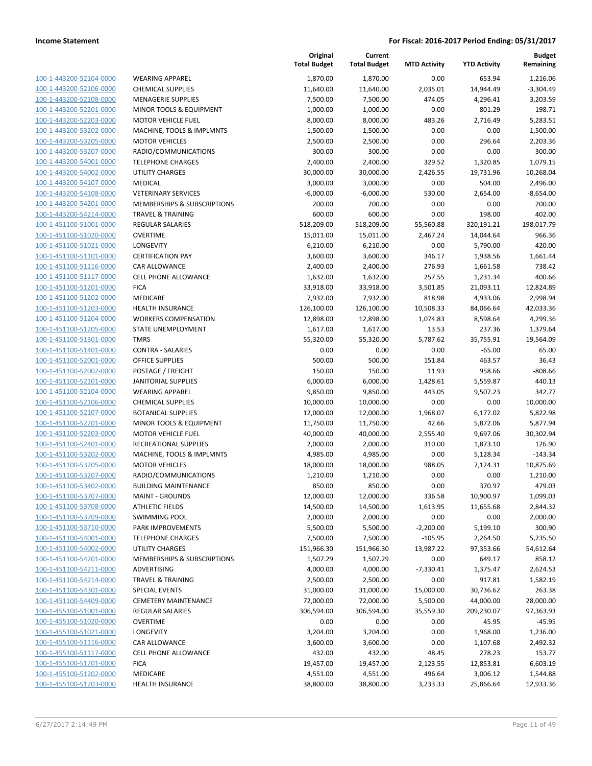**Income Statement** | **For Fiscal: 2016-2017 Period Ending: 05/31/2017**

| | | Original Total Budget | Current Total Budget | MTD Activity | YTD Activity | Budget Remaining |
|---|---|---|---|---|---|---|
| 100-1-443200-52104-0000 | WEARING APPAREL | 1,870.00 | 1,870.00 | 0.00 | 653.94 | 1,216.06 |
| 100-1-443200-52106-0000 | CHEMICAL SUPPLIES | 11,640.00 | 11,640.00 | 2,035.01 | 14,944.49 | -3,304.49 |
| 100-1-443200-52108-0000 | MENAGERIE SUPPLIES | 7,500.00 | 7,500.00 | 474.05 | 4,296.41 | 3,203.59 |
| 100-1-443200-52201-0000 | MINOR TOOLS & EQUIPMENT | 1,000.00 | 1,000.00 | 0.00 | 801.29 | 198.71 |
| 100-1-443200-52203-0000 | MOTOR VEHICLE FUEL | 8,000.00 | 8,000.00 | 483.26 | 2,716.49 | 5,283.51 |
| 100-1-443200-53202-0000 | MACHINE, TOOLS & IMPLMNTS | 1,500.00 | 1,500.00 | 0.00 | 0.00 | 1,500.00 |
| 100-1-443200-53205-0000 | MOTOR VEHICLES | 2,500.00 | 2,500.00 | 0.00 | 296.64 | 2,203.36 |
| 100-1-443200-53207-0000 | RADIO/COMMUNICATIONS | 300.00 | 300.00 | 0.00 | 0.00 | 300.00 |
| 100-1-443200-54001-0000 | TELEPHONE CHARGES | 2,400.00 | 2,400.00 | 329.52 | 1,320.85 | 1,079.15 |
| 100-1-443200-54002-0000 | UTILITY CHARGES | 30,000.00 | 30,000.00 | 2,426.55 | 19,731.96 | 10,268.04 |
| 100-1-443200-54107-0000 | MEDICAL | 3,000.00 | 3,000.00 | 0.00 | 504.00 | 2,496.00 |
| 100-1-443200-54108-0000 | VETERINARY SERVICES | -6,000.00 | -6,000.00 | 530.00 | 2,654.00 | -8,654.00 |
| 100-1-443200-54201-0000 | MEMBERSHIPS & SUBSCRIPTIONS | 200.00 | 200.00 | 0.00 | 0.00 | 200.00 |
| 100-1-443200-54214-0000 | TRAVEL & TRAINING | 600.00 | 600.00 | 0.00 | 198.00 | 402.00 |
| 100-1-451100-51001-0000 | REGULAR SALARIES | 518,209.00 | 518,209.00 | 55,560.88 | 320,191.21 | 198,017.79 |
| 100-1-451100-51020-0000 | OVERTIME | 15,011.00 | 15,011.00 | 2,467.24 | 14,044.64 | 966.36 |
| 100-1-451100-51021-0000 | LONGEVITY | 6,210.00 | 6,210.00 | 0.00 | 5,790.00 | 420.00 |
| 100-1-451100-51101-0000 | CERTIFICATION PAY | 3,600.00 | 3,600.00 | 346.17 | 1,938.56 | 1,661.44 |
| 100-1-451100-51116-0000 | CAR ALLOWANCE | 2,400.00 | 2,400.00 | 276.93 | 1,661.58 | 738.42 |
| 100-1-451100-51117-0000 | CELL PHONE ALLOWANCE | 1,632.00 | 1,632.00 | 257.55 | 1,231.34 | 400.66 |
| 100-1-451100-51201-0000 | FICA | 33,918.00 | 33,918.00 | 3,501.85 | 21,093.11 | 12,824.89 |
| 100-1-451100-51202-0000 | MEDICARE | 7,932.00 | 7,932.00 | 818.98 | 4,933.06 | 2,998.94 |
| 100-1-451100-51203-0000 | HEALTH INSURANCE | 126,100.00 | 126,100.00 | 10,508.33 | 84,066.64 | 42,033.36 |
| 100-1-451100-51204-0000 | WORKERS COMPENSATION | 12,898.00 | 12,898.00 | 1,074.83 | 8,598.64 | 4,299.36 |
| 100-1-451100-51205-0000 | STATE UNEMPLOYMENT | 1,617.00 | 1,617.00 | 13.53 | 237.36 | 1,379.64 |
| 100-1-451100-51301-0000 | TMRS | 55,320.00 | 55,320.00 | 5,787.62 | 35,755.91 | 19,564.09 |
| 100-1-451100-51401-0000 | CONTRA - SALARIES | 0.00 | 0.00 | 0.00 | -65.00 | 65.00 |
| 100-1-451100-52001-0000 | OFFICE SUPPLIES | 500.00 | 500.00 | 151.84 | 463.57 | 36.43 |
| 100-1-451100-52002-0000 | POSTAGE / FREIGHT | 150.00 | 150.00 | 11.93 | 958.66 | -808.66 |
| 100-1-451100-52101-0000 | JANITORIAL SUPPLIES | 6,000.00 | 6,000.00 | 1,428.61 | 5,559.87 | 440.13 |
| 100-1-451100-52104-0000 | WEARING APPAREL | 9,850.00 | 9,850.00 | 443.05 | 9,507.23 | 342.77 |
| 100-1-451100-52106-0000 | CHEMICAL SUPPLIES | 10,000.00 | 10,000.00 | 0.00 | 0.00 | 10,000.00 |
| 100-1-451100-52107-0000 | BOTANICAL SUPPLIES | 12,000.00 | 12,000.00 | 1,968.07 | 6,177.02 | 5,822.98 |
| 100-1-451100-52201-0000 | MINOR TOOLS & EQUIPMENT | 11,750.00 | 11,750.00 | 42.66 | 5,872.06 | 5,877.94 |
| 100-1-451100-52203-0000 | MOTOR VEHICLE FUEL | 40,000.00 | 40,000.00 | 2,555.40 | 9,697.06 | 30,302.94 |
| 100-1-451100-52401-0000 | RECREATIONAL SUPPLIES | 2,000.00 | 2,000.00 | 310.00 | 1,873.10 | 126.90 |
| 100-1-451100-53202-0000 | MACHINE, TOOLS & IMPLMNTS | 4,985.00 | 4,985.00 | 0.00 | 5,128.34 | -143.34 |
| 100-1-451100-53205-0000 | MOTOR VEHICLES | 18,000.00 | 18,000.00 | 988.05 | 7,124.31 | 10,875.69 |
| 100-1-451100-53207-0000 | RADIO/COMMUNICATIONS | 1,210.00 | 1,210.00 | 0.00 | 0.00 | 1,210.00 |
| 100-1-451100-53402-0000 | BUILDING MAINTENANCE | 850.00 | 850.00 | 0.00 | 370.97 | 479.03 |
| 100-1-451100-53707-0000 | MAINT - GROUNDS | 12,000.00 | 12,000.00 | 336.58 | 10,900.97 | 1,099.03 |
| 100-1-451100-53708-0000 | ATHLETIC FIELDS | 14,500.00 | 14,500.00 | 1,613.95 | 11,655.68 | 2,844.32 |
| 100-1-451100-53709-0000 | SWIMMING POOL | 2,000.00 | 2,000.00 | 0.00 | 0.00 | 2,000.00 |
| 100-1-451100-53710-0000 | PARK IMPROVEMENTS | 5,500.00 | 5,500.00 | -2,200.00 | 5,199.10 | 300.90 |
| 100-1-451100-54001-0000 | TELEPHONE CHARGES | 7,500.00 | 7,500.00 | -105.95 | 2,264.50 | 5,235.50 |
| 100-1-451100-54002-0000 | UTILITY CHARGES | 151,966.30 | 151,966.30 | 13,987.22 | 97,353.66 | 54,612.64 |
| 100-1-451100-54201-0000 | MEMBERSHIPS & SUBSCRIPTIONS | 1,507.29 | 1,507.29 | 0.00 | 649.17 | 858.12 |
| 100-1-451100-54211-0000 | ADVERTISING | 4,000.00 | 4,000.00 | -7,330.41 | 1,375.47 | 2,624.53 |
| 100-1-451100-54214-0000 | TRAVEL & TRAINING | 2,500.00 | 2,500.00 | 0.00 | 917.81 | 1,582.19 |
| 100-1-451100-54301-0000 | SPECIAL EVENTS | 31,000.00 | 31,000.00 | 15,000.00 | 30,736.62 | 263.38 |
| 100-1-451100-54409-0000 | CEMETERY MAINTENANCE | 72,000.00 | 72,000.00 | 5,500.00 | 44,000.00 | 28,000.00 |
| 100-1-455100-51001-0000 | REGULAR SALARIES | 306,594.00 | 306,594.00 | 35,559.30 | 209,230.07 | 97,363.93 |
| 100-1-455100-51020-0000 | OVERTIME | 0.00 | 0.00 | 0.00 | 45.95 | -45.95 |
| 100-1-455100-51021-0000 | LONGEVITY | 3,204.00 | 3,204.00 | 0.00 | 1,968.00 | 1,236.00 |
| 100-1-455100-51116-0000 | CAR ALLOWANCE | 3,600.00 | 3,600.00 | 0.00 | 1,107.68 | 2,492.32 |
| 100-1-455100-51117-0000 | CELL PHONE ALLOWANCE | 432.00 | 432.00 | 48.45 | 278.23 | 153.77 |
| 100-1-455100-51201-0000 | FICA | 19,457.00 | 19,457.00 | 2,123.55 | 12,853.81 | 6,603.19 |
| 100-1-455100-51202-0000 | MEDICARE | 4,551.00 | 4,551.00 | 496.64 | 3,006.12 | 1,544.88 |
| 100-1-455100-51203-0000 | HEALTH INSURANCE | 38,800.00 | 38,800.00 | 3,233.33 | 25,866.64 | 12,933.36 |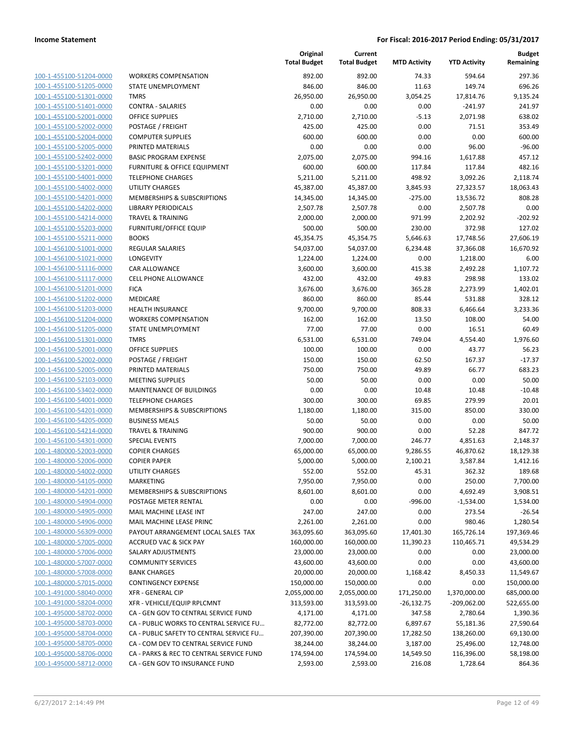| | | Original Total Budget | Current Total Budget | MTD Activity | YTD Activity | Budget Remaining |
|---|---|---|---|---|---|---|
| 100-1-455100-51204-0000 | WORKERS COMPENSATION | 892.00 | 892.00 | 74.33 | 594.64 | 297.36 |
| 100-1-455100-51205-0000 | STATE UNEMPLOYMENT | 846.00 | 846.00 | 11.63 | 149.74 | 696.26 |
| 100-1-455100-51301-0000 | TMRS | 26,950.00 | 26,950.00 | 3,054.25 | 17,814.76 | 9,135.24 |
| 100-1-455100-51401-0000 | CONTRA - SALARIES | 0.00 | 0.00 | 0.00 | -241.97 | 241.97 |
| 100-1-455100-52001-0000 | OFFICE SUPPLIES | 2,710.00 | 2,710.00 | -5.13 | 2,071.98 | 638.02 |
| 100-1-455100-52002-0000 | POSTAGE / FREIGHT | 425.00 | 425.00 | 0.00 | 71.51 | 353.49 |
| 100-1-455100-52004-0000 | COMPUTER SUPPLIES | 600.00 | 600.00 | 0.00 | 0.00 | 600.00 |
| 100-1-455100-52005-0000 | PRINTED MATERIALS | 0.00 | 0.00 | 0.00 | 96.00 | -96.00 |
| 100-1-455100-52402-0000 | BASIC PROGRAM EXPENSE | 2,075.00 | 2,075.00 | 994.16 | 1,617.88 | 457.12 |
| 100-1-455100-53201-0000 | FURNITURE & OFFICE EQUIPMENT | 600.00 | 600.00 | 117.84 | 117.84 | 482.16 |
| 100-1-455100-54001-0000 | TELEPHONE CHARGES | 5,211.00 | 5,211.00 | 498.92 | 3,092.26 | 2,118.74 |
| 100-1-455100-54002-0000 | UTILITY CHARGES | 45,387.00 | 45,387.00 | 3,845.93 | 27,323.57 | 18,063.43 |
| 100-1-455100-54201-0000 | MEMBERSHIPS & SUBSCRIPTIONS | 14,345.00 | 14,345.00 | -275.00 | 13,536.72 | 808.28 |
| 100-1-455100-54202-0000 | LIBRARY PERIODICALS | 2,507.78 | 2,507.78 | 0.00 | 2,507.78 | 0.00 |
| 100-1-455100-54214-0000 | TRAVEL & TRAINING | 2,000.00 | 2,000.00 | 971.99 | 2,202.92 | -202.92 |
| 100-1-455100-55203-0000 | FURNITURE/OFFICE EQUIP | 500.00 | 500.00 | 230.00 | 372.98 | 127.02 |
| 100-1-455100-55211-0000 | BOOKS | 45,354.75 | 45,354.75 | 5,646.63 | 17,748.56 | 27,606.19 |
| 100-1-456100-51001-0000 | REGULAR SALARIES | 54,037.00 | 54,037.00 | 6,234.48 | 37,366.08 | 16,670.92 |
| 100-1-456100-51021-0000 | LONGEVITY | 1,224.00 | 1,224.00 | 0.00 | 1,218.00 | 6.00 |
| 100-1-456100-51116-0000 | CAR ALLOWANCE | 3,600.00 | 3,600.00 | 415.38 | 2,492.28 | 1,107.72 |
| 100-1-456100-51117-0000 | CELL PHONE ALLOWANCE | 432.00 | 432.00 | 49.83 | 298.98 | 133.02 |
| 100-1-456100-51201-0000 | FICA | 3,676.00 | 3,676.00 | 365.28 | 2,273.99 | 1,402.01 |
| 100-1-456100-51202-0000 | MEDICARE | 860.00 | 860.00 | 85.44 | 531.88 | 328.12 |
| 100-1-456100-51203-0000 | HEALTH INSURANCE | 9,700.00 | 9,700.00 | 808.33 | 6,466.64 | 3,233.36 |
| 100-1-456100-51204-0000 | WORKERS COMPENSATION | 162.00 | 162.00 | 13.50 | 108.00 | 54.00 |
| 100-1-456100-51205-0000 | STATE UNEMPLOYMENT | 77.00 | 77.00 | 0.00 | 16.51 | 60.49 |
| 100-1-456100-51301-0000 | TMRS | 6,531.00 | 6,531.00 | 749.04 | 4,554.40 | 1,976.60 |
| 100-1-456100-52001-0000 | OFFICE SUPPLIES | 100.00 | 100.00 | 0.00 | 43.77 | 56.23 |
| 100-1-456100-52002-0000 | POSTAGE / FREIGHT | 150.00 | 150.00 | 62.50 | 167.37 | -17.37 |
| 100-1-456100-52005-0000 | PRINTED MATERIALS | 750.00 | 750.00 | 49.89 | 66.77 | 683.23 |
| 100-1-456100-52103-0000 | MEETING SUPPLIES | 50.00 | 50.00 | 0.00 | 0.00 | 50.00 |
| 100-1-456100-53402-0000 | MAINTENANCE OF BUILDINGS | 0.00 | 0.00 | 10.48 | 10.48 | -10.48 |
| 100-1-456100-54001-0000 | TELEPHONE CHARGES | 300.00 | 300.00 | 69.85 | 279.99 | 20.01 |
| 100-1-456100-54201-0000 | MEMBERSHIPS & SUBSCRIPTIONS | 1,180.00 | 1,180.00 | 315.00 | 850.00 | 330.00 |
| 100-1-456100-54205-0000 | BUSINESS MEALS | 50.00 | 50.00 | 0.00 | 0.00 | 50.00 |
| 100-1-456100-54214-0000 | TRAVEL & TRAINING | 900.00 | 900.00 | 0.00 | 52.28 | 847.72 |
| 100-1-456100-54301-0000 | SPECIAL EVENTS | 7,000.00 | 7,000.00 | 246.77 | 4,851.63 | 2,148.37 |
| 100-1-480000-52003-0000 | COPIER CHARGES | 65,000.00 | 65,000.00 | 9,286.55 | 46,870.62 | 18,129.38 |
| 100-1-480000-52006-0000 | COPIER PAPER | 5,000.00 | 5,000.00 | 2,100.21 | 3,587.84 | 1,412.16 |
| 100-1-480000-54002-0000 | UTILITY CHARGES | 552.00 | 552.00 | 45.31 | 362.32 | 189.68 |
| 100-1-480000-54105-0000 | MARKETING | 7,950.00 | 7,950.00 | 0.00 | 250.00 | 7,700.00 |
| 100-1-480000-54201-0000 | MEMBERSHIPS & SUBSCRIPTIONS | 8,601.00 | 8,601.00 | 0.00 | 4,692.49 | 3,908.51 |
| 100-1-480000-54904-0000 | POSTAGE METER RENTAL | 0.00 | 0.00 | -996.00 | -1,534.00 | 1,534.00 |
| 100-1-480000-54905-0000 | MAIL MACHINE LEASE INT | 247.00 | 247.00 | 0.00 | 273.54 | -26.54 |
| 100-1-480000-54906-0000 | MAIL MACHINE LEASE PRINC | 2,261.00 | 2,261.00 | 0.00 | 980.46 | 1,280.54 |
| 100-1-480000-56309-0000 | PAYOUT ARRANGEMENT LOCAL SALES TAX | 363,095.60 | 363,095.60 | 17,401.30 | 165,726.14 | 197,369.46 |
| 100-1-480000-57005-0000 | ACCRUED VAC & SICK PAY | 160,000.00 | 160,000.00 | 11,390.23 | 110,465.71 | 49,534.29 |
| 100-1-480000-57006-0000 | SALARY ADJUSTMENTS | 23,000.00 | 23,000.00 | 0.00 | 0.00 | 23,000.00 |
| 100-1-480000-57007-0000 | COMMUNITY SERVICES | 43,600.00 | 43,600.00 | 0.00 | 0.00 | 43,600.00 |
| 100-1-480000-57008-0000 | BANK CHARGES | 20,000.00 | 20,000.00 | 1,168.42 | 8,450.33 | 11,549.67 |
| 100-1-480000-57015-0000 | CONTINGENCY EXPENSE | 150,000.00 | 150,000.00 | 0.00 | 0.00 | 150,000.00 |
| 100-1-491000-58040-0000 | XFR - GENERAL CIP | 2,055,000.00 | 2,055,000.00 | 171,250.00 | 1,370,000.00 | 685,000.00 |
| 100-1-491000-58204-0000 | XFR - VEHICLE/EQUIP RPLCMNT | 313,593.00 | 313,593.00 | -26,132.75 | -209,062.00 | 522,655.00 |
| 100-1-495000-58702-0000 | CA - GEN GOV TO CENTRAL SERVICE FUND | 4,171.00 | 4,171.00 | 347.58 | 2,780.64 | 1,390.36 |
| 100-1-495000-58703-0000 | CA - PUBLIC WORKS TO CENTRAL SERVICE FU… | 82,772.00 | 82,772.00 | 6,897.67 | 55,181.36 | 27,590.64 |
| 100-1-495000-58704-0000 | CA - PUBLIC SAFETY TO CENTRAL SERVICE FU… | 207,390.00 | 207,390.00 | 17,282.50 | 138,260.00 | 69,130.00 |
| 100-1-495000-58705-0000 | CA - COM DEV TO CENTRAL SERVICE FUND | 38,244.00 | 38,244.00 | 3,187.00 | 25,496.00 | 12,748.00 |
| 100-1-495000-58706-0000 | CA - PARKS & REC TO CENTRAL SERVICE FUND | 174,594.00 | 174,594.00 | 14,549.50 | 116,396.00 | 58,198.00 |
| 100-1-495000-58712-0000 | CA - GEN GOV TO INSURANCE FUND | 2,593.00 | 2,593.00 | 216.08 | 1,728.64 | 864.36 |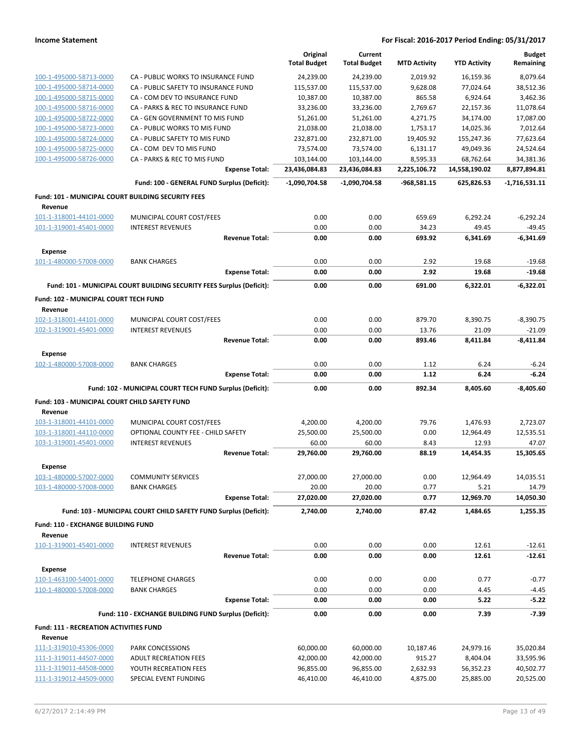| | | Original Total Budget | Current Total Budget | MTD Activity | YTD Activity | Budget Remaining |
|---|---|---|---|---|---|---|
| 100-1-495000-58713-0000 | CA - PUBLIC WORKS TO INSURANCE FUND | 24,239.00 | 24,239.00 | 2,019.92 | 16,159.36 | 8,079.64 |
| 100-1-495000-58714-0000 | CA - PUBLIC SAFETY TO INSURANCE FUND | 115,537.00 | 115,537.00 | 9,628.08 | 77,024.64 | 38,512.36 |
| 100-1-495000-58715-0000 | CA - COM DEV TO INSURANCE FUND | 10,387.00 | 10,387.00 | 865.58 | 6,924.64 | 3,462.36 |
| 100-1-495000-58716-0000 | CA - PARKS & REC TO INSURANCE FUND | 33,236.00 | 33,236.00 | 2,769.67 | 22,157.36 | 11,078.64 |
| 100-1-495000-58722-0000 | CA - GEN GOVERNMENT TO MIS FUND | 51,261.00 | 51,261.00 | 4,271.75 | 34,174.00 | 17,087.00 |
| 100-1-495000-58723-0000 | CA - PUBLIC WORKS TO MIS FUND | 21,038.00 | 21,038.00 | 1,753.17 | 14,025.36 | 7,012.64 |
| 100-1-495000-58724-0000 | CA - PUBLIC SAFETY TO MIS FUND | 232,871.00 | 232,871.00 | 19,405.92 | 155,247.36 | 77,623.64 |
| 100-1-495000-58725-0000 | CA - COM DEV TO MIS FUND | 73,574.00 | 73,574.00 | 6,131.17 | 49,049.36 | 24,524.64 |
| 100-1-495000-58726-0000 | CA - PARKS & REC TO MIS FUND | 103,144.00 | 103,144.00 | 8,595.33 | 68,762.64 | 34,381.36 |
| | **Expense Total:** | **23,436,084.83** | **23,436,084.83** | **2,225,106.72** | **14,558,190.02** | **8,877,894.81** |
| | **Fund: 100 - GENERAL FUND Surplus (Deficit):** | **-1,090,704.58** | **-1,090,704.58** | **-968,581.15** | **625,826.53** | **-1,716,531.11** |
| **Fund: 101 - MUNICIPAL COURT BUILDING SECURITY FEES** | | | | | | |
| **Revenue** | | | | | | |
| 101-1-318001-44101-0000 | MUNICIPAL COURT COST/FEES | 0.00 | 0.00 | 659.69 | 6,292.24 | -6,292.24 |
| 101-1-319001-45401-0000 | INTEREST REVENUES | 0.00 | 0.00 | 34.23 | 49.45 | -49.45 |
| | **Revenue Total:** | **0.00** | **0.00** | **693.92** | **6,341.69** | **-6,341.69** |
| **Expense** | | | | | | |
| 101-1-480000-57008-0000 | BANK CHARGES | 0.00 | 0.00 | 2.92 | 19.68 | -19.68 |
| | **Expense Total:** | **0.00** | **0.00** | **2.92** | **19.68** | **-19.68** |
| | **Fund: 101 - MUNICIPAL COURT BUILDING SECURITY FEES Surplus (Deficit):** | **0.00** | **0.00** | **691.00** | **6,322.01** | **-6,322.01** |
| **Fund: 102 - MUNICIPAL COURT TECH FUND** | | | | | | |
| **Revenue** | | | | | | |
| 102-1-318001-44101-0000 | MUNICIPAL COURT COST/FEES | 0.00 | 0.00 | 879.70 | 8,390.75 | -8,390.75 |
| 102-1-319001-45401-0000 | INTEREST REVENUES | 0.00 | 0.00 | 13.76 | 21.09 | -21.09 |
| | **Revenue Total:** | **0.00** | **0.00** | **893.46** | **8,411.84** | **-8,411.84** |
| **Expense** | | | | | | |
| 102-1-480000-57008-0000 | BANK CHARGES | 0.00 | 0.00 | 1.12 | 6.24 | -6.24 |
| | **Expense Total:** | **0.00** | **0.00** | **1.12** | **6.24** | **-6.24** |
| | **Fund: 102 - MUNICIPAL COURT TECH FUND Surplus (Deficit):** | **0.00** | **0.00** | **892.34** | **8,405.60** | **-8,405.60** |
| **Fund: 103 - MUNICIPAL COURT CHILD SAFETY FUND** | | | | | | |
| **Revenue** | | | | | | |
| 103-1-318001-44101-0000 | MUNICIPAL COURT COST/FEES | 4,200.00 | 4,200.00 | 79.76 | 1,476.93 | 2,723.07 |
| 103-1-318001-44110-0000 | OPTIONAL COUNTY FEE - CHILD SAFETY | 25,500.00 | 25,500.00 | 0.00 | 12,964.49 | 12,535.51 |
| 103-1-319001-45401-0000 | INTEREST REVENUES | 60.00 | 60.00 | 8.43 | 12.93 | 47.07 |
| | **Revenue Total:** | **29,760.00** | **29,760.00** | **88.19** | **14,454.35** | **15,305.65** |
| **Expense** | | | | | | |
| 103-1-480000-57007-0000 | COMMUNITY SERVICES | 27,000.00 | 27,000.00 | 0.00 | 12,964.49 | 14,035.51 |
| 103-1-480000-57008-0000 | BANK CHARGES | 20.00 | 20.00 | 0.77 | 5.21 | 14.79 |
| | **Expense Total:** | **27,020.00** | **27,020.00** | **0.77** | **12,969.70** | **14,050.30** |
| | **Fund: 103 - MUNICIPAL COURT CHILD SAFETY FUND Surplus (Deficit):** | **2,740.00** | **2,740.00** | **87.42** | **1,484.65** | **1,255.35** |
| **Fund: 110 - EXCHANGE BUILDING FUND** | | | | | | |
| **Revenue** | | | | | | |
| 110-1-319001-45401-0000 | INTEREST REVENUES | 0.00 | 0.00 | 0.00 | 12.61 | -12.61 |
| | **Revenue Total:** | **0.00** | **0.00** | **0.00** | **12.61** | **-12.61** |
| **Expense** | | | | | | |
| 110-1-463100-54001-0000 | TELEPHONE CHARGES | 0.00 | 0.00 | 0.00 | 0.77 | -0.77 |
| 110-1-480000-57008-0000 | BANK CHARGES | 0.00 | 0.00 | 0.00 | 4.45 | -4.45 |
| | **Expense Total:** | **0.00** | **0.00** | **0.00** | **5.22** | **-5.22** |
| | **Fund: 110 - EXCHANGE BUILDING FUND Surplus (Deficit):** | **0.00** | **0.00** | **0.00** | **7.39** | **-7.39** |
| **Fund: 111 - RECREATION ACTIVITIES FUND** | | | | | | |
| **Revenue** | | | | | | |
| 111-1-319010-45306-0000 | PARK CONCESSIONS | 60,000.00 | 60,000.00 | 10,187.46 | 24,979.16 | 35,020.84 |
| 111-1-319011-44507-0000 | ADULT RECREATION FEES | 42,000.00 | 42,000.00 | 915.27 | 8,404.04 | 33,595.96 |
| 111-1-319011-44508-0000 | YOUTH RECREATION FEES | 96,855.00 | 96,855.00 | 2,632.93 | 56,352.23 | 40,502.77 |
| 111-1-319012-44509-0000 | SPECIAL EVENT FUNDING | 46,410.00 | 46,410.00 | 4,875.00 | 25,885.00 | 20,525.00 |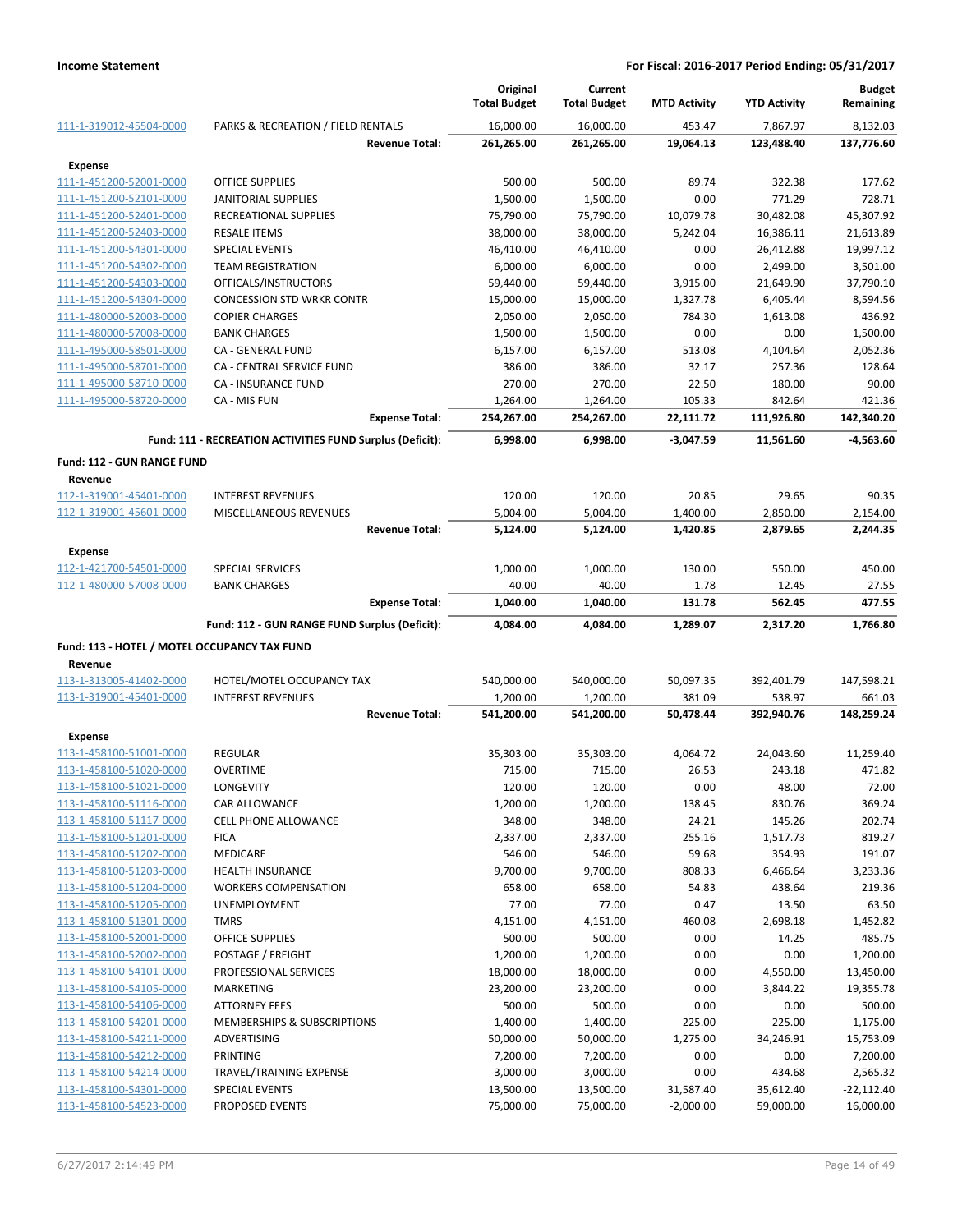| | | Original Total Budget | Current Total Budget | MTD Activity | YTD Activity | Budget Remaining |
|---|---|---|---|---|---|---|
| 111-1-319012-45504-0000 | PARKS & RECREATION / FIELD RENTALS | 16,000.00 | 16,000.00 | 453.47 | 7,867.97 | 8,132.03 |
| | **Revenue Total:** | **261,265.00** | **261,265.00** | **19,064.13** | **123,488.40** | **137,776.60** |
| **Expense** | | | | | | |
| 111-1-451200-52001-0000 | OFFICE SUPPLIES | 500.00 | 500.00 | 89.74 | 322.38 | 177.62 |
| 111-1-451200-52101-0000 | JANITORIAL SUPPLIES | 1,500.00 | 1,500.00 | 0.00 | 771.29 | 728.71 |
| 111-1-451200-52401-0000 | RECREATIONAL SUPPLIES | 75,790.00 | 75,790.00 | 10,079.78 | 30,482.08 | 45,307.92 |
| 111-1-451200-52403-0000 | RESALE ITEMS | 38,000.00 | 38,000.00 | 5,242.04 | 16,386.11 | 21,613.89 |
| 111-1-451200-54301-0000 | SPECIAL EVENTS | 46,410.00 | 46,410.00 | 0.00 | 26,412.88 | 19,997.12 |
| 111-1-451200-54302-0000 | TEAM REGISTRATION | 6,000.00 | 6,000.00 | 0.00 | 2,499.00 | 3,501.00 |
| 111-1-451200-54303-0000 | OFFICALS/INSTRUCTORS | 59,440.00 | 59,440.00 | 3,915.00 | 21,649.90 | 37,790.10 |
| 111-1-451200-54304-0000 | CONCESSION STD WRKR CONTR | 15,000.00 | 15,000.00 | 1,327.78 | 6,405.44 | 8,594.56 |
| 111-1-480000-52003-0000 | COPIER CHARGES | 2,050.00 | 2,050.00 | 784.30 | 1,613.08 | 436.92 |
| 111-1-480000-57008-0000 | BANK CHARGES | 1,500.00 | 1,500.00 | 0.00 | 0.00 | 1,500.00 |
| 111-1-495000-58501-0000 | CA - GENERAL FUND | 6,157.00 | 6,157.00 | 513.08 | 4,104.64 | 2,052.36 |
| 111-1-495000-58701-0000 | CA - CENTRAL SERVICE FUND | 386.00 | 386.00 | 32.17 | 257.36 | 128.64 |
| 111-1-495000-58710-0000 | CA - INSURANCE FUND | 270.00 | 270.00 | 22.50 | 180.00 | 90.00 |
| 111-1-495000-58720-0000 | CA - MIS FUN | 1,264.00 | 1,264.00 | 105.33 | 842.64 | 421.36 |
| | **Expense Total:** | **254,267.00** | **254,267.00** | **22,111.72** | **111,926.80** | **142,340.20** |
| | **Fund: 111 - RECREATION ACTIVITIES FUND Surplus (Deficit):** | **6,998.00** | **6,998.00** | **-3,047.59** | **11,561.60** | **-4,563.60** |
| **Fund: 112 - GUN RANGE FUND** | | | | | | |
| **Revenue** | | | | | | |
| 112-1-319001-45401-0000 | INTEREST REVENUES | 120.00 | 120.00 | 20.85 | 29.65 | 90.35 |
| 112-1-319001-45601-0000 | MISCELLANEOUS REVENUES | 5,004.00 | 5,004.00 | 1,400.00 | 2,850.00 | 2,154.00 |
| | **Revenue Total:** | **5,124.00** | **5,124.00** | **1,420.85** | **2,879.65** | **2,244.35** |
| **Expense** | | | | | | |
| 112-1-421700-54501-0000 | SPECIAL SERVICES | 1,000.00 | 1,000.00 | 130.00 | 550.00 | 450.00 |
| 112-1-480000-57008-0000 | BANK CHARGES | 40.00 | 40.00 | 1.78 | 12.45 | 27.55 |
| | **Expense Total:** | **1,040.00** | **1,040.00** | **131.78** | **562.45** | **477.55** |
| | **Fund: 112 - GUN RANGE FUND Surplus (Deficit):** | **4,084.00** | **4,084.00** | **1,289.07** | **2,317.20** | **1,766.80** |
| **Fund: 113 - HOTEL / MOTEL OCCUPANCY TAX FUND** | | | | | | |
| **Revenue** | | | | | | |
| 113-1-313005-41402-0000 | HOTEL/MOTEL OCCUPANCY TAX | 540,000.00 | 540,000.00 | 50,097.35 | 392,401.79 | 147,598.21 |
| 113-1-319001-45401-0000 | INTEREST REVENUES | 1,200.00 | 1,200.00 | 381.09 | 538.97 | 661.03 |
| | **Revenue Total:** | **541,200.00** | **541,200.00** | **50,478.44** | **392,940.76** | **148,259.24** |
| **Expense** | | | | | | |
| 113-1-458100-51001-0000 | REGULAR | 35,303.00 | 35,303.00 | 4,064.72 | 24,043.60 | 11,259.40 |
| 113-1-458100-51020-0000 | OVERTIME | 715.00 | 715.00 | 26.53 | 243.18 | 471.82 |
| 113-1-458100-51021-0000 | LONGEVITY | 120.00 | 120.00 | 0.00 | 48.00 | 72.00 |
| 113-1-458100-51116-0000 | CAR ALLOWANCE | 1,200.00 | 1,200.00 | 138.45 | 830.76 | 369.24 |
| 113-1-458100-51117-0000 | CELL PHONE ALLOWANCE | 348.00 | 348.00 | 24.21 | 145.26 | 202.74 |
| 113-1-458100-51201-0000 | FICA | 2,337.00 | 2,337.00 | 255.16 | 1,517.73 | 819.27 |
| 113-1-458100-51202-0000 | MEDICARE | 546.00 | 546.00 | 59.68 | 354.93 | 191.07 |
| 113-1-458100-51203-0000 | HEALTH INSURANCE | 9,700.00 | 9,700.00 | 808.33 | 6,466.64 | 3,233.36 |
| 113-1-458100-51204-0000 | WORKERS COMPENSATION | 658.00 | 658.00 | 54.83 | 438.64 | 219.36 |
| 113-1-458100-51205-0000 | UNEMPLOYMENT | 77.00 | 77.00 | 0.47 | 13.50 | 63.50 |
| 113-1-458100-51301-0000 | TMRS | 4,151.00 | 4,151.00 | 460.08 | 2,698.18 | 1,452.82 |
| 113-1-458100-52001-0000 | OFFICE SUPPLIES | 500.00 | 500.00 | 0.00 | 14.25 | 485.75 |
| 113-1-458100-52002-0000 | POSTAGE / FREIGHT | 1,200.00 | 1,200.00 | 0.00 | 0.00 | 1,200.00 |
| 113-1-458100-54101-0000 | PROFESSIONAL SERVICES | 18,000.00 | 18,000.00 | 0.00 | 4,550.00 | 13,450.00 |
| 113-1-458100-54105-0000 | MARKETING | 23,200.00 | 23,200.00 | 0.00 | 3,844.22 | 19,355.78 |
| 113-1-458100-54106-0000 | ATTORNEY FEES | 500.00 | 500.00 | 0.00 | 0.00 | 500.00 |
| 113-1-458100-54201-0000 | MEMBERSHIPS & SUBSCRIPTIONS | 1,400.00 | 1,400.00 | 225.00 | 225.00 | 1,175.00 |
| 113-1-458100-54211-0000 | ADVERTISING | 50,000.00 | 50,000.00 | 1,275.00 | 34,246.91 | 15,753.09 |
| 113-1-458100-54212-0000 | PRINTING | 7,200.00 | 7,200.00 | 0.00 | 0.00 | 7,200.00 |
| 113-1-458100-54214-0000 | TRAVEL/TRAINING EXPENSE | 3,000.00 | 3,000.00 | 0.00 | 434.68 | 2,565.32 |
| 113-1-458100-54301-0000 | SPECIAL EVENTS | 13,500.00 | 13,500.00 | 31,587.40 | 35,612.40 | -22,112.40 |
| 113-1-458100-54523-0000 | PROPOSED EVENTS | 75,000.00 | 75,000.00 | -2,000.00 | 59,000.00 | 16,000.00 |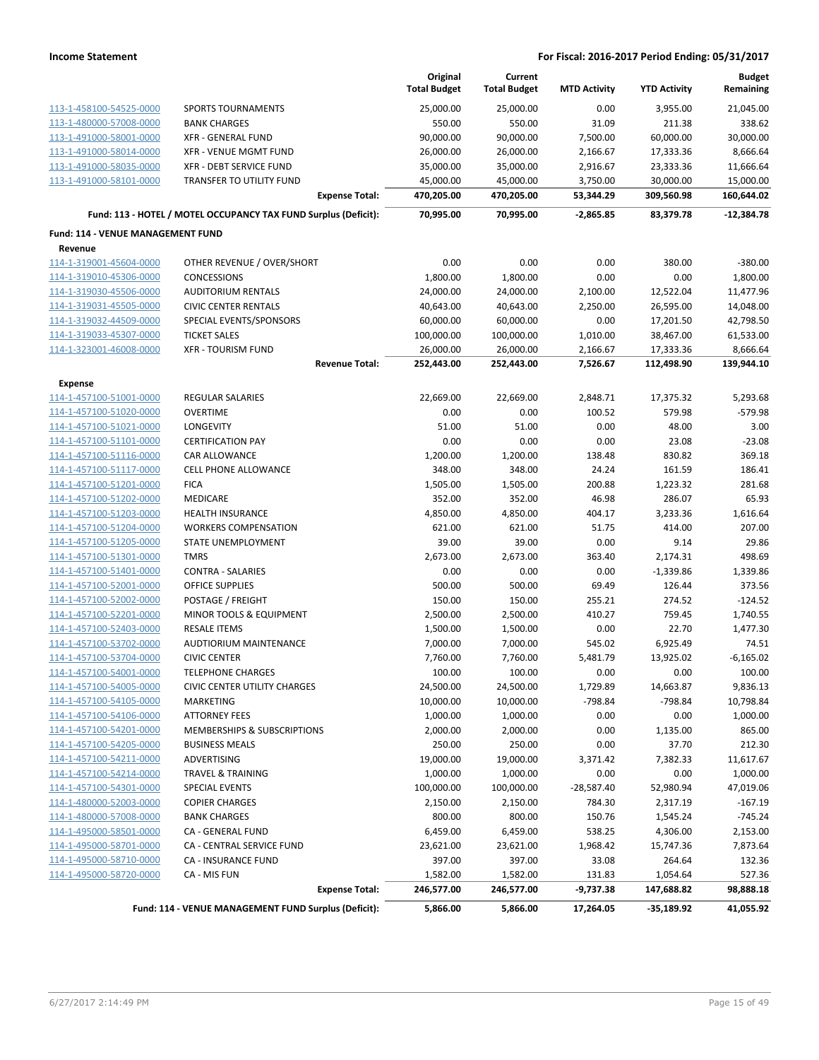| | | Original Total Budget | Current Total Budget | MTD Activity | YTD Activity | Budget Remaining |
|---|---|---|---|---|---|---|
| 113-1-458100-54525-0000 | SPORTS TOURNAMENTS | 25,000.00 | 25,000.00 | 0.00 | 3,955.00 | 21,045.00 |
| 113-1-480000-57008-0000 | BANK CHARGES | 550.00 | 550.00 | 31.09 | 211.38 | 338.62 |
| 113-1-491000-58001-0000 | XFR - GENERAL FUND | 90,000.00 | 90,000.00 | 7,500.00 | 60,000.00 | 30,000.00 |
| 113-1-491000-58014-0000 | XFR - VENUE MGMT FUND | 26,000.00 | 26,000.00 | 2,166.67 | 17,333.36 | 8,666.64 |
| 113-1-491000-58035-0000 | XFR - DEBT SERVICE FUND | 35,000.00 | 35,000.00 | 2,916.67 | 23,333.36 | 11,666.64 |
| 113-1-491000-58101-0000 | TRANSFER TO UTILITY FUND | 45,000.00 | 45,000.00 | 3,750.00 | 30,000.00 | 15,000.00 |
| | **Expense Total:** | **470,205.00** | **470,205.00** | **53,344.29** | **309,560.98** | **160,644.02** |
| | **Fund: 113 - HOTEL / MOTEL OCCUPANCY TAX FUND Surplus (Deficit):** | **70,995.00** | **70,995.00** | **-2,865.85** | **83,379.78** | **-12,384.78** |
| **Fund: 114 - VENUE MANAGEMENT FUND** | | | | | | |
| **Revenue** | | | | | | |
| 114-1-319001-45604-0000 | OTHER REVENUE / OVER/SHORT | 0.00 | 0.00 | 0.00 | 380.00 | -380.00 |
| 114-1-319010-45306-0000 | CONCESSIONS | 1,800.00 | 1,800.00 | 0.00 | 0.00 | 1,800.00 |
| 114-1-319030-45506-0000 | AUDITORIUM RENTALS | 24,000.00 | 24,000.00 | 2,100.00 | 12,522.04 | 11,477.96 |
| 114-1-319031-45505-0000 | CIVIC CENTER RENTALS | 40,643.00 | 40,643.00 | 2,250.00 | 26,595.00 | 14,048.00 |
| 114-1-319032-44509-0000 | SPECIAL EVENTS/SPONSORS | 60,000.00 | 60,000.00 | 0.00 | 17,201.50 | 42,798.50 |
| 114-1-319033-45307-0000 | TICKET SALES | 100,000.00 | 100,000.00 | 1,010.00 | 38,467.00 | 61,533.00 |
| 114-1-323001-46008-0000 | XFR - TOURISM FUND | 26,000.00 | 26,000.00 | 2,166.67 | 17,333.36 | 8,666.64 |
| | **Revenue Total:** | **252,443.00** | **252,443.00** | **7,526.67** | **112,498.90** | **139,944.10** |
| **Expense** | | | | | | |
| 114-1-457100-51001-0000 | REGULAR SALARIES | 22,669.00 | 22,669.00 | 2,848.71 | 17,375.32 | 5,293.68 |
| 114-1-457100-51020-0000 | OVERTIME | 0.00 | 0.00 | 100.52 | 579.98 | -579.98 |
| 114-1-457100-51021-0000 | LONGEVITY | 51.00 | 51.00 | 0.00 | 48.00 | 3.00 |
| 114-1-457100-51101-0000 | CERTIFICATION PAY | 0.00 | 0.00 | 0.00 | 23.08 | -23.08 |
| 114-1-457100-51116-0000 | CAR ALLOWANCE | 1,200.00 | 1,200.00 | 138.48 | 830.82 | 369.18 |
| 114-1-457100-51117-0000 | CELL PHONE ALLOWANCE | 348.00 | 348.00 | 24.24 | 161.59 | 186.41 |
| 114-1-457100-51201-0000 | FICA | 1,505.00 | 1,505.00 | 200.88 | 1,223.32 | 281.68 |
| 114-1-457100-51202-0000 | MEDICARE | 352.00 | 352.00 | 46.98 | 286.07 | 65.93 |
| 114-1-457100-51203-0000 | HEALTH INSURANCE | 4,850.00 | 4,850.00 | 404.17 | 3,233.36 | 1,616.64 |
| 114-1-457100-51204-0000 | WORKERS COMPENSATION | 621.00 | 621.00 | 51.75 | 414.00 | 207.00 |
| 114-1-457100-51205-0000 | STATE UNEMPLOYMENT | 39.00 | 39.00 | 0.00 | 9.14 | 29.86 |
| 114-1-457100-51301-0000 | TMRS | 2,673.00 | 2,673.00 | 363.40 | 2,174.31 | 498.69 |
| 114-1-457100-51401-0000 | CONTRA - SALARIES | 0.00 | 0.00 | 0.00 | -1,339.86 | 1,339.86 |
| 114-1-457100-52001-0000 | OFFICE SUPPLIES | 500.00 | 500.00 | 69.49 | 126.44 | 373.56 |
| 114-1-457100-52002-0000 | POSTAGE / FREIGHT | 150.00 | 150.00 | 255.21 | 274.52 | -124.52 |
| 114-1-457100-52201-0000 | MINOR TOOLS & EQUIPMENT | 2,500.00 | 2,500.00 | 410.27 | 759.45 | 1,740.55 |
| 114-1-457100-52403-0000 | RESALE ITEMS | 1,500.00 | 1,500.00 | 0.00 | 22.70 | 1,477.30 |
| 114-1-457100-53702-0000 | AUDTIORIUM MAINTENANCE | 7,000.00 | 7,000.00 | 545.02 | 6,925.49 | 74.51 |
| 114-1-457100-53704-0000 | CIVIC CENTER | 7,760.00 | 7,760.00 | 5,481.79 | 13,925.02 | -6,165.02 |
| 114-1-457100-54001-0000 | TELEPHONE CHARGES | 100.00 | 100.00 | 0.00 | 0.00 | 100.00 |
| 114-1-457100-54005-0000 | CIVIC CENTER UTILITY CHARGES | 24,500.00 | 24,500.00 | 1,729.89 | 14,663.87 | 9,836.13 |
| 114-1-457100-54105-0000 | MARKETING | 10,000.00 | 10,000.00 | -798.84 | -798.84 | 10,798.84 |
| 114-1-457100-54106-0000 | ATTORNEY FEES | 1,000.00 | 1,000.00 | 0.00 | 0.00 | 1,000.00 |
| 114-1-457100-54201-0000 | MEMBERSHIPS & SUBSCRIPTIONS | 2,000.00 | 2,000.00 | 0.00 | 1,135.00 | 865.00 |
| 114-1-457100-54205-0000 | BUSINESS MEALS | 250.00 | 250.00 | 0.00 | 37.70 | 212.30 |
| 114-1-457100-54211-0000 | ADVERTISING | 19,000.00 | 19,000.00 | 3,371.42 | 7,382.33 | 11,617.67 |
| 114-1-457100-54214-0000 | TRAVEL & TRAINING | 1,000.00 | 1,000.00 | 0.00 | 0.00 | 1,000.00 |
| 114-1-457100-54301-0000 | SPECIAL EVENTS | 100,000.00 | 100,000.00 | -28,587.40 | 52,980.94 | 47,019.06 |
| 114-1-480000-52003-0000 | COPIER CHARGES | 2,150.00 | 2,150.00 | 784.30 | 2,317.19 | -167.19 |
| 114-1-480000-57008-0000 | BANK CHARGES | 800.00 | 800.00 | 150.76 | 1,545.24 | -745.24 |
| 114-1-495000-58501-0000 | CA - GENERAL FUND | 6,459.00 | 6,459.00 | 538.25 | 4,306.00 | 2,153.00 |
| 114-1-495000-58701-0000 | CA - CENTRAL SERVICE FUND | 23,621.00 | 23,621.00 | 1,968.42 | 15,747.36 | 7,873.64 |
| 114-1-495000-58710-0000 | CA - INSURANCE FUND | 397.00 | 397.00 | 33.08 | 264.64 | 132.36 |
| 114-1-495000-58720-0000 | CA - MIS FUN | 1,582.00 | 1,582.00 | 131.83 | 1,054.64 | 527.36 |
| | **Expense Total:** | **246,577.00** | **246,577.00** | **-9,737.38** | **147,688.82** | **98,888.18** |
| | **Fund: 114 - VENUE MANAGEMENT FUND Surplus (Deficit):** | **5,866.00** | **5,866.00** | **17,264.05** | **-35,189.92** | **41,055.92** |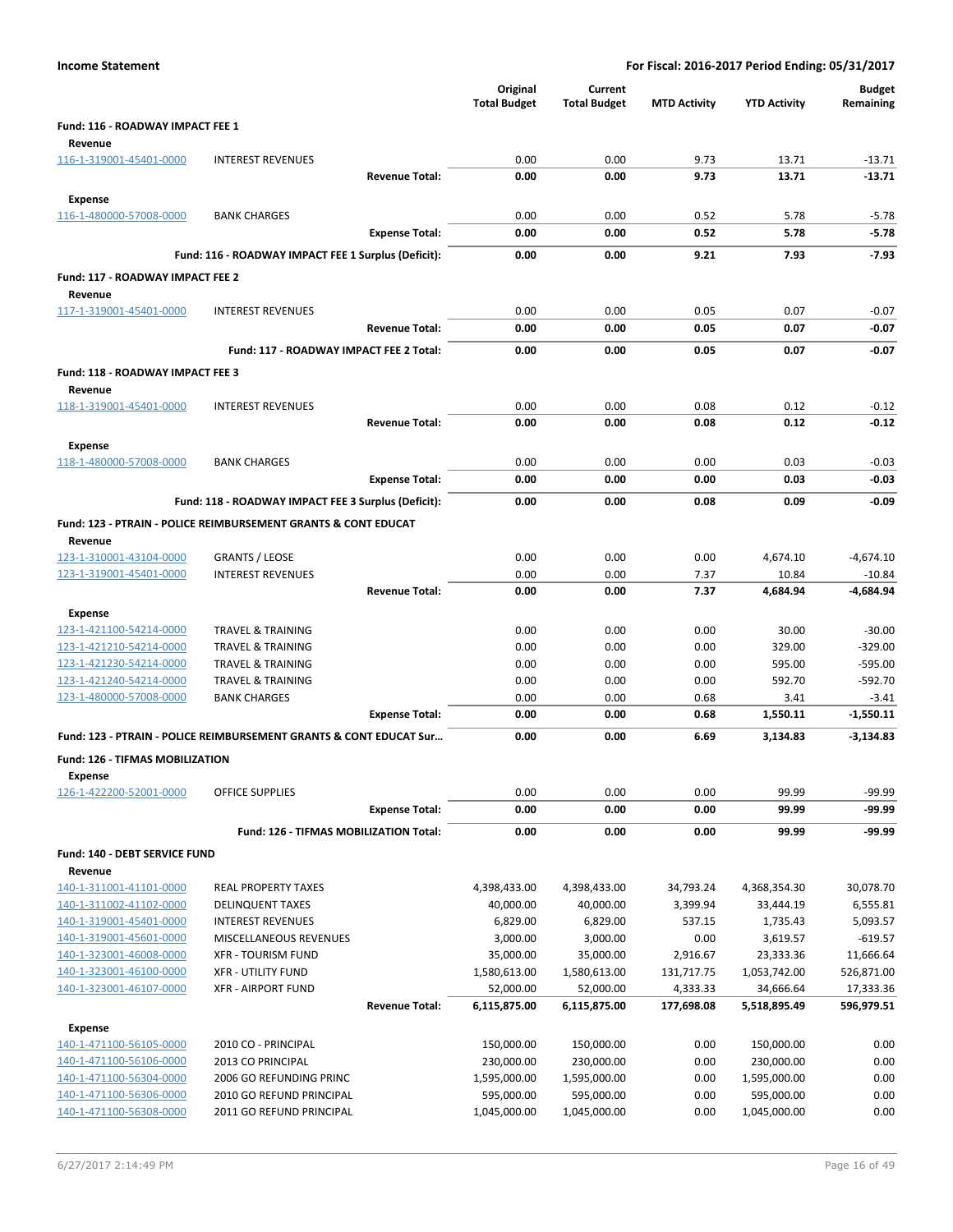**Income Statement** | **For Fiscal: 2016-2017 Period Ending: 05/31/2017**

| | | Original Total Budget | Current Total Budget | MTD Activity | YTD Activity | Budget Remaining |
|---|---|---|---|---|---|---|
| **Fund: 116 - ROADWAY IMPACT FEE 1** | | | | | | |
| **Revenue** | | | | | | |
| 116-1-319001-45401-0000 | INTEREST REVENUES | 0.00 | 0.00 | 9.73 | 13.71 | -13.71 |
| | **Revenue Total:** | **0.00** | **0.00** | **9.73** | **13.71** | **-13.71** |
| **Expense** | | | | | | |
| 116-1-480000-57008-0000 | BANK CHARGES | 0.00 | 0.00 | 0.52 | 5.78 | -5.78 |
| | **Expense Total:** | **0.00** | **0.00** | **0.52** | **5.78** | **-5.78** |
| | **Fund: 116 - ROADWAY IMPACT FEE 1 Surplus (Deficit):** | **0.00** | **0.00** | **9.21** | **7.93** | **-7.93** |
| **Fund: 117 - ROADWAY IMPACT FEE 2** | | | | | | |
| **Revenue** | | | | | | |
| 117-1-319001-45401-0000 | INTEREST REVENUES | 0.00 | 0.00 | 0.05 | 0.07 | -0.07 |
| | **Revenue Total:** | **0.00** | **0.00** | **0.05** | **0.07** | **-0.07** |
| | **Fund: 117 - ROADWAY IMPACT FEE 2 Total:** | **0.00** | **0.00** | **0.05** | **0.07** | **-0.07** |
| **Fund: 118 - ROADWAY IMPACT FEE 3** | | | | | | |
| **Revenue** | | | | | | |
| 118-1-319001-45401-0000 | INTEREST REVENUES | 0.00 | 0.00 | 0.08 | 0.12 | -0.12 |
| | **Revenue Total:** | **0.00** | **0.00** | **0.08** | **0.12** | **-0.12** |
| **Expense** | | | | | | |
| 118-1-480000-57008-0000 | BANK CHARGES | 0.00 | 0.00 | 0.00 | 0.03 | -0.03 |
| | **Expense Total:** | **0.00** | **0.00** | **0.00** | **0.03** | **-0.03** |
| | **Fund: 118 - ROADWAY IMPACT FEE 3 Surplus (Deficit):** | **0.00** | **0.00** | **0.08** | **0.09** | **-0.09** |
| **Fund: 123 - PTRAIN - POLICE REIMBURSEMENT GRANTS & CONT EDUCAT** | | | | | | |
| **Revenue** | | | | | | |
| 123-1-310001-43104-0000 | GRANTS / LEOSE | 0.00 | 0.00 | 0.00 | 4,674.10 | -4,674.10 |
| 123-1-319001-45401-0000 | INTEREST REVENUES | 0.00 | 0.00 | 7.37 | 10.84 | -10.84 |
| | **Revenue Total:** | **0.00** | **0.00** | **7.37** | **4,684.94** | **-4,684.94** |
| **Expense** | | | | | | |
| 123-1-421100-54214-0000 | TRAVEL & TRAINING | 0.00 | 0.00 | 0.00 | 30.00 | -30.00 |
| 123-1-421210-54214-0000 | TRAVEL & TRAINING | 0.00 | 0.00 | 0.00 | 329.00 | -329.00 |
| 123-1-421230-54214-0000 | TRAVEL & TRAINING | 0.00 | 0.00 | 0.00 | 595.00 | -595.00 |
| 123-1-421240-54214-0000 | TRAVEL & TRAINING | 0.00 | 0.00 | 0.00 | 592.70 | -592.70 |
| 123-1-480000-57008-0000 | BANK CHARGES | 0.00 | 0.00 | 0.68 | 3.41 | -3.41 |
| | **Expense Total:** | **0.00** | **0.00** | **0.68** | **1,550.11** | **-1,550.11** |
| | **Fund: 123 - PTRAIN - POLICE REIMBURSEMENT GRANTS & CONT EDUCAT Sur...** | **0.00** | **0.00** | **6.69** | **3,134.83** | **-3,134.83** |
| **Fund: 126 - TIFMAS MOBILIZATION** | | | | | | |
| **Expense** | | | | | | |
| 126-1-422200-52001-0000 | OFFICE SUPPLIES | 0.00 | 0.00 | 0.00 | 99.99 | -99.99 |
| | **Expense Total:** | **0.00** | **0.00** | **0.00** | **99.99** | **-99.99** |
| | **Fund: 126 - TIFMAS MOBILIZATION Total:** | **0.00** | **0.00** | **0.00** | **99.99** | **-99.99** |
| **Fund: 140 - DEBT SERVICE FUND** | | | | | | |
| **Revenue** | | | | | | |
| 140-1-311001-41101-0000 | REAL PROPERTY TAXES | 4,398,433.00 | 4,398,433.00 | 34,793.24 | 4,368,354.30 | 30,078.70 |
| 140-1-311002-41102-0000 | DELINQUENT TAXES | 40,000.00 | 40,000.00 | 3,399.94 | 33,444.19 | 6,555.81 |
| 140-1-319001-45401-0000 | INTEREST REVENUES | 6,829.00 | 6,829.00 | 537.15 | 1,735.43 | 5,093.57 |
| 140-1-319001-45601-0000 | MISCELLANEOUS REVENUES | 3,000.00 | 3,000.00 | 0.00 | 3,619.57 | -619.57 |
| 140-1-323001-46008-0000 | XFR - TOURISM FUND | 35,000.00 | 35,000.00 | 2,916.67 | 23,333.36 | 11,666.64 |
| 140-1-323001-46100-0000 | XFR - UTILITY FUND | 1,580,613.00 | 1,580,613.00 | 131,717.75 | 1,053,742.00 | 526,871.00 |
| 140-1-323001-46107-0000 | XFR - AIRPORT FUND | 52,000.00 | 52,000.00 | 4,333.33 | 34,666.64 | 17,333.36 |
| | **Revenue Total:** | **6,115,875.00** | **6,115,875.00** | **177,698.08** | **5,518,895.49** | **596,979.51** |
| **Expense** | | | | | | |
| 140-1-471100-56105-0000 | 2010 CO - PRINCIPAL | 150,000.00 | 150,000.00 | 0.00 | 150,000.00 | 0.00 |
| 140-1-471100-56106-0000 | 2013 CO PRINCIPAL | 230,000.00 | 230,000.00 | 0.00 | 230,000.00 | 0.00 |
| 140-1-471100-56304-0000 | 2006 GO REFUNDING PRINC | 1,595,000.00 | 1,595,000.00 | 0.00 | 1,595,000.00 | 0.00 |
| 140-1-471100-56306-0000 | 2010 GO REFUND PRINCIPAL | 595,000.00 | 595,000.00 | 0.00 | 595,000.00 | 0.00 |
| 140-1-471100-56308-0000 | 2011 GO REFUND PRINCIPAL | 1,045,000.00 | 1,045,000.00 | 0.00 | 1,045,000.00 | 0.00 |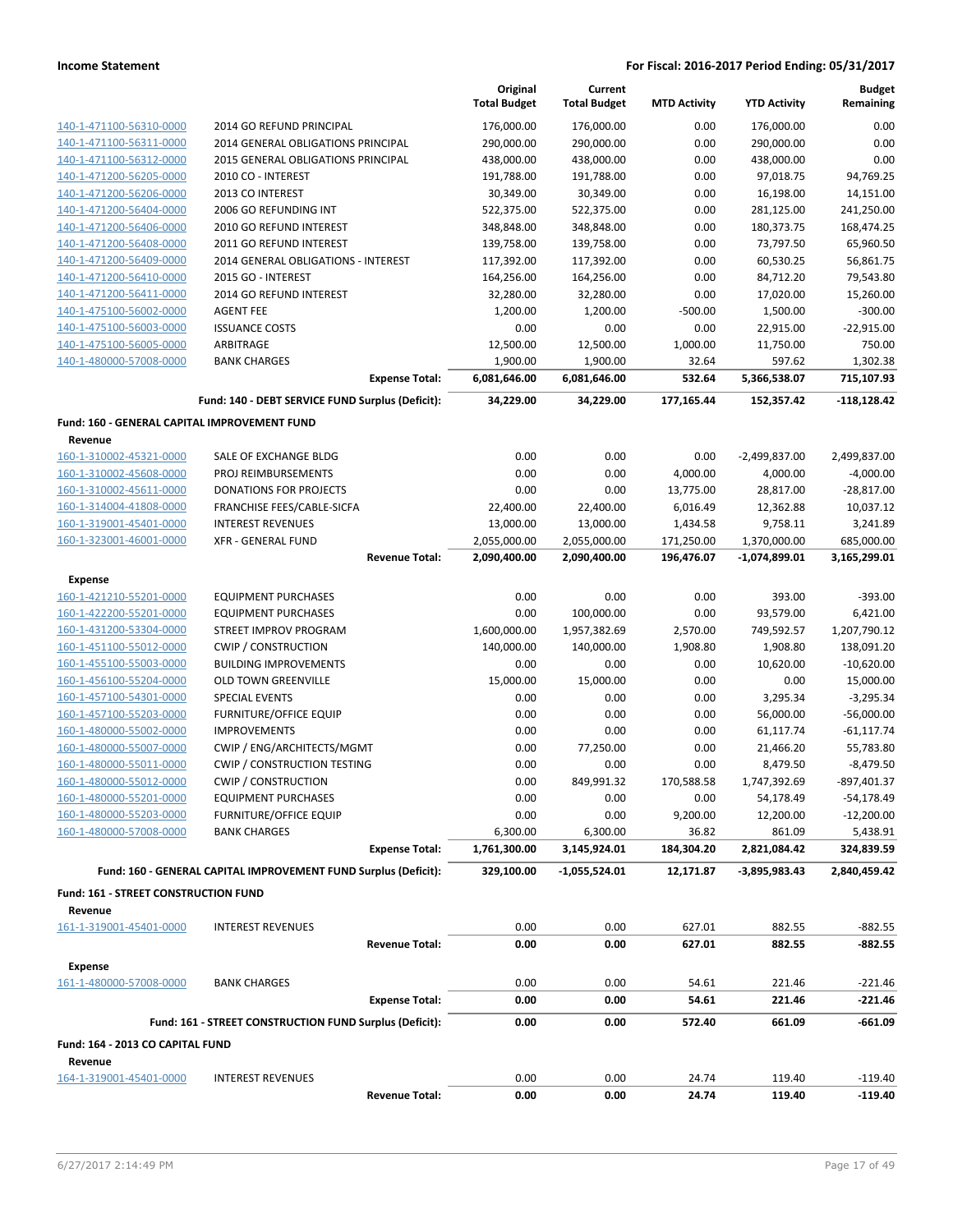| | | Original Total Budget | Current Total Budget | MTD Activity | YTD Activity | Budget Remaining |
|---|---|---|---|---|---|---|
| 140-1-471100-56310-0000 | 2014 GO REFUND PRINCIPAL | 176,000.00 | 176,000.00 | 0.00 | 176,000.00 | 0.00 |
| 140-1-471100-56311-0000 | 2014 GENERAL OBLIGATIONS PRINCIPAL | 290,000.00 | 290,000.00 | 0.00 | 290,000.00 | 0.00 |
| 140-1-471100-56312-0000 | 2015 GENERAL OBLIGATIONS PRINCIPAL | 438,000.00 | 438,000.00 | 0.00 | 438,000.00 | 0.00 |
| 140-1-471200-56205-0000 | 2010 CO - INTEREST | 191,788.00 | 191,788.00 | 0.00 | 97,018.75 | 94,769.25 |
| 140-1-471200-56206-0000 | 2013 CO INTEREST | 30,349.00 | 30,349.00 | 0.00 | 16,198.00 | 14,151.00 |
| 140-1-471200-56404-0000 | 2006 GO REFUNDING INT | 522,375.00 | 522,375.00 | 0.00 | 281,125.00 | 241,250.00 |
| 140-1-471200-56406-0000 | 2010 GO REFUND INTEREST | 348,848.00 | 348,848.00 | 0.00 | 180,373.75 | 168,474.25 |
| 140-1-471200-56408-0000 | 2011 GO REFUND INTEREST | 139,758.00 | 139,758.00 | 0.00 | 73,797.50 | 65,960.50 |
| 140-1-471200-56409-0000 | 2014 GENERAL OBLIGATIONS - INTEREST | 117,392.00 | 117,392.00 | 0.00 | 60,530.25 | 56,861.75 |
| 140-1-471200-56410-0000 | 2015 GO - INTEREST | 164,256.00 | 164,256.00 | 0.00 | 84,712.20 | 79,543.80 |
| 140-1-471200-56411-0000 | 2014 GO REFUND INTEREST | 32,280.00 | 32,280.00 | 0.00 | 17,020.00 | 15,260.00 |
| 140-1-475100-56002-0000 | AGENT FEE | 1,200.00 | 1,200.00 | -500.00 | 1,500.00 | -300.00 |
| 140-1-475100-56003-0000 | ISSUANCE COSTS | 0.00 | 0.00 | 0.00 | 22,915.00 | -22,915.00 |
| 140-1-475100-56005-0000 | ARBITRAGE | 12,500.00 | 12,500.00 | 1,000.00 | 11,750.00 | 750.00 |
| 140-1-480000-57008-0000 | BANK CHARGES | 1,900.00 | 1,900.00 | 32.64 | 597.62 | 1,302.38 |
| | **Expense Total:** | **6,081,646.00** | **6,081,646.00** | **532.64** | **5,366,538.07** | **715,107.93** |
| | **Fund: 140 - DEBT SERVICE FUND Surplus (Deficit):** | **34,229.00** | **34,229.00** | **177,165.44** | **152,357.42** | **-118,128.42** |

**Fund: 160 - GENERAL CAPITAL IMPROVEMENT FUND**

| | | Original Total Budget | Current Total Budget | MTD Activity | YTD Activity | Budget Remaining |
|---|---|---|---|---|---|---|
| **Revenue** | | | | | | |
| 160-1-310002-45321-0000 | SALE OF EXCHANGE BLDG | 0.00 | 0.00 | 0.00 | -2,499,837.00 | 2,499,837.00 |
| 160-1-310002-45608-0000 | PROJ REIMBURSEMENTS | 0.00 | 0.00 | 4,000.00 | 4,000.00 | -4,000.00 |
| 160-1-310002-45611-0000 | DONATIONS FOR PROJECTS | 0.00 | 0.00 | 13,775.00 | 28,817.00 | -28,817.00 |
| 160-1-314004-41808-0000 | FRANCHISE FEES/CABLE-SICFA | 22,400.00 | 22,400.00 | 6,016.49 | 12,362.88 | 10,037.12 |
| 160-1-319001-45401-0000 | INTEREST REVENUES | 13,000.00 | 13,000.00 | 1,434.58 | 9,758.11 | 3,241.89 |
| 160-1-323001-46001-0000 | XFR - GENERAL FUND | 2,055,000.00 | 2,055,000.00 | 171,250.00 | 1,370,000.00 | 685,000.00 |
| | **Revenue Total:** | **2,090,400.00** | **2,090,400.00** | **196,476.07** | **-1,074,899.01** | **3,165,299.01** |
| **Expense** | | | | | | |
| 160-1-421210-55201-0000 | EQUIPMENT PURCHASES | 0.00 | 0.00 | 0.00 | 393.00 | -393.00 |
| 160-1-422200-55201-0000 | EQUIPMENT PURCHASES | 0.00 | 100,000.00 | 0.00 | 93,579.00 | 6,421.00 |
| 160-1-431200-53304-0000 | STREET IMPROV PROGRAM | 1,600,000.00 | 1,957,382.69 | 2,570.00 | 749,592.57 | 1,207,790.12 |
| 160-1-451100-55012-0000 | CWIP / CONSTRUCTION | 140,000.00 | 140,000.00 | 1,908.80 | 1,908.80 | 138,091.20 |
| 160-1-455100-55003-0000 | BUILDING IMPROVEMENTS | 0.00 | 0.00 | 0.00 | 10,620.00 | -10,620.00 |
| 160-1-456100-55204-0000 | OLD TOWN GREENVILLE | 15,000.00 | 15,000.00 | 0.00 | 0.00 | 15,000.00 |
| 160-1-457100-54301-0000 | SPECIAL EVENTS | 0.00 | 0.00 | 0.00 | 3,295.34 | -3,295.34 |
| 160-1-457100-55203-0000 | FURNITURE/OFFICE EQUIP | 0.00 | 0.00 | 0.00 | 56,000.00 | -56,000.00 |
| 160-1-480000-55002-0000 | IMPROVEMENTS | 0.00 | 0.00 | 0.00 | 61,117.74 | -61,117.74 |
| 160-1-480000-55007-0000 | CWIP / ENG/ARCHITECTS/MGMT | 0.00 | 77,250.00 | 0.00 | 21,466.20 | 55,783.80 |
| 160-1-480000-55011-0000 | CWIP / CONSTRUCTION TESTING | 0.00 | 0.00 | 0.00 | 8,479.50 | -8,479.50 |
| 160-1-480000-55012-0000 | CWIP / CONSTRUCTION | 0.00 | 849,991.32 | 170,588.58 | 1,747,392.69 | -897,401.37 |
| 160-1-480000-55201-0000 | EQUIPMENT PURCHASES | 0.00 | 0.00 | 0.00 | 54,178.49 | -54,178.49 |
| 160-1-480000-55203-0000 | FURNITURE/OFFICE EQUIP | 0.00 | 0.00 | 9,200.00 | 12,200.00 | -12,200.00 |
| 160-1-480000-57008-0000 | BANK CHARGES | 6,300.00 | 6,300.00 | 36.82 | 861.09 | 5,438.91 |
| | **Expense Total:** | **1,761,300.00** | **3,145,924.01** | **184,304.20** | **2,821,084.42** | **324,839.59** |
| | **Fund: 160 - GENERAL CAPITAL IMPROVEMENT FUND Surplus (Deficit):** | **329,100.00** | **-1,055,524.01** | **12,171.87** | **-3,895,983.43** | **2,840,459.42** |

**Fund: 161 - STREET CONSTRUCTION FUND**

| | | Original Total Budget | Current Total Budget | MTD Activity | YTD Activity | Budget Remaining |
|---|---|---|---|---|---|---|
| **Revenue** | | | | | | |
| 161-1-319001-45401-0000 | INTEREST REVENUES | 0.00 | 0.00 | 627.01 | 882.55 | -882.55 |
| | **Revenue Total:** | **0.00** | **0.00** | **627.01** | **882.55** | **-882.55** |
| **Expense** | | | | | | |
| 161-1-480000-57008-0000 | BANK CHARGES | 0.00 | 0.00 | 54.61 | 221.46 | -221.46 |
| | **Expense Total:** | **0.00** | **0.00** | **54.61** | **221.46** | **-221.46** |
| | **Fund: 161 - STREET CONSTRUCTION FUND Surplus (Deficit):** | **0.00** | **0.00** | **572.40** | **661.09** | **-661.09** |

**Fund: 164 - 2013 CO CAPITAL FUND**

| | | Original Total Budget | Current Total Budget | MTD Activity | YTD Activity | Budget Remaining |
|---|---|---|---|---|---|---|
| **Revenue** | | | | | | |
| 164-1-319001-45401-0000 | INTEREST REVENUES | 0.00 | 0.00 | 24.74 | 119.40 | -119.40 |
| | **Revenue Total:** | **0.00** | **0.00** | **24.74** | **119.40** | **-119.40** |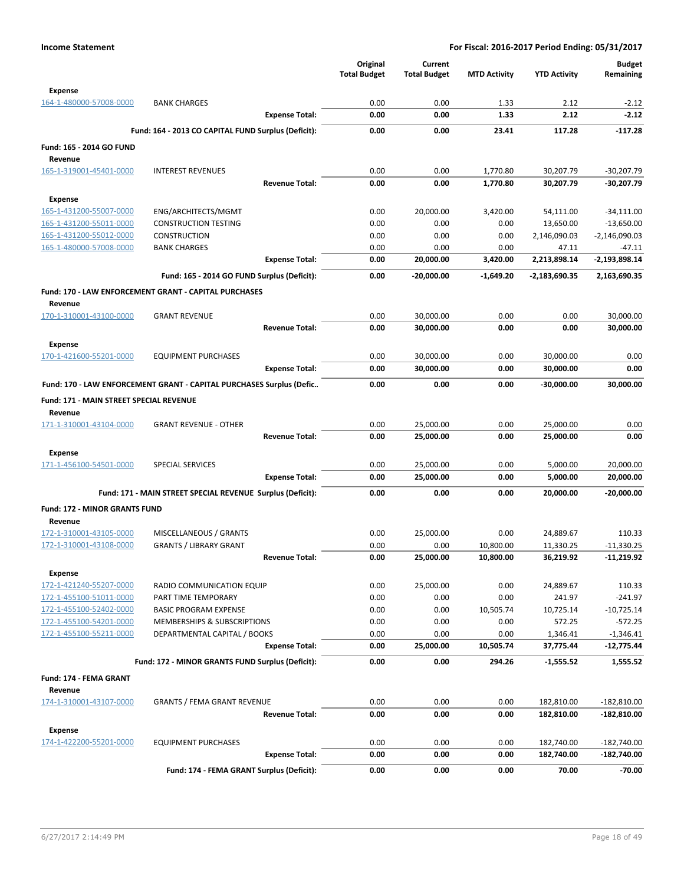**Income Statement** — For Fiscal: 2016-2017 Period Ending: 05/31/2017

| | | Original Total Budget | Current Total Budget | MTD Activity | YTD Activity | Budget Remaining |
|---|---|---|---|---|---|---|
| **Expense** | | | | | | |
| 164-1-480000-57008-0000 | BANK CHARGES | 0.00 | 0.00 | 1.33 | 2.12 | -2.12 |
| | **Expense Total:** | **0.00** | **0.00** | **1.33** | **2.12** | **-2.12** |
| | **Fund: 164 - 2013 CO CAPITAL FUND Surplus (Deficit):** | **0.00** | **0.00** | **23.41** | **117.28** | **-117.28** |
| **Fund: 165 - 2014 GO FUND** | | | | | | |
| **Revenue** | | | | | | |
| 165-1-319001-45401-0000 | INTEREST REVENUES | 0.00 | 0.00 | 1,770.80 | 30,207.79 | -30,207.79 |
| | **Revenue Total:** | **0.00** | **0.00** | **1,770.80** | **30,207.79** | **-30,207.79** |
| **Expense** | | | | | | |
| 165-1-431200-55007-0000 | ENG/ARCHITECTS/MGMT | 0.00 | 20,000.00 | 3,420.00 | 54,111.00 | -34,111.00 |
| 165-1-431200-55011-0000 | CONSTRUCTION TESTING | 0.00 | 0.00 | 0.00 | 13,650.00 | -13,650.00 |
| 165-1-431200-55012-0000 | CONSTRUCTION | 0.00 | 0.00 | 0.00 | 2,146,090.03 | -2,146,090.03 |
| 165-1-480000-57008-0000 | BANK CHARGES | 0.00 | 0.00 | 0.00 | 47.11 | -47.11 |
| | **Expense Total:** | **0.00** | **20,000.00** | **3,420.00** | **2,213,898.14** | **-2,193,898.14** |
| | **Fund: 165 - 2014 GO FUND Surplus (Deficit):** | **0.00** | **-20,000.00** | **-1,649.20** | **-2,183,690.35** | **2,163,690.35** |
| **Fund: 170 - LAW ENFORCEMENT GRANT - CAPITAL PURCHASES** | | | | | | |
| **Revenue** | | | | | | |
| 170-1-310001-43100-0000 | GRANT REVENUE | 0.00 | 30,000.00 | 0.00 | 0.00 | 30,000.00 |
| | **Revenue Total:** | **0.00** | **30,000.00** | **0.00** | **0.00** | **30,000.00** |
| **Expense** | | | | | | |
| 170-1-421600-55201-0000 | EQUIPMENT PURCHASES | 0.00 | 30,000.00 | 0.00 | 30,000.00 | 0.00 |
| | **Expense Total:** | **0.00** | **30,000.00** | **0.00** | **30,000.00** | **0.00** |
| | **Fund: 170 - LAW ENFORCEMENT GRANT - CAPITAL PURCHASES Surplus (Defic..** | **0.00** | **0.00** | **0.00** | **-30,000.00** | **30,000.00** |
| **Fund: 171 - MAIN STREET SPECIAL REVENUE** | | | | | | |
| **Revenue** | | | | | | |
| 171-1-310001-43104-0000 | GRANT REVENUE - OTHER | 0.00 | 25,000.00 | 0.00 | 25,000.00 | 0.00 |
| | **Revenue Total:** | **0.00** | **25,000.00** | **0.00** | **25,000.00** | **0.00** |
| **Expense** | | | | | | |
| 171-1-456100-54501-0000 | SPECIAL SERVICES | 0.00 | 25,000.00 | 0.00 | 5,000.00 | 20,000.00 |
| | **Expense Total:** | **0.00** | **25,000.00** | **0.00** | **5,000.00** | **20,000.00** |
| | **Fund: 171 - MAIN STREET SPECIAL REVENUE Surplus (Deficit):** | **0.00** | **0.00** | **0.00** | **20,000.00** | **-20,000.00** |
| **Fund: 172 - MINOR GRANTS FUND** | | | | | | |
| **Revenue** | | | | | | |
| 172-1-310001-43105-0000 | MISCELLANEOUS / GRANTS | 0.00 | 25,000.00 | 0.00 | 24,889.67 | 110.33 |
| 172-1-310001-43108-0000 | GRANTS / LIBRARY GRANT | 0.00 | 0.00 | 10,800.00 | 11,330.25 | -11,330.25 |
| | **Revenue Total:** | **0.00** | **25,000.00** | **10,800.00** | **36,219.92** | **-11,219.92** |
| **Expense** | | | | | | |
| 172-1-421240-55207-0000 | RADIO COMMUNICATION EQUIP | 0.00 | 25,000.00 | 0.00 | 24,889.67 | 110.33 |
| 172-1-455100-51011-0000 | PART TIME TEMPORARY | 0.00 | 0.00 | 0.00 | 241.97 | -241.97 |
| 172-1-455100-52402-0000 | BASIC PROGRAM EXPENSE | 0.00 | 0.00 | 10,505.74 | 10,725.14 | -10,725.14 |
| 172-1-455100-54201-0000 | MEMBERSHIPS & SUBSCRIPTIONS | 0.00 | 0.00 | 0.00 | 572.25 | -572.25 |
| 172-1-455100-55211-0000 | DEPARTMENTAL CAPITAL / BOOKS | 0.00 | 0.00 | 0.00 | 1,346.41 | -1,346.41 |
| | **Expense Total:** | **0.00** | **25,000.00** | **10,505.74** | **37,775.44** | **-12,775.44** |
| | **Fund: 172 - MINOR GRANTS FUND Surplus (Deficit):** | **0.00** | **0.00** | **294.26** | **-1,555.52** | **1,555.52** |
| **Fund: 174 - FEMA GRANT** | | | | | | |
| **Revenue** | | | | | | |
| 174-1-310001-43107-0000 | GRANTS / FEMA GRANT REVENUE | 0.00 | 0.00 | 0.00 | 182,810.00 | -182,810.00 |
| | **Revenue Total:** | **0.00** | **0.00** | **0.00** | **182,810.00** | **-182,810.00** |
| **Expense** | | | | | | |
| 174-1-422200-55201-0000 | EQUIPMENT PURCHASES | 0.00 | 0.00 | 0.00 | 182,740.00 | -182,740.00 |
| | **Expense Total:** | **0.00** | **0.00** | **0.00** | **182,740.00** | **-182,740.00** |
| | **Fund: 174 - FEMA GRANT Surplus (Deficit):** | **0.00** | **0.00** | **0.00** | **70.00** | **-70.00** |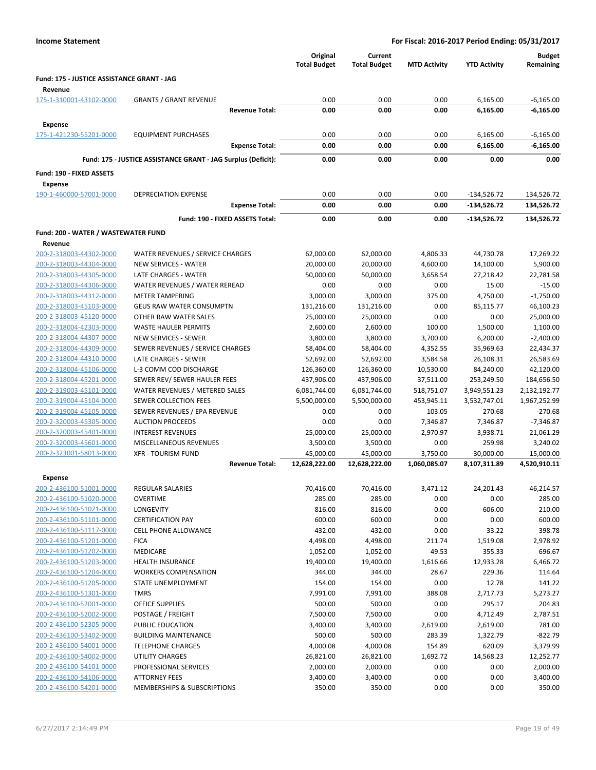**Income Statement** | **For Fiscal: 2016-2017 Period Ending: 05/31/2017**

| | | Original Total Budget | Current Total Budget | MTD Activity | YTD Activity | Budget Remaining |
|---|---|---|---|---|---|---|
| **Fund: 175 - JUSTICE ASSISTANCE GRANT - JAG** | | | | | | |
| **Revenue** | | | | | | |
| 175-1-310001-43102-0000 | GRANTS / GRANT REVENUE | 0.00 | 0.00 | 0.00 | 6,165.00 | -6,165.00 |
| | **Revenue Total:** | **0.00** | **0.00** | **0.00** | **6,165.00** | **-6,165.00** |
| **Expense** | | | | | | |
| 175-1-421230-55201-0000 | EQUIPMENT PURCHASES | 0.00 | 0.00 | 0.00 | 6,165.00 | -6,165.00 |
| | **Expense Total:** | **0.00** | **0.00** | **0.00** | **6,165.00** | **-6,165.00** |
| | **Fund: 175 - JUSTICE ASSISTANCE GRANT - JAG Surplus (Deficit):** | **0.00** | **0.00** | **0.00** | **0.00** | **0.00** |
| **Fund: 190 - FIXED ASSETS** | | | | | | |
| **Expense** | | | | | | |
| 190-1-460000-57001-0000 | DEPRECIATION EXPENSE | 0.00 | 0.00 | 0.00 | -134,526.72 | 134,526.72 |
| | **Expense Total:** | **0.00** | **0.00** | **0.00** | **-134,526.72** | **134,526.72** |
| | **Fund: 190 - FIXED ASSETS Total:** | **0.00** | **0.00** | **0.00** | **-134,526.72** | **134,526.72** |
| **Fund: 200 - WATER / WASTEWATER FUND** | | | | | | |
| **Revenue** | | | | | | |
| 200-2-318003-44302-0000 | WATER REVENUES / SERVICE CHARGES | 62,000.00 | 62,000.00 | 4,806.33 | 44,730.78 | 17,269.22 |
| 200-2-318003-44304-0000 | NEW SERVICES - WATER | 20,000.00 | 20,000.00 | 4,600.00 | 14,100.00 | 5,900.00 |
| 200-2-318003-44305-0000 | LATE CHARGES - WATER | 50,000.00 | 50,000.00 | 3,658.54 | 27,218.42 | 22,781.58 |
| 200-2-318003-44306-0000 | WATER REVENUES / WATER REREAD | 0.00 | 0.00 | 0.00 | 15.00 | -15.00 |
| 200-2-318003-44312-0000 | METER TAMPERING | 3,000.00 | 3,000.00 | 375.00 | 4,750.00 | -1,750.00 |
| 200-2-318003-45103-0000 | GEUS RAW WATER CONSUMPTN | 131,216.00 | 131,216.00 | 0.00 | 85,115.77 | 46,100.23 |
| 200-2-318003-45120-0000 | OTHER RAW WATER SALES | 25,000.00 | 25,000.00 | 0.00 | 0.00 | 25,000.00 |
| 200-2-318004-42303-0000 | WASTE HAULER PERMITS | 2,600.00 | 2,600.00 | 100.00 | 1,500.00 | 1,100.00 |
| 200-2-318004-44307-0000 | NEW SERVICES - SEWER | 3,800.00 | 3,800.00 | 3,700.00 | 6,200.00 | -2,400.00 |
| 200-2-318004-44309-0000 | SEWER REVENUES / SERVICE CHARGES | 58,404.00 | 58,404.00 | 4,352.55 | 35,969.63 | 22,434.37 |
| 200-2-318004-44310-0000 | LATE CHARGES - SEWER | 52,692.00 | 52,692.00 | 3,584.58 | 26,108.31 | 26,583.69 |
| 200-2-318004-45106-0000 | L-3 COMM COD DISCHARGE | 126,360.00 | 126,360.00 | 10,530.00 | 84,240.00 | 42,120.00 |
| 200-2-318004-45201-0000 | SEWER REV/ SEWER HAULER FEES | 437,906.00 | 437,906.00 | 37,511.00 | 253,249.50 | 184,656.50 |
| 200-2-319003-45101-0000 | WATER REVENUES / METERED SALES | 6,081,744.00 | 6,081,744.00 | 518,751.07 | 3,949,551.23 | 2,132,192.77 |
| 200-2-319004-45104-0000 | SEWER COLLECTION FEES | 5,500,000.00 | 5,500,000.00 | 453,945.11 | 3,532,747.01 | 1,967,252.99 |
| 200-2-319004-45105-0000 | SEWER REVENUES / EPA REVENUE | 0.00 | 0.00 | 103.05 | 270.68 | -270.68 |
| 200-2-320003-45305-0000 | AUCTION PROCEEDS | 0.00 | 0.00 | 7,346.87 | 7,346.87 | -7,346.87 |
| 200-2-320003-45401-0000 | INTEREST REVENUES | 25,000.00 | 25,000.00 | 2,970.97 | 3,938.71 | 21,061.29 |
| 200-2-320003-45601-0000 | MISCELLANEOUS REVENUES | 3,500.00 | 3,500.00 | 0.00 | 259.98 | 3,240.02 |
| 200-2-323001-58013-0000 | XFR - TOURISM FUND | 45,000.00 | 45,000.00 | 3,750.00 | 30,000.00 | 15,000.00 |
| | **Revenue Total:** | **12,628,222.00** | **12,628,222.00** | **1,060,085.07** | **8,107,311.89** | **4,520,910.11** |
| **Expense** | | | | | | |
| 200-2-436100-51001-0000 | REGULAR SALARIES | 70,416.00 | 70,416.00 | 3,471.12 | 24,201.43 | 46,214.57 |
| 200-2-436100-51020-0000 | OVERTIME | 285.00 | 285.00 | 0.00 | 0.00 | 285.00 |
| 200-2-436100-51021-0000 | LONGEVITY | 816.00 | 816.00 | 0.00 | 606.00 | 210.00 |
| 200-2-436100-51101-0000 | CERTIFICATION PAY | 600.00 | 600.00 | 0.00 | 0.00 | 600.00 |
| 200-2-436100-51117-0000 | CELL PHONE ALLOWANCE | 432.00 | 432.00 | 0.00 | 33.22 | 398.78 |
| 200-2-436100-51201-0000 | FICA | 4,498.00 | 4,498.00 | 211.74 | 1,519.08 | 2,978.92 |
| 200-2-436100-51202-0000 | MEDICARE | 1,052.00 | 1,052.00 | 49.53 | 355.33 | 696.67 |
| 200-2-436100-51203-0000 | HEALTH INSURANCE | 19,400.00 | 19,400.00 | 1,616.66 | 12,933.28 | 6,466.72 |
| 200-2-436100-51204-0000 | WORKERS COMPENSATION | 344.00 | 344.00 | 28.67 | 229.36 | 114.64 |
| 200-2-436100-51205-0000 | STATE UNEMPLOYMENT | 154.00 | 154.00 | 0.00 | 12.78 | 141.22 |
| 200-2-436100-51301-0000 | TMRS | 7,991.00 | 7,991.00 | 388.08 | 2,717.73 | 5,273.27 |
| 200-2-436100-52001-0000 | OFFICE SUPPLIES | 500.00 | 500.00 | 0.00 | 295.17 | 204.83 |
| 200-2-436100-52002-0000 | POSTAGE / FREIGHT | 7,500.00 | 7,500.00 | 0.00 | 4,712.49 | 2,787.51 |
| 200-2-436100-52305-0000 | PUBLIC EDUCATION | 3,400.00 | 3,400.00 | 2,619.00 | 2,619.00 | 781.00 |
| 200-2-436100-53402-0000 | BUILDING MAINTENANCE | 500.00 | 500.00 | 283.39 | 1,322.79 | -822.79 |
| 200-2-436100-54001-0000 | TELEPHONE CHARGES | 4,000.08 | 4,000.08 | 154.89 | 620.09 | 3,379.99 |
| 200-2-436100-54002-0000 | UTILITY CHARGES | 26,821.00 | 26,821.00 | 1,692.72 | 14,568.23 | 12,252.77 |
| 200-2-436100-54101-0000 | PROFESSIONAL SERVICES | 2,000.00 | 2,000.00 | 0.00 | 0.00 | 2,000.00 |
| 200-2-436100-54106-0000 | ATTORNEY FEES | 3,400.00 | 3,400.00 | 0.00 | 0.00 | 3,400.00 |
| 200-2-436100-54201-0000 | MEMBERSHIPS & SUBSCRIPTIONS | 350.00 | 350.00 | 0.00 | 0.00 | 350.00 |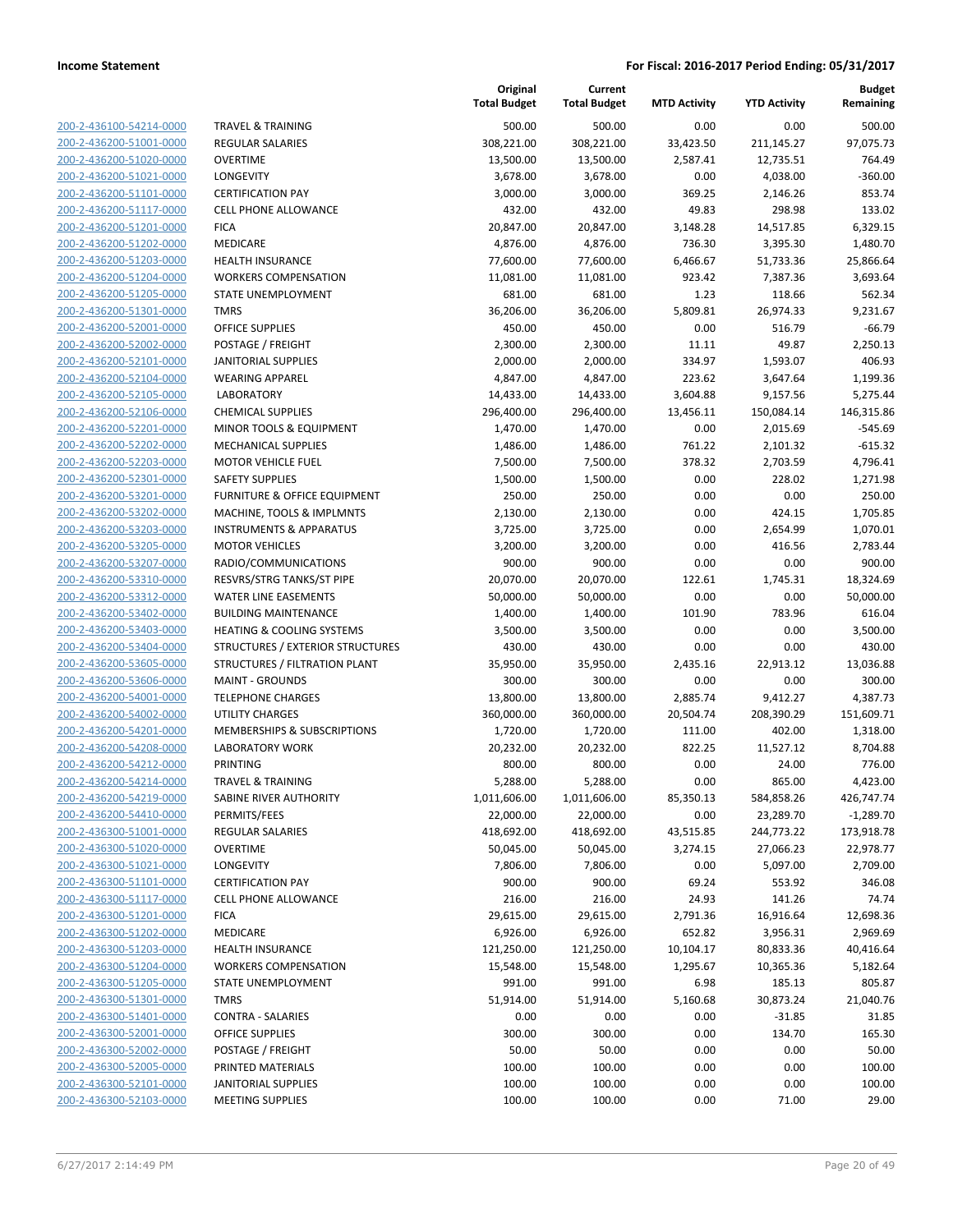**Income Statement** | **For Fiscal: 2016-2017 Period Ending: 05/31/2017**

| | | Original Total Budget | Current Total Budget | MTD Activity | YTD Activity | Budget Remaining |
|---|---|---|---|---|---|---|
| 200-2-436100-54214-0000 | TRAVEL & TRAINING | 500.00 | 500.00 | 0.00 | 0.00 | 500.00 |
| 200-2-436200-51001-0000 | REGULAR SALARIES | 308,221.00 | 308,221.00 | 33,423.50 | 211,145.27 | 97,075.73 |
| 200-2-436200-51020-0000 | OVERTIME | 13,500.00 | 13,500.00 | 2,587.41 | 12,735.51 | 764.49 |
| 200-2-436200-51021-0000 | LONGEVITY | 3,678.00 | 3,678.00 | 0.00 | 4,038.00 | -360.00 |
| 200-2-436200-51101-0000 | CERTIFICATION PAY | 3,000.00 | 3,000.00 | 369.25 | 2,146.26 | 853.74 |
| 200-2-436200-51117-0000 | CELL PHONE ALLOWANCE | 432.00 | 432.00 | 49.83 | 298.98 | 133.02 |
| 200-2-436200-51201-0000 | FICA | 20,847.00 | 20,847.00 | 3,148.28 | 14,517.85 | 6,329.15 |
| 200-2-436200-51202-0000 | MEDICARE | 4,876.00 | 4,876.00 | 736.30 | 3,395.30 | 1,480.70 |
| 200-2-436200-51203-0000 | HEALTH INSURANCE | 77,600.00 | 77,600.00 | 6,466.67 | 51,733.36 | 25,866.64 |
| 200-2-436200-51204-0000 | WORKERS COMPENSATION | 11,081.00 | 11,081.00 | 923.42 | 7,387.36 | 3,693.64 |
| 200-2-436200-51205-0000 | STATE UNEMPLOYMENT | 681.00 | 681.00 | 1.23 | 118.66 | 562.34 |
| 200-2-436200-51301-0000 | TMRS | 36,206.00 | 36,206.00 | 5,809.81 | 26,974.33 | 9,231.67 |
| 200-2-436200-52001-0000 | OFFICE SUPPLIES | 450.00 | 450.00 | 0.00 | 516.79 | -66.79 |
| 200-2-436200-52002-0000 | POSTAGE / FREIGHT | 2,300.00 | 2,300.00 | 11.11 | 49.87 | 2,250.13 |
| 200-2-436200-52101-0000 | JANITORIAL SUPPLIES | 2,000.00 | 2,000.00 | 334.97 | 1,593.07 | 406.93 |
| 200-2-436200-52104-0000 | WEARING APPAREL | 4,847.00 | 4,847.00 | 223.62 | 3,647.64 | 1,199.36 |
| 200-2-436200-52105-0000 | LABORATORY | 14,433.00 | 14,433.00 | 3,604.88 | 9,157.56 | 5,275.44 |
| 200-2-436200-52106-0000 | CHEMICAL SUPPLIES | 296,400.00 | 296,400.00 | 13,456.11 | 150,084.14 | 146,315.86 |
| 200-2-436200-52201-0000 | MINOR TOOLS & EQUIPMENT | 1,470.00 | 1,470.00 | 0.00 | 2,015.69 | -545.69 |
| 200-2-436200-52202-0000 | MECHANICAL SUPPLIES | 1,486.00 | 1,486.00 | 761.22 | 2,101.32 | -615.32 |
| 200-2-436200-52203-0000 | MOTOR VEHICLE FUEL | 7,500.00 | 7,500.00 | 378.32 | 2,703.59 | 4,796.41 |
| 200-2-436200-52301-0000 | SAFETY SUPPLIES | 1,500.00 | 1,500.00 | 0.00 | 228.02 | 1,271.98 |
| 200-2-436200-53201-0000 | FURNITURE & OFFICE EQUIPMENT | 250.00 | 250.00 | 0.00 | 0.00 | 250.00 |
| 200-2-436200-53202-0000 | MACHINE, TOOLS & IMPLMNTS | 2,130.00 | 2,130.00 | 0.00 | 424.15 | 1,705.85 |
| 200-2-436200-53203-0000 | INSTRUMENTS & APPARATUS | 3,725.00 | 3,725.00 | 0.00 | 2,654.99 | 1,070.01 |
| 200-2-436200-53205-0000 | MOTOR VEHICLES | 3,200.00 | 3,200.00 | 0.00 | 416.56 | 2,783.44 |
| 200-2-436200-53207-0000 | RADIO/COMMUNICATIONS | 900.00 | 900.00 | 0.00 | 0.00 | 900.00 |
| 200-2-436200-53310-0000 | RESVRS/STRG TANKS/ST PIPE | 20,070.00 | 20,070.00 | 122.61 | 1,745.31 | 18,324.69 |
| 200-2-436200-53312-0000 | WATER LINE EASEMENTS | 50,000.00 | 50,000.00 | 0.00 | 0.00 | 50,000.00 |
| 200-2-436200-53402-0000 | BUILDING MAINTENANCE | 1,400.00 | 1,400.00 | 101.90 | 783.96 | 616.04 |
| 200-2-436200-53403-0000 | HEATING & COOLING SYSTEMS | 3,500.00 | 3,500.00 | 0.00 | 0.00 | 3,500.00 |
| 200-2-436200-53404-0000 | STRUCTURES / EXTERIOR STRUCTURES | 430.00 | 430.00 | 0.00 | 0.00 | 430.00 |
| 200-2-436200-53605-0000 | STRUCTURES / FILTRATION PLANT | 35,950.00 | 35,950.00 | 2,435.16 | 22,913.12 | 13,036.88 |
| 200-2-436200-53606-0000 | MAINT - GROUNDS | 300.00 | 300.00 | 0.00 | 0.00 | 300.00 |
| 200-2-436200-54001-0000 | TELEPHONE CHARGES | 13,800.00 | 13,800.00 | 2,885.74 | 9,412.27 | 4,387.73 |
| 200-2-436200-54002-0000 | UTILITY CHARGES | 360,000.00 | 360,000.00 | 20,504.74 | 208,390.29 | 151,609.71 |
| 200-2-436200-54201-0000 | MEMBERSHIPS & SUBSCRIPTIONS | 1,720.00 | 1,720.00 | 111.00 | 402.00 | 1,318.00 |
| 200-2-436200-54208-0000 | LABORATORY WORK | 20,232.00 | 20,232.00 | 822.25 | 11,527.12 | 8,704.88 |
| 200-2-436200-54212-0000 | PRINTING | 800.00 | 800.00 | 0.00 | 24.00 | 776.00 |
| 200-2-436200-54214-0000 | TRAVEL & TRAINING | 5,288.00 | 5,288.00 | 0.00 | 865.00 | 4,423.00 |
| 200-2-436200-54219-0000 | SABINE RIVER AUTHORITY | 1,011,606.00 | 1,011,606.00 | 85,350.13 | 584,858.26 | 426,747.74 |
| 200-2-436200-54410-0000 | PERMITS/FEES | 22,000.00 | 22,000.00 | 0.00 | 23,289.70 | -1,289.70 |
| 200-2-436300-51001-0000 | REGULAR SALARIES | 418,692.00 | 418,692.00 | 43,515.85 | 244,773.22 | 173,918.78 |
| 200-2-436300-51020-0000 | OVERTIME | 50,045.00 | 50,045.00 | 3,274.15 | 27,066.23 | 22,978.77 |
| 200-2-436300-51021-0000 | LONGEVITY | 7,806.00 | 7,806.00 | 0.00 | 5,097.00 | 2,709.00 |
| 200-2-436300-51101-0000 | CERTIFICATION PAY | 900.00 | 900.00 | 69.24 | 553.92 | 346.08 |
| 200-2-436300-51117-0000 | CELL PHONE ALLOWANCE | 216.00 | 216.00 | 24.93 | 141.26 | 74.74 |
| 200-2-436300-51201-0000 | FICA | 29,615.00 | 29,615.00 | 2,791.36 | 16,916.64 | 12,698.36 |
| 200-2-436300-51202-0000 | MEDICARE | 6,926.00 | 6,926.00 | 652.82 | 3,956.31 | 2,969.69 |
| 200-2-436300-51203-0000 | HEALTH INSURANCE | 121,250.00 | 121,250.00 | 10,104.17 | 80,833.36 | 40,416.64 |
| 200-2-436300-51204-0000 | WORKERS COMPENSATION | 15,548.00 | 15,548.00 | 1,295.67 | 10,365.36 | 5,182.64 |
| 200-2-436300-51205-0000 | STATE UNEMPLOYMENT | 991.00 | 991.00 | 6.98 | 185.13 | 805.87 |
| 200-2-436300-51301-0000 | TMRS | 51,914.00 | 51,914.00 | 5,160.68 | 30,873.24 | 21,040.76 |
| 200-2-436300-51401-0000 | CONTRA - SALARIES | 0.00 | 0.00 | 0.00 | -31.85 | 31.85 |
| 200-2-436300-52001-0000 | OFFICE SUPPLIES | 300.00 | 300.00 | 0.00 | 134.70 | 165.30 |
| 200-2-436300-52002-0000 | POSTAGE / FREIGHT | 50.00 | 50.00 | 0.00 | 0.00 | 50.00 |
| 200-2-436300-52005-0000 | PRINTED MATERIALS | 100.00 | 100.00 | 0.00 | 0.00 | 100.00 |
| 200-2-436300-52101-0000 | JANITORIAL SUPPLIES | 100.00 | 100.00 | 0.00 | 0.00 | 100.00 |
| 200-2-436300-52103-0000 | MEETING SUPPLIES | 100.00 | 100.00 | 0.00 | 71.00 | 29.00 |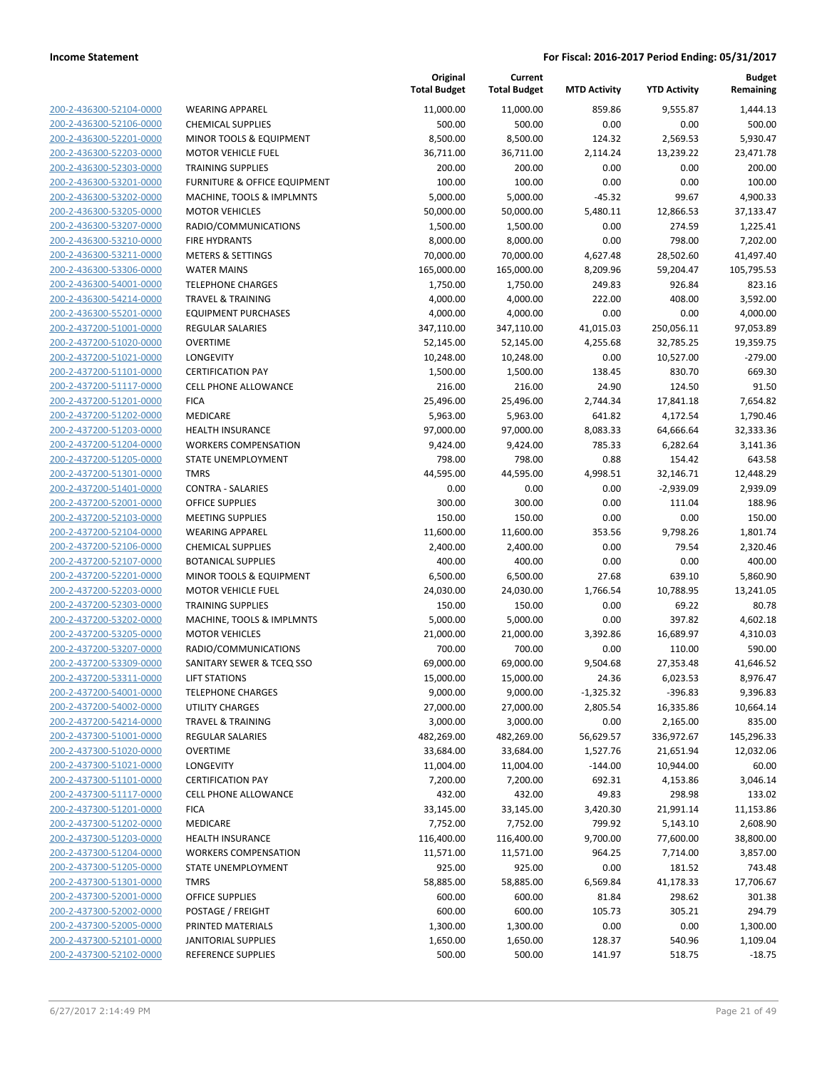**Income Statement** | **For Fiscal: 2016-2017 Period Ending: 05/31/2017**

| | | Original Total Budget | Current Total Budget | MTD Activity | YTD Activity | Budget Remaining |
|---|---|---|---|---|---|---|
| 200-2-436300-52104-0000 | WEARING APPAREL | 11,000.00 | 11,000.00 | 859.86 | 9,555.87 | 1,444.13 |
| 200-2-436300-52106-0000 | CHEMICAL SUPPLIES | 500.00 | 500.00 | 0.00 | 0.00 | 500.00 |
| 200-2-436300-52201-0000 | MINOR TOOLS & EQUIPMENT | 8,500.00 | 8,500.00 | 124.32 | 2,569.53 | 5,930.47 |
| 200-2-436300-52203-0000 | MOTOR VEHICLE FUEL | 36,711.00 | 36,711.00 | 2,114.24 | 13,239.22 | 23,471.78 |
| 200-2-436300-52303-0000 | TRAINING SUPPLIES | 200.00 | 200.00 | 0.00 | 0.00 | 200.00 |
| 200-2-436300-53201-0000 | FURNITURE & OFFICE EQUIPMENT | 100.00 | 100.00 | 0.00 | 0.00 | 100.00 |
| 200-2-436300-53202-0000 | MACHINE, TOOLS & IMPLMNTS | 5,000.00 | 5,000.00 | -45.32 | 99.67 | 4,900.33 |
| 200-2-436300-53205-0000 | MOTOR VEHICLES | 50,000.00 | 50,000.00 | 5,480.11 | 12,866.53 | 37,133.47 |
| 200-2-436300-53207-0000 | RADIO/COMMUNICATIONS | 1,500.00 | 1,500.00 | 0.00 | 274.59 | 1,225.41 |
| 200-2-436300-53210-0000 | FIRE HYDRANTS | 8,000.00 | 8,000.00 | 0.00 | 798.00 | 7,202.00 |
| 200-2-436300-53211-0000 | METERS & SETTINGS | 70,000.00 | 70,000.00 | 4,627.48 | 28,502.60 | 41,497.40 |
| 200-2-436300-53306-0000 | WATER MAINS | 165,000.00 | 165,000.00 | 8,209.96 | 59,204.47 | 105,795.53 |
| 200-2-436300-54001-0000 | TELEPHONE CHARGES | 1,750.00 | 1,750.00 | 249.83 | 926.84 | 823.16 |
| 200-2-436300-54214-0000 | TRAVEL & TRAINING | 4,000.00 | 4,000.00 | 222.00 | 408.00 | 3,592.00 |
| 200-2-436300-55201-0000 | EQUIPMENT PURCHASES | 4,000.00 | 4,000.00 | 0.00 | 0.00 | 4,000.00 |
| 200-2-437200-51001-0000 | REGULAR SALARIES | 347,110.00 | 347,110.00 | 41,015.03 | 250,056.11 | 97,053.89 |
| 200-2-437200-51020-0000 | OVERTIME | 52,145.00 | 52,145.00 | 4,255.68 | 32,785.25 | 19,359.75 |
| 200-2-437200-51021-0000 | LONGEVITY | 10,248.00 | 10,248.00 | 0.00 | 10,527.00 | -279.00 |
| 200-2-437200-51101-0000 | CERTIFICATION PAY | 1,500.00 | 1,500.00 | 138.45 | 830.70 | 669.30 |
| 200-2-437200-51117-0000 | CELL PHONE ALLOWANCE | 216.00 | 216.00 | 24.90 | 124.50 | 91.50 |
| 200-2-437200-51201-0000 | FICA | 25,496.00 | 25,496.00 | 2,744.34 | 17,841.18 | 7,654.82 |
| 200-2-437200-51202-0000 | MEDICARE | 5,963.00 | 5,963.00 | 641.82 | 4,172.54 | 1,790.46 |
| 200-2-437200-51203-0000 | HEALTH INSURANCE | 97,000.00 | 97,000.00 | 8,083.33 | 64,666.64 | 32,333.36 |
| 200-2-437200-51204-0000 | WORKERS COMPENSATION | 9,424.00 | 9,424.00 | 785.33 | 6,282.64 | 3,141.36 |
| 200-2-437200-51205-0000 | STATE UNEMPLOYMENT | 798.00 | 798.00 | 0.88 | 154.42 | 643.58 |
| 200-2-437200-51301-0000 | TMRS | 44,595.00 | 44,595.00 | 4,998.51 | 32,146.71 | 12,448.29 |
| 200-2-437200-51401-0000 | CONTRA - SALARIES | 0.00 | 0.00 | 0.00 | -2,939.09 | 2,939.09 |
| 200-2-437200-52001-0000 | OFFICE SUPPLIES | 300.00 | 300.00 | 0.00 | 111.04 | 188.96 |
| 200-2-437200-52103-0000 | MEETING SUPPLIES | 150.00 | 150.00 | 0.00 | 0.00 | 150.00 |
| 200-2-437200-52104-0000 | WEARING APPAREL | 11,600.00 | 11,600.00 | 353.56 | 9,798.26 | 1,801.74 |
| 200-2-437200-52106-0000 | CHEMICAL SUPPLIES | 2,400.00 | 2,400.00 | 0.00 | 79.54 | 2,320.46 |
| 200-2-437200-52107-0000 | BOTANICAL SUPPLIES | 400.00 | 400.00 | 0.00 | 0.00 | 400.00 |
| 200-2-437200-52201-0000 | MINOR TOOLS & EQUIPMENT | 6,500.00 | 6,500.00 | 27.68 | 639.10 | 5,860.90 |
| 200-2-437200-52203-0000 | MOTOR VEHICLE FUEL | 24,030.00 | 24,030.00 | 1,766.54 | 10,788.95 | 13,241.05 |
| 200-2-437200-52303-0000 | TRAINING SUPPLIES | 150.00 | 150.00 | 0.00 | 69.22 | 80.78 |
| 200-2-437200-53202-0000 | MACHINE, TOOLS & IMPLMNTS | 5,000.00 | 5,000.00 | 0.00 | 397.82 | 4,602.18 |
| 200-2-437200-53205-0000 | MOTOR VEHICLES | 21,000.00 | 21,000.00 | 3,392.86 | 16,689.97 | 4,310.03 |
| 200-2-437200-53207-0000 | RADIO/COMMUNICATIONS | 700.00 | 700.00 | 0.00 | 110.00 | 590.00 |
| 200-2-437200-53309-0000 | SANITARY SEWER & TCEQ SSO | 69,000.00 | 69,000.00 | 9,504.68 | 27,353.48 | 41,646.52 |
| 200-2-437200-53311-0000 | LIFT STATIONS | 15,000.00 | 15,000.00 | 24.36 | 6,023.53 | 8,976.47 |
| 200-2-437200-54001-0000 | TELEPHONE CHARGES | 9,000.00 | 9,000.00 | -1,325.32 | -396.83 | 9,396.83 |
| 200-2-437200-54002-0000 | UTILITY CHARGES | 27,000.00 | 27,000.00 | 2,805.54 | 16,335.86 | 10,664.14 |
| 200-2-437200-54214-0000 | TRAVEL & TRAINING | 3,000.00 | 3,000.00 | 0.00 | 2,165.00 | 835.00 |
| 200-2-437300-51001-0000 | REGULAR SALARIES | 482,269.00 | 482,269.00 | 56,629.57 | 336,972.67 | 145,296.33 |
| 200-2-437300-51020-0000 | OVERTIME | 33,684.00 | 33,684.00 | 1,527.76 | 21,651.94 | 12,032.06 |
| 200-2-437300-51021-0000 | LONGEVITY | 11,004.00 | 11,004.00 | -144.00 | 10,944.00 | 60.00 |
| 200-2-437300-51101-0000 | CERTIFICATION PAY | 7,200.00 | 7,200.00 | 692.31 | 4,153.86 | 3,046.14 |
| 200-2-437300-51117-0000 | CELL PHONE ALLOWANCE | 432.00 | 432.00 | 49.83 | 298.98 | 133.02 |
| 200-2-437300-51201-0000 | FICA | 33,145.00 | 33,145.00 | 3,420.30 | 21,991.14 | 11,153.86 |
| 200-2-437300-51202-0000 | MEDICARE | 7,752.00 | 7,752.00 | 799.92 | 5,143.10 | 2,608.90 |
| 200-2-437300-51203-0000 | HEALTH INSURANCE | 116,400.00 | 116,400.00 | 9,700.00 | 77,600.00 | 38,800.00 |
| 200-2-437300-51204-0000 | WORKERS COMPENSATION | 11,571.00 | 11,571.00 | 964.25 | 7,714.00 | 3,857.00 |
| 200-2-437300-51205-0000 | STATE UNEMPLOYMENT | 925.00 | 925.00 | 0.00 | 181.52 | 743.48 |
| 200-2-437300-51301-0000 | TMRS | 58,885.00 | 58,885.00 | 6,569.84 | 41,178.33 | 17,706.67 |
| 200-2-437300-52001-0000 | OFFICE SUPPLIES | 600.00 | 600.00 | 81.84 | 298.62 | 301.38 |
| 200-2-437300-52002-0000 | POSTAGE / FREIGHT | 600.00 | 600.00 | 105.73 | 305.21 | 294.79 |
| 200-2-437300-52005-0000 | PRINTED MATERIALS | 1,300.00 | 1,300.00 | 0.00 | 0.00 | 1,300.00 |
| 200-2-437300-52101-0000 | JANITORIAL SUPPLIES | 1,650.00 | 1,650.00 | 128.37 | 540.96 | 1,109.04 |
| 200-2-437300-52102-0000 | REFERENCE SUPPLIES | 500.00 | 500.00 | 141.97 | 518.75 | -18.75 |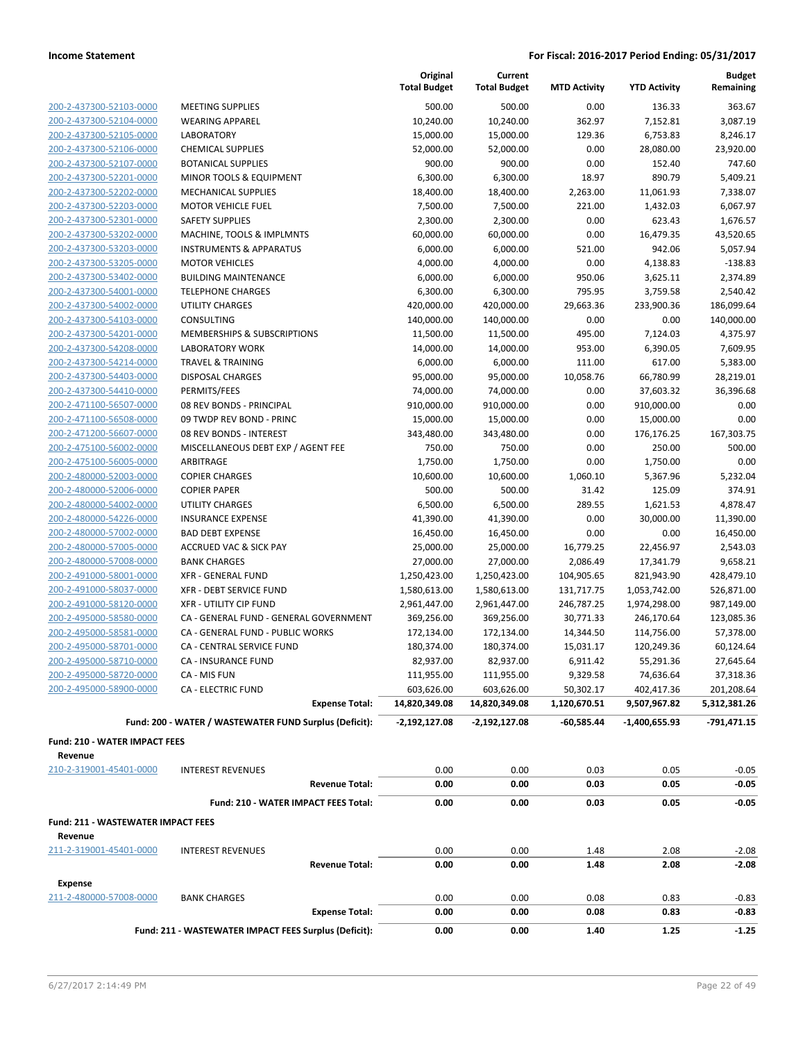**Income Statement** | **For Fiscal: 2016-2017 Period Ending: 05/31/2017**

| | | Original Total Budget | Current Total Budget | MTD Activity | YTD Activity | Budget Remaining |
|---|---|---|---|---|---|---|
| 200-2-437300-52103-0000 | MEETING SUPPLIES | 500.00 | 500.00 | 0.00 | 136.33 | 363.67 |
| 200-2-437300-52104-0000 | WEARING APPAREL | 10,240.00 | 10,240.00 | 362.97 | 7,152.81 | 3,087.19 |
| 200-2-437300-52105-0000 | LABORATORY | 15,000.00 | 15,000.00 | 129.36 | 6,753.83 | 8,246.17 |
| 200-2-437300-52106-0000 | CHEMICAL SUPPLIES | 52,000.00 | 52,000.00 | 0.00 | 28,080.00 | 23,920.00 |
| 200-2-437300-52107-0000 | BOTANICAL SUPPLIES | 900.00 | 900.00 | 0.00 | 152.40 | 747.60 |
| 200-2-437300-52201-0000 | MINOR TOOLS & EQUIPMENT | 6,300.00 | 6,300.00 | 18.97 | 890.79 | 5,409.21 |
| 200-2-437300-52202-0000 | MECHANICAL SUPPLIES | 18,400.00 | 18,400.00 | 2,263.00 | 11,061.93 | 7,338.07 |
| 200-2-437300-52203-0000 | MOTOR VEHICLE FUEL | 7,500.00 | 7,500.00 | 221.00 | 1,432.03 | 6,067.97 |
| 200-2-437300-52301-0000 | SAFETY SUPPLIES | 2,300.00 | 2,300.00 | 0.00 | 623.43 | 1,676.57 |
| 200-2-437300-53202-0000 | MACHINE, TOOLS & IMPLMNTS | 60,000.00 | 60,000.00 | 0.00 | 16,479.35 | 43,520.65 |
| 200-2-437300-53203-0000 | INSTRUMENTS & APPARATUS | 6,000.00 | 6,000.00 | 521.00 | 942.06 | 5,057.94 |
| 200-2-437300-53205-0000 | MOTOR VEHICLES | 4,000.00 | 4,000.00 | 0.00 | 4,138.83 | -138.83 |
| 200-2-437300-53402-0000 | BUILDING MAINTENANCE | 6,000.00 | 6,000.00 | 950.06 | 3,625.11 | 2,374.89 |
| 200-2-437300-54001-0000 | TELEPHONE CHARGES | 6,300.00 | 6,300.00 | 795.95 | 3,759.58 | 2,540.42 |
| 200-2-437300-54002-0000 | UTILITY CHARGES | 420,000.00 | 420,000.00 | 29,663.36 | 233,900.36 | 186,099.64 |
| 200-2-437300-54103-0000 | CONSULTING | 140,000.00 | 140,000.00 | 0.00 | 0.00 | 140,000.00 |
| 200-2-437300-54201-0000 | MEMBERSHIPS & SUBSCRIPTIONS | 11,500.00 | 11,500.00 | 495.00 | 7,124.03 | 4,375.97 |
| 200-2-437300-54208-0000 | LABORATORY WORK | 14,000.00 | 14,000.00 | 953.00 | 6,390.05 | 7,609.95 |
| 200-2-437300-54214-0000 | TRAVEL & TRAINING | 6,000.00 | 6,000.00 | 111.00 | 617.00 | 5,383.00 |
| 200-2-437300-54403-0000 | DISPOSAL CHARGES | 95,000.00 | 95,000.00 | 10,058.76 | 66,780.99 | 28,219.01 |
| 200-2-437300-54410-0000 | PERMITS/FEES | 74,000.00 | 74,000.00 | 0.00 | 37,603.32 | 36,396.68 |
| 200-2-471100-56507-0000 | 08 REV BONDS - PRINCIPAL | 910,000.00 | 910,000.00 | 0.00 | 910,000.00 | 0.00 |
| 200-2-471100-56508-0000 | 09 TWDP REV BOND - PRINC | 15,000.00 | 15,000.00 | 0.00 | 15,000.00 | 0.00 |
| 200-2-471200-56607-0000 | 08 REV BONDS - INTEREST | 343,480.00 | 343,480.00 | 0.00 | 176,176.25 | 167,303.75 |
| 200-2-475100-56002-0000 | MISCELLANEOUS DEBT EXP / AGENT FEE | 750.00 | 750.00 | 0.00 | 250.00 | 500.00 |
| 200-2-475100-56005-0000 | ARBITRAGE | 1,750.00 | 1,750.00 | 0.00 | 1,750.00 | 0.00 |
| 200-2-480000-52003-0000 | COPIER CHARGES | 10,600.00 | 10,600.00 | 1,060.10 | 5,367.96 | 5,232.04 |
| 200-2-480000-52006-0000 | COPIER PAPER | 500.00 | 500.00 | 31.42 | 125.09 | 374.91 |
| 200-2-480000-54002-0000 | UTILITY CHARGES | 6,500.00 | 6,500.00 | 289.55 | 1,621.53 | 4,878.47 |
| 200-2-480000-54226-0000 | INSURANCE EXPENSE | 41,390.00 | 41,390.00 | 0.00 | 30,000.00 | 11,390.00 |
| 200-2-480000-57002-0000 | BAD DEBT EXPENSE | 16,450.00 | 16,450.00 | 0.00 | 0.00 | 16,450.00 |
| 200-2-480000-57005-0000 | ACCRUED VAC & SICK PAY | 25,000.00 | 25,000.00 | 16,779.25 | 22,456.97 | 2,543.03 |
| 200-2-480000-57008-0000 | BANK CHARGES | 27,000.00 | 27,000.00 | 2,086.49 | 17,341.79 | 9,658.21 |
| 200-2-491000-58001-0000 | XFR - GENERAL FUND | 1,250,423.00 | 1,250,423.00 | 104,905.65 | 821,943.90 | 428,479.10 |
| 200-2-491000-58037-0000 | XFR - DEBT SERVICE FUND | 1,580,613.00 | 1,580,613.00 | 131,717.75 | 1,053,742.00 | 526,871.00 |
| 200-2-491000-58120-0000 | XFR - UTILITY CIP FUND | 2,961,447.00 | 2,961,447.00 | 246,787.25 | 1,974,298.00 | 987,149.00 |
| 200-2-495000-58580-0000 | CA - GENERAL FUND - GENERAL GOVERNMENT | 369,256.00 | 369,256.00 | 30,771.33 | 246,170.64 | 123,085.36 |
| 200-2-495000-58581-0000 | CA - GENERAL FUND - PUBLIC WORKS | 172,134.00 | 172,134.00 | 14,344.50 | 114,756.00 | 57,378.00 |
| 200-2-495000-58701-0000 | CA - CENTRAL SERVICE FUND | 180,374.00 | 180,374.00 | 15,031.17 | 120,249.36 | 60,124.64 |
| 200-2-495000-58710-0000 | CA - INSURANCE FUND | 82,937.00 | 82,937.00 | 6,911.42 | 55,291.36 | 27,645.64 |
| 200-2-495000-58720-0000 | CA - MIS FUN | 111,955.00 | 111,955.00 | 9,329.58 | 74,636.64 | 37,318.36 |
| 200-2-495000-58900-0000 | CA - ELECTRIC FUND | 603,626.00 | 603,626.00 | 50,302.17 | 402,417.36 | 201,208.64 |
| | **Expense Total:** | **14,820,349.08** | **14,820,349.08** | **1,120,670.51** | **9,507,967.82** | **5,312,381.26** |
| | **Fund: 200 - WATER / WASTEWATER FUND Surplus (Deficit):** | **-2,192,127.08** | **-2,192,127.08** | **-60,585.44** | **-1,400,655.93** | **-791,471.15** |
| **Fund: 210 - WATER IMPACT FEES** | | | | | | |
| **Revenue** | | | | | | |
| 210-2-319001-45401-0000 | INTEREST REVENUES | 0.00 | 0.00 | 0.03 | 0.05 | -0.05 |
| | **Revenue Total:** | **0.00** | **0.00** | **0.03** | **0.05** | **-0.05** |
| | **Fund: 210 - WATER IMPACT FEES Total:** | **0.00** | **0.00** | **0.03** | **0.05** | **-0.05** |
| **Fund: 211 - WASTEWATER IMPACT FEES** | | | | | | |
| **Revenue** | | | | | | |
| 211-2-319001-45401-0000 | INTEREST REVENUES | 0.00 | 0.00 | 1.48 | 2.08 | -2.08 |
| | **Revenue Total:** | **0.00** | **0.00** | **1.48** | **2.08** | **-2.08** |
| **Expense** | | | | | | |
| 211-2-480000-57008-0000 | BANK CHARGES | 0.00 | 0.00 | 0.08 | 0.83 | -0.83 |
| | **Expense Total:** | **0.00** | **0.00** | **0.08** | **0.83** | **-0.83** |
| | **Fund: 211 - WASTEWATER IMPACT FEES Surplus (Deficit):** | **0.00** | **0.00** | **1.40** | **1.25** | **-1.25** |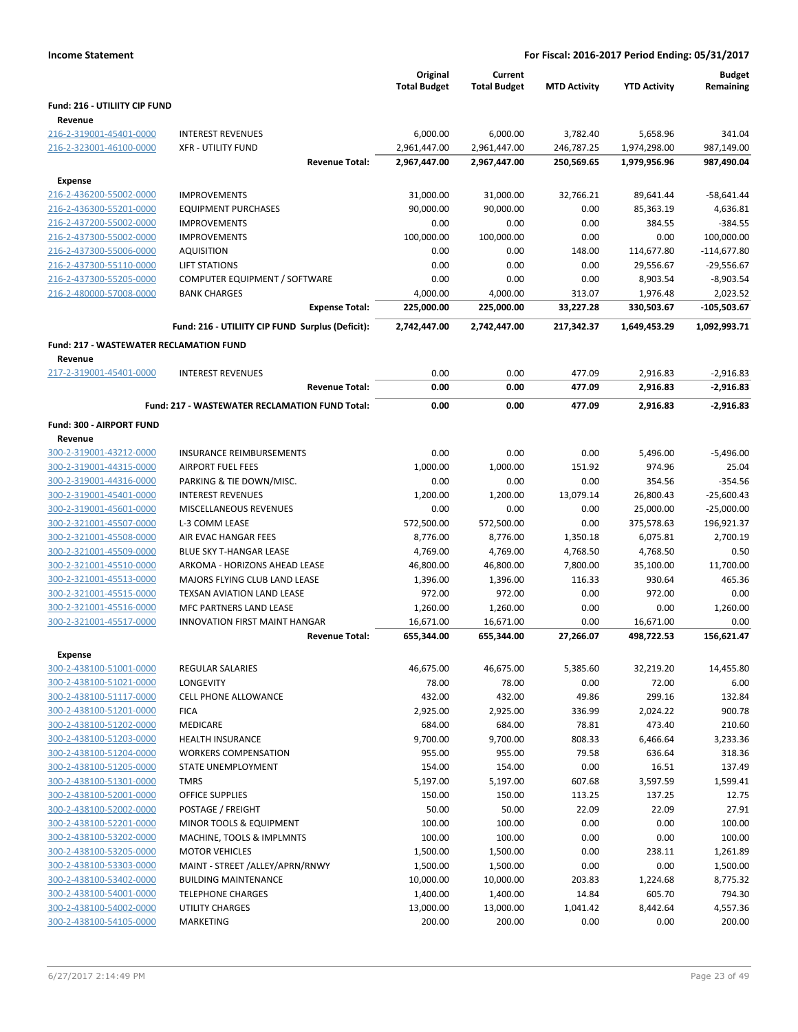**Income Statement** | **For Fiscal: 2016-2017 Period Ending: 05/31/2017**

| | | Original Total Budget | Current Total Budget | MTD Activity | YTD Activity | Budget Remaining |
|---|---|---|---|---|---|---|
| **Fund: 216 - UTILIITY CIP FUND** | | | | | | |
| **Revenue** | | | | | | |
| 216-2-319001-45401-0000 | INTEREST REVENUES | 6,000.00 | 6,000.00 | 3,782.40 | 5,658.96 | 341.04 |
| 216-2-323001-46100-0000 | XFR - UTILITY FUND | 2,961,447.00 | 2,961,447.00 | 246,787.25 | 1,974,298.00 | 987,149.00 |
| | **Revenue Total:** | **2,967,447.00** | **2,967,447.00** | **250,569.65** | **1,979,956.96** | **987,490.04** |
| **Expense** | | | | | | |
| 216-2-436200-55002-0000 | IMPROVEMENTS | 31,000.00 | 31,000.00 | 32,766.21 | 89,641.44 | -58,641.44 |
| 216-2-436300-55201-0000 | EQUIPMENT PURCHASES | 90,000.00 | 90,000.00 | 0.00 | 85,363.19 | 4,636.81 |
| 216-2-437200-55002-0000 | IMPROVEMENTS | 0.00 | 0.00 | 0.00 | 384.55 | -384.55 |
| 216-2-437300-55002-0000 | IMPROVEMENTS | 100,000.00 | 100,000.00 | 0.00 | 0.00 | 100,000.00 |
| 216-2-437300-55006-0000 | AQUISITION | 0.00 | 0.00 | 148.00 | 114,677.80 | -114,677.80 |
| 216-2-437300-55110-0000 | LIFT STATIONS | 0.00 | 0.00 | 0.00 | 29,556.67 | -29,556.67 |
| 216-2-437300-55205-0000 | COMPUTER EQUIPMENT / SOFTWARE | 0.00 | 0.00 | 0.00 | 8,903.54 | -8,903.54 |
| 216-2-480000-57008-0000 | BANK CHARGES | 4,000.00 | 4,000.00 | 313.07 | 1,976.48 | 2,023.52 |
| | **Expense Total:** | **225,000.00** | **225,000.00** | **33,227.28** | **330,503.67** | **-105,503.67** |
| | **Fund: 216 - UTILIITY CIP FUND Surplus (Deficit):** | **2,742,447.00** | **2,742,447.00** | **217,342.37** | **1,649,453.29** | **1,092,993.71** |
| **Fund: 217 - WASTEWATER RECLAMATION FUND** | | | | | | |
| **Revenue** | | | | | | |
| 217-2-319001-45401-0000 | INTEREST REVENUES | 0.00 | 0.00 | 477.09 | 2,916.83 | -2,916.83 |
| | **Revenue Total:** | **0.00** | **0.00** | **477.09** | **2,916.83** | **-2,916.83** |
| | **Fund: 217 - WASTEWATER RECLAMATION FUND Total:** | **0.00** | **0.00** | **477.09** | **2,916.83** | **-2,916.83** |
| **Fund: 300 - AIRPORT FUND** | | | | | | |
| **Revenue** | | | | | | |
| 300-2-319001-43212-0000 | INSURANCE REIMBURSEMENTS | 0.00 | 0.00 | 0.00 | 5,496.00 | -5,496.00 |
| 300-2-319001-44315-0000 | AIRPORT FUEL FEES | 1,000.00 | 1,000.00 | 151.92 | 974.96 | 25.04 |
| 300-2-319001-44316-0000 | PARKING & TIE DOWN/MISC. | 0.00 | 0.00 | 0.00 | 354.56 | -354.56 |
| 300-2-319001-45401-0000 | INTEREST REVENUES | 1,200.00 | 1,200.00 | 13,079.14 | 26,800.43 | -25,600.43 |
| 300-2-319001-45601-0000 | MISCELLANEOUS REVENUES | 0.00 | 0.00 | 0.00 | 25,000.00 | -25,000.00 |
| 300-2-321001-45507-0000 | L-3 COMM LEASE | 572,500.00 | 572,500.00 | 0.00 | 375,578.63 | 196,921.37 |
| 300-2-321001-45508-0000 | AIR EVAC HANGAR FEES | 8,776.00 | 8,776.00 | 1,350.18 | 6,075.81 | 2,700.19 |
| 300-2-321001-45509-0000 | BLUE SKY T-HANGAR LEASE | 4,769.00 | 4,769.00 | 4,768.50 | 4,768.50 | 0.50 |
| 300-2-321001-45510-0000 | ARKOMA - HORIZONS AHEAD LEASE | 46,800.00 | 46,800.00 | 7,800.00 | 35,100.00 | 11,700.00 |
| 300-2-321001-45513-0000 | MAJORS FLYING CLUB LAND LEASE | 1,396.00 | 1,396.00 | 116.33 | 930.64 | 465.36 |
| 300-2-321001-45515-0000 | TEXSAN AVIATION LAND LEASE | 972.00 | 972.00 | 0.00 | 972.00 | 0.00 |
| 300-2-321001-45516-0000 | MFC PARTNERS LAND LEASE | 1,260.00 | 1,260.00 | 0.00 | 0.00 | 1,260.00 |
| 300-2-321001-45517-0000 | INNOVATION FIRST MAINT HANGAR | 16,671.00 | 16,671.00 | 0.00 | 16,671.00 | 0.00 |
| | **Revenue Total:** | **655,344.00** | **655,344.00** | **27,266.07** | **498,722.53** | **156,621.47** |
| **Expense** | | | | | | |
| 300-2-438100-51001-0000 | REGULAR SALARIES | 46,675.00 | 46,675.00 | 5,385.60 | 32,219.20 | 14,455.80 |
| 300-2-438100-51021-0000 | LONGEVITY | 78.00 | 78.00 | 0.00 | 72.00 | 6.00 |
| 300-2-438100-51117-0000 | CELL PHONE ALLOWANCE | 432.00 | 432.00 | 49.86 | 299.16 | 132.84 |
| 300-2-438100-51201-0000 | FICA | 2,925.00 | 2,925.00 | 336.99 | 2,024.22 | 900.78 |
| 300-2-438100-51202-0000 | MEDICARE | 684.00 | 684.00 | 78.81 | 473.40 | 210.60 |
| 300-2-438100-51203-0000 | HEALTH INSURANCE | 9,700.00 | 9,700.00 | 808.33 | 6,466.64 | 3,233.36 |
| 300-2-438100-51204-0000 | WORKERS COMPENSATION | 955.00 | 955.00 | 79.58 | 636.64 | 318.36 |
| 300-2-438100-51205-0000 | STATE UNEMPLOYMENT | 154.00 | 154.00 | 0.00 | 16.51 | 137.49 |
| 300-2-438100-51301-0000 | TMRS | 5,197.00 | 5,197.00 | 607.68 | 3,597.59 | 1,599.41 |
| 300-2-438100-52001-0000 | OFFICE SUPPLIES | 150.00 | 150.00 | 113.25 | 137.25 | 12.75 |
| 300-2-438100-52002-0000 | POSTAGE / FREIGHT | 50.00 | 50.00 | 22.09 | 22.09 | 27.91 |
| 300-2-438100-52201-0000 | MINOR TOOLS & EQUIPMENT | 100.00 | 100.00 | 0.00 | 0.00 | 100.00 |
| 300-2-438100-53202-0000 | MACHINE, TOOLS & IMPLMNTS | 100.00 | 100.00 | 0.00 | 0.00 | 100.00 |
| 300-2-438100-53205-0000 | MOTOR VEHICLES | 1,500.00 | 1,500.00 | 0.00 | 238.11 | 1,261.89 |
| 300-2-438100-53303-0000 | MAINT - STREET /ALLEY/APRN/RNWY | 1,500.00 | 1,500.00 | 0.00 | 0.00 | 1,500.00 |
| 300-2-438100-53402-0000 | BUILDING MAINTENANCE | 10,000.00 | 10,000.00 | 203.83 | 1,224.68 | 8,775.32 |
| 300-2-438100-54001-0000 | TELEPHONE CHARGES | 1,400.00 | 1,400.00 | 14.84 | 605.70 | 794.30 |
| 300-2-438100-54002-0000 | UTILITY CHARGES | 13,000.00 | 13,000.00 | 1,041.42 | 8,442.64 | 4,557.36 |
| 300-2-438100-54105-0000 | MARKETING | 200.00 | 200.00 | 0.00 | 0.00 | 200.00 |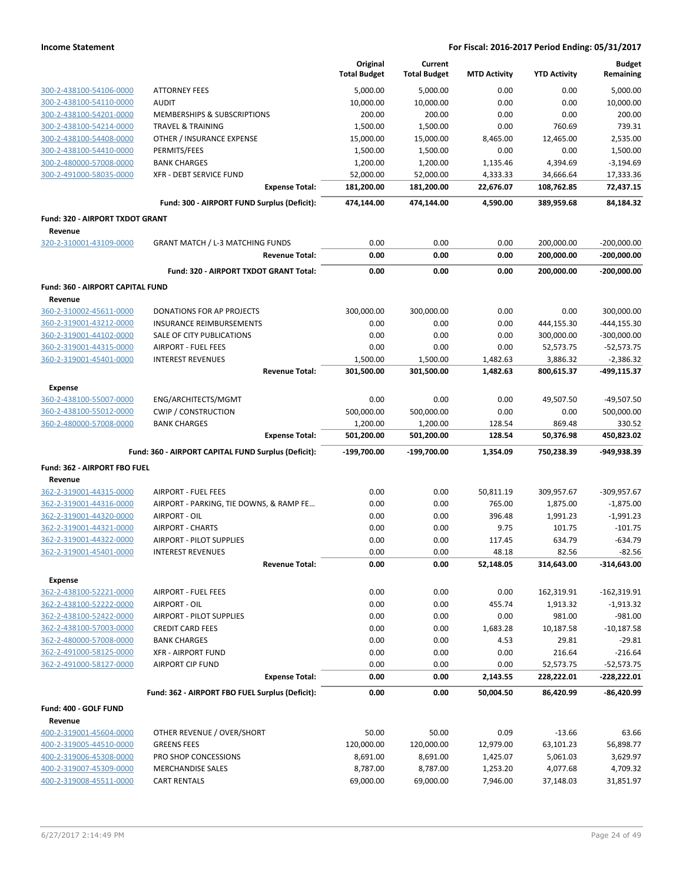**Income Statement** — **For Fiscal: 2016-2017 Period Ending: 05/31/2017**

| | | Original Total Budget | Current Total Budget | MTD Activity | YTD Activity | Budget Remaining |
|---|---|---|---|---|---|---|
| 300-2-438100-54106-0000 | ATTORNEY FEES | 5,000.00 | 5,000.00 | 0.00 | 0.00 | 5,000.00 |
| 300-2-438100-54110-0000 | AUDIT | 10,000.00 | 10,000.00 | 0.00 | 0.00 | 10,000.00 |
| 300-2-438100-54201-0000 | MEMBERSHIPS & SUBSCRIPTIONS | 200.00 | 200.00 | 0.00 | 0.00 | 200.00 |
| 300-2-438100-54214-0000 | TRAVEL & TRAINING | 1,500.00 | 1,500.00 | 0.00 | 760.69 | 739.31 |
| 300-2-438100-54408-0000 | OTHER / INSURANCE EXPENSE | 15,000.00 | 15,000.00 | 8,465.00 | 12,465.00 | 2,535.00 |
| 300-2-438100-54410-0000 | PERMITS/FEES | 1,500.00 | 1,500.00 | 0.00 | 0.00 | 1,500.00 |
| 300-2-480000-57008-0000 | BANK CHARGES | 1,200.00 | 1,200.00 | 1,135.46 | 4,394.69 | -3,194.69 |
| 300-2-491000-58035-0000 | XFR - DEBT SERVICE FUND | 52,000.00 | 52,000.00 | 4,333.33 | 34,666.64 | 17,333.36 |
| | **Expense Total:** | **181,200.00** | **181,200.00** | **22,676.07** | **108,762.85** | **72,437.15** |
| | **Fund: 300 - AIRPORT FUND Surplus (Deficit):** | **474,144.00** | **474,144.00** | **4,590.00** | **389,959.68** | **84,184.32** |
| **Fund: 320 - AIRPORT TXDOT GRANT** | | | | | | |
| **Revenue** | | | | | | |
| 320-2-310001-43109-0000 | GRANT MATCH / L-3 MATCHING FUNDS | 0.00 | 0.00 | 0.00 | 200,000.00 | -200,000.00 |
| | **Revenue Total:** | **0.00** | **0.00** | **0.00** | **200,000.00** | **-200,000.00** |
| | **Fund: 320 - AIRPORT TXDOT GRANT Total:** | **0.00** | **0.00** | **0.00** | **200,000.00** | **-200,000.00** |
| **Fund: 360 - AIRPORT CAPITAL FUND** | | | | | | |
| **Revenue** | | | | | | |
| 360-2-310002-45611-0000 | DONATIONS FOR AP PROJECTS | 300,000.00 | 300,000.00 | 0.00 | 0.00 | 300,000.00 |
| 360-2-319001-43212-0000 | INSURANCE REIMBURSEMENTS | 0.00 | 0.00 | 0.00 | 444,155.30 | -444,155.30 |
| 360-2-319001-44102-0000 | SALE OF CITY PUBLICATIONS | 0.00 | 0.00 | 0.00 | 300,000.00 | -300,000.00 |
| 360-2-319001-44315-0000 | AIRPORT - FUEL FEES | 0.00 | 0.00 | 0.00 | 52,573.75 | -52,573.75 |
| 360-2-319001-45401-0000 | INTEREST REVENUES | 1,500.00 | 1,500.00 | 1,482.63 | 3,886.32 | -2,386.32 |
| | **Revenue Total:** | **301,500.00** | **301,500.00** | **1,482.63** | **800,615.37** | **-499,115.37** |
| **Expense** | | | | | | |
| 360-2-438100-55007-0000 | ENG/ARCHITECTS/MGMT | 0.00 | 0.00 | 0.00 | 49,507.50 | -49,507.50 |
| 360-2-438100-55012-0000 | CWIP / CONSTRUCTION | 500,000.00 | 500,000.00 | 0.00 | 0.00 | 500,000.00 |
| 360-2-480000-57008-0000 | BANK CHARGES | 1,200.00 | 1,200.00 | 128.54 | 869.48 | 330.52 |
| | **Expense Total:** | **501,200.00** | **501,200.00** | **128.54** | **50,376.98** | **450,823.02** |
| | **Fund: 360 - AIRPORT CAPITAL FUND Surplus (Deficit):** | **-199,700.00** | **-199,700.00** | **1,354.09** | **750,238.39** | **-949,938.39** |
| **Fund: 362 - AIRPORT FBO FUEL** | | | | | | |
| **Revenue** | | | | | | |
| 362-2-319001-44315-0000 | AIRPORT - FUEL FEES | 0.00 | 0.00 | 50,811.19 | 309,957.67 | -309,957.67 |
| 362-2-319001-44316-0000 | AIRPORT - PARKING, TIE DOWNS, & RAMP FE… | 0.00 | 0.00 | 765.00 | 1,875.00 | -1,875.00 |
| 362-2-319001-44320-0000 | AIRPORT - OIL | 0.00 | 0.00 | 396.48 | 1,991.23 | -1,991.23 |
| 362-2-319001-44321-0000 | AIRPORT - CHARTS | 0.00 | 0.00 | 9.75 | 101.75 | -101.75 |
| 362-2-319001-44322-0000 | AIRPORT - PILOT SUPPLIES | 0.00 | 0.00 | 117.45 | 634.79 | -634.79 |
| 362-2-319001-45401-0000 | INTEREST REVENUES | 0.00 | 0.00 | 48.18 | 82.56 | -82.56 |
| | **Revenue Total:** | **0.00** | **0.00** | **52,148.05** | **314,643.00** | **-314,643.00** |
| **Expense** | | | | | | |
| 362-2-438100-52221-0000 | AIRPORT - FUEL FEES | 0.00 | 0.00 | 0.00 | 162,319.91 | -162,319.91 |
| 362-2-438100-52222-0000 | AIRPORT - OIL | 0.00 | 0.00 | 455.74 | 1,913.32 | -1,913.32 |
| 362-2-438100-52422-0000 | AIRPORT - PILOT SUPPLIES | 0.00 | 0.00 | 0.00 | 981.00 | -981.00 |
| 362-2-438100-57003-0000 | CREDIT CARD FEES | 0.00 | 0.00 | 1,683.28 | 10,187.58 | -10,187.58 |
| 362-2-480000-57008-0000 | BANK CHARGES | 0.00 | 0.00 | 4.53 | 29.81 | -29.81 |
| 362-2-491000-58125-0000 | XFR - AIRPORT FUND | 0.00 | 0.00 | 0.00 | 216.64 | -216.64 |
| 362-2-491000-58127-0000 | AIRPORT CIP FUND | 0.00 | 0.00 | 0.00 | 52,573.75 | -52,573.75 |
| | **Expense Total:** | **0.00** | **0.00** | **2,143.55** | **228,222.01** | **-228,222.01** |
| | **Fund: 362 - AIRPORT FBO FUEL Surplus (Deficit):** | **0.00** | **0.00** | **50,004.50** | **86,420.99** | **-86,420.99** |
| **Fund: 400 - GOLF FUND** | | | | | | |
| **Revenue** | | | | | | |
| 400-2-319001-45604-0000 | OTHER REVENUE / OVER/SHORT | 50.00 | 50.00 | 0.09 | -13.66 | 63.66 |
| 400-2-319005-44510-0000 | GREENS FEES | 120,000.00 | 120,000.00 | 12,979.00 | 63,101.23 | 56,898.77 |
| 400-2-319006-45308-0000 | PRO SHOP CONCESSIONS | 8,691.00 | 8,691.00 | 1,425.07 | 5,061.03 | 3,629.97 |
| 400-2-319007-45309-0000 | MERCHANDISE SALES | 8,787.00 | 8,787.00 | 1,253.20 | 4,077.68 | 4,709.32 |
| 400-2-319008-45511-0000 | CART RENTALS | 69,000.00 | 69,000.00 | 7,946.00 | 37,148.03 | 31,851.97 |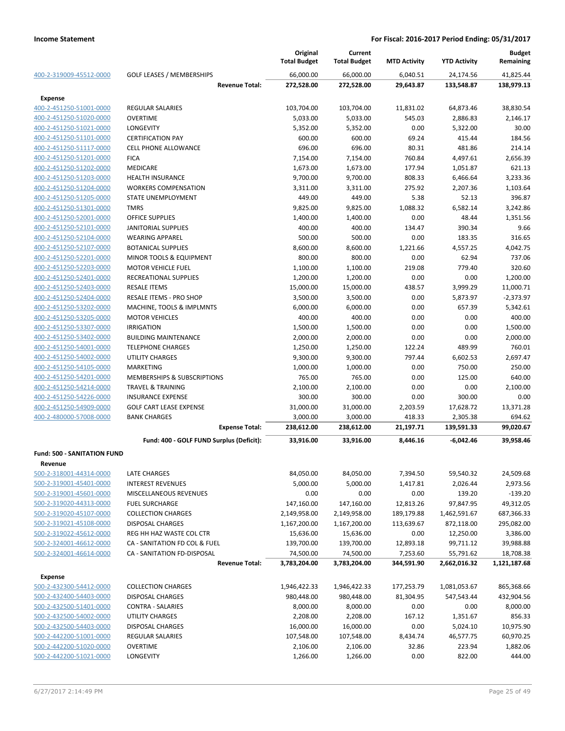| | | Original Total Budget | Current Total Budget | MTD Activity | YTD Activity | Budget Remaining |
|---|---|---|---|---|---|---|
| 400-2-319009-45512-0000 | GOLF LEASES / MEMBERSHIPS | 66,000.00 | 66,000.00 | 6,040.51 | 24,174.56 | 41,825.44 |
| | **Revenue Total:** | **272,528.00** | **272,528.00** | **29,643.87** | **133,548.87** | **138,979.13** |
| **Expense** | | | | | | |
| 400-2-451250-51001-0000 | REGULAR SALARIES | 103,704.00 | 103,704.00 | 11,831.02 | 64,873.46 | 38,830.54 |
| 400-2-451250-51020-0000 | OVERTIME | 5,033.00 | 5,033.00 | 545.03 | 2,886.83 | 2,146.17 |
| 400-2-451250-51021-0000 | LONGEVITY | 5,352.00 | 5,352.00 | 0.00 | 5,322.00 | 30.00 |
| 400-2-451250-51101-0000 | CERTIFICATION PAY | 600.00 | 600.00 | 69.24 | 415.44 | 184.56 |
| 400-2-451250-51117-0000 | CELL PHONE ALLOWANCE | 696.00 | 696.00 | 80.31 | 481.86 | 214.14 |
| 400-2-451250-51201-0000 | FICA | 7,154.00 | 7,154.00 | 760.84 | 4,497.61 | 2,656.39 |
| 400-2-451250-51202-0000 | MEDICARE | 1,673.00 | 1,673.00 | 177.94 | 1,051.87 | 621.13 |
| 400-2-451250-51203-0000 | HEALTH INSURANCE | 9,700.00 | 9,700.00 | 808.33 | 6,466.64 | 3,233.36 |
| 400-2-451250-51204-0000 | WORKERS COMPENSATION | 3,311.00 | 3,311.00 | 275.92 | 2,207.36 | 1,103.64 |
| 400-2-451250-51205-0000 | STATE UNEMPLOYMENT | 449.00 | 449.00 | 5.38 | 52.13 | 396.87 |
| 400-2-451250-51301-0000 | TMRS | 9,825.00 | 9,825.00 | 1,088.32 | 6,582.14 | 3,242.86 |
| 400-2-451250-52001-0000 | OFFICE SUPPLIES | 1,400.00 | 1,400.00 | 0.00 | 48.44 | 1,351.56 |
| 400-2-451250-52101-0000 | JANITORIAL SUPPLIES | 400.00 | 400.00 | 134.47 | 390.34 | 9.66 |
| 400-2-451250-52104-0000 | WEARING APPAREL | 500.00 | 500.00 | 0.00 | 183.35 | 316.65 |
| 400-2-451250-52107-0000 | BOTANICAL SUPPLIES | 8,600.00 | 8,600.00 | 1,221.66 | 4,557.25 | 4,042.75 |
| 400-2-451250-52201-0000 | MINOR TOOLS & EQUIPMENT | 800.00 | 800.00 | 0.00 | 62.94 | 737.06 |
| 400-2-451250-52203-0000 | MOTOR VEHICLE FUEL | 1,100.00 | 1,100.00 | 219.08 | 779.40 | 320.60 |
| 400-2-451250-52401-0000 | RECREATIONAL SUPPLIES | 1,200.00 | 1,200.00 | 0.00 | 0.00 | 1,200.00 |
| 400-2-451250-52403-0000 | RESALE ITEMS | 15,000.00 | 15,000.00 | 438.57 | 3,999.29 | 11,000.71 |
| 400-2-451250-52404-0000 | RESALE ITEMS - PRO SHOP | 3,500.00 | 3,500.00 | 0.00 | 5,873.97 | -2,373.97 |
| 400-2-451250-53202-0000 | MACHINE, TOOLS & IMPLMNTS | 6,000.00 | 6,000.00 | 0.00 | 657.39 | 5,342.61 |
| 400-2-451250-53205-0000 | MOTOR VEHICLES | 400.00 | 400.00 | 0.00 | 0.00 | 400.00 |
| 400-2-451250-53307-0000 | IRRIGATION | 1,500.00 | 1,500.00 | 0.00 | 0.00 | 1,500.00 |
| 400-2-451250-53402-0000 | BUILDING MAINTENANCE | 2,000.00 | 2,000.00 | 0.00 | 0.00 | 2,000.00 |
| 400-2-451250-54001-0000 | TELEPHONE CHARGES | 1,250.00 | 1,250.00 | 122.24 | 489.99 | 760.01 |
| 400-2-451250-54002-0000 | UTILITY CHARGES | 9,300.00 | 9,300.00 | 797.44 | 6,602.53 | 2,697.47 |
| 400-2-451250-54105-0000 | MARKETING | 1,000.00 | 1,000.00 | 0.00 | 750.00 | 250.00 |
| 400-2-451250-54201-0000 | MEMBERSHIPS & SUBSCRIPTIONS | 765.00 | 765.00 | 0.00 | 125.00 | 640.00 |
| 400-2-451250-54214-0000 | TRAVEL & TRAINING | 2,100.00 | 2,100.00 | 0.00 | 0.00 | 2,100.00 |
| 400-2-451250-54226-0000 | INSURANCE EXPENSE | 300.00 | 300.00 | 0.00 | 300.00 | 0.00 |
| 400-2-451250-54909-0000 | GOLF CART LEASE EXPENSE | 31,000.00 | 31,000.00 | 2,203.59 | 17,628.72 | 13,371.28 |
| 400-2-480000-57008-0000 | BANK CHARGES | 3,000.00 | 3,000.00 | 418.33 | 2,305.38 | 694.62 |
| | **Expense Total:** | **238,612.00** | **238,612.00** | **21,197.71** | **139,591.33** | **99,020.67** |
| | **Fund: 400 - GOLF FUND Surplus (Deficit):** | **33,916.00** | **33,916.00** | **8,446.16** | **-6,042.46** | **39,958.46** |
| **Fund: 500 - SANITATION FUND** | | | | | | |
| **Revenue** | | | | | | |
| 500-2-318001-44314-0000 | LATE CHARGES | 84,050.00 | 84,050.00 | 7,394.50 | 59,540.32 | 24,509.68 |
| 500-2-319001-45401-0000 | INTEREST REVENUES | 5,000.00 | 5,000.00 | 1,417.81 | 2,026.44 | 2,973.56 |
| 500-2-319001-45601-0000 | MISCELLANEOUS REVENUES | 0.00 | 0.00 | 0.00 | 139.20 | -139.20 |
| 500-2-319020-44313-0000 | FUEL SURCHARGE | 147,160.00 | 147,160.00 | 12,813.26 | 97,847.95 | 49,312.05 |
| 500-2-319020-45107-0000 | COLLECTION CHARGES | 2,149,958.00 | 2,149,958.00 | 189,179.88 | 1,462,591.67 | 687,366.33 |
| 500-2-319021-45108-0000 | DISPOSAL CHARGES | 1,167,200.00 | 1,167,200.00 | 113,639.67 | 872,118.00 | 295,082.00 |
| 500-2-319022-45612-0000 | REG HH HAZ WASTE COL CTR | 15,636.00 | 15,636.00 | 0.00 | 12,250.00 | 3,386.00 |
| 500-2-324001-46612-0000 | CA - SANITATION FD COL & FUEL | 139,700.00 | 139,700.00 | 12,893.18 | 99,711.12 | 39,988.88 |
| 500-2-324001-46614-0000 | CA - SANITATION FD-DISPOSAL | 74,500.00 | 74,500.00 | 7,253.60 | 55,791.62 | 18,708.38 |
| | **Revenue Total:** | **3,783,204.00** | **3,783,204.00** | **344,591.90** | **2,662,016.32** | **1,121,187.68** |
| **Expense** | | | | | | |
| 500-2-432300-54412-0000 | COLLECTION CHARGES | 1,946,422.33 | 1,946,422.33 | 177,253.79 | 1,081,053.67 | 865,368.66 |
| 500-2-432400-54403-0000 | DISPOSAL CHARGES | 980,448.00 | 980,448.00 | 81,304.95 | 547,543.44 | 432,904.56 |
| 500-2-432500-51401-0000 | CONTRA - SALARIES | 8,000.00 | 8,000.00 | 0.00 | 0.00 | 8,000.00 |
| 500-2-432500-54002-0000 | UTILITY CHARGES | 2,208.00 | 2,208.00 | 167.12 | 1,351.67 | 856.33 |
| 500-2-432500-54403-0000 | DISPOSAL CHARGES | 16,000.00 | 16,000.00 | 0.00 | 5,024.10 | 10,975.90 |
| 500-2-442200-51001-0000 | REGULAR SALARIES | 107,548.00 | 107,548.00 | 8,434.74 | 46,577.75 | 60,970.25 |
| 500-2-442200-51020-0000 | OVERTIME | 2,106.00 | 2,106.00 | 32.86 | 223.94 | 1,882.06 |
| 500-2-442200-51021-0000 | LONGEVITY | 1,266.00 | 1,266.00 | 0.00 | 822.00 | 444.00 |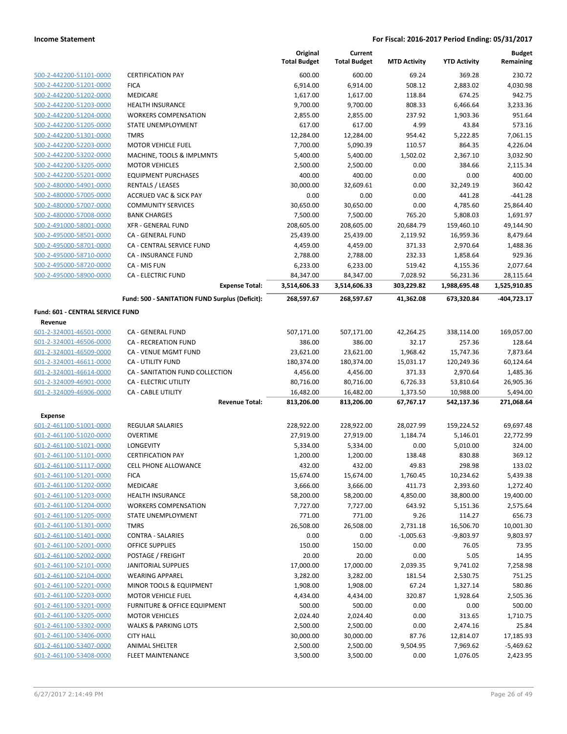| | | Original Total Budget | Current Total Budget | MTD Activity | YTD Activity | Budget Remaining |
|---|---|---|---|---|---|---|
| 500-2-442200-51101-0000 | CERTIFICATION PAY | 600.00 | 600.00 | 69.24 | 369.28 | 230.72 |
| 500-2-442200-51201-0000 | FICA | 6,914.00 | 6,914.00 | 508.12 | 2,883.02 | 4,030.98 |
| 500-2-442200-51202-0000 | MEDICARE | 1,617.00 | 1,617.00 | 118.84 | 674.25 | 942.75 |
| 500-2-442200-51203-0000 | HEALTH INSURANCE | 9,700.00 | 9,700.00 | 808.33 | 6,466.64 | 3,233.36 |
| 500-2-442200-51204-0000 | WORKERS COMPENSATION | 2,855.00 | 2,855.00 | 237.92 | 1,903.36 | 951.64 |
| 500-2-442200-51205-0000 | STATE UNEMPLOYMENT | 617.00 | 617.00 | 4.99 | 43.84 | 573.16 |
| 500-2-442200-51301-0000 | TMRS | 12,284.00 | 12,284.00 | 954.42 | 5,222.85 | 7,061.15 |
| 500-2-442200-52203-0000 | MOTOR VEHICLE FUEL | 7,700.00 | 5,090.39 | 110.57 | 864.35 | 4,226.04 |
| 500-2-442200-53202-0000 | MACHINE, TOOLS & IMPLMNTS | 5,400.00 | 5,400.00 | 1,502.02 | 2,367.10 | 3,032.90 |
| 500-2-442200-53205-0000 | MOTOR VEHICLES | 2,500.00 | 2,500.00 | 0.00 | 384.66 | 2,115.34 |
| 500-2-442200-55201-0000 | EQUIPMENT PURCHASES | 400.00 | 400.00 | 0.00 | 0.00 | 400.00 |
| 500-2-480000-54901-0000 | RENTALS / LEASES | 30,000.00 | 32,609.61 | 0.00 | 32,249.19 | 360.42 |
| 500-2-480000-57005-0000 | ACCRUED VAC & SICK PAY | 0.00 | 0.00 | 0.00 | 441.28 | -441.28 |
| 500-2-480000-57007-0000 | COMMUNITY SERVICES | 30,650.00 | 30,650.00 | 0.00 | 4,785.60 | 25,864.40 |
| 500-2-480000-57008-0000 | BANK CHARGES | 7,500.00 | 7,500.00 | 765.20 | 5,808.03 | 1,691.97 |
| 500-2-491000-58001-0000 | XFR - GENERAL FUND | 208,605.00 | 208,605.00 | 20,684.79 | 159,460.10 | 49,144.90 |
| 500-2-495000-58501-0000 | CA - GENERAL FUND | 25,439.00 | 25,439.00 | 2,119.92 | 16,959.36 | 8,479.64 |
| 500-2-495000-58701-0000 | CA - CENTRAL SERVICE FUND | 4,459.00 | 4,459.00 | 371.33 | 2,970.64 | 1,488.36 |
| 500-2-495000-58710-0000 | CA - INSURANCE FUND | 2,788.00 | 2,788.00 | 232.33 | 1,858.64 | 929.36 |
| 500-2-495000-58720-0000 | CA - MIS FUN | 6,233.00 | 6,233.00 | 519.42 | 4,155.36 | 2,077.64 |
| 500-2-495000-58900-0000 | CA - ELECTRIC FUND | 84,347.00 | 84,347.00 | 7,028.92 | 56,231.36 | 28,115.64 |
| | **Expense Total:** | **3,514,606.33** | **3,514,606.33** | **303,229.82** | **1,988,695.48** | **1,525,910.85** |
| | **Fund: 500 - SANITATION FUND Surplus (Deficit):** | **268,597.67** | **268,597.67** | **41,362.08** | **673,320.84** | **-404,723.17** |

**Fund: 601 - CENTRAL SERVICE FUND**

**Revenue**

| | | Original Total Budget | Current Total Budget | MTD Activity | YTD Activity | Budget Remaining |
|---|---|---|---|---|---|---|
| 601-2-324001-46501-0000 | CA - GENERAL FUND | 507,171.00 | 507,171.00 | 42,264.25 | 338,114.00 | 169,057.00 |
| 601-2-324001-46506-0000 | CA - RECREATION FUND | 386.00 | 386.00 | 32.17 | 257.36 | 128.64 |
| 601-2-324001-46509-0000 | CA - VENUE MGMT FUND | 23,621.00 | 23,621.00 | 1,968.42 | 15,747.36 | 7,873.64 |
| 601-2-324001-46611-0000 | CA - UTILITY FUND | 180,374.00 | 180,374.00 | 15,031.17 | 120,249.36 | 60,124.64 |
| 601-2-324001-46614-0000 | CA - SANITATION FUND COLLECTION | 4,456.00 | 4,456.00 | 371.33 | 2,970.64 | 1,485.36 |
| 601-2-324009-46901-0000 | CA - ELECTRIC UTILITY | 80,716.00 | 80,716.00 | 6,726.33 | 53,810.64 | 26,905.36 |
| 601-2-324009-46906-0000 | CA - CABLE UTILITY | 16,482.00 | 16,482.00 | 1,373.50 | 10,988.00 | 5,494.00 |
| | **Revenue Total:** | **813,206.00** | **813,206.00** | **67,767.17** | **542,137.36** | **271,068.64** |

**Expense**

| | | Original Total Budget | Current Total Budget | MTD Activity | YTD Activity | Budget Remaining |
|---|---|---|---|---|---|---|
| 601-2-461100-51001-0000 | REGULAR SALARIES | 228,922.00 | 228,922.00 | 28,027.99 | 159,224.52 | 69,697.48 |
| 601-2-461100-51020-0000 | OVERTIME | 27,919.00 | 27,919.00 | 1,184.74 | 5,146.01 | 22,772.99 |
| 601-2-461100-51021-0000 | LONGEVITY | 5,334.00 | 5,334.00 | 0.00 | 5,010.00 | 324.00 |
| 601-2-461100-51101-0000 | CERTIFICATION PAY | 1,200.00 | 1,200.00 | 138.48 | 830.88 | 369.12 |
| 601-2-461100-51117-0000 | CELL PHONE ALLOWANCE | 432.00 | 432.00 | 49.83 | 298.98 | 133.02 |
| 601-2-461100-51201-0000 | FICA | 15,674.00 | 15,674.00 | 1,760.45 | 10,234.62 | 5,439.38 |
| 601-2-461100-51202-0000 | MEDICARE | 3,666.00 | 3,666.00 | 411.73 | 2,393.60 | 1,272.40 |
| 601-2-461100-51203-0000 | HEALTH INSURANCE | 58,200.00 | 58,200.00 | 4,850.00 | 38,800.00 | 19,400.00 |
| 601-2-461100-51204-0000 | WORKERS COMPENSATION | 7,727.00 | 7,727.00 | 643.92 | 5,151.36 | 2,575.64 |
| 601-2-461100-51205-0000 | STATE UNEMPLOYMENT | 771.00 | 771.00 | 9.26 | 114.27 | 656.73 |
| 601-2-461100-51301-0000 | TMRS | 26,508.00 | 26,508.00 | 2,731.18 | 16,506.70 | 10,001.30 |
| 601-2-461100-51401-0000 | CONTRA - SALARIES | 0.00 | 0.00 | -1,005.63 | -9,803.97 | 9,803.97 |
| 601-2-461100-52001-0000 | OFFICE SUPPLIES | 150.00 | 150.00 | 0.00 | 76.05 | 73.95 |
| 601-2-461100-52002-0000 | POSTAGE / FREIGHT | 20.00 | 20.00 | 0.00 | 5.05 | 14.95 |
| 601-2-461100-52101-0000 | JANITORIAL SUPPLIES | 17,000.00 | 17,000.00 | 2,039.35 | 9,741.02 | 7,258.98 |
| 601-2-461100-52104-0000 | WEARING APPAREL | 3,282.00 | 3,282.00 | 181.54 | 2,530.75 | 751.25 |
| 601-2-461100-52201-0000 | MINOR TOOLS & EQUIPMENT | 1,908.00 | 1,908.00 | 67.24 | 1,327.14 | 580.86 |
| 601-2-461100-52203-0000 | MOTOR VEHICLE FUEL | 4,434.00 | 4,434.00 | 320.87 | 1,928.64 | 2,505.36 |
| 601-2-461100-53201-0000 | FURNITURE & OFFICE EQUIPMENT | 500.00 | 500.00 | 0.00 | 0.00 | 500.00 |
| 601-2-461100-53205-0000 | MOTOR VEHICLES | 2,024.40 | 2,024.40 | 0.00 | 313.65 | 1,710.75 |
| 601-2-461100-53302-0000 | WALKS & PARKING LOTS | 2,500.00 | 2,500.00 | 0.00 | 2,474.16 | 25.84 |
| 601-2-461100-53406-0000 | CITY HALL | 30,000.00 | 30,000.00 | 87.76 | 12,814.07 | 17,185.93 |
| 601-2-461100-53407-0000 | ANIMAL SHELTER | 2,500.00 | 2,500.00 | 9,504.95 | 7,969.62 | -5,469.62 |
| 601-2-461100-53408-0000 | FLEET MAINTENANCE | 3,500.00 | 3,500.00 | 0.00 | 1,076.05 | 2,423.95 |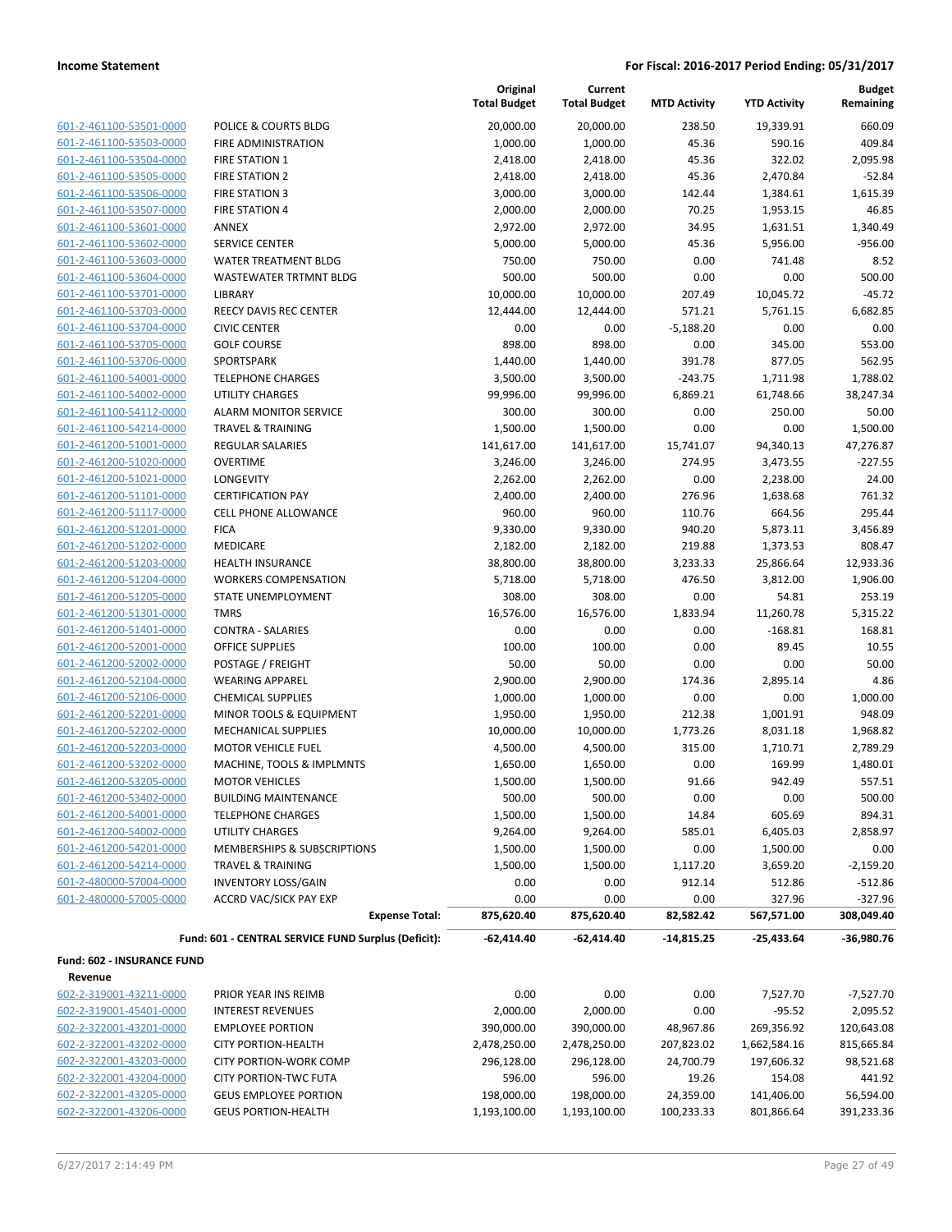**Income Statement** — **For Fiscal: 2016-2017 Period Ending: 05/31/2017**

| | | Original Total Budget | Current Total Budget | MTD Activity | YTD Activity | Budget Remaining |
|---|---|---|---|---|---|---|
| 601-2-461100-53501-0000 | POLICE & COURTS BLDG | 20,000.00 | 20,000.00 | 238.50 | 19,339.91 | 660.09 |
| 601-2-461100-53503-0000 | FIRE ADMINISTRATION | 1,000.00 | 1,000.00 | 45.36 | 590.16 | 409.84 |
| 601-2-461100-53504-0000 | FIRE STATION 1 | 2,418.00 | 2,418.00 | 45.36 | 322.02 | 2,095.98 |
| 601-2-461100-53505-0000 | FIRE STATION 2 | 2,418.00 | 2,418.00 | 45.36 | 2,470.84 | -52.84 |
| 601-2-461100-53506-0000 | FIRE STATION 3 | 3,000.00 | 3,000.00 | 142.44 | 1,384.61 | 1,615.39 |
| 601-2-461100-53507-0000 | FIRE STATION 4 | 2,000.00 | 2,000.00 | 70.25 | 1,953.15 | 46.85 |
| 601-2-461100-53601-0000 | ANNEX | 2,972.00 | 2,972.00 | 34.95 | 1,631.51 | 1,340.49 |
| 601-2-461100-53602-0000 | SERVICE CENTER | 5,000.00 | 5,000.00 | 45.36 | 5,956.00 | -956.00 |
| 601-2-461100-53603-0000 | WATER TREATMENT BLDG | 750.00 | 750.00 | 0.00 | 741.48 | 8.52 |
| 601-2-461100-53604-0000 | WASTEWATER TRTMNT BLDG | 500.00 | 500.00 | 0.00 | 0.00 | 500.00 |
| 601-2-461100-53701-0000 | LIBRARY | 10,000.00 | 10,000.00 | 207.49 | 10,045.72 | -45.72 |
| 601-2-461100-53703-0000 | REECY DAVIS REC CENTER | 12,444.00 | 12,444.00 | 571.21 | 5,761.15 | 6,682.85 |
| 601-2-461100-53704-0000 | CIVIC CENTER | 0.00 | 0.00 | -5,188.20 | 0.00 | 0.00 |
| 601-2-461100-53705-0000 | GOLF COURSE | 898.00 | 898.00 | 0.00 | 345.00 | 553.00 |
| 601-2-461100-53706-0000 | SPORTSPARK | 1,440.00 | 1,440.00 | 391.78 | 877.05 | 562.95 |
| 601-2-461100-54001-0000 | TELEPHONE CHARGES | 3,500.00 | 3,500.00 | -243.75 | 1,711.98 | 1,788.02 |
| 601-2-461100-54002-0000 | UTILITY CHARGES | 99,996.00 | 99,996.00 | 6,869.21 | 61,748.66 | 38,247.34 |
| 601-2-461100-54112-0000 | ALARM MONITOR SERVICE | 300.00 | 300.00 | 0.00 | 250.00 | 50.00 |
| 601-2-461100-54214-0000 | TRAVEL & TRAINING | 1,500.00 | 1,500.00 | 0.00 | 0.00 | 1,500.00 |
| 601-2-461200-51001-0000 | REGULAR SALARIES | 141,617.00 | 141,617.00 | 15,741.07 | 94,340.13 | 47,276.87 |
| 601-2-461200-51020-0000 | OVERTIME | 3,246.00 | 3,246.00 | 274.95 | 3,473.55 | -227.55 |
| 601-2-461200-51021-0000 | LONGEVITY | 2,262.00 | 2,262.00 | 0.00 | 2,238.00 | 24.00 |
| 601-2-461200-51101-0000 | CERTIFICATION PAY | 2,400.00 | 2,400.00 | 276.96 | 1,638.68 | 761.32 |
| 601-2-461200-51117-0000 | CELL PHONE ALLOWANCE | 960.00 | 960.00 | 110.76 | 664.56 | 295.44 |
| 601-2-461200-51201-0000 | FICA | 9,330.00 | 9,330.00 | 940.20 | 5,873.11 | 3,456.89 |
| 601-2-461200-51202-0000 | MEDICARE | 2,182.00 | 2,182.00 | 219.88 | 1,373.53 | 808.47 |
| 601-2-461200-51203-0000 | HEALTH INSURANCE | 38,800.00 | 38,800.00 | 3,233.33 | 25,866.64 | 12,933.36 |
| 601-2-461200-51204-0000 | WORKERS COMPENSATION | 5,718.00 | 5,718.00 | 476.50 | 3,812.00 | 1,906.00 |
| 601-2-461200-51205-0000 | STATE UNEMPLOYMENT | 308.00 | 308.00 | 0.00 | 54.81 | 253.19 |
| 601-2-461200-51301-0000 | TMRS | 16,576.00 | 16,576.00 | 1,833.94 | 11,260.78 | 5,315.22 |
| 601-2-461200-51401-0000 | CONTRA - SALARIES | 0.00 | 0.00 | 0.00 | -168.81 | 168.81 |
| 601-2-461200-52001-0000 | OFFICE SUPPLIES | 100.00 | 100.00 | 0.00 | 89.45 | 10.55 |
| 601-2-461200-52002-0000 | POSTAGE / FREIGHT | 50.00 | 50.00 | 0.00 | 0.00 | 50.00 |
| 601-2-461200-52104-0000 | WEARING APPAREL | 2,900.00 | 2,900.00 | 174.36 | 2,895.14 | 4.86 |
| 601-2-461200-52106-0000 | CHEMICAL SUPPLIES | 1,000.00 | 1,000.00 | 0.00 | 0.00 | 1,000.00 |
| 601-2-461200-52201-0000 | MINOR TOOLS & EQUIPMENT | 1,950.00 | 1,950.00 | 212.38 | 1,001.91 | 948.09 |
| 601-2-461200-52202-0000 | MECHANICAL SUPPLIES | 10,000.00 | 10,000.00 | 1,773.26 | 8,031.18 | 1,968.82 |
| 601-2-461200-52203-0000 | MOTOR VEHICLE FUEL | 4,500.00 | 4,500.00 | 315.00 | 1,710.71 | 2,789.29 |
| 601-2-461200-53202-0000 | MACHINE, TOOLS & IMPLMNTS | 1,650.00 | 1,650.00 | 0.00 | 169.99 | 1,480.01 |
| 601-2-461200-53205-0000 | MOTOR VEHICLES | 1,500.00 | 1,500.00 | 91.66 | 942.49 | 557.51 |
| 601-2-461200-53402-0000 | BUILDING MAINTENANCE | 500.00 | 500.00 | 0.00 | 0.00 | 500.00 |
| 601-2-461200-54001-0000 | TELEPHONE CHARGES | 1,500.00 | 1,500.00 | 14.84 | 605.69 | 894.31 |
| 601-2-461200-54002-0000 | UTILITY CHARGES | 9,264.00 | 9,264.00 | 585.01 | 6,405.03 | 2,858.97 |
| 601-2-461200-54201-0000 | MEMBERSHIPS & SUBSCRIPTIONS | 1,500.00 | 1,500.00 | 0.00 | 1,500.00 | 0.00 |
| 601-2-461200-54214-0000 | TRAVEL & TRAINING | 1,500.00 | 1,500.00 | 1,117.20 | 3,659.20 | -2,159.20 |
| 601-2-480000-57004-0000 | INVENTORY LOSS/GAIN | 0.00 | 0.00 | 912.14 | 512.86 | -512.86 |
| 601-2-480000-57005-0000 | ACCRD VAC/SICK PAY EXP | 0.00 | 0.00 | 0.00 | 327.96 | -327.96 |
| | **Expense Total:** | **875,620.40** | **875,620.40** | **82,582.42** | **567,571.00** | **308,049.40** |
| | **Fund: 601 - CENTRAL SERVICE FUND Surplus (Deficit):** | **-62,414.40** | **-62,414.40** | **-14,815.25** | **-25,433.64** | **-36,980.76** |

**Fund: 602 - INSURANCE FUND**

**Revenue**

| | | Original Total Budget | Current Total Budget | MTD Activity | YTD Activity | Budget Remaining |
|---|---|---|---|---|---|---|
| 602-2-319001-43211-0000 | PRIOR YEAR INS REIMB | 0.00 | 0.00 | 0.00 | 7,527.70 | -7,527.70 |
| 602-2-319001-45401-0000 | INTEREST REVENUES | 2,000.00 | 2,000.00 | 0.00 | -95.52 | 2,095.52 |
| 602-2-322001-43201-0000 | EMPLOYEE PORTION | 390,000.00 | 390,000.00 | 48,967.86 | 269,356.92 | 120,643.08 |
| 602-2-322001-43202-0000 | CITY PORTION-HEALTH | 2,478,250.00 | 2,478,250.00 | 207,823.02 | 1,662,584.16 | 815,665.84 |
| 602-2-322001-43203-0000 | CITY PORTION-WORK COMP | 296,128.00 | 296,128.00 | 24,700.79 | 197,606.32 | 98,521.68 |
| 602-2-322001-43204-0000 | CITY PORTION-TWC FUTA | 596.00 | 596.00 | 19.26 | 154.08 | 441.92 |
| 602-2-322001-43205-0000 | GEUS EMPLOYEE PORTION | 198,000.00 | 198,000.00 | 24,359.00 | 141,406.00 | 56,594.00 |
| 602-2-322001-43206-0000 | GEUS PORTION-HEALTH | 1,193,100.00 | 1,193,100.00 | 100,233.33 | 801,866.64 | 391,233.36 |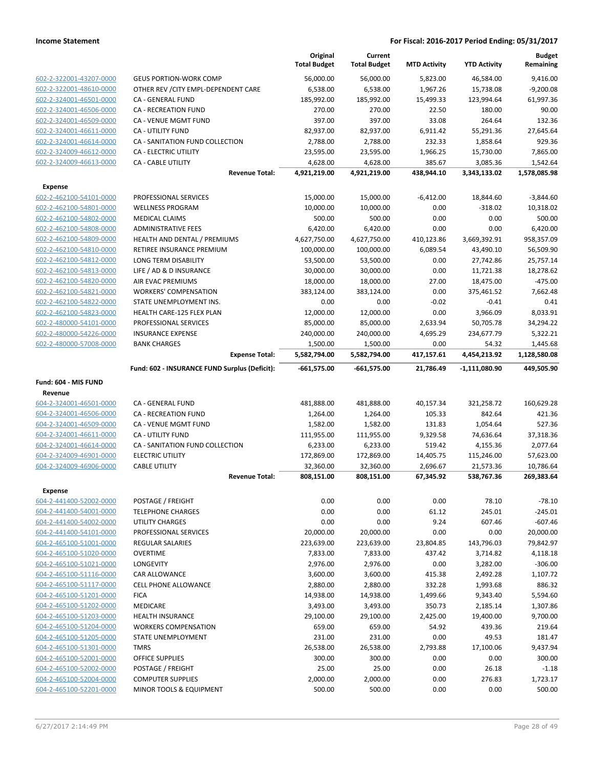| | | Original Total Budget | Current Total Budget | MTD Activity | YTD Activity | Budget Remaining |
|---|---|---|---|---|---|---|
| 602-2-322001-43207-0000 | GEUS PORTION-WORK COMP | 56,000.00 | 56,000.00 | 5,823.00 | 46,584.00 | 9,416.00 |
| 602-2-322001-48610-0000 | OTHER REV /CITY EMPL-DEPENDENT CARE | 6,538.00 | 6,538.00 | 1,967.26 | 15,738.08 | -9,200.08 |
| 602-2-324001-46501-0000 | CA - GENERAL FUND | 185,992.00 | 185,992.00 | 15,499.33 | 123,994.64 | 61,997.36 |
| 602-2-324001-46506-0000 | CA - RECREATION FUND | 270.00 | 270.00 | 22.50 | 180.00 | 90.00 |
| 602-2-324001-46509-0000 | CA - VENUE MGMT FUND | 397.00 | 397.00 | 33.08 | 264.64 | 132.36 |
| 602-2-324001-46611-0000 | CA - UTILITY FUND | 82,937.00 | 82,937.00 | 6,911.42 | 55,291.36 | 27,645.64 |
| 602-2-324001-46614-0000 | CA - SANITATION FUND COLLECTION | 2,788.00 | 2,788.00 | 232.33 | 1,858.64 | 929.36 |
| 602-2-324009-46612-0000 | CA - ELECTRIC UTILITY | 23,595.00 | 23,595.00 | 1,966.25 | 15,730.00 | 7,865.00 |
| 602-2-324009-46613-0000 | CA - CABLE UTILITY | 4,628.00 | 4,628.00 | 385.67 | 3,085.36 | 1,542.64 |
| | **Revenue Total:** | **4,921,219.00** | **4,921,219.00** | **438,944.10** | **3,343,133.02** | **1,578,085.98** |
| **Expense** | | | | | | |
| 602-2-462100-54101-0000 | PROFESSIONAL SERVICES | 15,000.00 | 15,000.00 | -6,412.00 | 18,844.60 | -3,844.60 |
| 602-2-462100-54801-0000 | WELLNESS PROGRAM | 10,000.00 | 10,000.00 | 0.00 | -318.02 | 10,318.02 |
| 602-2-462100-54802-0000 | MEDICAL CLAIMS | 500.00 | 500.00 | 0.00 | 0.00 | 500.00 |
| 602-2-462100-54808-0000 | ADMINISTRATIVE FEES | 6,420.00 | 6,420.00 | 0.00 | 0.00 | 6,420.00 |
| 602-2-462100-54809-0000 | HEALTH AND DENTAL / PREMIUMS | 4,627,750.00 | 4,627,750.00 | 410,123.86 | 3,669,392.91 | 958,357.09 |
| 602-2-462100-54810-0000 | RETIREE INSURANCE PREMIUM | 100,000.00 | 100,000.00 | 6,089.54 | 43,490.10 | 56,509.90 |
| 602-2-462100-54812-0000 | LONG TERM DISABILITY | 53,500.00 | 53,500.00 | 0.00 | 27,742.86 | 25,757.14 |
| 602-2-462100-54813-0000 | LIFE / AD & D INSURANCE | 30,000.00 | 30,000.00 | 0.00 | 11,721.38 | 18,278.62 |
| 602-2-462100-54820-0000 | AIR EVAC PREMIUMS | 18,000.00 | 18,000.00 | 27.00 | 18,475.00 | -475.00 |
| 602-2-462100-54821-0000 | WORKERS' COMPENSATION | 383,124.00 | 383,124.00 | 0.00 | 375,461.52 | 7,662.48 |
| 602-2-462100-54822-0000 | STATE UNEMPLOYMENT INS. | 0.00 | 0.00 | -0.02 | -0.41 | 0.41 |
| 602-2-462100-54823-0000 | HEALTH CARE-125 FLEX PLAN | 12,000.00 | 12,000.00 | 0.00 | 3,966.09 | 8,033.91 |
| 602-2-480000-54101-0000 | PROFESSIONAL SERVICES | 85,000.00 | 85,000.00 | 2,633.94 | 50,705.78 | 34,294.22 |
| 602-2-480000-54226-0000 | INSURANCE EXPENSE | 240,000.00 | 240,000.00 | 4,695.29 | 234,677.79 | 5,322.21 |
| 602-2-480000-57008-0000 | BANK CHARGES | 1,500.00 | 1,500.00 | 0.00 | 54.32 | 1,445.68 |
| | **Expense Total:** | **5,582,794.00** | **5,582,794.00** | **417,157.61** | **4,454,213.92** | **1,128,580.08** |
| | **Fund: 602 - INSURANCE FUND Surplus (Deficit):** | **-661,575.00** | **-661,575.00** | **21,786.49** | **-1,111,080.90** | **449,505.90** |
| **Fund: 604 - MIS FUND** | | | | | | |
| **Revenue** | | | | | | |
| 604-2-324001-46501-0000 | CA - GENERAL FUND | 481,888.00 | 481,888.00 | 40,157.34 | 321,258.72 | 160,629.28 |
| 604-2-324001-46506-0000 | CA - RECREATION FUND | 1,264.00 | 1,264.00 | 105.33 | 842.64 | 421.36 |
| 604-2-324001-46509-0000 | CA - VENUE MGMT FUND | 1,582.00 | 1,582.00 | 131.83 | 1,054.64 | 527.36 |
| 604-2-324001-46611-0000 | CA - UTILITY FUND | 111,955.00 | 111,955.00 | 9,329.58 | 74,636.64 | 37,318.36 |
| 604-2-324001-46614-0000 | CA - SANITATION FUND COLLECTION | 6,233.00 | 6,233.00 | 519.42 | 4,155.36 | 2,077.64 |
| 604-2-324009-46901-0000 | ELECTRIC UTILITY | 172,869.00 | 172,869.00 | 14,405.75 | 115,246.00 | 57,623.00 |
| 604-2-324009-46906-0000 | CABLE UTILITY | 32,360.00 | 32,360.00 | 2,696.67 | 21,573.36 | 10,786.64 |
| | **Revenue Total:** | **808,151.00** | **808,151.00** | **67,345.92** | **538,767.36** | **269,383.64** |
| **Expense** | | | | | | |
| 604-2-441400-52002-0000 | POSTAGE / FREIGHT | 0.00 | 0.00 | 0.00 | 78.10 | -78.10 |
| 604-2-441400-54001-0000 | TELEPHONE CHARGES | 0.00 | 0.00 | 61.12 | 245.01 | -245.01 |
| 604-2-441400-54002-0000 | UTILITY CHARGES | 0.00 | 0.00 | 9.24 | 607.46 | -607.46 |
| 604-2-441400-54101-0000 | PROFESSIONAL SERVICES | 20,000.00 | 20,000.00 | 0.00 | 0.00 | 20,000.00 |
| 604-2-465100-51001-0000 | REGULAR SALARIES | 223,639.00 | 223,639.00 | 23,804.85 | 143,796.03 | 79,842.97 |
| 604-2-465100-51020-0000 | OVERTIME | 7,833.00 | 7,833.00 | 437.42 | 3,714.82 | 4,118.18 |
| 604-2-465100-51021-0000 | LONGEVITY | 2,976.00 | 2,976.00 | 0.00 | 3,282.00 | -306.00 |
| 604-2-465100-51116-0000 | CAR ALLOWANCE | 3,600.00 | 3,600.00 | 415.38 | 2,492.28 | 1,107.72 |
| 604-2-465100-51117-0000 | CELL PHONE ALLOWANCE | 2,880.00 | 2,880.00 | 332.28 | 1,993.68 | 886.32 |
| 604-2-465100-51201-0000 | FICA | 14,938.00 | 14,938.00 | 1,499.66 | 9,343.40 | 5,594.60 |
| 604-2-465100-51202-0000 | MEDICARE | 3,493.00 | 3,493.00 | 350.73 | 2,185.14 | 1,307.86 |
| 604-2-465100-51203-0000 | HEALTH INSURANCE | 29,100.00 | 29,100.00 | 2,425.00 | 19,400.00 | 9,700.00 |
| 604-2-465100-51204-0000 | WORKERS COMPENSATION | 659.00 | 659.00 | 54.92 | 439.36 | 219.64 |
| 604-2-465100-51205-0000 | STATE UNEMPLOYMENT | 231.00 | 231.00 | 0.00 | 49.53 | 181.47 |
| 604-2-465100-51301-0000 | TMRS | 26,538.00 | 26,538.00 | 2,793.88 | 17,100.06 | 9,437.94 |
| 604-2-465100-52001-0000 | OFFICE SUPPLIES | 300.00 | 300.00 | 0.00 | 0.00 | 300.00 |
| 604-2-465100-52002-0000 | POSTAGE / FREIGHT | 25.00 | 25.00 | 0.00 | 26.18 | -1.18 |
| 604-2-465100-52004-0000 | COMPUTER SUPPLIES | 2,000.00 | 2,000.00 | 0.00 | 276.83 | 1,723.17 |
| 604-2-465100-52201-0000 | MINOR TOOLS & EQUIPMENT | 500.00 | 500.00 | 0.00 | 0.00 | 500.00 |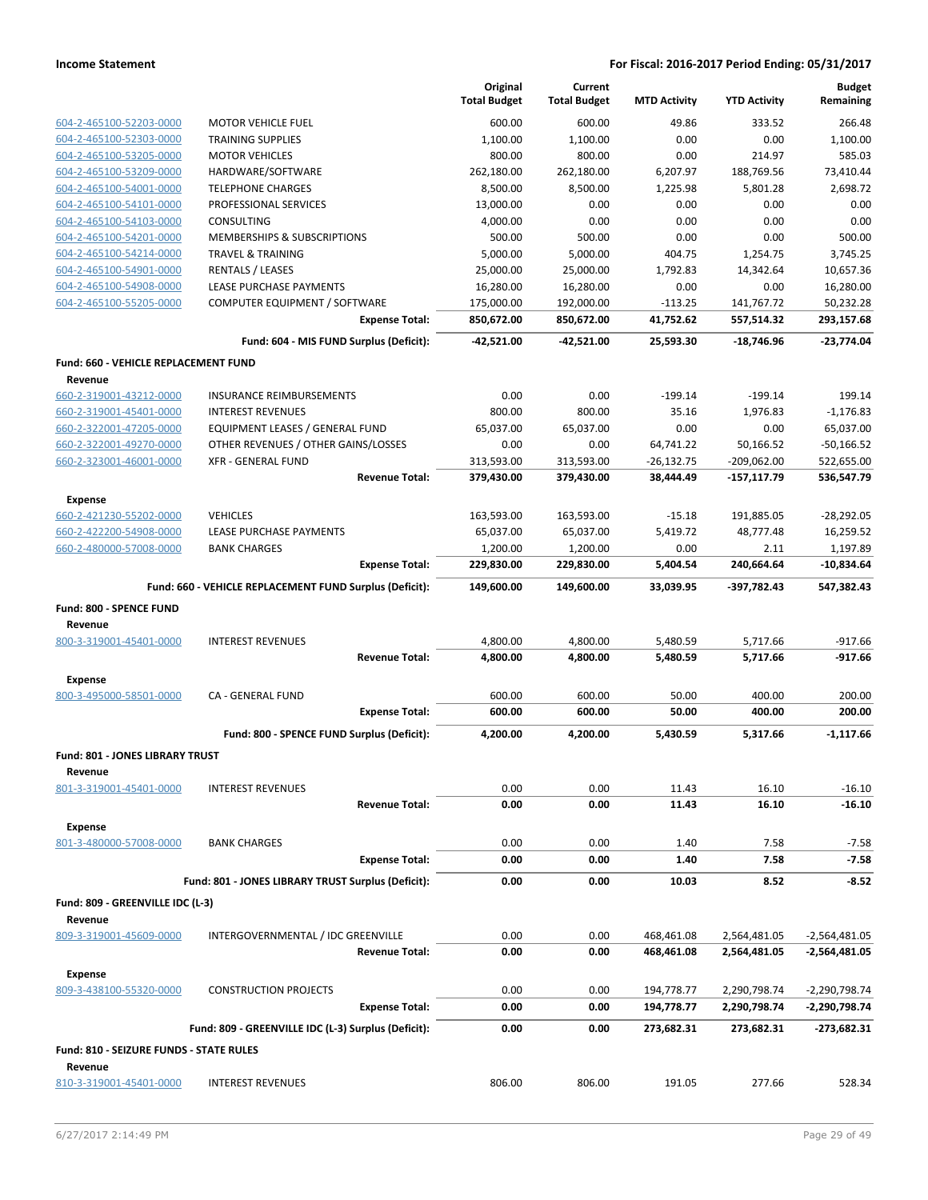| | | Original Total Budget | Current Total Budget | MTD Activity | YTD Activity | Budget Remaining |
|---|---|---|---|---|---|---|
| 604-2-465100-52203-0000 | MOTOR VEHICLE FUEL | 600.00 | 600.00 | 49.86 | 333.52 | 266.48 |
| 604-2-465100-52303-0000 | TRAINING SUPPLIES | 1,100.00 | 1,100.00 | 0.00 | 0.00 | 1,100.00 |
| 604-2-465100-53205-0000 | MOTOR VEHICLES | 800.00 | 800.00 | 0.00 | 214.97 | 585.03 |
| 604-2-465100-53209-0000 | HARDWARE/SOFTWARE | 262,180.00 | 262,180.00 | 6,207.97 | 188,769.56 | 73,410.44 |
| 604-2-465100-54001-0000 | TELEPHONE CHARGES | 8,500.00 | 8,500.00 | 1,225.98 | 5,801.28 | 2,698.72 |
| 604-2-465100-54101-0000 | PROFESSIONAL SERVICES | 13,000.00 | 0.00 | 0.00 | 0.00 | 0.00 |
| 604-2-465100-54103-0000 | CONSULTING | 4,000.00 | 0.00 | 0.00 | 0.00 | 0.00 |
| 604-2-465100-54201-0000 | MEMBERSHIPS & SUBSCRIPTIONS | 500.00 | 500.00 | 0.00 | 0.00 | 500.00 |
| 604-2-465100-54214-0000 | TRAVEL & TRAINING | 5,000.00 | 5,000.00 | 404.75 | 1,254.75 | 3,745.25 |
| 604-2-465100-54901-0000 | RENTALS / LEASES | 25,000.00 | 25,000.00 | 1,792.83 | 14,342.64 | 10,657.36 |
| 604-2-465100-54908-0000 | LEASE PURCHASE PAYMENTS | 16,280.00 | 16,280.00 | 0.00 | 0.00 | 16,280.00 |
| 604-2-465100-55205-0000 | COMPUTER EQUIPMENT / SOFTWARE | 175,000.00 | 192,000.00 | -113.25 | 141,767.72 | 50,232.28 |
| | **Expense Total:** | **850,672.00** | **850,672.00** | **41,752.62** | **557,514.32** | **293,157.68** |
| | **Fund: 604 - MIS FUND Surplus (Deficit):** | **-42,521.00** | **-42,521.00** | **25,593.30** | **-18,746.96** | **-23,774.04** |
| **Fund: 660 - VEHICLE REPLACEMENT FUND** | | | | | | |
| **Revenue** | | | | | | |
| 660-2-319001-43212-0000 | INSURANCE REIMBURSEMENTS | 0.00 | 0.00 | -199.14 | -199.14 | 199.14 |
| 660-2-319001-45401-0000 | INTEREST REVENUES | 800.00 | 800.00 | 35.16 | 1,976.83 | -1,176.83 |
| 660-2-322001-47205-0000 | EQUIPMENT LEASES / GENERAL FUND | 65,037.00 | 65,037.00 | 0.00 | 0.00 | 65,037.00 |
| 660-2-322001-49270-0000 | OTHER REVENUES / OTHER GAINS/LOSSES | 0.00 | 0.00 | 64,741.22 | 50,166.52 | -50,166.52 |
| 660-2-323001-46001-0000 | XFR - GENERAL FUND | 313,593.00 | 313,593.00 | -26,132.75 | -209,062.00 | 522,655.00 |
| | **Revenue Total:** | **379,430.00** | **379,430.00** | **38,444.49** | **-157,117.79** | **536,547.79** |
| **Expense** | | | | | | |
| 660-2-421230-55202-0000 | VEHICLES | 163,593.00 | 163,593.00 | -15.18 | 191,885.05 | -28,292.05 |
| 660-2-422200-54908-0000 | LEASE PURCHASE PAYMENTS | 65,037.00 | 65,037.00 | 5,419.72 | 48,777.48 | 16,259.52 |
| 660-2-480000-57008-0000 | BANK CHARGES | 1,200.00 | 1,200.00 | 0.00 | 2.11 | 1,197.89 |
| | **Expense Total:** | **229,830.00** | **229,830.00** | **5,404.54** | **240,664.64** | **-10,834.64** |
| | **Fund: 660 - VEHICLE REPLACEMENT FUND Surplus (Deficit):** | **149,600.00** | **149,600.00** | **33,039.95** | **-397,782.43** | **547,382.43** |
| **Fund: 800 - SPENCE FUND** | | | | | | |
| **Revenue** | | | | | | |
| 800-3-319001-45401-0000 | INTEREST REVENUES | 4,800.00 | 4,800.00 | 5,480.59 | 5,717.66 | -917.66 |
| | **Revenue Total:** | **4,800.00** | **4,800.00** | **5,480.59** | **5,717.66** | **-917.66** |
| **Expense** | | | | | | |
| 800-3-495000-58501-0000 | CA - GENERAL FUND | 600.00 | 600.00 | 50.00 | 400.00 | 200.00 |
| | **Expense Total:** | **600.00** | **600.00** | **50.00** | **400.00** | **200.00** |
| | **Fund: 800 - SPENCE FUND Surplus (Deficit):** | **4,200.00** | **4,200.00** | **5,430.59** | **5,317.66** | **-1,117.66** |
| **Fund: 801 - JONES LIBRARY TRUST** | | | | | | |
| **Revenue** | | | | | | |
| 801-3-319001-45401-0000 | INTEREST REVENUES | 0.00 | 0.00 | 11.43 | 16.10 | -16.10 |
| | **Revenue Total:** | **0.00** | **0.00** | **11.43** | **16.10** | **-16.10** |
| **Expense** | | | | | | |
| 801-3-480000-57008-0000 | BANK CHARGES | 0.00 | 0.00 | 1.40 | 7.58 | -7.58 |
| | **Expense Total:** | **0.00** | **0.00** | **1.40** | **7.58** | **-7.58** |
| | **Fund: 801 - JONES LIBRARY TRUST Surplus (Deficit):** | **0.00** | **0.00** | **10.03** | **8.52** | **-8.52** |
| **Fund: 809 - GREENVILLE IDC (L-3)** | | | | | | |
| **Revenue** | | | | | | |
| 809-3-319001-45609-0000 | INTERGOVERNMENTAL / IDC GREENVILLE | 0.00 | 0.00 | 468,461.08 | 2,564,481.05 | -2,564,481.05 |
| | **Revenue Total:** | **0.00** | **0.00** | **468,461.08** | **2,564,481.05** | **-2,564,481.05** |
| **Expense** | | | | | | |
| 809-3-438100-55320-0000 | CONSTRUCTION PROJECTS | 0.00 | 0.00 | 194,778.77 | 2,290,798.74 | -2,290,798.74 |
| | **Expense Total:** | **0.00** | **0.00** | **194,778.77** | **2,290,798.74** | **-2,290,798.74** |
| | **Fund: 809 - GREENVILLE IDC (L-3) Surplus (Deficit):** | **0.00** | **0.00** | **273,682.31** | **273,682.31** | **-273,682.31** |
| **Fund: 810 - SEIZURE FUNDS - STATE RULES** | | | | | | |
| **Revenue** | | | | | | |
| 810-3-319001-45401-0000 | INTEREST REVENUES | 806.00 | 806.00 | 191.05 | 277.66 | 528.34 |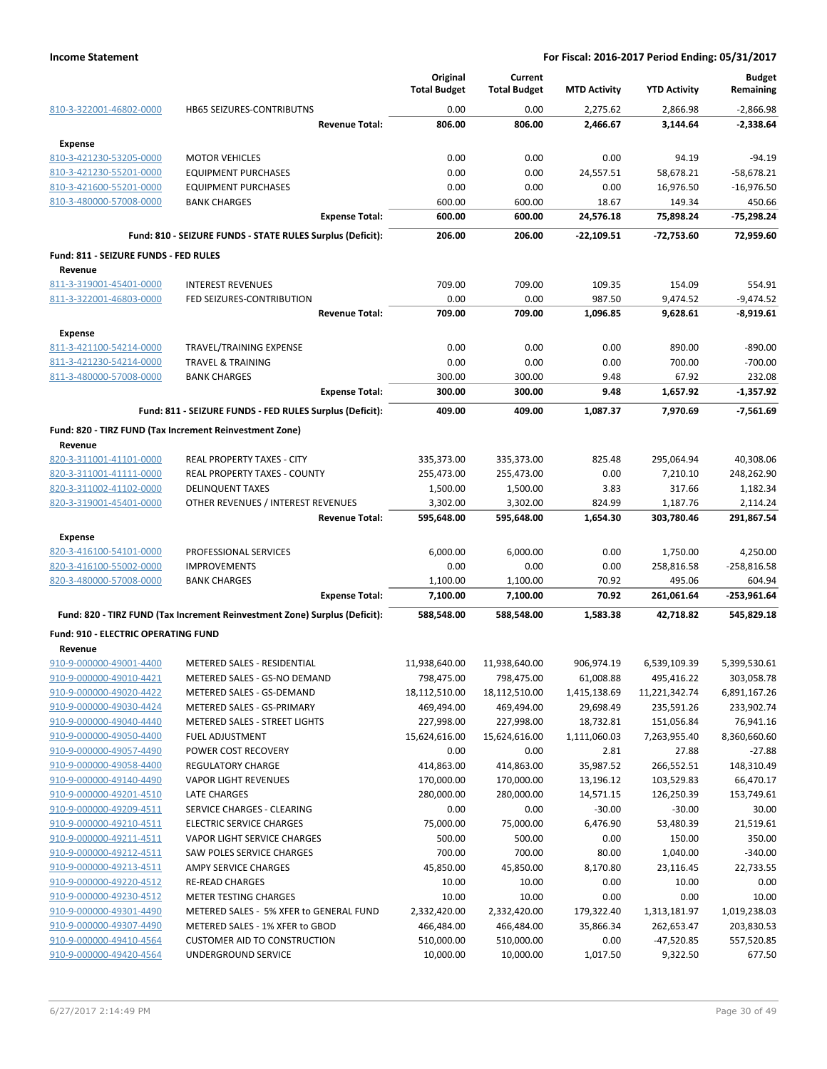| | | Original Total Budget | Current Total Budget | MTD Activity | YTD Activity | Budget Remaining |
|---|---|---|---|---|---|---|
| 810-3-322001-46802-0000 | HB65 SEIZURES-CONTRIBUTNS | 0.00 | 0.00 | 2,275.62 | 2,866.98 | -2,866.98 |
| | **Revenue Total:** | **806.00** | **806.00** | **2,466.67** | **3,144.64** | **-2,338.64** |
| **Expense** | | | | | | |
| 810-3-421230-53205-0000 | MOTOR VEHICLES | 0.00 | 0.00 | 0.00 | 94.19 | -94.19 |
| 810-3-421230-55201-0000 | EQUIPMENT PURCHASES | 0.00 | 0.00 | 24,557.51 | 58,678.21 | -58,678.21 |
| 810-3-421600-55201-0000 | EQUIPMENT PURCHASES | 0.00 | 0.00 | 0.00 | 16,976.50 | -16,976.50 |
| 810-3-480000-57008-0000 | BANK CHARGES | 600.00 | 600.00 | 18.67 | 149.34 | 450.66 |
| | **Expense Total:** | **600.00** | **600.00** | **24,576.18** | **75,898.24** | **-75,298.24** |
| | **Fund: 810 - SEIZURE FUNDS - STATE RULES Surplus (Deficit):** | **206.00** | **206.00** | **-22,109.51** | **-72,753.60** | **72,959.60** |
| **Fund: 811 - SEIZURE FUNDS - FED RULES** | | | | | | |
| **Revenue** | | | | | | |
| 811-3-319001-45401-0000 | INTEREST REVENUES | 709.00 | 709.00 | 109.35 | 154.09 | 554.91 |
| 811-3-322001-46803-0000 | FED SEIZURES-CONTRIBUTION | 0.00 | 0.00 | 987.50 | 9,474.52 | -9,474.52 |
| | **Revenue Total:** | **709.00** | **709.00** | **1,096.85** | **9,628.61** | **-8,919.61** |
| **Expense** | | | | | | |
| 811-3-421100-54214-0000 | TRAVEL/TRAINING EXPENSE | 0.00 | 0.00 | 0.00 | 890.00 | -890.00 |
| 811-3-421230-54214-0000 | TRAVEL & TRAINING | 0.00 | 0.00 | 0.00 | 700.00 | -700.00 |
| 811-3-480000-57008-0000 | BANK CHARGES | 300.00 | 300.00 | 9.48 | 67.92 | 232.08 |
| | **Expense Total:** | **300.00** | **300.00** | **9.48** | **1,657.92** | **-1,357.92** |
| | **Fund: 811 - SEIZURE FUNDS - FED RULES Surplus (Deficit):** | **409.00** | **409.00** | **1,087.37** | **7,970.69** | **-7,561.69** |
| **Fund: 820 - TIRZ FUND (Tax Increment Reinvestment Zone)** | | | | | | |
| **Revenue** | | | | | | |
| 820-3-311001-41101-0000 | REAL PROPERTY TAXES - CITY | 335,373.00 | 335,373.00 | 825.48 | 295,064.94 | 40,308.06 |
| 820-3-311001-41111-0000 | REAL PROPERTY TAXES - COUNTY | 255,473.00 | 255,473.00 | 0.00 | 7,210.10 | 248,262.90 |
| 820-3-311002-41102-0000 | DELINQUENT TAXES | 1,500.00 | 1,500.00 | 3.83 | 317.66 | 1,182.34 |
| 820-3-319001-45401-0000 | OTHER REVENUES / INTEREST REVENUES | 3,302.00 | 3,302.00 | 824.99 | 1,187.76 | 2,114.24 |
| | **Revenue Total:** | **595,648.00** | **595,648.00** | **1,654.30** | **303,780.46** | **291,867.54** |
| **Expense** | | | | | | |
| 820-3-416100-54101-0000 | PROFESSIONAL SERVICES | 6,000.00 | 6,000.00 | 0.00 | 1,750.00 | 4,250.00 |
| 820-3-416100-55002-0000 | IMPROVEMENTS | 0.00 | 0.00 | 0.00 | 258,816.58 | -258,816.58 |
| 820-3-480000-57008-0000 | BANK CHARGES | 1,100.00 | 1,100.00 | 70.92 | 495.06 | 604.94 |
| | **Expense Total:** | **7,100.00** | **7,100.00** | **70.92** | **261,061.64** | **-253,961.64** |
| | **Fund: 820 - TIRZ FUND (Tax Increment Reinvestment Zone) Surplus (Deficit):** | **588,548.00** | **588,548.00** | **1,583.38** | **42,718.82** | **545,829.18** |
| **Fund: 910 - ELECTRIC OPERATING FUND** | | | | | | |
| **Revenue** | | | | | | |
| 910-9-000000-49001-4400 | METERED SALES - RESIDENTIAL | 11,938,640.00 | 11,938,640.00 | 906,974.19 | 6,539,109.39 | 5,399,530.61 |
| 910-9-000000-49010-4421 | METERED SALES - GS-NO DEMAND | 798,475.00 | 798,475.00 | 61,008.88 | 495,416.22 | 303,058.78 |
| 910-9-000000-49020-4422 | METERED SALES - GS-DEMAND | 18,112,510.00 | 18,112,510.00 | 1,415,138.69 | 11,221,342.74 | 6,891,167.26 |
| 910-9-000000-49030-4424 | METERED SALES - GS-PRIMARY | 469,494.00 | 469,494.00 | 29,698.49 | 235,591.26 | 233,902.74 |
| 910-9-000000-49040-4440 | METERED SALES - STREET LIGHTS | 227,998.00 | 227,998.00 | 18,732.81 | 151,056.84 | 76,941.16 |
| 910-9-000000-49050-4400 | FUEL ADJUSTMENT | 15,624,616.00 | 15,624,616.00 | 1,111,060.03 | 7,263,955.40 | 8,360,660.60 |
| 910-9-000000-49057-4490 | POWER COST RECOVERY | 0.00 | 0.00 | 2.81 | 27.88 | -27.88 |
| 910-9-000000-49058-4400 | REGULATORY CHARGE | 414,863.00 | 414,863.00 | 35,987.52 | 266,552.51 | 148,310.49 |
| 910-9-000000-49140-4490 | VAPOR LIGHT REVENUES | 170,000.00 | 170,000.00 | 13,196.12 | 103,529.83 | 66,470.17 |
| 910-9-000000-49201-4510 | LATE CHARGES | 280,000.00 | 280,000.00 | 14,571.15 | 126,250.39 | 153,749.61 |
| 910-9-000000-49209-4511 | SERVICE CHARGES - CLEARING | 0.00 | 0.00 | -30.00 | -30.00 | 30.00 |
| 910-9-000000-49210-4511 | ELECTRIC SERVICE CHARGES | 75,000.00 | 75,000.00 | 6,476.90 | 53,480.39 | 21,519.61 |
| 910-9-000000-49211-4511 | VAPOR LIGHT SERVICE CHARGES | 500.00 | 500.00 | 0.00 | 150.00 | 350.00 |
| 910-9-000000-49212-4511 | SAW POLES SERVICE CHARGES | 700.00 | 700.00 | 80.00 | 1,040.00 | -340.00 |
| 910-9-000000-49213-4511 | AMPY SERVICE CHARGES | 45,850.00 | 45,850.00 | 8,170.80 | 23,116.45 | 22,733.55 |
| 910-9-000000-49220-4512 | RE-READ CHARGES | 10.00 | 10.00 | 0.00 | 10.00 | 0.00 |
| 910-9-000000-49230-4512 | METER TESTING CHARGES | 10.00 | 10.00 | 0.00 | 0.00 | 10.00 |
| 910-9-000000-49301-4490 | METERED SALES - 5% XFER to GENERAL FUND | 2,332,420.00 | 2,332,420.00 | 179,322.40 | 1,313,181.97 | 1,019,238.03 |
| 910-9-000000-49307-4490 | METERED SALES - 1% XFER to GBOD | 466,484.00 | 466,484.00 | 35,866.34 | 262,653.47 | 203,830.53 |
| 910-9-000000-49410-4564 | CUSTOMER AID TO CONSTRUCTION | 510,000.00 | 510,000.00 | 0.00 | -47,520.85 | 557,520.85 |
| 910-9-000000-49420-4564 | UNDERGROUND SERVICE | 10,000.00 | 10,000.00 | 1,017.50 | 9,322.50 | 677.50 |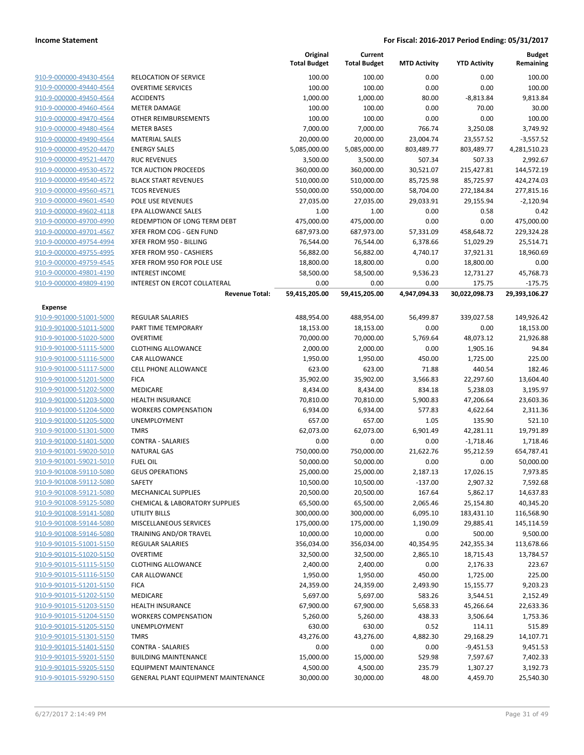| | | Original Total Budget | Current Total Budget | MTD Activity | YTD Activity | Budget Remaining |
|---|---|---|---|---|---|---|
| 910-9-000000-49430-4564 | RELOCATION OF SERVICE | 100.00 | 100.00 | 0.00 | 0.00 | 100.00 |
| 910-9-000000-49440-4564 | OVERTIME SERVICES | 100.00 | 100.00 | 0.00 | 0.00 | 100.00 |
| 910-9-000000-49450-4564 | ACCIDENTS | 1,000.00 | 1,000.00 | 80.00 | -8,813.84 | 9,813.84 |
| 910-9-000000-49460-4564 | METER DAMAGE | 100.00 | 100.00 | 0.00 | 70.00 | 30.00 |
| 910-9-000000-49470-4564 | OTHER REIMBURSEMENTS | 100.00 | 100.00 | 0.00 | 0.00 | 100.00 |
| 910-9-000000-49480-4564 | METER BASES | 7,000.00 | 7,000.00 | 766.74 | 3,250.08 | 3,749.92 |
| 910-9-000000-49490-4564 | MATERIAL SALES | 20,000.00 | 20,000.00 | 23,004.74 | 23,557.52 | -3,557.52 |
| 910-9-000000-49520-4470 | ENERGY SALES | 5,085,000.00 | 5,085,000.00 | 803,489.77 | 803,489.77 | 4,281,510.23 |
| 910-9-000000-49521-4470 | RUC REVENUES | 3,500.00 | 3,500.00 | 507.34 | 507.33 | 2,992.67 |
| 910-9-000000-49530-4572 | TCR AUCTION PROCEEDS | 360,000.00 | 360,000.00 | 30,521.07 | 215,427.81 | 144,572.19 |
| 910-9-000000-49540-4572 | BLACK START REVENUES | 510,000.00 | 510,000.00 | 85,725.98 | 85,725.97 | 424,274.03 |
| 910-9-000000-49560-4571 | TCOS REVENUES | 550,000.00 | 550,000.00 | 58,704.00 | 272,184.84 | 277,815.16 |
| 910-9-000000-49601-4540 | POLE USE REVENUES | 27,035.00 | 27,035.00 | 29,033.91 | 29,155.94 | -2,120.94 |
| 910-9-000000-49602-4118 | EPA ALLOWANCE SALES | 1.00 | 1.00 | 0.00 | 0.58 | 0.42 |
| 910-9-000000-49700-4990 | REDEMPTION OF LONG TERM DEBT | 475,000.00 | 475,000.00 | 0.00 | 0.00 | 475,000.00 |
| 910-9-000000-49701-4567 | XFER FROM COG - GEN FUND | 687,973.00 | 687,973.00 | 57,331.09 | 458,648.72 | 229,324.28 |
| 910-9-000000-49754-4994 | XFER FROM 950 - BILLING | 76,544.00 | 76,544.00 | 6,378.66 | 51,029.29 | 25,514.71 |
| 910-9-000000-49755-4995 | XFER FROM 950 - CASHIERS | 56,882.00 | 56,882.00 | 4,740.17 | 37,921.31 | 18,960.69 |
| 910-9-000000-49759-4545 | XFER FROM 950 FOR POLE USE | 18,800.00 | 18,800.00 | 0.00 | 18,800.00 | 0.00 |
| 910-9-000000-49801-4190 | INTEREST INCOME | 58,500.00 | 58,500.00 | 9,536.23 | 12,731.27 | 45,768.73 |
| 910-9-000000-49809-4190 | INTEREST ON ERCOT COLLATERAL | 0.00 | 0.00 | 0.00 | 175.75 | -175.75 |
| | **Revenue Total:** | **59,415,205.00** | **59,415,205.00** | **4,947,094.33** | **30,022,098.73** | **29,393,106.27** |
| **Expense** | | | | | | |
| 910-9-901000-51001-5000 | REGULAR SALARIES | 488,954.00 | 488,954.00 | 56,499.87 | 339,027.58 | 149,926.42 |
| 910-9-901000-51011-5000 | PART TIME TEMPORARY | 18,153.00 | 18,153.00 | 0.00 | 0.00 | 18,153.00 |
| 910-9-901000-51020-5000 | OVERTIME | 70,000.00 | 70,000.00 | 5,769.64 | 48,073.12 | 21,926.88 |
| 910-9-901000-51115-5000 | CLOTHING ALLOWANCE | 2,000.00 | 2,000.00 | 0.00 | 1,905.16 | 94.84 |
| 910-9-901000-51116-5000 | CAR ALLOWANCE | 1,950.00 | 1,950.00 | 450.00 | 1,725.00 | 225.00 |
| 910-9-901000-51117-5000 | CELL PHONE ALLOWANCE | 623.00 | 623.00 | 71.88 | 440.54 | 182.46 |
| 910-9-901000-51201-5000 | FICA | 35,902.00 | 35,902.00 | 3,566.83 | 22,297.60 | 13,604.40 |
| 910-9-901000-51202-5000 | MEDICARE | 8,434.00 | 8,434.00 | 834.18 | 5,238.03 | 3,195.97 |
| 910-9-901000-51203-5000 | HEALTH INSURANCE | 70,810.00 | 70,810.00 | 5,900.83 | 47,206.64 | 23,603.36 |
| 910-9-901000-51204-5000 | WORKERS COMPENSATION | 6,934.00 | 6,934.00 | 577.83 | 4,622.64 | 2,311.36 |
| 910-9-901000-51205-5000 | UNEMPLOYMENT | 657.00 | 657.00 | 1.05 | 135.90 | 521.10 |
| 910-9-901000-51301-5000 | TMRS | 62,073.00 | 62,073.00 | 6,901.49 | 42,281.11 | 19,791.89 |
| 910-9-901000-51401-5000 | CONTRA - SALARIES | 0.00 | 0.00 | 0.00 | -1,718.46 | 1,718.46 |
| 910-9-901001-59020-5010 | NATURAL GAS | 750,000.00 | 750,000.00 | 21,622.76 | 95,212.59 | 654,787.41 |
| 910-9-901001-59021-5010 | FUEL OIL | 50,000.00 | 50,000.00 | 0.00 | 0.00 | 50,000.00 |
| 910-9-901008-59110-5080 | GEUS OPERATIONS | 25,000.00 | 25,000.00 | 2,187.13 | 17,026.15 | 7,973.85 |
| 910-9-901008-59112-5080 | SAFETY | 10,500.00 | 10,500.00 | -137.00 | 2,907.32 | 7,592.68 |
| 910-9-901008-59121-5080 | MECHANICAL SUPPLIES | 20,500.00 | 20,500.00 | 167.64 | 5,862.17 | 14,637.83 |
| 910-9-901008-59125-5080 | CHEMICAL & LABORATORY SUPPLIES | 65,500.00 | 65,500.00 | 2,065.46 | 25,154.80 | 40,345.20 |
| 910-9-901008-59141-5080 | UTILITY BILLS | 300,000.00 | 300,000.00 | 6,095.10 | 183,431.10 | 116,568.90 |
| 910-9-901008-59144-5080 | MISCELLANEOUS SERVICES | 175,000.00 | 175,000.00 | 1,190.09 | 29,885.41 | 145,114.59 |
| 910-9-901008-59146-5080 | TRAINING AND/OR TRAVEL | 10,000.00 | 10,000.00 | 0.00 | 500.00 | 9,500.00 |
| 910-9-901015-51001-5150 | REGULAR SALARIES | 356,034.00 | 356,034.00 | 40,354.95 | 242,355.34 | 113,678.66 |
| 910-9-901015-51020-5150 | OVERTIME | 32,500.00 | 32,500.00 | 2,865.10 | 18,715.43 | 13,784.57 |
| 910-9-901015-51115-5150 | CLOTHING ALLOWANCE | 2,400.00 | 2,400.00 | 0.00 | 2,176.33 | 223.67 |
| 910-9-901015-51116-5150 | CAR ALLOWANCE | 1,950.00 | 1,950.00 | 450.00 | 1,725.00 | 225.00 |
| 910-9-901015-51201-5150 | FICA | 24,359.00 | 24,359.00 | 2,493.90 | 15,155.77 | 9,203.23 |
| 910-9-901015-51202-5150 | MEDICARE | 5,697.00 | 5,697.00 | 583.26 | 3,544.51 | 2,152.49 |
| 910-9-901015-51203-5150 | HEALTH INSURANCE | 67,900.00 | 67,900.00 | 5,658.33 | 45,266.64 | 22,633.36 |
| 910-9-901015-51204-5150 | WORKERS COMPENSATION | 5,260.00 | 5,260.00 | 438.33 | 3,506.64 | 1,753.36 |
| 910-9-901015-51205-5150 | UNEMPLOYMENT | 630.00 | 630.00 | 0.52 | 114.11 | 515.89 |
| 910-9-901015-51301-5150 | TMRS | 43,276.00 | 43,276.00 | 4,882.30 | 29,168.29 | 14,107.71 |
| 910-9-901015-51401-5150 | CONTRA - SALARIES | 0.00 | 0.00 | 0.00 | -9,451.53 | 9,451.53 |
| 910-9-901015-59201-5150 | BUILDING MAINTENANCE | 15,000.00 | 15,000.00 | 529.98 | 7,597.67 | 7,402.33 |
| 910-9-901015-59205-5150 | EQUIPMENT MAINTENANCE | 4,500.00 | 4,500.00 | 235.79 | 1,307.27 | 3,192.73 |
| 910-9-901015-59290-5150 | GENERAL PLANT EQUIPMENT MAINTENANCE | 30,000.00 | 30,000.00 | 48.00 | 4,459.70 | 25,540.30 |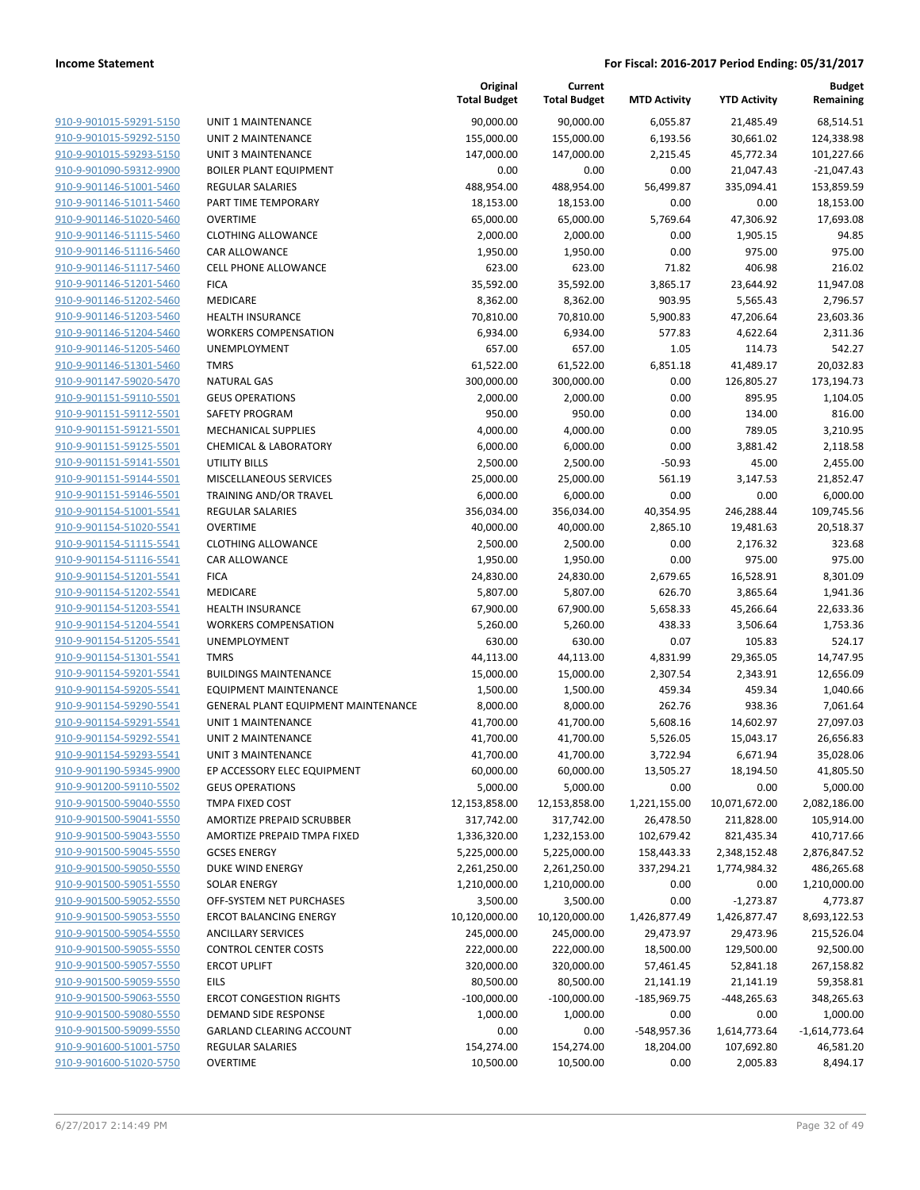| | | Original Total Budget | Current Total Budget | MTD Activity | YTD Activity | Budget Remaining |
|---|---|---|---|---|---|---|
| 910-9-901015-59291-5150 | UNIT 1 MAINTENANCE | 90,000.00 | 90,000.00 | 6,055.87 | 21,485.49 | 68,514.51 |
| 910-9-901015-59292-5150 | UNIT 2 MAINTENANCE | 155,000.00 | 155,000.00 | 6,193.56 | 30,661.02 | 124,338.98 |
| 910-9-901015-59293-5150 | UNIT 3 MAINTENANCE | 147,000.00 | 147,000.00 | 2,215.45 | 45,772.34 | 101,227.66 |
| 910-9-901090-59312-9900 | BOILER PLANT EQUIPMENT | 0.00 | 0.00 | 0.00 | 21,047.43 | -21,047.43 |
| 910-9-901146-51001-5460 | REGULAR SALARIES | 488,954.00 | 488,954.00 | 56,499.87 | 335,094.41 | 153,859.59 |
| 910-9-901146-51011-5460 | PART TIME TEMPORARY | 18,153.00 | 18,153.00 | 0.00 | 0.00 | 18,153.00 |
| 910-9-901146-51020-5460 | OVERTIME | 65,000.00 | 65,000.00 | 5,769.64 | 47,306.92 | 17,693.08 |
| 910-9-901146-51115-5460 | CLOTHING ALLOWANCE | 2,000.00 | 2,000.00 | 0.00 | 1,905.15 | 94.85 |
| 910-9-901146-51116-5460 | CAR ALLOWANCE | 1,950.00 | 1,950.00 | 0.00 | 975.00 | 975.00 |
| 910-9-901146-51117-5460 | CELL PHONE ALLOWANCE | 623.00 | 623.00 | 71.82 | 406.98 | 216.02 |
| 910-9-901146-51201-5460 | FICA | 35,592.00 | 35,592.00 | 3,865.17 | 23,644.92 | 11,947.08 |
| 910-9-901146-51202-5460 | MEDICARE | 8,362.00 | 8,362.00 | 903.95 | 5,565.43 | 2,796.57 |
| 910-9-901146-51203-5460 | HEALTH INSURANCE | 70,810.00 | 70,810.00 | 5,900.83 | 47,206.64 | 23,603.36 |
| 910-9-901146-51204-5460 | WORKERS COMPENSATION | 6,934.00 | 6,934.00 | 577.83 | 4,622.64 | 2,311.36 |
| 910-9-901146-51205-5460 | UNEMPLOYMENT | 657.00 | 657.00 | 1.05 | 114.73 | 542.27 |
| 910-9-901146-51301-5460 | TMRS | 61,522.00 | 61,522.00 | 6,851.18 | 41,489.17 | 20,032.83 |
| 910-9-901147-59020-5470 | NATURAL GAS | 300,000.00 | 300,000.00 | 0.00 | 126,805.27 | 173,194.73 |
| 910-9-901151-59110-5501 | GEUS OPERATIONS | 2,000.00 | 2,000.00 | 0.00 | 895.95 | 1,104.05 |
| 910-9-901151-59112-5501 | SAFETY PROGRAM | 950.00 | 950.00 | 0.00 | 134.00 | 816.00 |
| 910-9-901151-59121-5501 | MECHANICAL SUPPLIES | 4,000.00 | 4,000.00 | 0.00 | 789.05 | 3,210.95 |
| 910-9-901151-59125-5501 | CHEMICAL & LABORATORY | 6,000.00 | 6,000.00 | 0.00 | 3,881.42 | 2,118.58 |
| 910-9-901151-59141-5501 | UTILITY BILLS | 2,500.00 | 2,500.00 | -50.93 | 45.00 | 2,455.00 |
| 910-9-901151-59144-5501 | MISCELLANEOUS SERVICES | 25,000.00 | 25,000.00 | 561.19 | 3,147.53 | 21,852.47 |
| 910-9-901151-59146-5501 | TRAINING AND/OR TRAVEL | 6,000.00 | 6,000.00 | 0.00 | 0.00 | 6,000.00 |
| 910-9-901154-51001-5541 | REGULAR SALARIES | 356,034.00 | 356,034.00 | 40,354.95 | 246,288.44 | 109,745.56 |
| 910-9-901154-51020-5541 | OVERTIME | 40,000.00 | 40,000.00 | 2,865.10 | 19,481.63 | 20,518.37 |
| 910-9-901154-51115-5541 | CLOTHING ALLOWANCE | 2,500.00 | 2,500.00 | 0.00 | 2,176.32 | 323.68 |
| 910-9-901154-51116-5541 | CAR ALLOWANCE | 1,950.00 | 1,950.00 | 0.00 | 975.00 | 975.00 |
| 910-9-901154-51201-5541 | FICA | 24,830.00 | 24,830.00 | 2,679.65 | 16,528.91 | 8,301.09 |
| 910-9-901154-51202-5541 | MEDICARE | 5,807.00 | 5,807.00 | 626.70 | 3,865.64 | 1,941.36 |
| 910-9-901154-51203-5541 | HEALTH INSURANCE | 67,900.00 | 67,900.00 | 5,658.33 | 45,266.64 | 22,633.36 |
| 910-9-901154-51204-5541 | WORKERS COMPENSATION | 5,260.00 | 5,260.00 | 438.33 | 3,506.64 | 1,753.36 |
| 910-9-901154-51205-5541 | UNEMPLOYMENT | 630.00 | 630.00 | 0.07 | 105.83 | 524.17 |
| 910-9-901154-51301-5541 | TMRS | 44,113.00 | 44,113.00 | 4,831.99 | 29,365.05 | 14,747.95 |
| 910-9-901154-59201-5541 | BUILDINGS MAINTENANCE | 15,000.00 | 15,000.00 | 2,307.54 | 2,343.91 | 12,656.09 |
| 910-9-901154-59205-5541 | EQUIPMENT MAINTENANCE | 1,500.00 | 1,500.00 | 459.34 | 459.34 | 1,040.66 |
| 910-9-901154-59290-5541 | GENERAL PLANT EQUIPMENT MAINTENANCE | 8,000.00 | 8,000.00 | 262.76 | 938.36 | 7,061.64 |
| 910-9-901154-59291-5541 | UNIT 1 MAINTENANCE | 41,700.00 | 41,700.00 | 5,608.16 | 14,602.97 | 27,097.03 |
| 910-9-901154-59292-5541 | UNIT 2 MAINTENANCE | 41,700.00 | 41,700.00 | 5,526.05 | 15,043.17 | 26,656.83 |
| 910-9-901154-59293-5541 | UNIT 3 MAINTENANCE | 41,700.00 | 41,700.00 | 3,722.94 | 6,671.94 | 35,028.06 |
| 910-9-901190-59345-9900 | EP ACCESSORY ELEC EQUIPMENT | 60,000.00 | 60,000.00 | 13,505.27 | 18,194.50 | 41,805.50 |
| 910-9-901200-59110-5502 | GEUS OPERATIONS | 5,000.00 | 5,000.00 | 0.00 | 0.00 | 5,000.00 |
| 910-9-901500-59040-5550 | TMPA FIXED COST | 12,153,858.00 | 12,153,858.00 | 1,221,155.00 | 10,071,672.00 | 2,082,186.00 |
| 910-9-901500-59041-5550 | AMORTIZE PREPAID SCRUBBER | 317,742.00 | 317,742.00 | 26,478.50 | 211,828.00 | 105,914.00 |
| 910-9-901500-59043-5550 | AMORTIZE PREPAID TMPA FIXED | 1,336,320.00 | 1,232,153.00 | 102,679.42 | 821,435.34 | 410,717.66 |
| 910-9-901500-59045-5550 | GCSES ENERGY | 5,225,000.00 | 5,225,000.00 | 158,443.33 | 2,348,152.48 | 2,876,847.52 |
| 910-9-901500-59050-5550 | DUKE WIND ENERGY | 2,261,250.00 | 2,261,250.00 | 337,294.21 | 1,774,984.32 | 486,265.68 |
| 910-9-901500-59051-5550 | SOLAR ENERGY | 1,210,000.00 | 1,210,000.00 | 0.00 | 0.00 | 1,210,000.00 |
| 910-9-901500-59052-5550 | OFF-SYSTEM NET PURCHASES | 3,500.00 | 3,500.00 | 0.00 | -1,273.87 | 4,773.87 |
| 910-9-901500-59053-5550 | ERCOT BALANCING ENERGY | 10,120,000.00 | 10,120,000.00 | 1,426,877.49 | 1,426,877.47 | 8,693,122.53 |
| 910-9-901500-59054-5550 | ANCILLARY SERVICES | 245,000.00 | 245,000.00 | 29,473.97 | 29,473.96 | 215,526.04 |
| 910-9-901500-59055-5550 | CONTROL CENTER COSTS | 222,000.00 | 222,000.00 | 18,500.00 | 129,500.00 | 92,500.00 |
| 910-9-901500-59057-5550 | ERCOT UPLIFT | 320,000.00 | 320,000.00 | 57,461.45 | 52,841.18 | 267,158.82 |
| 910-9-901500-59059-5550 | EILS | 80,500.00 | 80,500.00 | 21,141.19 | 21,141.19 | 59,358.81 |
| 910-9-901500-59063-5550 | ERCOT CONGESTION RIGHTS | -100,000.00 | -100,000.00 | -185,969.75 | -448,265.63 | 348,265.63 |
| 910-9-901500-59080-5550 | DEMAND SIDE RESPONSE | 1,000.00 | 1,000.00 | 0.00 | 0.00 | 1,000.00 |
| 910-9-901500-59099-5550 | GARLAND CLEARING ACCOUNT | 0.00 | 0.00 | -548,957.36 | 1,614,773.64 | -1,614,773.64 |
| 910-9-901600-51001-5750 | REGULAR SALARIES | 154,274.00 | 154,274.00 | 18,204.00 | 107,692.80 | 46,581.20 |
| 910-9-901600-51020-5750 | OVERTIME | 10,500.00 | 10,500.00 | 0.00 | 2,005.83 | 8,494.17 |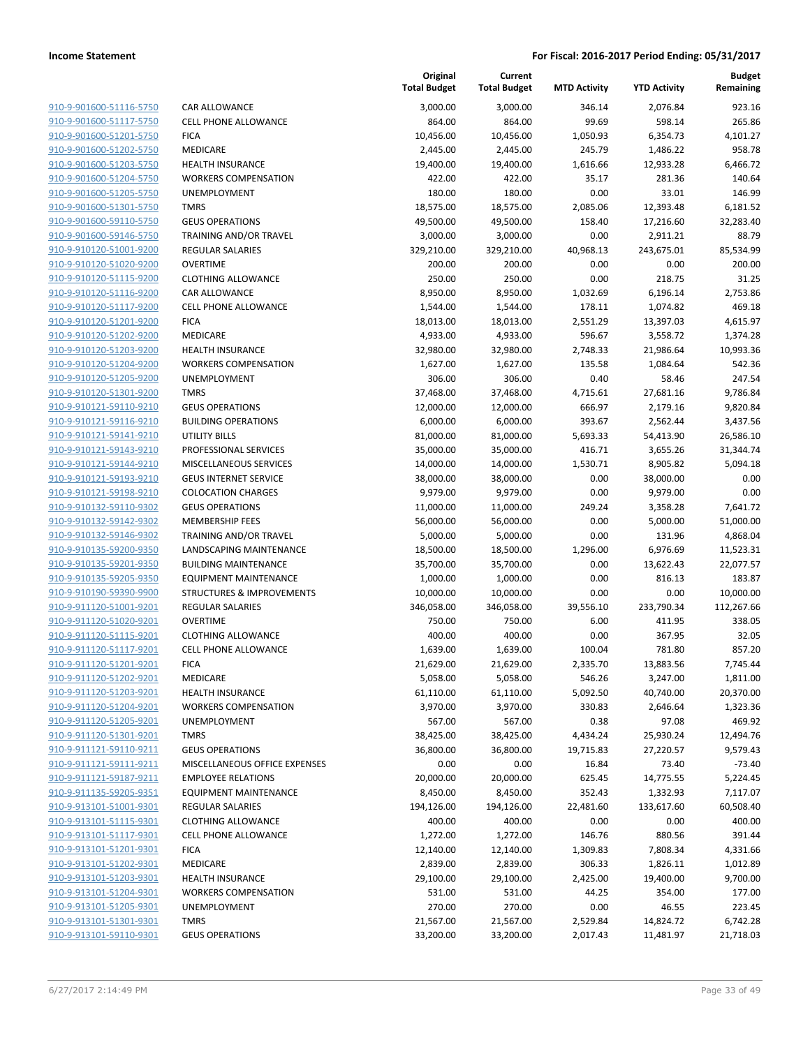| | | Original Total Budget | Current Total Budget | MTD Activity | YTD Activity | Budget Remaining |
|---|---|---|---|---|---|---|
| 910-9-901600-51116-5750 | CAR ALLOWANCE | 3,000.00 | 3,000.00 | 346.14 | 2,076.84 | 923.16 |
| 910-9-901600-51117-5750 | CELL PHONE ALLOWANCE | 864.00 | 864.00 | 99.69 | 598.14 | 265.86 |
| 910-9-901600-51201-5750 | FICA | 10,456.00 | 10,456.00 | 1,050.93 | 6,354.73 | 4,101.27 |
| 910-9-901600-51202-5750 | MEDICARE | 2,445.00 | 2,445.00 | 245.79 | 1,486.22 | 958.78 |
| 910-9-901600-51203-5750 | HEALTH INSURANCE | 19,400.00 | 19,400.00 | 1,616.66 | 12,933.28 | 6,466.72 |
| 910-9-901600-51204-5750 | WORKERS COMPENSATION | 422.00 | 422.00 | 35.17 | 281.36 | 140.64 |
| 910-9-901600-51205-5750 | UNEMPLOYMENT | 180.00 | 180.00 | 0.00 | 33.01 | 146.99 |
| 910-9-901600-51301-5750 | TMRS | 18,575.00 | 18,575.00 | 2,085.06 | 12,393.48 | 6,181.52 |
| 910-9-901600-59110-5750 | GEUS OPERATIONS | 49,500.00 | 49,500.00 | 158.40 | 17,216.60 | 32,283.40 |
| 910-9-901600-59146-5750 | TRAINING AND/OR TRAVEL | 3,000.00 | 3,000.00 | 0.00 | 2,911.21 | 88.79 |
| 910-9-910120-51001-9200 | REGULAR SALARIES | 329,210.00 | 329,210.00 | 40,968.13 | 243,675.01 | 85,534.99 |
| 910-9-910120-51020-9200 | OVERTIME | 200.00 | 200.00 | 0.00 | 0.00 | 200.00 |
| 910-9-910120-51115-9200 | CLOTHING ALLOWANCE | 250.00 | 250.00 | 0.00 | 218.75 | 31.25 |
| 910-9-910120-51116-9200 | CAR ALLOWANCE | 8,950.00 | 8,950.00 | 1,032.69 | 6,196.14 | 2,753.86 |
| 910-9-910120-51117-9200 | CELL PHONE ALLOWANCE | 1,544.00 | 1,544.00 | 178.11 | 1,074.82 | 469.18 |
| 910-9-910120-51201-9200 | FICA | 18,013.00 | 18,013.00 | 2,551.29 | 13,397.03 | 4,615.97 |
| 910-9-910120-51202-9200 | MEDICARE | 4,933.00 | 4,933.00 | 596.67 | 3,558.72 | 1,374.28 |
| 910-9-910120-51203-9200 | HEALTH INSURANCE | 32,980.00 | 32,980.00 | 2,748.33 | 21,986.64 | 10,993.36 |
| 910-9-910120-51204-9200 | WORKERS COMPENSATION | 1,627.00 | 1,627.00 | 135.58 | 1,084.64 | 542.36 |
| 910-9-910120-51205-9200 | UNEMPLOYMENT | 306.00 | 306.00 | 0.40 | 58.46 | 247.54 |
| 910-9-910120-51301-9200 | TMRS | 37,468.00 | 37,468.00 | 4,715.61 | 27,681.16 | 9,786.84 |
| 910-9-910121-59110-9210 | GEUS OPERATIONS | 12,000.00 | 12,000.00 | 666.97 | 2,179.16 | 9,820.84 |
| 910-9-910121-59116-9210 | BUILDING OPERATIONS | 6,000.00 | 6,000.00 | 393.67 | 2,562.44 | 3,437.56 |
| 910-9-910121-59141-9210 | UTILITY BILLS | 81,000.00 | 81,000.00 | 5,693.33 | 54,413.90 | 26,586.10 |
| 910-9-910121-59143-9210 | PROFESSIONAL SERVICES | 35,000.00 | 35,000.00 | 416.71 | 3,655.26 | 31,344.74 |
| 910-9-910121-59144-9210 | MISCELLANEOUS SERVICES | 14,000.00 | 14,000.00 | 1,530.71 | 8,905.82 | 5,094.18 |
| 910-9-910121-59193-9210 | GEUS INTERNET SERVICE | 38,000.00 | 38,000.00 | 0.00 | 38,000.00 | 0.00 |
| 910-9-910121-59198-9210 | COLOCATION CHARGES | 9,979.00 | 9,979.00 | 0.00 | 9,979.00 | 0.00 |
| 910-9-910132-59110-9302 | GEUS OPERATIONS | 11,000.00 | 11,000.00 | 249.24 | 3,358.28 | 7,641.72 |
| 910-9-910132-59142-9302 | MEMBERSHIP FEES | 56,000.00 | 56,000.00 | 0.00 | 5,000.00 | 51,000.00 |
| 910-9-910132-59146-9302 | TRAINING AND/OR TRAVEL | 5,000.00 | 5,000.00 | 0.00 | 131.96 | 4,868.04 |
| 910-9-910135-59200-9350 | LANDSCAPING MAINTENANCE | 18,500.00 | 18,500.00 | 1,296.00 | 6,976.69 | 11,523.31 |
| 910-9-910135-59201-9350 | BUILDING MAINTENANCE | 35,700.00 | 35,700.00 | 0.00 | 13,622.43 | 22,077.57 |
| 910-9-910135-59205-9350 | EQUIPMENT MAINTENANCE | 1,000.00 | 1,000.00 | 0.00 | 816.13 | 183.87 |
| 910-9-910190-59390-9900 | STRUCTURES & IMPROVEMENTS | 10,000.00 | 10,000.00 | 0.00 | 0.00 | 10,000.00 |
| 910-9-911120-51001-9201 | REGULAR SALARIES | 346,058.00 | 346,058.00 | 39,556.10 | 233,790.34 | 112,267.66 |
| 910-9-911120-51020-9201 | OVERTIME | 750.00 | 750.00 | 6.00 | 411.95 | 338.05 |
| 910-9-911120-51115-9201 | CLOTHING ALLOWANCE | 400.00 | 400.00 | 0.00 | 367.95 | 32.05 |
| 910-9-911120-51117-9201 | CELL PHONE ALLOWANCE | 1,639.00 | 1,639.00 | 100.04 | 781.80 | 857.20 |
| 910-9-911120-51201-9201 | FICA | 21,629.00 | 21,629.00 | 2,335.70 | 13,883.56 | 7,745.44 |
| 910-9-911120-51202-9201 | MEDICARE | 5,058.00 | 5,058.00 | 546.26 | 3,247.00 | 1,811.00 |
| 910-9-911120-51203-9201 | HEALTH INSURANCE | 61,110.00 | 61,110.00 | 5,092.50 | 40,740.00 | 20,370.00 |
| 910-9-911120-51204-9201 | WORKERS COMPENSATION | 3,970.00 | 3,970.00 | 330.83 | 2,646.64 | 1,323.36 |
| 910-9-911120-51205-9201 | UNEMPLOYMENT | 567.00 | 567.00 | 0.38 | 97.08 | 469.92 |
| 910-9-911120-51301-9201 | TMRS | 38,425.00 | 38,425.00 | 4,434.24 | 25,930.24 | 12,494.76 |
| 910-9-911121-59110-9211 | GEUS OPERATIONS | 36,800.00 | 36,800.00 | 19,715.83 | 27,220.57 | 9,579.43 |
| 910-9-911121-59111-9211 | MISCELLANEOUS OFFICE EXPENSES | 0.00 | 0.00 | 16.84 | 73.40 | -73.40 |
| 910-9-911121-59187-9211 | EMPLOYEE RELATIONS | 20,000.00 | 20,000.00 | 625.45 | 14,775.55 | 5,224.45 |
| 910-9-911135-59205-9351 | EQUIPMENT MAINTENANCE | 8,450.00 | 8,450.00 | 352.43 | 1,332.93 | 7,117.07 |
| 910-9-913101-51001-9301 | REGULAR SALARIES | 194,126.00 | 194,126.00 | 22,481.60 | 133,617.60 | 60,508.40 |
| 910-9-913101-51115-9301 | CLOTHING ALLOWANCE | 400.00 | 400.00 | 0.00 | 0.00 | 400.00 |
| 910-9-913101-51117-9301 | CELL PHONE ALLOWANCE | 1,272.00 | 1,272.00 | 146.76 | 880.56 | 391.44 |
| 910-9-913101-51201-9301 | FICA | 12,140.00 | 12,140.00 | 1,309.83 | 7,808.34 | 4,331.66 |
| 910-9-913101-51202-9301 | MEDICARE | 2,839.00 | 2,839.00 | 306.33 | 1,826.11 | 1,012.89 |
| 910-9-913101-51203-9301 | HEALTH INSURANCE | 29,100.00 | 29,100.00 | 2,425.00 | 19,400.00 | 9,700.00 |
| 910-9-913101-51204-9301 | WORKERS COMPENSATION | 531.00 | 531.00 | 44.25 | 354.00 | 177.00 |
| 910-9-913101-51205-9301 | UNEMPLOYMENT | 270.00 | 270.00 | 0.00 | 46.55 | 223.45 |
| 910-9-913101-51301-9301 | TMRS | 21,567.00 | 21,567.00 | 2,529.84 | 14,824.72 | 6,742.28 |
| 910-9-913101-59110-9301 | GEUS OPERATIONS | 33,200.00 | 33,200.00 | 2,017.43 | 11,481.97 | 21,718.03 |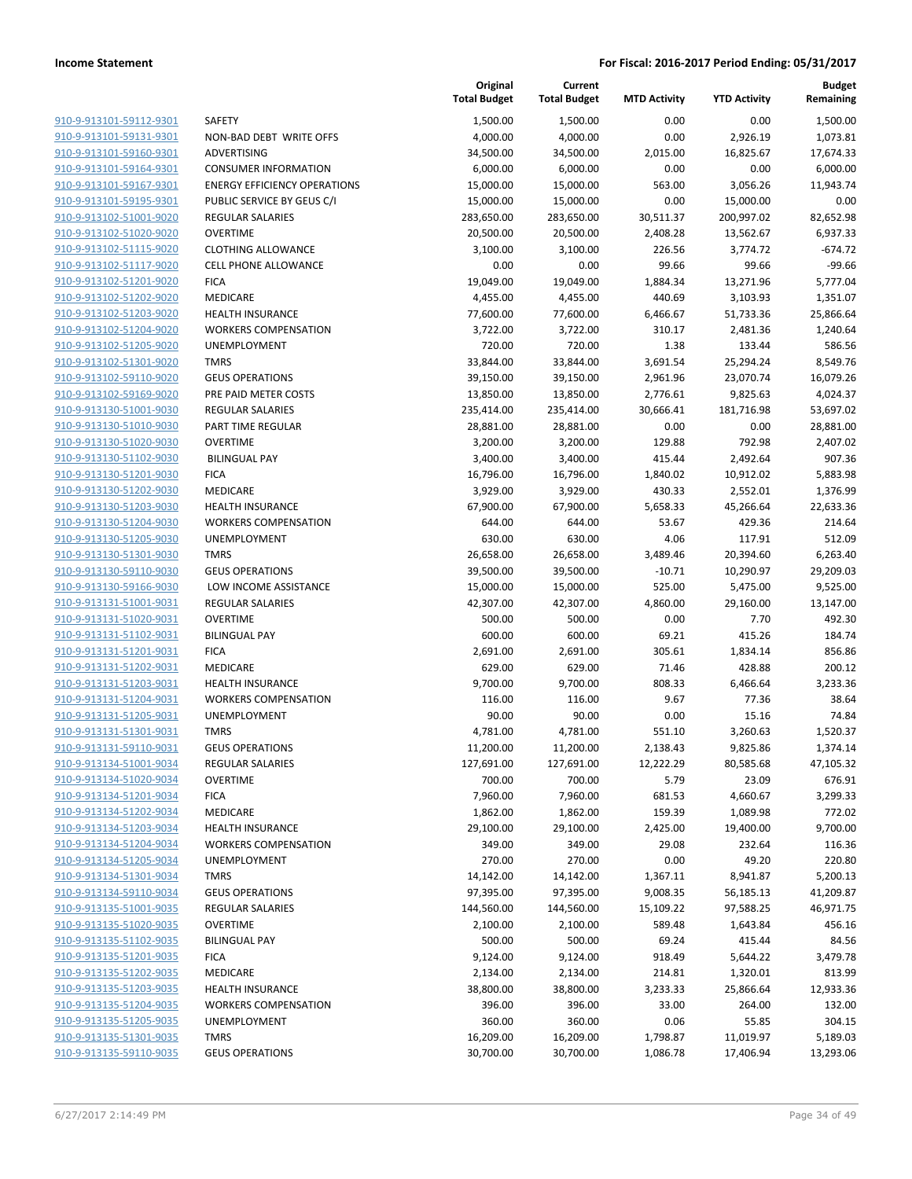**Income Statement** — **For Fiscal: 2016-2017 Period Ending: 05/31/2017**

| | | Original Total Budget | Current Total Budget | MTD Activity | YTD Activity | Budget Remaining |
|---|---|---|---|---|---|---|
| 910-9-913101-59112-9301 | SAFETY | 1,500.00 | 1,500.00 | 0.00 | 0.00 | 1,500.00 |
| 910-9-913101-59131-9301 | NON-BAD DEBT WRITE OFFS | 4,000.00 | 4,000.00 | 0.00 | 2,926.19 | 1,073.81 |
| 910-9-913101-59160-9301 | ADVERTISING | 34,500.00 | 34,500.00 | 2,015.00 | 16,825.67 | 17,674.33 |
| 910-9-913101-59164-9301 | CONSUMER INFORMATION | 6,000.00 | 6,000.00 | 0.00 | 0.00 | 6,000.00 |
| 910-9-913101-59167-9301 | ENERGY EFFICIENCY OPERATIONS | 15,000.00 | 15,000.00 | 563.00 | 3,056.26 | 11,943.74 |
| 910-9-913101-59195-9301 | PUBLIC SERVICE BY GEUS C/I | 15,000.00 | 15,000.00 | 0.00 | 15,000.00 | 0.00 |
| 910-9-913102-51001-9020 | REGULAR SALARIES | 283,650.00 | 283,650.00 | 30,511.37 | 200,997.02 | 82,652.98 |
| 910-9-913102-51020-9020 | OVERTIME | 20,500.00 | 20,500.00 | 2,408.28 | 13,562.67 | 6,937.33 |
| 910-9-913102-51115-9020 | CLOTHING ALLOWANCE | 3,100.00 | 3,100.00 | 226.56 | 3,774.72 | -674.72 |
| 910-9-913102-51117-9020 | CELL PHONE ALLOWANCE | 0.00 | 0.00 | 99.66 | 99.66 | -99.66 |
| 910-9-913102-51201-9020 | FICA | 19,049.00 | 19,049.00 | 1,884.34 | 13,271.96 | 5,777.04 |
| 910-9-913102-51202-9020 | MEDICARE | 4,455.00 | 4,455.00 | 440.69 | 3,103.93 | 1,351.07 |
| 910-9-913102-51203-9020 | HEALTH INSURANCE | 77,600.00 | 77,600.00 | 6,466.67 | 51,733.36 | 25,866.64 |
| 910-9-913102-51204-9020 | WORKERS COMPENSATION | 3,722.00 | 3,722.00 | 310.17 | 2,481.36 | 1,240.64 |
| 910-9-913102-51205-9020 | UNEMPLOYMENT | 720.00 | 720.00 | 1.38 | 133.44 | 586.56 |
| 910-9-913102-51301-9020 | TMRS | 33,844.00 | 33,844.00 | 3,691.54 | 25,294.24 | 8,549.76 |
| 910-9-913102-59110-9020 | GEUS OPERATIONS | 39,150.00 | 39,150.00 | 2,961.96 | 23,070.74 | 16,079.26 |
| 910-9-913102-59169-9020 | PRE PAID METER COSTS | 13,850.00 | 13,850.00 | 2,776.61 | 9,825.63 | 4,024.37 |
| 910-9-913130-51001-9030 | REGULAR SALARIES | 235,414.00 | 235,414.00 | 30,666.41 | 181,716.98 | 53,697.02 |
| 910-9-913130-51010-9030 | PART TIME REGULAR | 28,881.00 | 28,881.00 | 0.00 | 0.00 | 28,881.00 |
| 910-9-913130-51020-9030 | OVERTIME | 3,200.00 | 3,200.00 | 129.88 | 792.98 | 2,407.02 |
| 910-9-913130-51102-9030 | BILINGUAL PAY | 3,400.00 | 3,400.00 | 415.44 | 2,492.64 | 907.36 |
| 910-9-913130-51201-9030 | FICA | 16,796.00 | 16,796.00 | 1,840.02 | 10,912.02 | 5,883.98 |
| 910-9-913130-51202-9030 | MEDICARE | 3,929.00 | 3,929.00 | 430.33 | 2,552.01 | 1,376.99 |
| 910-9-913130-51203-9030 | HEALTH INSURANCE | 67,900.00 | 67,900.00 | 5,658.33 | 45,266.64 | 22,633.36 |
| 910-9-913130-51204-9030 | WORKERS COMPENSATION | 644.00 | 644.00 | 53.67 | 429.36 | 214.64 |
| 910-9-913130-51205-9030 | UNEMPLOYMENT | 630.00 | 630.00 | 4.06 | 117.91 | 512.09 |
| 910-9-913130-51301-9030 | TMRS | 26,658.00 | 26,658.00 | 3,489.46 | 20,394.60 | 6,263.40 |
| 910-9-913130-59110-9030 | GEUS OPERATIONS | 39,500.00 | 39,500.00 | -10.71 | 10,290.97 | 29,209.03 |
| 910-9-913130-59166-9030 | LOW INCOME ASSISTANCE | 15,000.00 | 15,000.00 | 525.00 | 5,475.00 | 9,525.00 |
| 910-9-913131-51001-9031 | REGULAR SALARIES | 42,307.00 | 42,307.00 | 4,860.00 | 29,160.00 | 13,147.00 |
| 910-9-913131-51020-9031 | OVERTIME | 500.00 | 500.00 | 0.00 | 7.70 | 492.30 |
| 910-9-913131-51102-9031 | BILINGUAL PAY | 600.00 | 600.00 | 69.21 | 415.26 | 184.74 |
| 910-9-913131-51201-9031 | FICA | 2,691.00 | 2,691.00 | 305.61 | 1,834.14 | 856.86 |
| 910-9-913131-51202-9031 | MEDICARE | 629.00 | 629.00 | 71.46 | 428.88 | 200.12 |
| 910-9-913131-51203-9031 | HEALTH INSURANCE | 9,700.00 | 9,700.00 | 808.33 | 6,466.64 | 3,233.36 |
| 910-9-913131-51204-9031 | WORKERS COMPENSATION | 116.00 | 116.00 | 9.67 | 77.36 | 38.64 |
| 910-9-913131-51205-9031 | UNEMPLOYMENT | 90.00 | 90.00 | 0.00 | 15.16 | 74.84 |
| 910-9-913131-51301-9031 | TMRS | 4,781.00 | 4,781.00 | 551.10 | 3,260.63 | 1,520.37 |
| 910-9-913131-59110-9031 | GEUS OPERATIONS | 11,200.00 | 11,200.00 | 2,138.43 | 9,825.86 | 1,374.14 |
| 910-9-913134-51001-9034 | REGULAR SALARIES | 127,691.00 | 127,691.00 | 12,222.29 | 80,585.68 | 47,105.32 |
| 910-9-913134-51020-9034 | OVERTIME | 700.00 | 700.00 | 5.79 | 23.09 | 676.91 |
| 910-9-913134-51201-9034 | FICA | 7,960.00 | 7,960.00 | 681.53 | 4,660.67 | 3,299.33 |
| 910-9-913134-51202-9034 | MEDICARE | 1,862.00 | 1,862.00 | 159.39 | 1,089.98 | 772.02 |
| 910-9-913134-51203-9034 | HEALTH INSURANCE | 29,100.00 | 29,100.00 | 2,425.00 | 19,400.00 | 9,700.00 |
| 910-9-913134-51204-9034 | WORKERS COMPENSATION | 349.00 | 349.00 | 29.08 | 232.64 | 116.36 |
| 910-9-913134-51205-9034 | UNEMPLOYMENT | 270.00 | 270.00 | 0.00 | 49.20 | 220.80 |
| 910-9-913134-51301-9034 | TMRS | 14,142.00 | 14,142.00 | 1,367.11 | 8,941.87 | 5,200.13 |
| 910-9-913134-59110-9034 | GEUS OPERATIONS | 97,395.00 | 97,395.00 | 9,008.35 | 56,185.13 | 41,209.87 |
| 910-9-913135-51001-9035 | REGULAR SALARIES | 144,560.00 | 144,560.00 | 15,109.22 | 97,588.25 | 46,971.75 |
| 910-9-913135-51020-9035 | OVERTIME | 2,100.00 | 2,100.00 | 589.48 | 1,643.84 | 456.16 |
| 910-9-913135-51102-9035 | BILINGUAL PAY | 500.00 | 500.00 | 69.24 | 415.44 | 84.56 |
| 910-9-913135-51201-9035 | FICA | 9,124.00 | 9,124.00 | 918.49 | 5,644.22 | 3,479.78 |
| 910-9-913135-51202-9035 | MEDICARE | 2,134.00 | 2,134.00 | 214.81 | 1,320.01 | 813.99 |
| 910-9-913135-51203-9035 | HEALTH INSURANCE | 38,800.00 | 38,800.00 | 3,233.33 | 25,866.64 | 12,933.36 |
| 910-9-913135-51204-9035 | WORKERS COMPENSATION | 396.00 | 396.00 | 33.00 | 264.00 | 132.00 |
| 910-9-913135-51205-9035 | UNEMPLOYMENT | 360.00 | 360.00 | 0.06 | 55.85 | 304.15 |
| 910-9-913135-51301-9035 | TMRS | 16,209.00 | 16,209.00 | 1,798.87 | 11,019.97 | 5,189.03 |
| 910-9-913135-59110-9035 | GEUS OPERATIONS | 30,700.00 | 30,700.00 | 1,086.78 | 17,406.94 | 13,293.06 |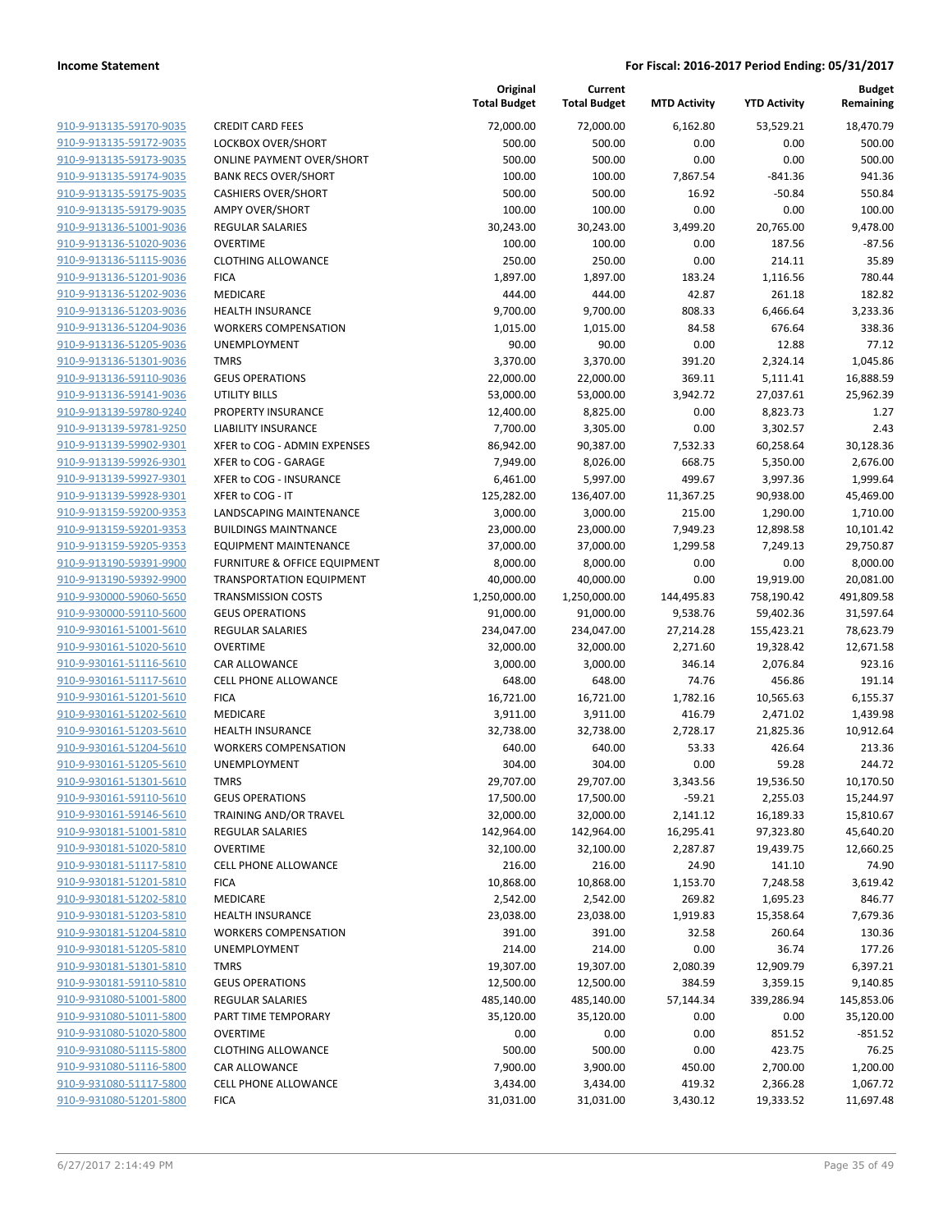**Income Statement** | **For Fiscal: 2016-2017 Period Ending: 05/31/2017**

| | | Original Total Budget | Current Total Budget | MTD Activity | YTD Activity | Budget Remaining |
|---|---|---|---|---|---|---|
| 910-9-913135-59170-9035 | CREDIT CARD FEES | 72,000.00 | 72,000.00 | 6,162.80 | 53,529.21 | 18,470.79 |
| 910-9-913135-59172-9035 | LOCKBOX OVER/SHORT | 500.00 | 500.00 | 0.00 | 0.00 | 500.00 |
| 910-9-913135-59173-9035 | ONLINE PAYMENT OVER/SHORT | 500.00 | 500.00 | 0.00 | 0.00 | 500.00 |
| 910-9-913135-59174-9035 | BANK RECS OVER/SHORT | 100.00 | 100.00 | 7,867.54 | -841.36 | 941.36 |
| 910-9-913135-59175-9035 | CASHIERS OVER/SHORT | 500.00 | 500.00 | 16.92 | -50.84 | 550.84 |
| 910-9-913135-59179-9035 | AMPY OVER/SHORT | 100.00 | 100.00 | 0.00 | 0.00 | 100.00 |
| 910-9-913136-51001-9036 | REGULAR SALARIES | 30,243.00 | 30,243.00 | 3,499.20 | 20,765.00 | 9,478.00 |
| 910-9-913136-51020-9036 | OVERTIME | 100.00 | 100.00 | 0.00 | 187.56 | -87.56 |
| 910-9-913136-51115-9036 | CLOTHING ALLOWANCE | 250.00 | 250.00 | 0.00 | 214.11 | 35.89 |
| 910-9-913136-51201-9036 | FICA | 1,897.00 | 1,897.00 | 183.24 | 1,116.56 | 780.44 |
| 910-9-913136-51202-9036 | MEDICARE | 444.00 | 444.00 | 42.87 | 261.18 | 182.82 |
| 910-9-913136-51203-9036 | HEALTH INSURANCE | 9,700.00 | 9,700.00 | 808.33 | 6,466.64 | 3,233.36 |
| 910-9-913136-51204-9036 | WORKERS COMPENSATION | 1,015.00 | 1,015.00 | 84.58 | 676.64 | 338.36 |
| 910-9-913136-51205-9036 | UNEMPLOYMENT | 90.00 | 90.00 | 0.00 | 12.88 | 77.12 |
| 910-9-913136-51301-9036 | TMRS | 3,370.00 | 3,370.00 | 391.20 | 2,324.14 | 1,045.86 |
| 910-9-913136-59110-9036 | GEUS OPERATIONS | 22,000.00 | 22,000.00 | 369.11 | 5,111.41 | 16,888.59 |
| 910-9-913136-59141-9036 | UTILITY BILLS | 53,000.00 | 53,000.00 | 3,942.72 | 27,037.61 | 25,962.39 |
| 910-9-913139-59780-9240 | PROPERTY INSURANCE | 12,400.00 | 8,825.00 | 0.00 | 8,823.73 | 1.27 |
| 910-9-913139-59781-9250 | LIABILITY INSURANCE | 7,700.00 | 3,305.00 | 0.00 | 3,302.57 | 2.43 |
| 910-9-913139-59902-9301 | XFER to COG - ADMIN EXPENSES | 86,942.00 | 90,387.00 | 7,532.33 | 60,258.64 | 30,128.36 |
| 910-9-913139-59926-9301 | XFER to COG - GARAGE | 7,949.00 | 8,026.00 | 668.75 | 5,350.00 | 2,676.00 |
| 910-9-913139-59927-9301 | XFER to COG - INSURANCE | 6,461.00 | 5,997.00 | 499.67 | 3,997.36 | 1,999.64 |
| 910-9-913139-59928-9301 | XFER to COG - IT | 125,282.00 | 136,407.00 | 11,367.25 | 90,938.00 | 45,469.00 |
| 910-9-913159-59200-9353 | LANDSCAPING MAINTENANCE | 3,000.00 | 3,000.00 | 215.00 | 1,290.00 | 1,710.00 |
| 910-9-913159-59201-9353 | BUILDINGS MAINTNANCE | 23,000.00 | 23,000.00 | 7,949.23 | 12,898.58 | 10,101.42 |
| 910-9-913159-59205-9353 | EQUIPMENT MAINTENANCE | 37,000.00 | 37,000.00 | 1,299.58 | 7,249.13 | 29,750.87 |
| 910-9-913190-59391-9900 | FURNITURE & OFFICE EQUIPMENT | 8,000.00 | 8,000.00 | 0.00 | 0.00 | 8,000.00 |
| 910-9-913190-59392-9900 | TRANSPORTATION EQUIPMENT | 40,000.00 | 40,000.00 | 0.00 | 19,919.00 | 20,081.00 |
| 910-9-930000-59060-5650 | TRANSMISSION COSTS | 1,250,000.00 | 1,250,000.00 | 144,495.83 | 758,190.42 | 491,809.58 |
| 910-9-930000-59110-5600 | GEUS OPERATIONS | 91,000.00 | 91,000.00 | 9,538.76 | 59,402.36 | 31,597.64 |
| 910-9-930161-51001-5610 | REGULAR SALARIES | 234,047.00 | 234,047.00 | 27,214.28 | 155,423.21 | 78,623.79 |
| 910-9-930161-51020-5610 | OVERTIME | 32,000.00 | 32,000.00 | 2,271.60 | 19,328.42 | 12,671.58 |
| 910-9-930161-51116-5610 | CAR ALLOWANCE | 3,000.00 | 3,000.00 | 346.14 | 2,076.84 | 923.16 |
| 910-9-930161-51117-5610 | CELL PHONE ALLOWANCE | 648.00 | 648.00 | 74.76 | 456.86 | 191.14 |
| 910-9-930161-51201-5610 | FICA | 16,721.00 | 16,721.00 | 1,782.16 | 10,565.63 | 6,155.37 |
| 910-9-930161-51202-5610 | MEDICARE | 3,911.00 | 3,911.00 | 416.79 | 2,471.02 | 1,439.98 |
| 910-9-930161-51203-5610 | HEALTH INSURANCE | 32,738.00 | 32,738.00 | 2,728.17 | 21,825.36 | 10,912.64 |
| 910-9-930161-51204-5610 | WORKERS COMPENSATION | 640.00 | 640.00 | 53.33 | 426.64 | 213.36 |
| 910-9-930161-51205-5610 | UNEMPLOYMENT | 304.00 | 304.00 | 0.00 | 59.28 | 244.72 |
| 910-9-930161-51301-5610 | TMRS | 29,707.00 | 29,707.00 | 3,343.56 | 19,536.50 | 10,170.50 |
| 910-9-930161-59110-5610 | GEUS OPERATIONS | 17,500.00 | 17,500.00 | -59.21 | 2,255.03 | 15,244.97 |
| 910-9-930161-59146-5610 | TRAINING AND/OR TRAVEL | 32,000.00 | 32,000.00 | 2,141.12 | 16,189.33 | 15,810.67 |
| 910-9-930181-51001-5810 | REGULAR SALARIES | 142,964.00 | 142,964.00 | 16,295.41 | 97,323.80 | 45,640.20 |
| 910-9-930181-51020-5810 | OVERTIME | 32,100.00 | 32,100.00 | 2,287.87 | 19,439.75 | 12,660.25 |
| 910-9-930181-51117-5810 | CELL PHONE ALLOWANCE | 216.00 | 216.00 | 24.90 | 141.10 | 74.90 |
| 910-9-930181-51201-5810 | FICA | 10,868.00 | 10,868.00 | 1,153.70 | 7,248.58 | 3,619.42 |
| 910-9-930181-51202-5810 | MEDICARE | 2,542.00 | 2,542.00 | 269.82 | 1,695.23 | 846.77 |
| 910-9-930181-51203-5810 | HEALTH INSURANCE | 23,038.00 | 23,038.00 | 1,919.83 | 15,358.64 | 7,679.36 |
| 910-9-930181-51204-5810 | WORKERS COMPENSATION | 391.00 | 391.00 | 32.58 | 260.64 | 130.36 |
| 910-9-930181-51205-5810 | UNEMPLOYMENT | 214.00 | 214.00 | 0.00 | 36.74 | 177.26 |
| 910-9-930181-51301-5810 | TMRS | 19,307.00 | 19,307.00 | 2,080.39 | 12,909.79 | 6,397.21 |
| 910-9-930181-59110-5810 | GEUS OPERATIONS | 12,500.00 | 12,500.00 | 384.59 | 3,359.15 | 9,140.85 |
| 910-9-931080-51001-5800 | REGULAR SALARIES | 485,140.00 | 485,140.00 | 57,144.34 | 339,286.94 | 145,853.06 |
| 910-9-931080-51011-5800 | PART TIME TEMPORARY | 35,120.00 | 35,120.00 | 0.00 | 0.00 | 35,120.00 |
| 910-9-931080-51020-5800 | OVERTIME | 0.00 | 0.00 | 0.00 | 851.52 | -851.52 |
| 910-9-931080-51115-5800 | CLOTHING ALLOWANCE | 500.00 | 500.00 | 0.00 | 423.75 | 76.25 |
| 910-9-931080-51116-5800 | CAR ALLOWANCE | 7,900.00 | 3,900.00 | 450.00 | 2,700.00 | 1,200.00 |
| 910-9-931080-51117-5800 | CELL PHONE ALLOWANCE | 3,434.00 | 3,434.00 | 419.32 | 2,366.28 | 1,067.72 |
| 910-9-931080-51201-5800 | FICA | 31,031.00 | 31,031.00 | 3,430.12 | 19,333.52 | 11,697.48 |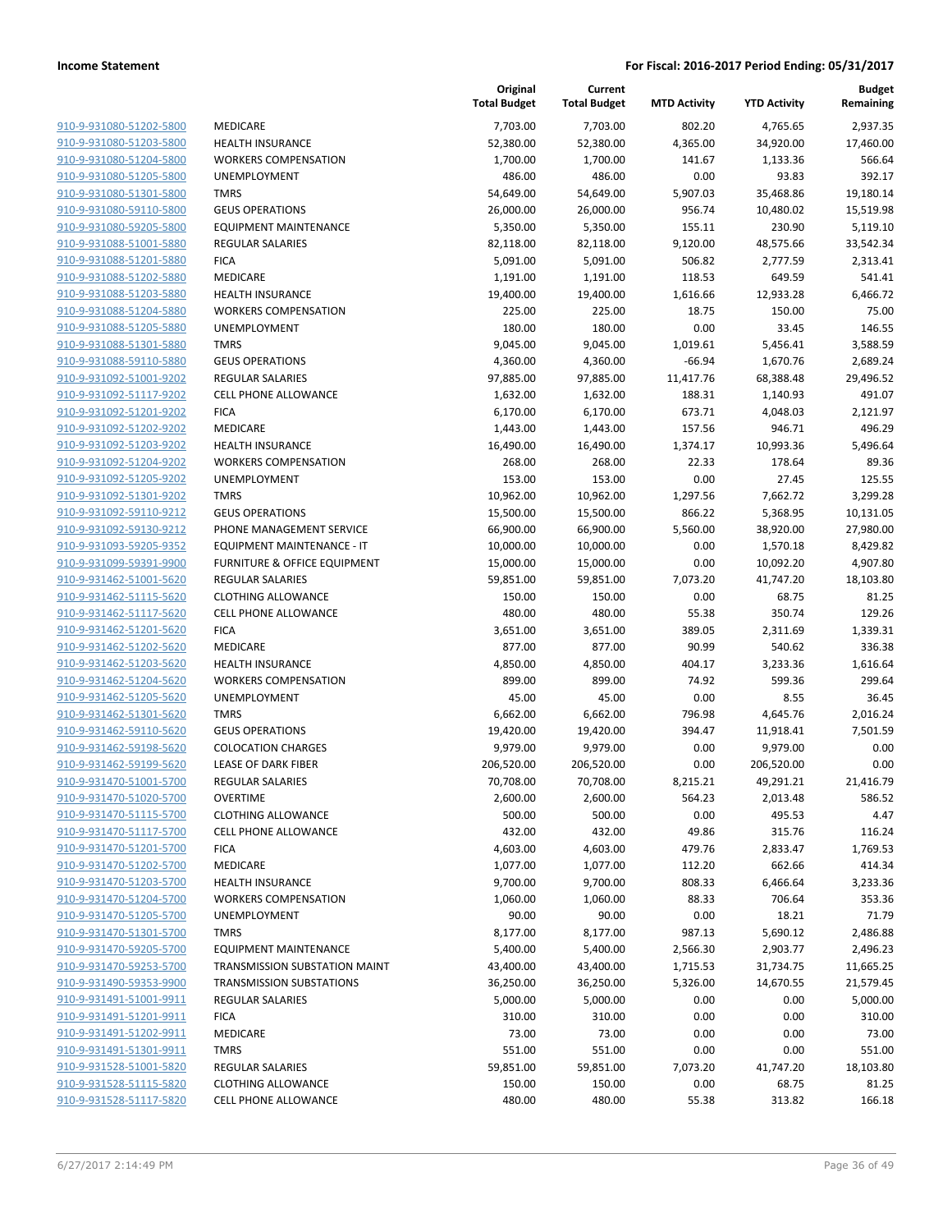| | | Original Total Budget | Current Total Budget | MTD Activity | YTD Activity | Budget Remaining |
|---|---|---|---|---|---|---|
| 910-9-931080-51202-5800 | MEDICARE | 7,703.00 | 7,703.00 | 802.20 | 4,765.65 | 2,937.35 |
| 910-9-931080-51203-5800 | HEALTH INSURANCE | 52,380.00 | 52,380.00 | 4,365.00 | 34,920.00 | 17,460.00 |
| 910-9-931080-51204-5800 | WORKERS COMPENSATION | 1,700.00 | 1,700.00 | 141.67 | 1,133.36 | 566.64 |
| 910-9-931080-51205-5800 | UNEMPLOYMENT | 486.00 | 486.00 | 0.00 | 93.83 | 392.17 |
| 910-9-931080-51301-5800 | TMRS | 54,649.00 | 54,649.00 | 5,907.03 | 35,468.86 | 19,180.14 |
| 910-9-931080-59110-5800 | GEUS OPERATIONS | 26,000.00 | 26,000.00 | 956.74 | 10,480.02 | 15,519.98 |
| 910-9-931080-59205-5800 | EQUIPMENT MAINTENANCE | 5,350.00 | 5,350.00 | 155.11 | 230.90 | 5,119.10 |
| 910-9-931088-51001-5880 | REGULAR SALARIES | 82,118.00 | 82,118.00 | 9,120.00 | 48,575.66 | 33,542.34 |
| 910-9-931088-51201-5880 | FICA | 5,091.00 | 5,091.00 | 506.82 | 2,777.59 | 2,313.41 |
| 910-9-931088-51202-5880 | MEDICARE | 1,191.00 | 1,191.00 | 118.53 | 649.59 | 541.41 |
| 910-9-931088-51203-5880 | HEALTH INSURANCE | 19,400.00 | 19,400.00 | 1,616.66 | 12,933.28 | 6,466.72 |
| 910-9-931088-51204-5880 | WORKERS COMPENSATION | 225.00 | 225.00 | 18.75 | 150.00 | 75.00 |
| 910-9-931088-51205-5880 | UNEMPLOYMENT | 180.00 | 180.00 | 0.00 | 33.45 | 146.55 |
| 910-9-931088-51301-5880 | TMRS | 9,045.00 | 9,045.00 | 1,019.61 | 5,456.41 | 3,588.59 |
| 910-9-931088-59110-5880 | GEUS OPERATIONS | 4,360.00 | 4,360.00 | -66.94 | 1,670.76 | 2,689.24 |
| 910-9-931092-51001-9202 | REGULAR SALARIES | 97,885.00 | 97,885.00 | 11,417.76 | 68,388.48 | 29,496.52 |
| 910-9-931092-51117-9202 | CELL PHONE ALLOWANCE | 1,632.00 | 1,632.00 | 188.31 | 1,140.93 | 491.07 |
| 910-9-931092-51201-9202 | FICA | 6,170.00 | 6,170.00 | 673.71 | 4,048.03 | 2,121.97 |
| 910-9-931092-51202-9202 | MEDICARE | 1,443.00 | 1,443.00 | 157.56 | 946.71 | 496.29 |
| 910-9-931092-51203-9202 | HEALTH INSURANCE | 16,490.00 | 16,490.00 | 1,374.17 | 10,993.36 | 5,496.64 |
| 910-9-931092-51204-9202 | WORKERS COMPENSATION | 268.00 | 268.00 | 22.33 | 178.64 | 89.36 |
| 910-9-931092-51205-9202 | UNEMPLOYMENT | 153.00 | 153.00 | 0.00 | 27.45 | 125.55 |
| 910-9-931092-51301-9202 | TMRS | 10,962.00 | 10,962.00 | 1,297.56 | 7,662.72 | 3,299.28 |
| 910-9-931092-59110-9212 | GEUS OPERATIONS | 15,500.00 | 15,500.00 | 866.22 | 5,368.95 | 10,131.05 |
| 910-9-931092-59130-9212 | PHONE MANAGEMENT SERVICE | 66,900.00 | 66,900.00 | 5,560.00 | 38,920.00 | 27,980.00 |
| 910-9-931093-59205-9352 | EQUIPMENT MAINTENANCE - IT | 10,000.00 | 10,000.00 | 0.00 | 1,570.18 | 8,429.82 |
| 910-9-931099-59391-9900 | FURNITURE & OFFICE EQUIPMENT | 15,000.00 | 15,000.00 | 0.00 | 10,092.20 | 4,907.80 |
| 910-9-931462-51001-5620 | REGULAR SALARIES | 59,851.00 | 59,851.00 | 7,073.20 | 41,747.20 | 18,103.80 |
| 910-9-931462-51115-5620 | CLOTHING ALLOWANCE | 150.00 | 150.00 | 0.00 | 68.75 | 81.25 |
| 910-9-931462-51117-5620 | CELL PHONE ALLOWANCE | 480.00 | 480.00 | 55.38 | 350.74 | 129.26 |
| 910-9-931462-51201-5620 | FICA | 3,651.00 | 3,651.00 | 389.05 | 2,311.69 | 1,339.31 |
| 910-9-931462-51202-5620 | MEDICARE | 877.00 | 877.00 | 90.99 | 540.62 | 336.38 |
| 910-9-931462-51203-5620 | HEALTH INSURANCE | 4,850.00 | 4,850.00 | 404.17 | 3,233.36 | 1,616.64 |
| 910-9-931462-51204-5620 | WORKERS COMPENSATION | 899.00 | 899.00 | 74.92 | 599.36 | 299.64 |
| 910-9-931462-51205-5620 | UNEMPLOYMENT | 45.00 | 45.00 | 0.00 | 8.55 | 36.45 |
| 910-9-931462-51301-5620 | TMRS | 6,662.00 | 6,662.00 | 796.98 | 4,645.76 | 2,016.24 |
| 910-9-931462-59110-5620 | GEUS OPERATIONS | 19,420.00 | 19,420.00 | 394.47 | 11,918.41 | 7,501.59 |
| 910-9-931462-59198-5620 | COLOCATION CHARGES | 9,979.00 | 9,979.00 | 0.00 | 9,979.00 | 0.00 |
| 910-9-931462-59199-5620 | LEASE OF DARK FIBER | 206,520.00 | 206,520.00 | 0.00 | 206,520.00 | 0.00 |
| 910-9-931470-51001-5700 | REGULAR SALARIES | 70,708.00 | 70,708.00 | 8,215.21 | 49,291.21 | 21,416.79 |
| 910-9-931470-51020-5700 | OVERTIME | 2,600.00 | 2,600.00 | 564.23 | 2,013.48 | 586.52 |
| 910-9-931470-51115-5700 | CLOTHING ALLOWANCE | 500.00 | 500.00 | 0.00 | 495.53 | 4.47 |
| 910-9-931470-51117-5700 | CELL PHONE ALLOWANCE | 432.00 | 432.00 | 49.86 | 315.76 | 116.24 |
| 910-9-931470-51201-5700 | FICA | 4,603.00 | 4,603.00 | 479.76 | 2,833.47 | 1,769.53 |
| 910-9-931470-51202-5700 | MEDICARE | 1,077.00 | 1,077.00 | 112.20 | 662.66 | 414.34 |
| 910-9-931470-51203-5700 | HEALTH INSURANCE | 9,700.00 | 9,700.00 | 808.33 | 6,466.64 | 3,233.36 |
| 910-9-931470-51204-5700 | WORKERS COMPENSATION | 1,060.00 | 1,060.00 | 88.33 | 706.64 | 353.36 |
| 910-9-931470-51205-5700 | UNEMPLOYMENT | 90.00 | 90.00 | 0.00 | 18.21 | 71.79 |
| 910-9-931470-51301-5700 | TMRS | 8,177.00 | 8,177.00 | 987.13 | 5,690.12 | 2,486.88 |
| 910-9-931470-59205-5700 | EQUIPMENT MAINTENANCE | 5,400.00 | 5,400.00 | 2,566.30 | 2,903.77 | 2,496.23 |
| 910-9-931470-59253-5700 | TRANSMISSION SUBSTATION MAINT | 43,400.00 | 43,400.00 | 1,715.53 | 31,734.75 | 11,665.25 |
| 910-9-931490-59353-9900 | TRANSMISSION SUBSTATIONS | 36,250.00 | 36,250.00 | 5,326.00 | 14,670.55 | 21,579.45 |
| 910-9-931491-51001-9911 | REGULAR SALARIES | 5,000.00 | 5,000.00 | 0.00 | 0.00 | 5,000.00 |
| 910-9-931491-51201-9911 | FICA | 310.00 | 310.00 | 0.00 | 0.00 | 310.00 |
| 910-9-931491-51202-9911 | MEDICARE | 73.00 | 73.00 | 0.00 | 0.00 | 73.00 |
| 910-9-931491-51301-9911 | TMRS | 551.00 | 551.00 | 0.00 | 0.00 | 551.00 |
| 910-9-931528-51001-5820 | REGULAR SALARIES | 59,851.00 | 59,851.00 | 7,073.20 | 41,747.20 | 18,103.80 |
| 910-9-931528-51115-5820 | CLOTHING ALLOWANCE | 150.00 | 150.00 | 0.00 | 68.75 | 81.25 |
| 910-9-931528-51117-5820 | CELL PHONE ALLOWANCE | 480.00 | 480.00 | 55.38 | 313.82 | 166.18 |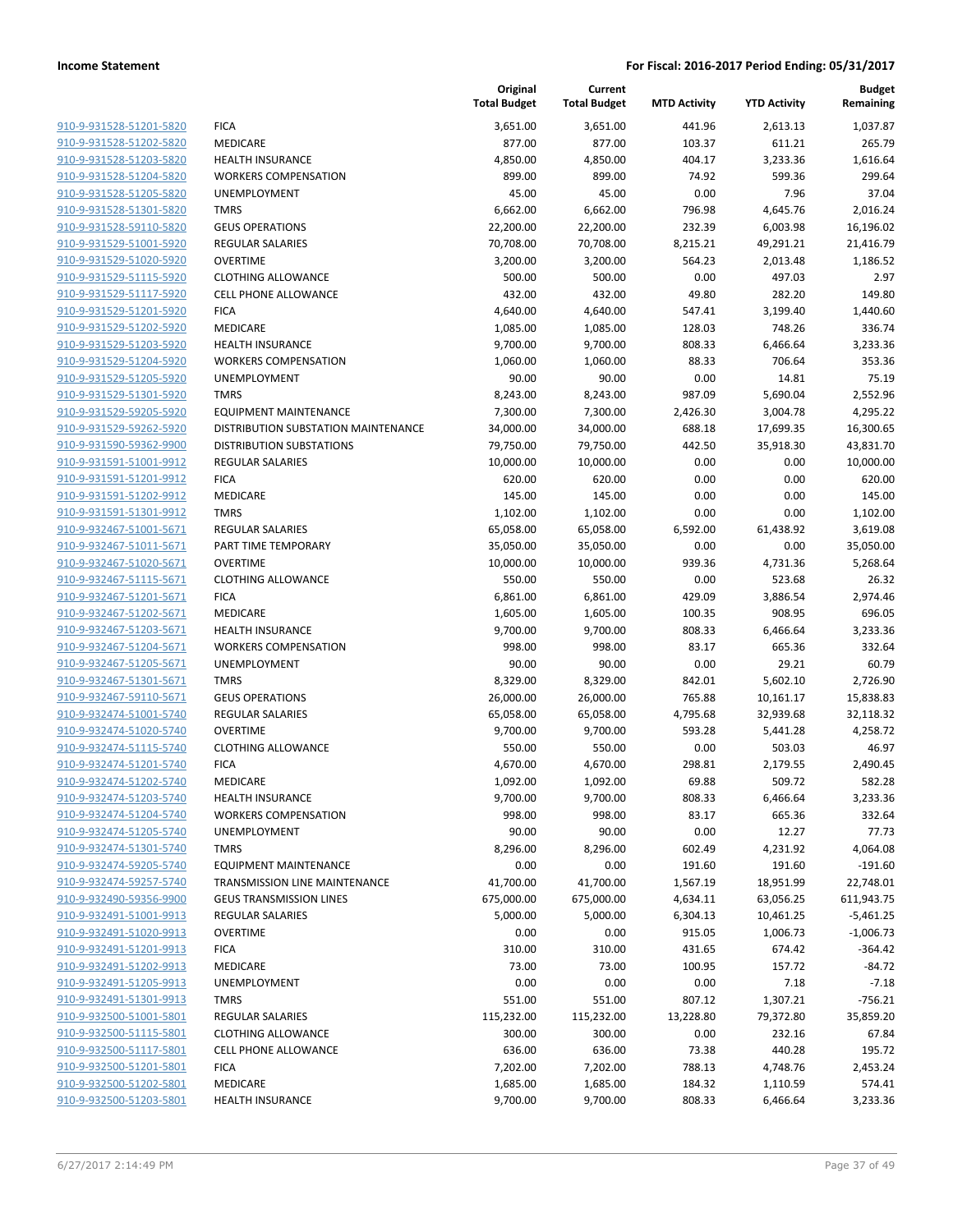**Income Statement** **For Fiscal: 2016-2017 Period Ending: 05/31/2017**

| | | Original Total Budget | Current Total Budget | MTD Activity | YTD Activity | Budget Remaining |
|---|---|---|---|---|---|---|
| 910-9-931528-51201-5820 | FICA | 3,651.00 | 3,651.00 | 441.96 | 2,613.13 | 1,037.87 |
| 910-9-931528-51202-5820 | MEDICARE | 877.00 | 877.00 | 103.37 | 611.21 | 265.79 |
| 910-9-931528-51203-5820 | HEALTH INSURANCE | 4,850.00 | 4,850.00 | 404.17 | 3,233.36 | 1,616.64 |
| 910-9-931528-51204-5820 | WORKERS COMPENSATION | 899.00 | 899.00 | 74.92 | 599.36 | 299.64 |
| 910-9-931528-51205-5820 | UNEMPLOYMENT | 45.00 | 45.00 | 0.00 | 7.96 | 37.04 |
| 910-9-931528-51301-5820 | TMRS | 6,662.00 | 6,662.00 | 796.98 | 4,645.76 | 2,016.24 |
| 910-9-931528-59110-5820 | GEUS OPERATIONS | 22,200.00 | 22,200.00 | 232.39 | 6,003.98 | 16,196.02 |
| 910-9-931529-51001-5920 | REGULAR SALARIES | 70,708.00 | 70,708.00 | 8,215.21 | 49,291.21 | 21,416.79 |
| 910-9-931529-51020-5920 | OVERTIME | 3,200.00 | 3,200.00 | 564.23 | 2,013.48 | 1,186.52 |
| 910-9-931529-51115-5920 | CLOTHING ALLOWANCE | 500.00 | 500.00 | 0.00 | 497.03 | 2.97 |
| 910-9-931529-51117-5920 | CELL PHONE ALLOWANCE | 432.00 | 432.00 | 49.80 | 282.20 | 149.80 |
| 910-9-931529-51201-5920 | FICA | 4,640.00 | 4,640.00 | 547.41 | 3,199.40 | 1,440.60 |
| 910-9-931529-51202-5920 | MEDICARE | 1,085.00 | 1,085.00 | 128.03 | 748.26 | 336.74 |
| 910-9-931529-51203-5920 | HEALTH INSURANCE | 9,700.00 | 9,700.00 | 808.33 | 6,466.64 | 3,233.36 |
| 910-9-931529-51204-5920 | WORKERS COMPENSATION | 1,060.00 | 1,060.00 | 88.33 | 706.64 | 353.36 |
| 910-9-931529-51205-5920 | UNEMPLOYMENT | 90.00 | 90.00 | 0.00 | 14.81 | 75.19 |
| 910-9-931529-51301-5920 | TMRS | 8,243.00 | 8,243.00 | 987.09 | 5,690.04 | 2,552.96 |
| 910-9-931529-59205-5920 | EQUIPMENT MAINTENANCE | 7,300.00 | 7,300.00 | 2,426.30 | 3,004.78 | 4,295.22 |
| 910-9-931529-59262-5920 | DISTRIBUTION SUBSTATION MAINTENANCE | 34,000.00 | 34,000.00 | 688.18 | 17,699.35 | 16,300.65 |
| 910-9-931590-59362-9900 | DISTRIBUTION SUBSTATIONS | 79,750.00 | 79,750.00 | 442.50 | 35,918.30 | 43,831.70 |
| 910-9-931591-51001-9912 | REGULAR SALARIES | 10,000.00 | 10,000.00 | 0.00 | 0.00 | 10,000.00 |
| 910-9-931591-51201-9912 | FICA | 620.00 | 620.00 | 0.00 | 0.00 | 620.00 |
| 910-9-931591-51202-9912 | MEDICARE | 145.00 | 145.00 | 0.00 | 0.00 | 145.00 |
| 910-9-931591-51301-9912 | TMRS | 1,102.00 | 1,102.00 | 0.00 | 0.00 | 1,102.00 |
| 910-9-932467-51001-5671 | REGULAR SALARIES | 65,058.00 | 65,058.00 | 6,592.00 | 61,438.92 | 3,619.08 |
| 910-9-932467-51011-5671 | PART TIME TEMPORARY | 35,050.00 | 35,050.00 | 0.00 | 0.00 | 35,050.00 |
| 910-9-932467-51020-5671 | OVERTIME | 10,000.00 | 10,000.00 | 939.36 | 4,731.36 | 5,268.64 |
| 910-9-932467-51115-5671 | CLOTHING ALLOWANCE | 550.00 | 550.00 | 0.00 | 523.68 | 26.32 |
| 910-9-932467-51201-5671 | FICA | 6,861.00 | 6,861.00 | 429.09 | 3,886.54 | 2,974.46 |
| 910-9-932467-51202-5671 | MEDICARE | 1,605.00 | 1,605.00 | 100.35 | 908.95 | 696.05 |
| 910-9-932467-51203-5671 | HEALTH INSURANCE | 9,700.00 | 9,700.00 | 808.33 | 6,466.64 | 3,233.36 |
| 910-9-932467-51204-5671 | WORKERS COMPENSATION | 998.00 | 998.00 | 83.17 | 665.36 | 332.64 |
| 910-9-932467-51205-5671 | UNEMPLOYMENT | 90.00 | 90.00 | 0.00 | 29.21 | 60.79 |
| 910-9-932467-51301-5671 | TMRS | 8,329.00 | 8,329.00 | 842.01 | 5,602.10 | 2,726.90 |
| 910-9-932467-59110-5671 | GEUS OPERATIONS | 26,000.00 | 26,000.00 | 765.88 | 10,161.17 | 15,838.83 |
| 910-9-932474-51001-5740 | REGULAR SALARIES | 65,058.00 | 65,058.00 | 4,795.68 | 32,939.68 | 32,118.32 |
| 910-9-932474-51020-5740 | OVERTIME | 9,700.00 | 9,700.00 | 593.28 | 5,441.28 | 4,258.72 |
| 910-9-932474-51115-5740 | CLOTHING ALLOWANCE | 550.00 | 550.00 | 0.00 | 503.03 | 46.97 |
| 910-9-932474-51201-5740 | FICA | 4,670.00 | 4,670.00 | 298.81 | 2,179.55 | 2,490.45 |
| 910-9-932474-51202-5740 | MEDICARE | 1,092.00 | 1,092.00 | 69.88 | 509.72 | 582.28 |
| 910-9-932474-51203-5740 | HEALTH INSURANCE | 9,700.00 | 9,700.00 | 808.33 | 6,466.64 | 3,233.36 |
| 910-9-932474-51204-5740 | WORKERS COMPENSATION | 998.00 | 998.00 | 83.17 | 665.36 | 332.64 |
| 910-9-932474-51205-5740 | UNEMPLOYMENT | 90.00 | 90.00 | 0.00 | 12.27 | 77.73 |
| 910-9-932474-51301-5740 | TMRS | 8,296.00 | 8,296.00 | 602.49 | 4,231.92 | 4,064.08 |
| 910-9-932474-59205-5740 | EQUIPMENT MAINTENANCE | 0.00 | 0.00 | 191.60 | 191.60 | -191.60 |
| 910-9-932474-59257-5740 | TRANSMISSION LINE MAINTENANCE | 41,700.00 | 41,700.00 | 1,567.19 | 18,951.99 | 22,748.01 |
| 910-9-932490-59356-9900 | GEUS TRANSMISSION LINES | 675,000.00 | 675,000.00 | 4,634.11 | 63,056.25 | 611,943.75 |
| 910-9-932491-51001-9913 | REGULAR SALARIES | 5,000.00 | 5,000.00 | 6,304.13 | 10,461.25 | -5,461.25 |
| 910-9-932491-51020-9913 | OVERTIME | 0.00 | 0.00 | 915.05 | 1,006.73 | -1,006.73 |
| 910-9-932491-51201-9913 | FICA | 310.00 | 310.00 | 431.65 | 674.42 | -364.42 |
| 910-9-932491-51202-9913 | MEDICARE | 73.00 | 73.00 | 100.95 | 157.72 | -84.72 |
| 910-9-932491-51205-9913 | UNEMPLOYMENT | 0.00 | 0.00 | 0.00 | 7.18 | -7.18 |
| 910-9-932491-51301-9913 | TMRS | 551.00 | 551.00 | 807.12 | 1,307.21 | -756.21 |
| 910-9-932500-51001-5801 | REGULAR SALARIES | 115,232.00 | 115,232.00 | 13,228.80 | 79,372.80 | 35,859.20 |
| 910-9-932500-51115-5801 | CLOTHING ALLOWANCE | 300.00 | 300.00 | 0.00 | 232.16 | 67.84 |
| 910-9-932500-51117-5801 | CELL PHONE ALLOWANCE | 636.00 | 636.00 | 73.38 | 440.28 | 195.72 |
| 910-9-932500-51201-5801 | FICA | 7,202.00 | 7,202.00 | 788.13 | 4,748.76 | 2,453.24 |
| 910-9-932500-51202-5801 | MEDICARE | 1,685.00 | 1,685.00 | 184.32 | 1,110.59 | 574.41 |
| 910-9-932500-51203-5801 | HEALTH INSURANCE | 9,700.00 | 9,700.00 | 808.33 | 6,466.64 | 3,233.36 |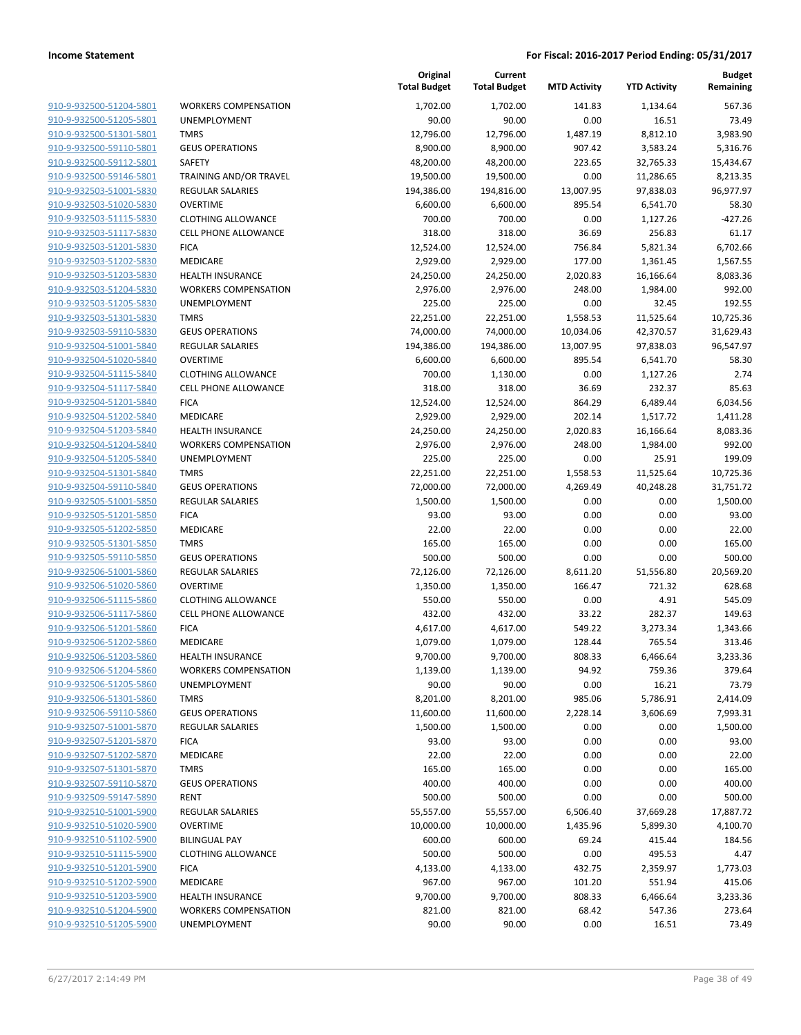**Income Statement** | **For Fiscal: 2016-2017 Period Ending: 05/31/2017**

| | | Original Total Budget | Current Total Budget | MTD Activity | YTD Activity | Budget Remaining |
|---|---|---|---|---|---|---|
| 910-9-932500-51204-5801 | WORKERS COMPENSATION | 1,702.00 | 1,702.00 | 141.83 | 1,134.64 | 567.36 |
| 910-9-932500-51205-5801 | UNEMPLOYMENT | 90.00 | 90.00 | 0.00 | 16.51 | 73.49 |
| 910-9-932500-51301-5801 | TMRS | 12,796.00 | 12,796.00 | 1,487.19 | 8,812.10 | 3,983.90 |
| 910-9-932500-59110-5801 | GEUS OPERATIONS | 8,900.00 | 8,900.00 | 907.42 | 3,583.24 | 5,316.76 |
| 910-9-932500-59112-5801 | SAFETY | 48,200.00 | 48,200.00 | 223.65 | 32,765.33 | 15,434.67 |
| 910-9-932500-59146-5801 | TRAINING AND/OR TRAVEL | 19,500.00 | 19,500.00 | 0.00 | 11,286.65 | 8,213.35 |
| 910-9-932503-51001-5830 | REGULAR SALARIES | 194,386.00 | 194,816.00 | 13,007.95 | 97,838.03 | 96,977.97 |
| 910-9-932503-51020-5830 | OVERTIME | 6,600.00 | 6,600.00 | 895.54 | 6,541.70 | 58.30 |
| 910-9-932503-51115-5830 | CLOTHING ALLOWANCE | 700.00 | 700.00 | 0.00 | 1,127.26 | -427.26 |
| 910-9-932503-51117-5830 | CELL PHONE ALLOWANCE | 318.00 | 318.00 | 36.69 | 256.83 | 61.17 |
| 910-9-932503-51201-5830 | FICA | 12,524.00 | 12,524.00 | 756.84 | 5,821.34 | 6,702.66 |
| 910-9-932503-51202-5830 | MEDICARE | 2,929.00 | 2,929.00 | 177.00 | 1,361.45 | 1,567.55 |
| 910-9-932503-51203-5830 | HEALTH INSURANCE | 24,250.00 | 24,250.00 | 2,020.83 | 16,166.64 | 8,083.36 |
| 910-9-932503-51204-5830 | WORKERS COMPENSATION | 2,976.00 | 2,976.00 | 248.00 | 1,984.00 | 992.00 |
| 910-9-932503-51205-5830 | UNEMPLOYMENT | 225.00 | 225.00 | 0.00 | 32.45 | 192.55 |
| 910-9-932503-51301-5830 | TMRS | 22,251.00 | 22,251.00 | 1,558.53 | 11,525.64 | 10,725.36 |
| 910-9-932503-59110-5830 | GEUS OPERATIONS | 74,000.00 | 74,000.00 | 10,034.06 | 42,370.57 | 31,629.43 |
| 910-9-932504-51001-5840 | REGULAR SALARIES | 194,386.00 | 194,386.00 | 13,007.95 | 97,838.03 | 96,547.97 |
| 910-9-932504-51020-5840 | OVERTIME | 6,600.00 | 6,600.00 | 895.54 | 6,541.70 | 58.30 |
| 910-9-932504-51115-5840 | CLOTHING ALLOWANCE | 700.00 | 1,130.00 | 0.00 | 1,127.26 | 2.74 |
| 910-9-932504-51117-5840 | CELL PHONE ALLOWANCE | 318.00 | 318.00 | 36.69 | 232.37 | 85.63 |
| 910-9-932504-51201-5840 | FICA | 12,524.00 | 12,524.00 | 864.29 | 6,489.44 | 6,034.56 |
| 910-9-932504-51202-5840 | MEDICARE | 2,929.00 | 2,929.00 | 202.14 | 1,517.72 | 1,411.28 |
| 910-9-932504-51203-5840 | HEALTH INSURANCE | 24,250.00 | 24,250.00 | 2,020.83 | 16,166.64 | 8,083.36 |
| 910-9-932504-51204-5840 | WORKERS COMPENSATION | 2,976.00 | 2,976.00 | 248.00 | 1,984.00 | 992.00 |
| 910-9-932504-51205-5840 | UNEMPLOYMENT | 225.00 | 225.00 | 0.00 | 25.91 | 199.09 |
| 910-9-932504-51301-5840 | TMRS | 22,251.00 | 22,251.00 | 1,558.53 | 11,525.64 | 10,725.36 |
| 910-9-932504-59110-5840 | GEUS OPERATIONS | 72,000.00 | 72,000.00 | 4,269.49 | 40,248.28 | 31,751.72 |
| 910-9-932505-51001-5850 | REGULAR SALARIES | 1,500.00 | 1,500.00 | 0.00 | 0.00 | 1,500.00 |
| 910-9-932505-51201-5850 | FICA | 93.00 | 93.00 | 0.00 | 0.00 | 93.00 |
| 910-9-932505-51202-5850 | MEDICARE | 22.00 | 22.00 | 0.00 | 0.00 | 22.00 |
| 910-9-932505-51301-5850 | TMRS | 165.00 | 165.00 | 0.00 | 0.00 | 165.00 |
| 910-9-932505-59110-5850 | GEUS OPERATIONS | 500.00 | 500.00 | 0.00 | 0.00 | 500.00 |
| 910-9-932506-51001-5860 | REGULAR SALARIES | 72,126.00 | 72,126.00 | 8,611.20 | 51,556.80 | 20,569.20 |
| 910-9-932506-51020-5860 | OVERTIME | 1,350.00 | 1,350.00 | 166.47 | 721.32 | 628.68 |
| 910-9-932506-51115-5860 | CLOTHING ALLOWANCE | 550.00 | 550.00 | 0.00 | 4.91 | 545.09 |
| 910-9-932506-51117-5860 | CELL PHONE ALLOWANCE | 432.00 | 432.00 | 33.22 | 282.37 | 149.63 |
| 910-9-932506-51201-5860 | FICA | 4,617.00 | 4,617.00 | 549.22 | 3,273.34 | 1,343.66 |
| 910-9-932506-51202-5860 | MEDICARE | 1,079.00 | 1,079.00 | 128.44 | 765.54 | 313.46 |
| 910-9-932506-51203-5860 | HEALTH INSURANCE | 9,700.00 | 9,700.00 | 808.33 | 6,466.64 | 3,233.36 |
| 910-9-932506-51204-5860 | WORKERS COMPENSATION | 1,139.00 | 1,139.00 | 94.92 | 759.36 | 379.64 |
| 910-9-932506-51205-5860 | UNEMPLOYMENT | 90.00 | 90.00 | 0.00 | 16.21 | 73.79 |
| 910-9-932506-51301-5860 | TMRS | 8,201.00 | 8,201.00 | 985.06 | 5,786.91 | 2,414.09 |
| 910-9-932506-59110-5860 | GEUS OPERATIONS | 11,600.00 | 11,600.00 | 2,228.14 | 3,606.69 | 7,993.31 |
| 910-9-932507-51001-5870 | REGULAR SALARIES | 1,500.00 | 1,500.00 | 0.00 | 0.00 | 1,500.00 |
| 910-9-932507-51201-5870 | FICA | 93.00 | 93.00 | 0.00 | 0.00 | 93.00 |
| 910-9-932507-51202-5870 | MEDICARE | 22.00 | 22.00 | 0.00 | 0.00 | 22.00 |
| 910-9-932507-51301-5870 | TMRS | 165.00 | 165.00 | 0.00 | 0.00 | 165.00 |
| 910-9-932507-59110-5870 | GEUS OPERATIONS | 400.00 | 400.00 | 0.00 | 0.00 | 400.00 |
| 910-9-932509-59147-5890 | RENT | 500.00 | 500.00 | 0.00 | 0.00 | 500.00 |
| 910-9-932510-51001-5900 | REGULAR SALARIES | 55,557.00 | 55,557.00 | 6,506.40 | 37,669.28 | 17,887.72 |
| 910-9-932510-51020-5900 | OVERTIME | 10,000.00 | 10,000.00 | 1,435.96 | 5,899.30 | 4,100.70 |
| 910-9-932510-51102-5900 | BILINGUAL PAY | 600.00 | 600.00 | 69.24 | 415.44 | 184.56 |
| 910-9-932510-51115-5900 | CLOTHING ALLOWANCE | 500.00 | 500.00 | 0.00 | 495.53 | 4.47 |
| 910-9-932510-51201-5900 | FICA | 4,133.00 | 4,133.00 | 432.75 | 2,359.97 | 1,773.03 |
| 910-9-932510-51202-5900 | MEDICARE | 967.00 | 967.00 | 101.20 | 551.94 | 415.06 |
| 910-9-932510-51203-5900 | HEALTH INSURANCE | 9,700.00 | 9,700.00 | 808.33 | 6,466.64 | 3,233.36 |
| 910-9-932510-51204-5900 | WORKERS COMPENSATION | 821.00 | 821.00 | 68.42 | 547.36 | 273.64 |
| 910-9-932510-51205-5900 | UNEMPLOYMENT | 90.00 | 90.00 | 0.00 | 16.51 | 73.49 |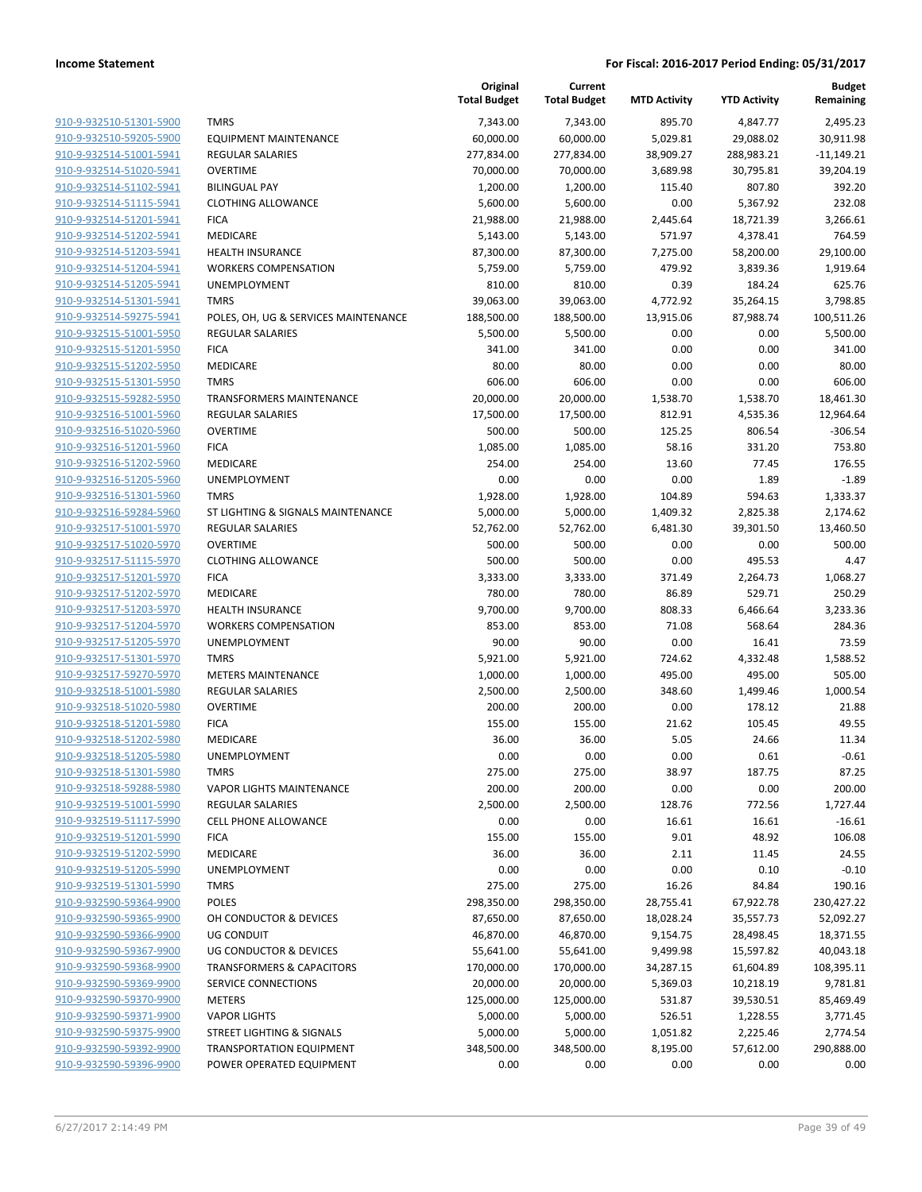**Income Statement** | **For Fiscal: 2016-2017 Period Ending: 05/31/2017**

| | | Original Total Budget | Current Total Budget | MTD Activity | YTD Activity | Budget Remaining |
|---|---|---|---|---|---|---|
| 910-9-932510-51301-5900 | TMRS | 7,343.00 | 7,343.00 | 895.70 | 4,847.77 | 2,495.23 |
| 910-9-932510-59205-5900 | EQUIPMENT MAINTENANCE | 60,000.00 | 60,000.00 | 5,029.81 | 29,088.02 | 30,911.98 |
| 910-9-932514-51001-5941 | REGULAR SALARIES | 277,834.00 | 277,834.00 | 38,909.27 | 288,983.21 | -11,149.21 |
| 910-9-932514-51020-5941 | OVERTIME | 70,000.00 | 70,000.00 | 3,689.98 | 30,795.81 | 39,204.19 |
| 910-9-932514-51102-5941 | BILINGUAL PAY | 1,200.00 | 1,200.00 | 115.40 | 807.80 | 392.20 |
| 910-9-932514-51115-5941 | CLOTHING ALLOWANCE | 5,600.00 | 5,600.00 | 0.00 | 5,367.92 | 232.08 |
| 910-9-932514-51201-5941 | FICA | 21,988.00 | 21,988.00 | 2,445.64 | 18,721.39 | 3,266.61 |
| 910-9-932514-51202-5941 | MEDICARE | 5,143.00 | 5,143.00 | 571.97 | 4,378.41 | 764.59 |
| 910-9-932514-51203-5941 | HEALTH INSURANCE | 87,300.00 | 87,300.00 | 7,275.00 | 58,200.00 | 29,100.00 |
| 910-9-932514-51204-5941 | WORKERS COMPENSATION | 5,759.00 | 5,759.00 | 479.92 | 3,839.36 | 1,919.64 |
| 910-9-932514-51205-5941 | UNEMPLOYMENT | 810.00 | 810.00 | 0.39 | 184.24 | 625.76 |
| 910-9-932514-51301-5941 | TMRS | 39,063.00 | 39,063.00 | 4,772.92 | 35,264.15 | 3,798.85 |
| 910-9-932514-59275-5941 | POLES, OH, UG & SERVICES MAINTENANCE | 188,500.00 | 188,500.00 | 13,915.06 | 87,988.74 | 100,511.26 |
| 910-9-932515-51001-5950 | REGULAR SALARIES | 5,500.00 | 5,500.00 | 0.00 | 0.00 | 5,500.00 |
| 910-9-932515-51201-5950 | FICA | 341.00 | 341.00 | 0.00 | 0.00 | 341.00 |
| 910-9-932515-51202-5950 | MEDICARE | 80.00 | 80.00 | 0.00 | 0.00 | 80.00 |
| 910-9-932515-51301-5950 | TMRS | 606.00 | 606.00 | 0.00 | 0.00 | 606.00 |
| 910-9-932515-59282-5950 | TRANSFORMERS MAINTENANCE | 20,000.00 | 20,000.00 | 1,538.70 | 1,538.70 | 18,461.30 |
| 910-9-932516-51001-5960 | REGULAR SALARIES | 17,500.00 | 17,500.00 | 812.91 | 4,535.36 | 12,964.64 |
| 910-9-932516-51020-5960 | OVERTIME | 500.00 | 500.00 | 125.25 | 806.54 | -306.54 |
| 910-9-932516-51201-5960 | FICA | 1,085.00 | 1,085.00 | 58.16 | 331.20 | 753.80 |
| 910-9-932516-51202-5960 | MEDICARE | 254.00 | 254.00 | 13.60 | 77.45 | 176.55 |
| 910-9-932516-51205-5960 | UNEMPLOYMENT | 0.00 | 0.00 | 0.00 | 1.89 | -1.89 |
| 910-9-932516-51301-5960 | TMRS | 1,928.00 | 1,928.00 | 104.89 | 594.63 | 1,333.37 |
| 910-9-932516-59284-5960 | ST LIGHTING & SIGNALS MAINTENANCE | 5,000.00 | 5,000.00 | 1,409.32 | 2,825.38 | 2,174.62 |
| 910-9-932517-51001-5970 | REGULAR SALARIES | 52,762.00 | 52,762.00 | 6,481.30 | 39,301.50 | 13,460.50 |
| 910-9-932517-51020-5970 | OVERTIME | 500.00 | 500.00 | 0.00 | 0.00 | 500.00 |
| 910-9-932517-51115-5970 | CLOTHING ALLOWANCE | 500.00 | 500.00 | 0.00 | 495.53 | 4.47 |
| 910-9-932517-51201-5970 | FICA | 3,333.00 | 3,333.00 | 371.49 | 2,264.73 | 1,068.27 |
| 910-9-932517-51202-5970 | MEDICARE | 780.00 | 780.00 | 86.89 | 529.71 | 250.29 |
| 910-9-932517-51203-5970 | HEALTH INSURANCE | 9,700.00 | 9,700.00 | 808.33 | 6,466.64 | 3,233.36 |
| 910-9-932517-51204-5970 | WORKERS COMPENSATION | 853.00 | 853.00 | 71.08 | 568.64 | 284.36 |
| 910-9-932517-51205-5970 | UNEMPLOYMENT | 90.00 | 90.00 | 0.00 | 16.41 | 73.59 |
| 910-9-932517-51301-5970 | TMRS | 5,921.00 | 5,921.00 | 724.62 | 4,332.48 | 1,588.52 |
| 910-9-932517-59270-5970 | METERS MAINTENANCE | 1,000.00 | 1,000.00 | 495.00 | 495.00 | 505.00 |
| 910-9-932518-51001-5980 | REGULAR SALARIES | 2,500.00 | 2,500.00 | 348.60 | 1,499.46 | 1,000.54 |
| 910-9-932518-51020-5980 | OVERTIME | 200.00 | 200.00 | 0.00 | 178.12 | 21.88 |
| 910-9-932518-51201-5980 | FICA | 155.00 | 155.00 | 21.62 | 105.45 | 49.55 |
| 910-9-932518-51202-5980 | MEDICARE | 36.00 | 36.00 | 5.05 | 24.66 | 11.34 |
| 910-9-932518-51205-5980 | UNEMPLOYMENT | 0.00 | 0.00 | 0.00 | 0.61 | -0.61 |
| 910-9-932518-51301-5980 | TMRS | 275.00 | 275.00 | 38.97 | 187.75 | 87.25 |
| 910-9-932518-59288-5980 | VAPOR LIGHTS MAINTENANCE | 200.00 | 200.00 | 0.00 | 0.00 | 200.00 |
| 910-9-932519-51001-5990 | REGULAR SALARIES | 2,500.00 | 2,500.00 | 128.76 | 772.56 | 1,727.44 |
| 910-9-932519-51117-5990 | CELL PHONE ALLOWANCE | 0.00 | 0.00 | 16.61 | 16.61 | -16.61 |
| 910-9-932519-51201-5990 | FICA | 155.00 | 155.00 | 9.01 | 48.92 | 106.08 |
| 910-9-932519-51202-5990 | MEDICARE | 36.00 | 36.00 | 2.11 | 11.45 | 24.55 |
| 910-9-932519-51205-5990 | UNEMPLOYMENT | 0.00 | 0.00 | 0.00 | 0.10 | -0.10 |
| 910-9-932519-51301-5990 | TMRS | 275.00 | 275.00 | 16.26 | 84.84 | 190.16 |
| 910-9-932590-59364-9900 | POLES | 298,350.00 | 298,350.00 | 28,755.41 | 67,922.78 | 230,427.22 |
| 910-9-932590-59365-9900 | OH CONDUCTOR & DEVICES | 87,650.00 | 87,650.00 | 18,028.24 | 35,557.73 | 52,092.27 |
| 910-9-932590-59366-9900 | UG CONDUIT | 46,870.00 | 46,870.00 | 9,154.75 | 28,498.45 | 18,371.55 |
| 910-9-932590-59367-9900 | UG CONDUCTOR & DEVICES | 55,641.00 | 55,641.00 | 9,499.98 | 15,597.82 | 40,043.18 |
| 910-9-932590-59368-9900 | TRANSFORMERS & CAPACITORS | 170,000.00 | 170,000.00 | 34,287.15 | 61,604.89 | 108,395.11 |
| 910-9-932590-59369-9900 | SERVICE CONNECTIONS | 20,000.00 | 20,000.00 | 5,369.03 | 10,218.19 | 9,781.81 |
| 910-9-932590-59370-9900 | METERS | 125,000.00 | 125,000.00 | 531.87 | 39,530.51 | 85,469.49 |
| 910-9-932590-59371-9900 | VAPOR LIGHTS | 5,000.00 | 5,000.00 | 526.51 | 1,228.55 | 3,771.45 |
| 910-9-932590-59375-9900 | STREET LIGHTING & SIGNALS | 5,000.00 | 5,000.00 | 1,051.82 | 2,225.46 | 2,774.54 |
| 910-9-932590-59392-9900 | TRANSPORTATION EQUIPMENT | 348,500.00 | 348,500.00 | 8,195.00 | 57,612.00 | 290,888.00 |
| 910-9-932590-59396-9900 | POWER OPERATED EQUIPMENT | 0.00 | 0.00 | 0.00 | 0.00 | 0.00 |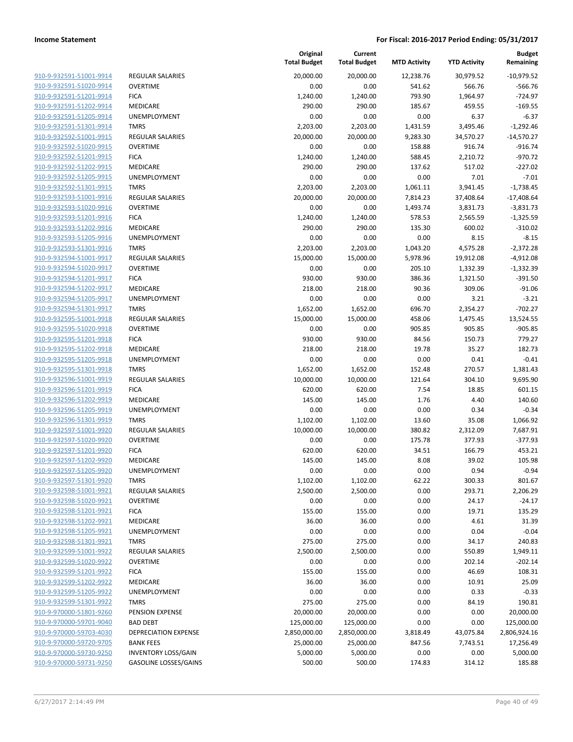| | | Original Total Budget | Current Total Budget | MTD Activity | YTD Activity | Budget Remaining |
|---|---|---|---|---|---|---|
| 910-9-932591-51001-9914 | REGULAR SALARIES | 20,000.00 | 20,000.00 | 12,238.76 | 30,979.52 | -10,979.52 |
| 910-9-932591-51020-9914 | OVERTIME | 0.00 | 0.00 | 541.62 | 566.76 | -566.76 |
| 910-9-932591-51201-9914 | FICA | 1,240.00 | 1,240.00 | 793.90 | 1,964.97 | -724.97 |
| 910-9-932591-51202-9914 | MEDICARE | 290.00 | 290.00 | 185.67 | 459.55 | -169.55 |
| 910-9-932591-51205-9914 | UNEMPLOYMENT | 0.00 | 0.00 | 0.00 | 6.37 | -6.37 |
| 910-9-932591-51301-9914 | TMRS | 2,203.00 | 2,203.00 | 1,431.59 | 3,495.46 | -1,292.46 |
| 910-9-932592-51001-9915 | REGULAR SALARIES | 20,000.00 | 20,000.00 | 9,283.30 | 34,570.27 | -14,570.27 |
| 910-9-932592-51020-9915 | OVERTIME | 0.00 | 0.00 | 158.88 | 916.74 | -916.74 |
| 910-9-932592-51201-9915 | FICA | 1,240.00 | 1,240.00 | 588.45 | 2,210.72 | -970.72 |
| 910-9-932592-51202-9915 | MEDICARE | 290.00 | 290.00 | 137.62 | 517.02 | -227.02 |
| 910-9-932592-51205-9915 | UNEMPLOYMENT | 0.00 | 0.00 | 0.00 | 7.01 | -7.01 |
| 910-9-932592-51301-9915 | TMRS | 2,203.00 | 2,203.00 | 1,061.11 | 3,941.45 | -1,738.45 |
| 910-9-932593-51001-9916 | REGULAR SALARIES | 20,000.00 | 20,000.00 | 7,814.23 | 37,408.64 | -17,408.64 |
| 910-9-932593-51020-9916 | OVERTIME | 0.00 | 0.00 | 1,493.74 | 3,831.73 | -3,831.73 |
| 910-9-932593-51201-9916 | FICA | 1,240.00 | 1,240.00 | 578.53 | 2,565.59 | -1,325.59 |
| 910-9-932593-51202-9916 | MEDICARE | 290.00 | 290.00 | 135.30 | 600.02 | -310.02 |
| 910-9-932593-51205-9916 | UNEMPLOYMENT | 0.00 | 0.00 | 0.00 | 8.15 | -8.15 |
| 910-9-932593-51301-9916 | TMRS | 2,203.00 | 2,203.00 | 1,043.20 | 4,575.28 | -2,372.28 |
| 910-9-932594-51001-9917 | REGULAR SALARIES | 15,000.00 | 15,000.00 | 5,978.96 | 19,912.08 | -4,912.08 |
| 910-9-932594-51020-9917 | OVERTIME | 0.00 | 0.00 | 205.10 | 1,332.39 | -1,332.39 |
| 910-9-932594-51201-9917 | FICA | 930.00 | 930.00 | 386.36 | 1,321.50 | -391.50 |
| 910-9-932594-51202-9917 | MEDICARE | 218.00 | 218.00 | 90.36 | 309.06 | -91.06 |
| 910-9-932594-51205-9917 | UNEMPLOYMENT | 0.00 | 0.00 | 0.00 | 3.21 | -3.21 |
| 910-9-932594-51301-9917 | TMRS | 1,652.00 | 1,652.00 | 696.70 | 2,354.27 | -702.27 |
| 910-9-932595-51001-9918 | REGULAR SALARIES | 15,000.00 | 15,000.00 | 458.06 | 1,475.45 | 13,524.55 |
| 910-9-932595-51020-9918 | OVERTIME | 0.00 | 0.00 | 905.85 | 905.85 | -905.85 |
| 910-9-932595-51201-9918 | FICA | 930.00 | 930.00 | 84.56 | 150.73 | 779.27 |
| 910-9-932595-51202-9918 | MEDICARE | 218.00 | 218.00 | 19.78 | 35.27 | 182.73 |
| 910-9-932595-51205-9918 | UNEMPLOYMENT | 0.00 | 0.00 | 0.00 | 0.41 | -0.41 |
| 910-9-932595-51301-9918 | TMRS | 1,652.00 | 1,652.00 | 152.48 | 270.57 | 1,381.43 |
| 910-9-932596-51001-9919 | REGULAR SALARIES | 10,000.00 | 10,000.00 | 121.64 | 304.10 | 9,695.90 |
| 910-9-932596-51201-9919 | FICA | 620.00 | 620.00 | 7.54 | 18.85 | 601.15 |
| 910-9-932596-51202-9919 | MEDICARE | 145.00 | 145.00 | 1.76 | 4.40 | 140.60 |
| 910-9-932596-51205-9919 | UNEMPLOYMENT | 0.00 | 0.00 | 0.00 | 0.34 | -0.34 |
| 910-9-932596-51301-9919 | TMRS | 1,102.00 | 1,102.00 | 13.60 | 35.08 | 1,066.92 |
| 910-9-932597-51001-9920 | REGULAR SALARIES | 10,000.00 | 10,000.00 | 380.82 | 2,312.09 | 7,687.91 |
| 910-9-932597-51020-9920 | OVERTIME | 0.00 | 0.00 | 175.78 | 377.93 | -377.93 |
| 910-9-932597-51201-9920 | FICA | 620.00 | 620.00 | 34.51 | 166.79 | 453.21 |
| 910-9-932597-51202-9920 | MEDICARE | 145.00 | 145.00 | 8.08 | 39.02 | 105.98 |
| 910-9-932597-51205-9920 | UNEMPLOYMENT | 0.00 | 0.00 | 0.00 | 0.94 | -0.94 |
| 910-9-932597-51301-9920 | TMRS | 1,102.00 | 1,102.00 | 62.22 | 300.33 | 801.67 |
| 910-9-932598-51001-9921 | REGULAR SALARIES | 2,500.00 | 2,500.00 | 0.00 | 293.71 | 2,206.29 |
| 910-9-932598-51020-9921 | OVERTIME | 0.00 | 0.00 | 0.00 | 24.17 | -24.17 |
| 910-9-932598-51201-9921 | FICA | 155.00 | 155.00 | 0.00 | 19.71 | 135.29 |
| 910-9-932598-51202-9921 | MEDICARE | 36.00 | 36.00 | 0.00 | 4.61 | 31.39 |
| 910-9-932598-51205-9921 | UNEMPLOYMENT | 0.00 | 0.00 | 0.00 | 0.04 | -0.04 |
| 910-9-932598-51301-9921 | TMRS | 275.00 | 275.00 | 0.00 | 34.17 | 240.83 |
| 910-9-932599-51001-9922 | REGULAR SALARIES | 2,500.00 | 2,500.00 | 0.00 | 550.89 | 1,949.11 |
| 910-9-932599-51020-9922 | OVERTIME | 0.00 | 0.00 | 0.00 | 202.14 | -202.14 |
| 910-9-932599-51201-9922 | FICA | 155.00 | 155.00 | 0.00 | 46.69 | 108.31 |
| 910-9-932599-51202-9922 | MEDICARE | 36.00 | 36.00 | 0.00 | 10.91 | 25.09 |
| 910-9-932599-51205-9922 | UNEMPLOYMENT | 0.00 | 0.00 | 0.00 | 0.33 | -0.33 |
| 910-9-932599-51301-9922 | TMRS | 275.00 | 275.00 | 0.00 | 84.19 | 190.81 |
| 910-9-970000-51801-9260 | PENSION EXPENSE | 20,000.00 | 20,000.00 | 0.00 | 0.00 | 20,000.00 |
| 910-9-970000-59701-9040 | BAD DEBT | 125,000.00 | 125,000.00 | 0.00 | 0.00 | 125,000.00 |
| 910-9-970000-59703-4030 | DEPRECIATION EXPENSE | 2,850,000.00 | 2,850,000.00 | 3,818.49 | 43,075.84 | 2,806,924.16 |
| 910-9-970000-59720-9705 | BANK FEES | 25,000.00 | 25,000.00 | 847.56 | 7,743.51 | 17,256.49 |
| 910-9-970000-59730-9250 | INVENTORY LOSS/GAIN | 5,000.00 | 5,000.00 | 0.00 | 0.00 | 5,000.00 |
| 910-9-970000-59731-9250 | GASOLINE LOSSES/GAINS | 500.00 | 500.00 | 174.83 | 314.12 | 185.88 |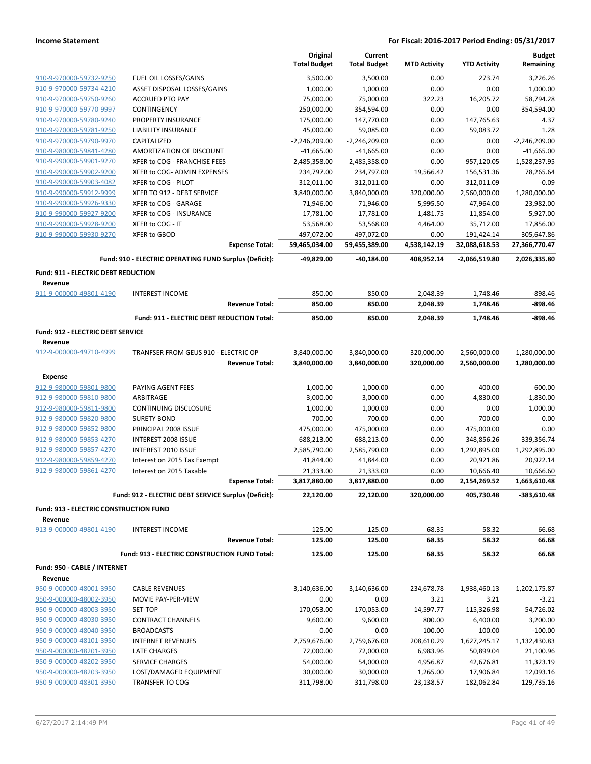| | | Original Total Budget | Current Total Budget | MTD Activity | YTD Activity | Budget Remaining |
|---|---|---|---|---|---|---|
| 910-9-970000-59732-9250 | FUEL OIL LOSSES/GAINS | 3,500.00 | 3,500.00 | 0.00 | 273.74 | 3,226.26 |
| 910-9-970000-59734-4210 | ASSET DISPOSAL LOSSES/GAINS | 1,000.00 | 1,000.00 | 0.00 | 0.00 | 1,000.00 |
| 910-9-970000-59750-9260 | ACCRUED PTO PAY | 75,000.00 | 75,000.00 | 322.23 | 16,205.72 | 58,794.28 |
| 910-9-970000-59770-9997 | CONTINGENCY | 250,000.00 | 354,594.00 | 0.00 | 0.00 | 354,594.00 |
| 910-9-970000-59780-9240 | PROPERTY INSURANCE | 175,000.00 | 147,770.00 | 0.00 | 147,765.63 | 4.37 |
| 910-9-970000-59781-9250 | LIABILITY INSURANCE | 45,000.00 | 59,085.00 | 0.00 | 59,083.72 | 1.28 |
| 910-9-970000-59790-9970 | CAPITALIZED | -2,246,209.00 | -2,246,209.00 | 0.00 | 0.00 | -2,246,209.00 |
| 910-9-980000-59841-4280 | AMORTIZATION OF DISCOUNT | -41,665.00 | -41,665.00 | 0.00 | 0.00 | -41,665.00 |
| 910-9-990000-59901-9270 | XFER to COG - FRANCHISE FEES | 2,485,358.00 | 2,485,358.00 | 0.00 | 957,120.05 | 1,528,237.95 |
| 910-9-990000-59902-9200 | XFER to COG- ADMIN EXPENSES | 234,797.00 | 234,797.00 | 19,566.42 | 156,531.36 | 78,265.64 |
| 910-9-990000-59903-4082 | XFER to COG - PILOT | 312,011.00 | 312,011.00 | 0.00 | 312,011.09 | -0.09 |
| 910-9-990000-59912-9999 | XFER TO 912 - DEBT SERVICE | 3,840,000.00 | 3,840,000.00 | 320,000.00 | 2,560,000.00 | 1,280,000.00 |
| 910-9-990000-59926-9330 | XFER to COG - GARAGE | 71,946.00 | 71,946.00 | 5,995.50 | 47,964.00 | 23,982.00 |
| 910-9-990000-59927-9200 | XFER to COG - INSURANCE | 17,781.00 | 17,781.00 | 1,481.75 | 11,854.00 | 5,927.00 |
| 910-9-990000-59928-9200 | XFER to COG - IT | 53,568.00 | 53,568.00 | 4,464.00 | 35,712.00 | 17,856.00 |
| 910-9-990000-59930-9270 | XFER to GBOD | 497,072.00 | 497,072.00 | 0.00 | 191,424.14 | 305,647.86 |
| | **Expense Total:** | **59,465,034.00** | **59,455,389.00** | **4,538,142.19** | **32,088,618.53** | **27,366,770.47** |
| | **Fund: 910 - ELECTRIC OPERATING FUND Surplus (Deficit):** | **-49,829.00** | **-40,184.00** | **408,952.14** | **-2,066,519.80** | **2,026,335.80** |
| **Fund: 911 - ELECTRIC DEBT REDUCTION** | | | | | | |
| **Revenue** | | | | | | |
| 911-9-000000-49801-4190 | INTEREST INCOME | 850.00 | 850.00 | 2,048.39 | 1,748.46 | -898.46 |
| | **Revenue Total:** | **850.00** | **850.00** | **2,048.39** | **1,748.46** | **-898.46** |
| | **Fund: 911 - ELECTRIC DEBT REDUCTION Total:** | **850.00** | **850.00** | **2,048.39** | **1,748.46** | **-898.46** |
| **Fund: 912 - ELECTRIC DEBT SERVICE** | | | | | | |
| **Revenue** | | | | | | |
| 912-9-000000-49710-4999 | TRANFSER FROM GEUS 910 - ELECTRIC OP | 3,840,000.00 | 3,840,000.00 | 320,000.00 | 2,560,000.00 | 1,280,000.00 |
| | **Revenue Total:** | **3,840,000.00** | **3,840,000.00** | **320,000.00** | **2,560,000.00** | **1,280,000.00** |
| **Expense** | | | | | | |
| 912-9-980000-59801-9800 | PAYING AGENT FEES | 1,000.00 | 1,000.00 | 0.00 | 400.00 | 600.00 |
| 912-9-980000-59810-9800 | ARBITRAGE | 3,000.00 | 3,000.00 | 0.00 | 4,830.00 | -1,830.00 |
| 912-9-980000-59811-9800 | CONTINUING DISCLOSURE | 1,000.00 | 1,000.00 | 0.00 | 0.00 | 1,000.00 |
| 912-9-980000-59820-9800 | SURETY BOND | 700.00 | 700.00 | 0.00 | 700.00 | 0.00 |
| 912-9-980000-59852-9800 | PRINCIPAL 2008 ISSUE | 475,000.00 | 475,000.00 | 0.00 | 475,000.00 | 0.00 |
| 912-9-980000-59853-4270 | INTEREST 2008 ISSUE | 688,213.00 | 688,213.00 | 0.00 | 348,856.26 | 339,356.74 |
| 912-9-980000-59857-4270 | INTEREST 2010 ISSUE | 2,585,790.00 | 2,585,790.00 | 0.00 | 1,292,895.00 | 1,292,895.00 |
| 912-9-980000-59859-4270 | Interest on 2015 Tax Exempt | 41,844.00 | 41,844.00 | 0.00 | 20,921.86 | 20,922.14 |
| 912-9-980000-59861-4270 | Interest on 2015 Taxable | 21,333.00 | 21,333.00 | 0.00 | 10,666.40 | 10,666.60 |
| | **Expense Total:** | **3,817,880.00** | **3,817,880.00** | **0.00** | **2,154,269.52** | **1,663,610.48** |
| | **Fund: 912 - ELECTRIC DEBT SERVICE Surplus (Deficit):** | **22,120.00** | **22,120.00** | **320,000.00** | **405,730.48** | **-383,610.48** |
| **Fund: 913 - ELECTRIC CONSTRUCTION FUND** | | | | | | |
| **Revenue** | | | | | | |
| 913-9-000000-49801-4190 | INTEREST INCOME | 125.00 | 125.00 | 68.35 | 58.32 | 66.68 |
| | **Revenue Total:** | **125.00** | **125.00** | **68.35** | **58.32** | **66.68** |
| | **Fund: 913 - ELECTRIC CONSTRUCTION FUND Total:** | **125.00** | **125.00** | **68.35** | **58.32** | **66.68** |
| **Fund: 950 - CABLE / INTERNET** | | | | | | |
| **Revenue** | | | | | | |
| 950-9-000000-48001-3950 | CABLE REVENUES | 3,140,636.00 | 3,140,636.00 | 234,678.78 | 1,938,460.13 | 1,202,175.87 |
| 950-9-000000-48002-3950 | MOVIE PAY-PER-VIEW | 0.00 | 0.00 | 3.21 | 3.21 | -3.21 |
| 950-9-000000-48003-3950 | SET-TOP | 170,053.00 | 170,053.00 | 14,597.77 | 115,326.98 | 54,726.02 |
| 950-9-000000-48030-3950 | CONTRACT CHANNELS | 9,600.00 | 9,600.00 | 800.00 | 6,400.00 | 3,200.00 |
| 950-9-000000-48040-3950 | BROADCASTS | 0.00 | 0.00 | 100.00 | 100.00 | -100.00 |
| 950-9-000000-48101-3950 | INTERNET REVENUES | 2,759,676.00 | 2,759,676.00 | 208,610.29 | 1,627,245.17 | 1,132,430.83 |
| 950-9-000000-48201-3950 | LATE CHARGES | 72,000.00 | 72,000.00 | 6,983.96 | 50,899.04 | 21,100.96 |
| 950-9-000000-48202-3950 | SERVICE CHARGES | 54,000.00 | 54,000.00 | 4,956.87 | 42,676.81 | 11,323.19 |
| 950-9-000000-48203-3950 | LOST/DAMAGED EQUIPMENT | 30,000.00 | 30,000.00 | 1,265.00 | 17,906.84 | 12,093.16 |
| 950-9-000000-48301-3950 | TRANSFER TO COG | 311,798.00 | 311,798.00 | 23,138.57 | 182,062.84 | 129,735.16 |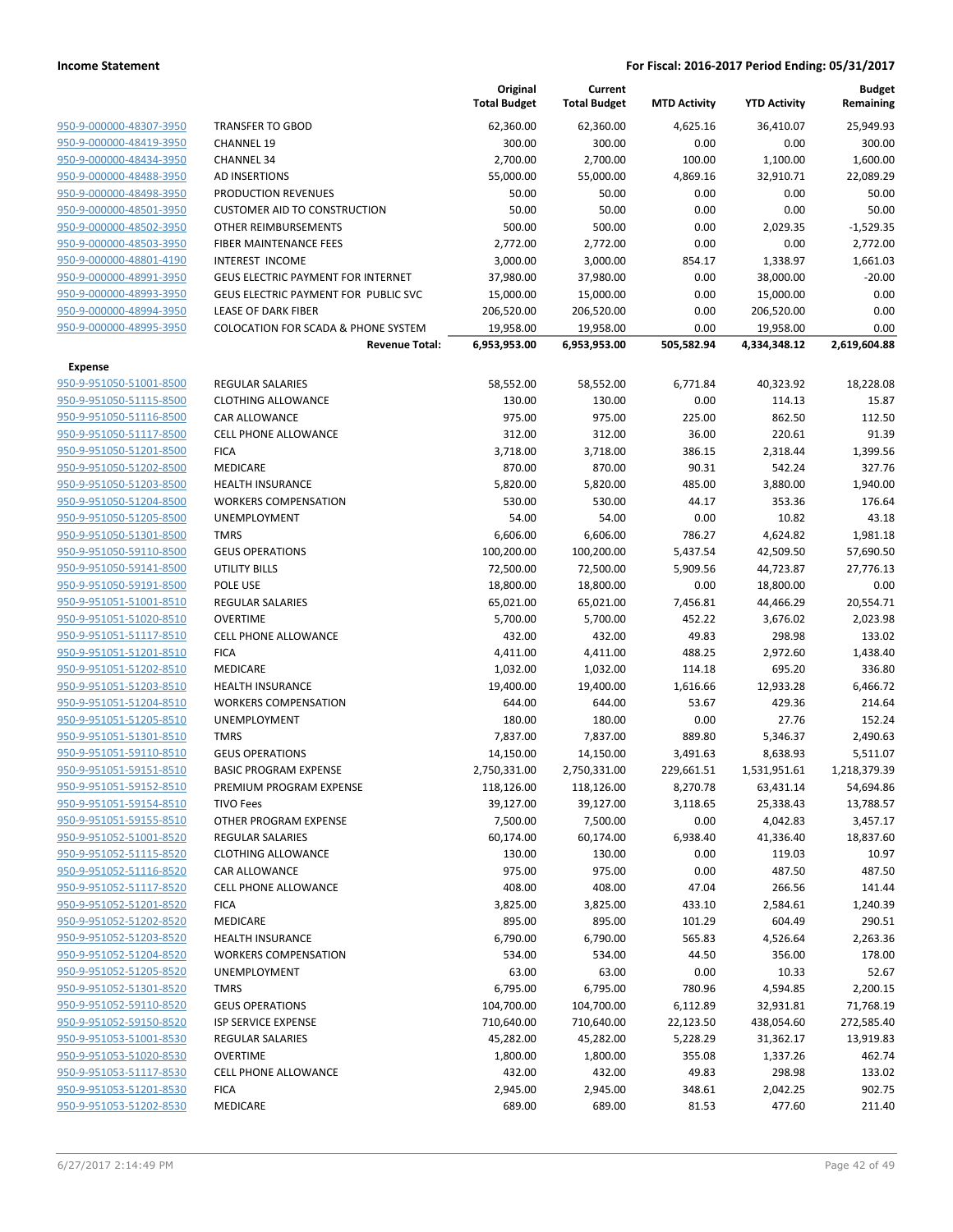**Income Statement** | **For Fiscal: 2016-2017 Period Ending: 05/31/2017**

| | | Original Total Budget | Current Total Budget | MTD Activity | YTD Activity | Budget Remaining |
|---|---|---|---|---|---|---|
| 950-9-000000-48307-3950 | TRANSFER TO GBOD | 62,360.00 | 62,360.00 | 4,625.16 | 36,410.07 | 25,949.93 |
| 950-9-000000-48419-3950 | CHANNEL 19 | 300.00 | 300.00 | 0.00 | 0.00 | 300.00 |
| 950-9-000000-48434-3950 | CHANNEL 34 | 2,700.00 | 2,700.00 | 100.00 | 1,100.00 | 1,600.00 |
| 950-9-000000-48488-3950 | AD INSERTIONS | 55,000.00 | 55,000.00 | 4,869.16 | 32,910.71 | 22,089.29 |
| 950-9-000000-48498-3950 | PRODUCTION REVENUES | 50.00 | 50.00 | 0.00 | 0.00 | 50.00 |
| 950-9-000000-48501-3950 | CUSTOMER AID TO CONSTRUCTION | 50.00 | 50.00 | 0.00 | 0.00 | 50.00 |
| 950-9-000000-48502-3950 | OTHER REIMBURSEMENTS | 500.00 | 500.00 | 0.00 | 2,029.35 | -1,529.35 |
| 950-9-000000-48503-3950 | FIBER MAINTENANCE FEES | 2,772.00 | 2,772.00 | 0.00 | 0.00 | 2,772.00 |
| 950-9-000000-48801-4190 | INTEREST INCOME | 3,000.00 | 3,000.00 | 854.17 | 1,338.97 | 1,661.03 |
| 950-9-000000-48991-3950 | GEUS ELECTRIC PAYMENT FOR INTERNET | 37,980.00 | 37,980.00 | 0.00 | 38,000.00 | -20.00 |
| 950-9-000000-48993-3950 | GEUS ELECTRIC PAYMENT FOR PUBLIC SVC | 15,000.00 | 15,000.00 | 0.00 | 15,000.00 | 0.00 |
| 950-9-000000-48994-3950 | LEASE OF DARK FIBER | 206,520.00 | 206,520.00 | 0.00 | 206,520.00 | 0.00 |
| 950-9-000000-48995-3950 | COLOCATION FOR SCADA & PHONE SYSTEM | 19,958.00 | 19,958.00 | 0.00 | 19,958.00 | 0.00 |
| | **Revenue Total:** | **6,953,953.00** | **6,953,953.00** | **505,582.94** | **4,334,348.12** | **2,619,604.88** |
| **Expense** | | | | | | |
| 950-9-951050-51001-8500 | REGULAR SALARIES | 58,552.00 | 58,552.00 | 6,771.84 | 40,323.92 | 18,228.08 |
| 950-9-951050-51115-8500 | CLOTHING ALLOWANCE | 130.00 | 130.00 | 0.00 | 114.13 | 15.87 |
| 950-9-951050-51116-8500 | CAR ALLOWANCE | 975.00 | 975.00 | 225.00 | 862.50 | 112.50 |
| 950-9-951050-51117-8500 | CELL PHONE ALLOWANCE | 312.00 | 312.00 | 36.00 | 220.61 | 91.39 |
| 950-9-951050-51201-8500 | FICA | 3,718.00 | 3,718.00 | 386.15 | 2,318.44 | 1,399.56 |
| 950-9-951050-51202-8500 | MEDICARE | 870.00 | 870.00 | 90.31 | 542.24 | 327.76 |
| 950-9-951050-51203-8500 | HEALTH INSURANCE | 5,820.00 | 5,820.00 | 485.00 | 3,880.00 | 1,940.00 |
| 950-9-951050-51204-8500 | WORKERS COMPENSATION | 530.00 | 530.00 | 44.17 | 353.36 | 176.64 |
| 950-9-951050-51205-8500 | UNEMPLOYMENT | 54.00 | 54.00 | 0.00 | 10.82 | 43.18 |
| 950-9-951050-51301-8500 | TMRS | 6,606.00 | 6,606.00 | 786.27 | 4,624.82 | 1,981.18 |
| 950-9-951050-59110-8500 | GEUS OPERATIONS | 100,200.00 | 100,200.00 | 5,437.54 | 42,509.50 | 57,690.50 |
| 950-9-951050-59141-8500 | UTILITY BILLS | 72,500.00 | 72,500.00 | 5,909.56 | 44,723.87 | 27,776.13 |
| 950-9-951050-59191-8500 | POLE USE | 18,800.00 | 18,800.00 | 0.00 | 18,800.00 | 0.00 |
| 950-9-951051-51001-8510 | REGULAR SALARIES | 65,021.00 | 65,021.00 | 7,456.81 | 44,466.29 | 20,554.71 |
| 950-9-951051-51020-8510 | OVERTIME | 5,700.00 | 5,700.00 | 452.22 | 3,676.02 | 2,023.98 |
| 950-9-951051-51117-8510 | CELL PHONE ALLOWANCE | 432.00 | 432.00 | 49.83 | 298.98 | 133.02 |
| 950-9-951051-51201-8510 | FICA | 4,411.00 | 4,411.00 | 488.25 | 2,972.60 | 1,438.40 |
| 950-9-951051-51202-8510 | MEDICARE | 1,032.00 | 1,032.00 | 114.18 | 695.20 | 336.80 |
| 950-9-951051-51203-8510 | HEALTH INSURANCE | 19,400.00 | 19,400.00 | 1,616.66 | 12,933.28 | 6,466.72 |
| 950-9-951051-51204-8510 | WORKERS COMPENSATION | 644.00 | 644.00 | 53.67 | 429.36 | 214.64 |
| 950-9-951051-51205-8510 | UNEMPLOYMENT | 180.00 | 180.00 | 0.00 | 27.76 | 152.24 |
| 950-9-951051-51301-8510 | TMRS | 7,837.00 | 7,837.00 | 889.80 | 5,346.37 | 2,490.63 |
| 950-9-951051-59110-8510 | GEUS OPERATIONS | 14,150.00 | 14,150.00 | 3,491.63 | 8,638.93 | 5,511.07 |
| 950-9-951051-59151-8510 | BASIC PROGRAM EXPENSE | 2,750,331.00 | 2,750,331.00 | 229,661.51 | 1,531,951.61 | 1,218,379.39 |
| 950-9-951051-59152-8510 | PREMIUM PROGRAM EXPENSE | 118,126.00 | 118,126.00 | 8,270.78 | 63,431.14 | 54,694.86 |
| 950-9-951051-59154-8510 | TIVO Fees | 39,127.00 | 39,127.00 | 3,118.65 | 25,338.43 | 13,788.57 |
| 950-9-951051-59155-8510 | OTHER PROGRAM EXPENSE | 7,500.00 | 7,500.00 | 0.00 | 4,042.83 | 3,457.17 |
| 950-9-951052-51001-8520 | REGULAR SALARIES | 60,174.00 | 60,174.00 | 6,938.40 | 41,336.40 | 18,837.60 |
| 950-9-951052-51115-8520 | CLOTHING ALLOWANCE | 130.00 | 130.00 | 0.00 | 119.03 | 10.97 |
| 950-9-951052-51116-8520 | CAR ALLOWANCE | 975.00 | 975.00 | 0.00 | 487.50 | 487.50 |
| 950-9-951052-51117-8520 | CELL PHONE ALLOWANCE | 408.00 | 408.00 | 47.04 | 266.56 | 141.44 |
| 950-9-951052-51201-8520 | FICA | 3,825.00 | 3,825.00 | 433.10 | 2,584.61 | 1,240.39 |
| 950-9-951052-51202-8520 | MEDICARE | 895.00 | 895.00 | 101.29 | 604.49 | 290.51 |
| 950-9-951052-51203-8520 | HEALTH INSURANCE | 6,790.00 | 6,790.00 | 565.83 | 4,526.64 | 2,263.36 |
| 950-9-951052-51204-8520 | WORKERS COMPENSATION | 534.00 | 534.00 | 44.50 | 356.00 | 178.00 |
| 950-9-951052-51205-8520 | UNEMPLOYMENT | 63.00 | 63.00 | 0.00 | 10.33 | 52.67 |
| 950-9-951052-51301-8520 | TMRS | 6,795.00 | 6,795.00 | 780.96 | 4,594.85 | 2,200.15 |
| 950-9-951052-59110-8520 | GEUS OPERATIONS | 104,700.00 | 104,700.00 | 6,112.89 | 32,931.81 | 71,768.19 |
| 950-9-951052-59150-8520 | ISP SERVICE EXPENSE | 710,640.00 | 710,640.00 | 22,123.50 | 438,054.60 | 272,585.40 |
| 950-9-951053-51001-8530 | REGULAR SALARIES | 45,282.00 | 45,282.00 | 5,228.29 | 31,362.17 | 13,919.83 |
| 950-9-951053-51020-8530 | OVERTIME | 1,800.00 | 1,800.00 | 355.08 | 1,337.26 | 462.74 |
| 950-9-951053-51117-8530 | CELL PHONE ALLOWANCE | 432.00 | 432.00 | 49.83 | 298.98 | 133.02 |
| 950-9-951053-51201-8530 | FICA | 2,945.00 | 2,945.00 | 348.61 | 2,042.25 | 902.75 |
| 950-9-951053-51202-8530 | MEDICARE | 689.00 | 689.00 | 81.53 | 477.60 | 211.40 |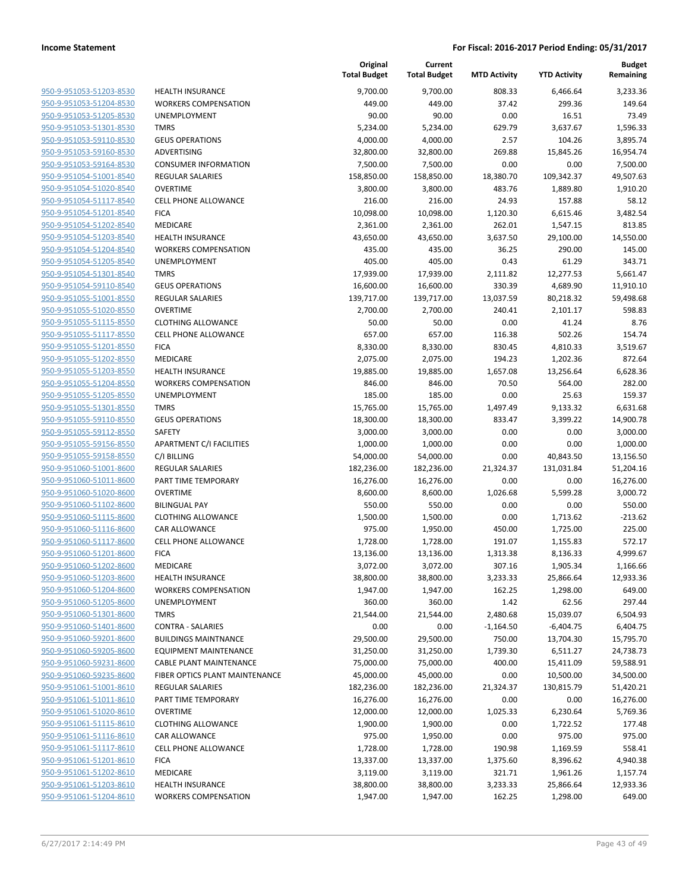| | | Original Total Budget | Current Total Budget | MTD Activity | YTD Activity | Budget Remaining |
|---|---|---|---|---|---|---|
| 950-9-951053-51203-8530 | HEALTH INSURANCE | 9,700.00 | 9,700.00 | 808.33 | 6,466.64 | 3,233.36 |
| 950-9-951053-51204-8530 | WORKERS COMPENSATION | 449.00 | 449.00 | 37.42 | 299.36 | 149.64 |
| 950-9-951053-51205-8530 | UNEMPLOYMENT | 90.00 | 90.00 | 0.00 | 16.51 | 73.49 |
| 950-9-951053-51301-8530 | TMRS | 5,234.00 | 5,234.00 | 629.79 | 3,637.67 | 1,596.33 |
| 950-9-951053-59110-8530 | GEUS OPERATIONS | 4,000.00 | 4,000.00 | 2.57 | 104.26 | 3,895.74 |
| 950-9-951053-59160-8530 | ADVERTISING | 32,800.00 | 32,800.00 | 269.88 | 15,845.26 | 16,954.74 |
| 950-9-951053-59164-8530 | CONSUMER INFORMATION | 7,500.00 | 7,500.00 | 0.00 | 0.00 | 7,500.00 |
| 950-9-951054-51001-8540 | REGULAR SALARIES | 158,850.00 | 158,850.00 | 18,380.70 | 109,342.37 | 49,507.63 |
| 950-9-951054-51020-8540 | OVERTIME | 3,800.00 | 3,800.00 | 483.76 | 1,889.80 | 1,910.20 |
| 950-9-951054-51117-8540 | CELL PHONE ALLOWANCE | 216.00 | 216.00 | 24.93 | 157.88 | 58.12 |
| 950-9-951054-51201-8540 | FICA | 10,098.00 | 10,098.00 | 1,120.30 | 6,615.46 | 3,482.54 |
| 950-9-951054-51202-8540 | MEDICARE | 2,361.00 | 2,361.00 | 262.01 | 1,547.15 | 813.85 |
| 950-9-951054-51203-8540 | HEALTH INSURANCE | 43,650.00 | 43,650.00 | 3,637.50 | 29,100.00 | 14,550.00 |
| 950-9-951054-51204-8540 | WORKERS COMPENSATION | 435.00 | 435.00 | 36.25 | 290.00 | 145.00 |
| 950-9-951054-51205-8540 | UNEMPLOYMENT | 405.00 | 405.00 | 0.43 | 61.29 | 343.71 |
| 950-9-951054-51301-8540 | TMRS | 17,939.00 | 17,939.00 | 2,111.82 | 12,277.53 | 5,661.47 |
| 950-9-951054-59110-8540 | GEUS OPERATIONS | 16,600.00 | 16,600.00 | 330.39 | 4,689.90 | 11,910.10 |
| 950-9-951055-51001-8550 | REGULAR SALARIES | 139,717.00 | 139,717.00 | 13,037.59 | 80,218.32 | 59,498.68 |
| 950-9-951055-51020-8550 | OVERTIME | 2,700.00 | 2,700.00 | 240.41 | 2,101.17 | 598.83 |
| 950-9-951055-51115-8550 | CLOTHING ALLOWANCE | 50.00 | 50.00 | 0.00 | 41.24 | 8.76 |
| 950-9-951055-51117-8550 | CELL PHONE ALLOWANCE | 657.00 | 657.00 | 116.38 | 502.26 | 154.74 |
| 950-9-951055-51201-8550 | FICA | 8,330.00 | 8,330.00 | 830.45 | 4,810.33 | 3,519.67 |
| 950-9-951055-51202-8550 | MEDICARE | 2,075.00 | 2,075.00 | 194.23 | 1,202.36 | 872.64 |
| 950-9-951055-51203-8550 | HEALTH INSURANCE | 19,885.00 | 19,885.00 | 1,657.08 | 13,256.64 | 6,628.36 |
| 950-9-951055-51204-8550 | WORKERS COMPENSATION | 846.00 | 846.00 | 70.50 | 564.00 | 282.00 |
| 950-9-951055-51205-8550 | UNEMPLOYMENT | 185.00 | 185.00 | 0.00 | 25.63 | 159.37 |
| 950-9-951055-51301-8550 | TMRS | 15,765.00 | 15,765.00 | 1,497.49 | 9,133.32 | 6,631.68 |
| 950-9-951055-59110-8550 | GEUS OPERATIONS | 18,300.00 | 18,300.00 | 833.47 | 3,399.22 | 14,900.78 |
| 950-9-951055-59112-8550 | SAFETY | 3,000.00 | 3,000.00 | 0.00 | 0.00 | 3,000.00 |
| 950-9-951055-59156-8550 | APARTMENT C/I FACILITIES | 1,000.00 | 1,000.00 | 0.00 | 0.00 | 1,000.00 |
| 950-9-951055-59158-8550 | C/I BILLING | 54,000.00 | 54,000.00 | 0.00 | 40,843.50 | 13,156.50 |
| 950-9-951060-51001-8600 | REGULAR SALARIES | 182,236.00 | 182,236.00 | 21,324.37 | 131,031.84 | 51,204.16 |
| 950-9-951060-51011-8600 | PART TIME TEMPORARY | 16,276.00 | 16,276.00 | 0.00 | 0.00 | 16,276.00 |
| 950-9-951060-51020-8600 | OVERTIME | 8,600.00 | 8,600.00 | 1,026.68 | 5,599.28 | 3,000.72 |
| 950-9-951060-51102-8600 | BILINGUAL PAY | 550.00 | 550.00 | 0.00 | 0.00 | 550.00 |
| 950-9-951060-51115-8600 | CLOTHING ALLOWANCE | 1,500.00 | 1,500.00 | 0.00 | 1,713.62 | -213.62 |
| 950-9-951060-51116-8600 | CAR ALLOWANCE | 975.00 | 1,950.00 | 450.00 | 1,725.00 | 225.00 |
| 950-9-951060-51117-8600 | CELL PHONE ALLOWANCE | 1,728.00 | 1,728.00 | 191.07 | 1,155.83 | 572.17 |
| 950-9-951060-51201-8600 | FICA | 13,136.00 | 13,136.00 | 1,313.38 | 8,136.33 | 4,999.67 |
| 950-9-951060-51202-8600 | MEDICARE | 3,072.00 | 3,072.00 | 307.16 | 1,905.34 | 1,166.66 |
| 950-9-951060-51203-8600 | HEALTH INSURANCE | 38,800.00 | 38,800.00 | 3,233.33 | 25,866.64 | 12,933.36 |
| 950-9-951060-51204-8600 | WORKERS COMPENSATION | 1,947.00 | 1,947.00 | 162.25 | 1,298.00 | 649.00 |
| 950-9-951060-51205-8600 | UNEMPLOYMENT | 360.00 | 360.00 | 1.42 | 62.56 | 297.44 |
| 950-9-951060-51301-8600 | TMRS | 21,544.00 | 21,544.00 | 2,480.68 | 15,039.07 | 6,504.93 |
| 950-9-951060-51401-8600 | CONTRA - SALARIES | 0.00 | 0.00 | -1,164.50 | -6,404.75 | 6,404.75 |
| 950-9-951060-59201-8600 | BUILDINGS MAINTNANCE | 29,500.00 | 29,500.00 | 750.00 | 13,704.30 | 15,795.70 |
| 950-9-951060-59205-8600 | EQUIPMENT MAINTENANCE | 31,250.00 | 31,250.00 | 1,739.30 | 6,511.27 | 24,738.73 |
| 950-9-951060-59231-8600 | CABLE PLANT MAINTENANCE | 75,000.00 | 75,000.00 | 400.00 | 15,411.09 | 59,588.91 |
| 950-9-951060-59235-8600 | FIBER OPTICS PLANT MAINTENANCE | 45,000.00 | 45,000.00 | 0.00 | 10,500.00 | 34,500.00 |
| 950-9-951061-51001-8610 | REGULAR SALARIES | 182,236.00 | 182,236.00 | 21,324.37 | 130,815.79 | 51,420.21 |
| 950-9-951061-51011-8610 | PART TIME TEMPORARY | 16,276.00 | 16,276.00 | 0.00 | 0.00 | 16,276.00 |
| 950-9-951061-51020-8610 | OVERTIME | 12,000.00 | 12,000.00 | 1,025.33 | 6,230.64 | 5,769.36 |
| 950-9-951061-51115-8610 | CLOTHING ALLOWANCE | 1,900.00 | 1,900.00 | 0.00 | 1,722.52 | 177.48 |
| 950-9-951061-51116-8610 | CAR ALLOWANCE | 975.00 | 1,950.00 | 0.00 | 975.00 | 975.00 |
| 950-9-951061-51117-8610 | CELL PHONE ALLOWANCE | 1,728.00 | 1,728.00 | 190.98 | 1,169.59 | 558.41 |
| 950-9-951061-51201-8610 | FICA | 13,337.00 | 13,337.00 | 1,375.60 | 8,396.62 | 4,940.38 |
| 950-9-951061-51202-8610 | MEDICARE | 3,119.00 | 3,119.00 | 321.71 | 1,961.26 | 1,157.74 |
| 950-9-951061-51203-8610 | HEALTH INSURANCE | 38,800.00 | 38,800.00 | 3,233.33 | 25,866.64 | 12,933.36 |
| 950-9-951061-51204-8610 | WORKERS COMPENSATION | 1,947.00 | 1,947.00 | 162.25 | 1,298.00 | 649.00 |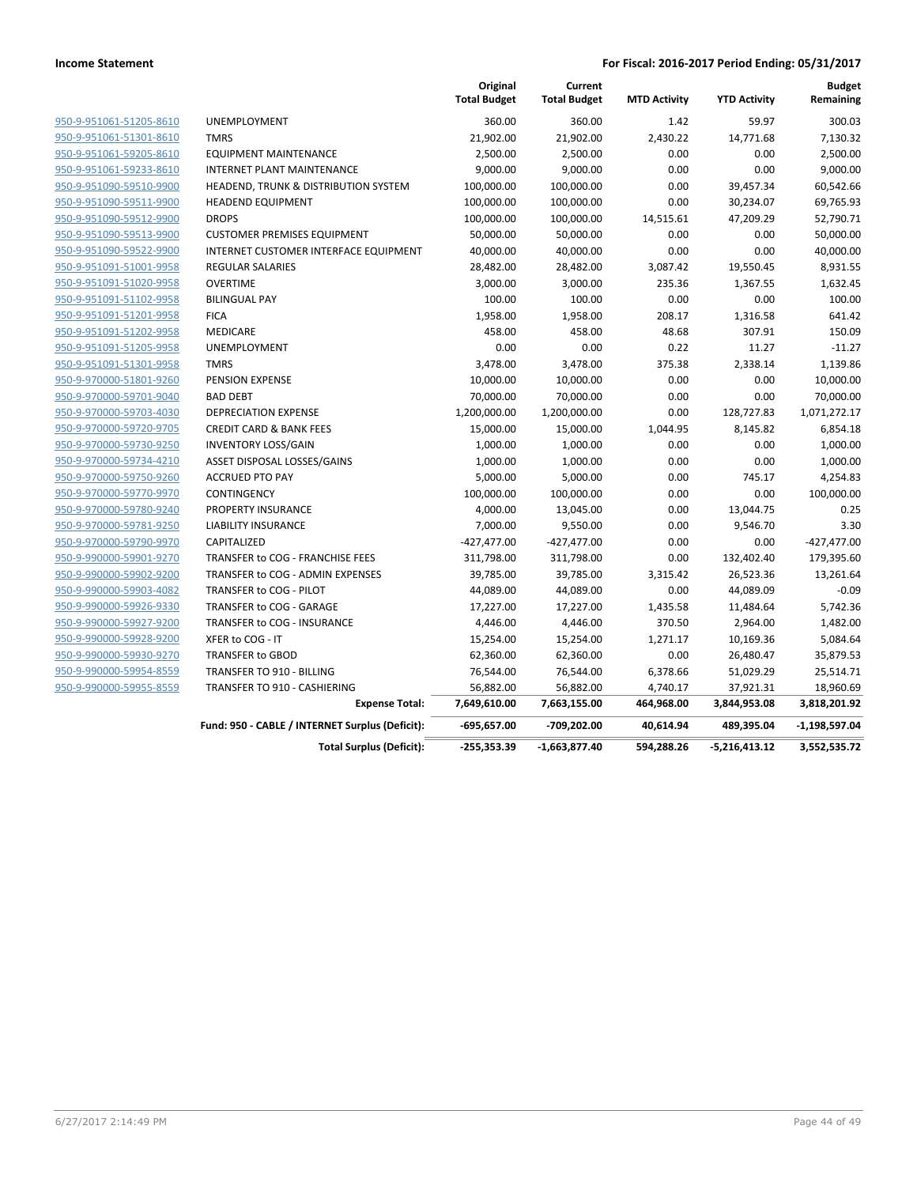**Income Statement** — **For Fiscal: 2016-2017 Period Ending: 05/31/2017**

| | | Original Total Budget | Current Total Budget | MTD Activity | YTD Activity | Budget Remaining |
|---|---|---|---|---|---|---|
| 950-9-951061-51205-8610 | UNEMPLOYMENT | 360.00 | 360.00 | 1.42 | 59.97 | 300.03 |
| 950-9-951061-51301-8610 | TMRS | 21,902.00 | 21,902.00 | 2,430.22 | 14,771.68 | 7,130.32 |
| 950-9-951061-59205-8610 | EQUIPMENT MAINTENANCE | 2,500.00 | 2,500.00 | 0.00 | 0.00 | 2,500.00 |
| 950-9-951061-59233-8610 | INTERNET PLANT MAINTENANCE | 9,000.00 | 9,000.00 | 0.00 | 0.00 | 9,000.00 |
| 950-9-951090-59510-9900 | HEADEND, TRUNK & DISTRIBUTION SYSTEM | 100,000.00 | 100,000.00 | 0.00 | 39,457.34 | 60,542.66 |
| 950-9-951090-59511-9900 | HEADEND EQUIPMENT | 100,000.00 | 100,000.00 | 0.00 | 30,234.07 | 69,765.93 |
| 950-9-951090-59512-9900 | DROPS | 100,000.00 | 100,000.00 | 14,515.61 | 47,209.29 | 52,790.71 |
| 950-9-951090-59513-9900 | CUSTOMER PREMISES EQUIPMENT | 50,000.00 | 50,000.00 | 0.00 | 0.00 | 50,000.00 |
| 950-9-951090-59522-9900 | INTERNET CUSTOMER INTERFACE EQUIPMENT | 40,000.00 | 40,000.00 | 0.00 | 0.00 | 40,000.00 |
| 950-9-951091-51001-9958 | REGULAR SALARIES | 28,482.00 | 28,482.00 | 3,087.42 | 19,550.45 | 8,931.55 |
| 950-9-951091-51020-9958 | OVERTIME | 3,000.00 | 3,000.00 | 235.36 | 1,367.55 | 1,632.45 |
| 950-9-951091-51102-9958 | BILINGUAL PAY | 100.00 | 100.00 | 0.00 | 0.00 | 100.00 |
| 950-9-951091-51201-9958 | FICA | 1,958.00 | 1,958.00 | 208.17 | 1,316.58 | 641.42 |
| 950-9-951091-51202-9958 | MEDICARE | 458.00 | 458.00 | 48.68 | 307.91 | 150.09 |
| 950-9-951091-51205-9958 | UNEMPLOYMENT | 0.00 | 0.00 | 0.22 | 11.27 | -11.27 |
| 950-9-951091-51301-9958 | TMRS | 3,478.00 | 3,478.00 | 375.38 | 2,338.14 | 1,139.86 |
| 950-9-970000-51801-9260 | PENSION EXPENSE | 10,000.00 | 10,000.00 | 0.00 | 0.00 | 10,000.00 |
| 950-9-970000-59701-9040 | BAD DEBT | 70,000.00 | 70,000.00 | 0.00 | 0.00 | 70,000.00 |
| 950-9-970000-59703-4030 | DEPRECIATION EXPENSE | 1,200,000.00 | 1,200,000.00 | 0.00 | 128,727.83 | 1,071,272.17 |
| 950-9-970000-59720-9705 | CREDIT CARD & BANK FEES | 15,000.00 | 15,000.00 | 1,044.95 | 8,145.82 | 6,854.18 |
| 950-9-970000-59730-9250 | INVENTORY LOSS/GAIN | 1,000.00 | 1,000.00 | 0.00 | 0.00 | 1,000.00 |
| 950-9-970000-59734-4210 | ASSET DISPOSAL LOSSES/GAINS | 1,000.00 | 1,000.00 | 0.00 | 0.00 | 1,000.00 |
| 950-9-970000-59750-9260 | ACCRUED PTO PAY | 5,000.00 | 5,000.00 | 0.00 | 745.17 | 4,254.83 |
| 950-9-970000-59770-9970 | CONTINGENCY | 100,000.00 | 100,000.00 | 0.00 | 0.00 | 100,000.00 |
| 950-9-970000-59780-9240 | PROPERTY INSURANCE | 4,000.00 | 13,045.00 | 0.00 | 13,044.75 | 0.25 |
| 950-9-970000-59781-9250 | LIABILITY INSURANCE | 7,000.00 | 9,550.00 | 0.00 | 9,546.70 | 3.30 |
| 950-9-970000-59790-9970 | CAPITALIZED | -427,477.00 | -427,477.00 | 0.00 | 0.00 | -427,477.00 |
| 950-9-990000-59901-9270 | TRANSFER to COG - FRANCHISE FEES | 311,798.00 | 311,798.00 | 0.00 | 132,402.40 | 179,395.60 |
| 950-9-990000-59902-9200 | TRANSFER to COG - ADMIN EXPENSES | 39,785.00 | 39,785.00 | 3,315.42 | 26,523.36 | 13,261.64 |
| 950-9-990000-59903-4082 | TRANSFER to COG - PILOT | 44,089.00 | 44,089.00 | 0.00 | 44,089.09 | -0.09 |
| 950-9-990000-59926-9330 | TRANSFER to COG - GARAGE | 17,227.00 | 17,227.00 | 1,435.58 | 11,484.64 | 5,742.36 |
| 950-9-990000-59927-9200 | TRANSFER to COG - INSURANCE | 4,446.00 | 4,446.00 | 370.50 | 2,964.00 | 1,482.00 |
| 950-9-990000-59928-9200 | XFER to COG - IT | 15,254.00 | 15,254.00 | 1,271.17 | 10,169.36 | 5,084.64 |
| 950-9-990000-59930-9270 | TRANSFER to GBOD | 62,360.00 | 62,360.00 | 0.00 | 26,480.47 | 35,879.53 |
| 950-9-990000-59954-8559 | TRANSFER TO 910 - BILLING | 76,544.00 | 76,544.00 | 6,378.66 | 51,029.29 | 25,514.71 |
| 950-9-990000-59955-8559 | TRANSFER TO 910 - CASHIERING | 56,882.00 | 56,882.00 | 4,740.17 | 37,921.31 | 18,960.69 |
| | **Expense Total:** | **7,649,610.00** | **7,663,155.00** | **464,968.00** | **3,844,953.08** | **3,818,201.92** |
| | **Fund: 950 - CABLE / INTERNET Surplus (Deficit):** | **-695,657.00** | **-709,202.00** | **40,614.94** | **489,395.04** | **-1,198,597.04** |
| | **Total Surplus (Deficit):** | **-255,353.39** | **-1,663,877.40** | **594,288.26** | **-5,216,413.12** | **3,552,535.72** |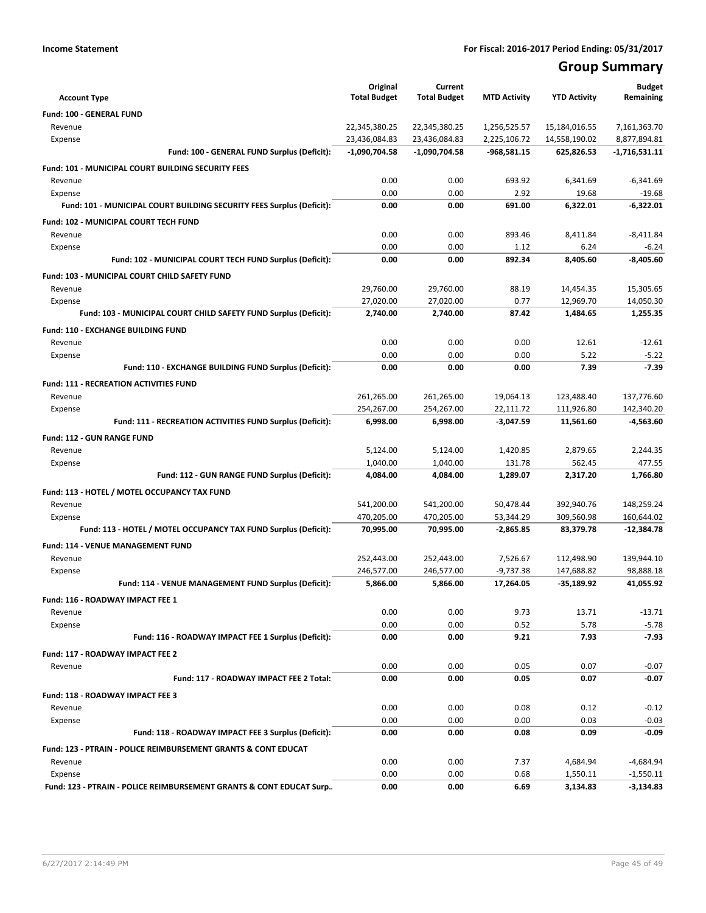**Income Statement** **For Fiscal: 2016-2017 Period Ending: 05/31/2017**

# Group Summary

| Account Type | Original Total Budget | Current Total Budget | MTD Activity | YTD Activity | Budget Remaining |
|---|---|---|---|---|---|
| **Fund: 100 - GENERAL FUND** | | | | | |
| Revenue | 22,345,380.25 | 22,345,380.25 | 1,256,525.57 | 15,184,016.55 | 7,161,363.70 |
| Expense | 23,436,084.83 | 23,436,084.83 | 2,225,106.72 | 14,558,190.02 | 8,877,894.81 |
| **Fund: 100 - GENERAL FUND Surplus (Deficit):** | **-1,090,704.58** | **-1,090,704.58** | **-968,581.15** | **625,826.53** | **-1,716,531.11** |
| **Fund: 101 - MUNICIPAL COURT BUILDING SECURITY FEES** | | | | | |
| Revenue | 0.00 | 0.00 | 693.92 | 6,341.69 | -6,341.69 |
| Expense | 0.00 | 0.00 | 2.92 | 19.68 | -19.68 |
| **Fund: 101 - MUNICIPAL COURT BUILDING SECURITY FEES Surplus (Deficit):** | **0.00** | **0.00** | **691.00** | **6,322.01** | **-6,322.01** |
| **Fund: 102 - MUNICIPAL COURT TECH FUND** | | | | | |
| Revenue | 0.00 | 0.00 | 893.46 | 8,411.84 | -8,411.84 |
| Expense | 0.00 | 0.00 | 1.12 | 6.24 | -6.24 |
| **Fund: 102 - MUNICIPAL COURT TECH FUND Surplus (Deficit):** | **0.00** | **0.00** | **892.34** | **8,405.60** | **-8,405.60** |
| **Fund: 103 - MUNICIPAL COURT CHILD SAFETY FUND** | | | | | |
| Revenue | 29,760.00 | 29,760.00 | 88.19 | 14,454.35 | 15,305.65 |
| Expense | 27,020.00 | 27,020.00 | 0.77 | 12,969.70 | 14,050.30 |
| **Fund: 103 - MUNICIPAL COURT CHILD SAFETY FUND Surplus (Deficit):** | **2,740.00** | **2,740.00** | **87.42** | **1,484.65** | **1,255.35** |
| **Fund: 110 - EXCHANGE BUILDING FUND** | | | | | |
| Revenue | 0.00 | 0.00 | 0.00 | 12.61 | -12.61 |
| Expense | 0.00 | 0.00 | 0.00 | 5.22 | -5.22 |
| **Fund: 110 - EXCHANGE BUILDING FUND Surplus (Deficit):** | **0.00** | **0.00** | **0.00** | **7.39** | **-7.39** |
| **Fund: 111 - RECREATION ACTIVITIES FUND** | | | | | |
| Revenue | 261,265.00 | 261,265.00 | 19,064.13 | 123,488.40 | 137,776.60 |
| Expense | 254,267.00 | 254,267.00 | 22,111.72 | 111,926.80 | 142,340.20 |
| **Fund: 111 - RECREATION ACTIVITIES FUND Surplus (Deficit):** | **6,998.00** | **6,998.00** | **-3,047.59** | **11,561.60** | **-4,563.60** |
| **Fund: 112 - GUN RANGE FUND** | | | | | |
| Revenue | 5,124.00 | 5,124.00 | 1,420.85 | 2,879.65 | 2,244.35 |
| Expense | 1,040.00 | 1,040.00 | 131.78 | 562.45 | 477.55 |
| **Fund: 112 - GUN RANGE FUND Surplus (Deficit):** | **4,084.00** | **4,084.00** | **1,289.07** | **2,317.20** | **1,766.80** |
| **Fund: 113 - HOTEL / MOTEL OCCUPANCY TAX FUND** | | | | | |
| Revenue | 541,200.00 | 541,200.00 | 50,478.44 | 392,940.76 | 148,259.24 |
| Expense | 470,205.00 | 470,205.00 | 53,344.29 | 309,560.98 | 160,644.02 |
| **Fund: 113 - HOTEL / MOTEL OCCUPANCY TAX FUND Surplus (Deficit):** | **70,995.00** | **70,995.00** | **-2,865.85** | **83,379.78** | **-12,384.78** |
| **Fund: 114 - VENUE MANAGEMENT FUND** | | | | | |
| Revenue | 252,443.00 | 252,443.00 | 7,526.67 | 112,498.90 | 139,944.10 |
| Expense | 246,577.00 | 246,577.00 | -9,737.38 | 147,688.82 | 98,888.18 |
| **Fund: 114 - VENUE MANAGEMENT FUND Surplus (Deficit):** | **5,866.00** | **5,866.00** | **17,264.05** | **-35,189.92** | **41,055.92** |
| **Fund: 116 - ROADWAY IMPACT FEE 1** | | | | | |
| Revenue | 0.00 | 0.00 | 9.73 | 13.71 | -13.71 |
| Expense | 0.00 | 0.00 | 0.52 | 5.78 | -5.78 |
| **Fund: 116 - ROADWAY IMPACT FEE 1 Surplus (Deficit):** | **0.00** | **0.00** | **9.21** | **7.93** | **-7.93** |
| **Fund: 117 - ROADWAY IMPACT FEE 2** | | | | | |
| Revenue | 0.00 | 0.00 | 0.05 | 0.07 | -0.07 |
| **Fund: 117 - ROADWAY IMPACT FEE 2 Total:** | **0.00** | **0.00** | **0.05** | **0.07** | **-0.07** |
| **Fund: 118 - ROADWAY IMPACT FEE 3** | | | | | |
| Revenue | 0.00 | 0.00 | 0.08 | 0.12 | -0.12 |
| Expense | 0.00 | 0.00 | 0.00 | 0.03 | -0.03 |
| **Fund: 118 - ROADWAY IMPACT FEE 3 Surplus (Deficit):** | **0.00** | **0.00** | **0.08** | **0.09** | **-0.09** |
| **Fund: 123 - PTRAIN - POLICE REIMBURSEMENT GRANTS & CONT EDUCAT** | | | | | |
| Revenue | 0.00 | 0.00 | 7.37 | 4,684.94 | -4,684.94 |
| Expense | 0.00 | 0.00 | 0.68 | 1,550.11 | -1,550.11 |
| **Fund: 123 - PTRAIN - POLICE REIMBURSEMENT GRANTS & CONT EDUCAT Surp..** | **0.00** | **0.00** | **6.69** | **3,134.83** | **-3,134.83** |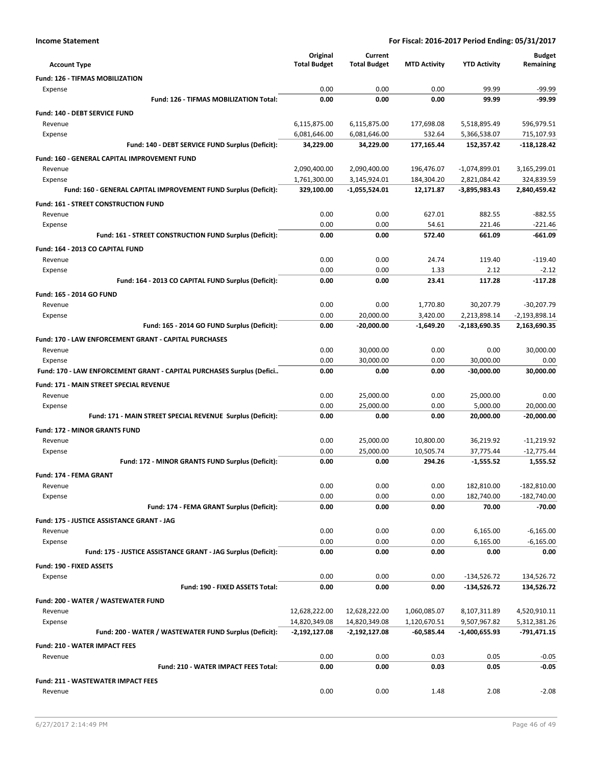**Income Statement** — **For Fiscal: 2016-2017 Period Ending: 05/31/2017**

| Account Type | Original Total Budget | Current Total Budget | MTD Activity | YTD Activity | Budget Remaining |
|---|---|---|---|---|---|
| **Fund: 126 - TIFMAS MOBILIZATION** | | | | | |
| Expense | 0.00 | 0.00 | 0.00 | 99.99 | -99.99 |
| **Fund: 126 - TIFMAS MOBILIZATION Total:** | **0.00** | **0.00** | **0.00** | **99.99** | **-99.99** |
| **Fund: 140 - DEBT SERVICE FUND** | | | | | |
| Revenue | 6,115,875.00 | 6,115,875.00 | 177,698.08 | 5,518,895.49 | 596,979.51 |
| Expense | 6,081,646.00 | 6,081,646.00 | 532.64 | 5,366,538.07 | 715,107.93 |
| **Fund: 140 - DEBT SERVICE FUND Surplus (Deficit):** | **34,229.00** | **34,229.00** | **177,165.44** | **152,357.42** | **-118,128.42** |
| **Fund: 160 - GENERAL CAPITAL IMPROVEMENT FUND** | | | | | |
| Revenue | 2,090,400.00 | 2,090,400.00 | 196,476.07 | -1,074,899.01 | 3,165,299.01 |
| Expense | 1,761,300.00 | 3,145,924.01 | 184,304.20 | 2,821,084.42 | 324,839.59 |
| **Fund: 160 - GENERAL CAPITAL IMPROVEMENT FUND Surplus (Deficit):** | **329,100.00** | **-1,055,524.01** | **12,171.87** | **-3,895,983.43** | **2,840,459.42** |
| **Fund: 161 - STREET CONSTRUCTION FUND** | | | | | |
| Revenue | 0.00 | 0.00 | 627.01 | 882.55 | -882.55 |
| Expense | 0.00 | 0.00 | 54.61 | 221.46 | -221.46 |
| **Fund: 161 - STREET CONSTRUCTION FUND Surplus (Deficit):** | **0.00** | **0.00** | **572.40** | **661.09** | **-661.09** |
| **Fund: 164 - 2013 CO CAPITAL FUND** | | | | | |
| Revenue | 0.00 | 0.00 | 24.74 | 119.40 | -119.40 |
| Expense | 0.00 | 0.00 | 1.33 | 2.12 | -2.12 |
| **Fund: 164 - 2013 CO CAPITAL FUND Surplus (Deficit):** | **0.00** | **0.00** | **23.41** | **117.28** | **-117.28** |
| **Fund: 165 - 2014 GO FUND** | | | | | |
| Revenue | 0.00 | 0.00 | 1,770.80 | 30,207.79 | -30,207.79 |
| Expense | 0.00 | 20,000.00 | 3,420.00 | 2,213,898.14 | -2,193,898.14 |
| **Fund: 165 - 2014 GO FUND Surplus (Deficit):** | **0.00** | **-20,000.00** | **-1,649.20** | **-2,183,690.35** | **2,163,690.35** |
| **Fund: 170 - LAW ENFORCEMENT GRANT - CAPITAL PURCHASES** | | | | | |
| Revenue | 0.00 | 30,000.00 | 0.00 | 0.00 | 30,000.00 |
| Expense | 0.00 | 30,000.00 | 0.00 | 30,000.00 | 0.00 |
| **Fund: 170 - LAW ENFORCEMENT GRANT - CAPITAL PURCHASES Surplus (Defici..** | **0.00** | **0.00** | **0.00** | **-30,000.00** | **30,000.00** |
| **Fund: 171 - MAIN STREET SPECIAL REVENUE** | | | | | |
| Revenue | 0.00 | 25,000.00 | 0.00 | 25,000.00 | 0.00 |
| Expense | 0.00 | 25,000.00 | 0.00 | 5,000.00 | 20,000.00 |
| **Fund: 171 - MAIN STREET SPECIAL REVENUE Surplus (Deficit):** | **0.00** | **0.00** | **0.00** | **20,000.00** | **-20,000.00** |
| **Fund: 172 - MINOR GRANTS FUND** | | | | | |
| Revenue | 0.00 | 25,000.00 | 10,800.00 | 36,219.92 | -11,219.92 |
| Expense | 0.00 | 25,000.00 | 10,505.74 | 37,775.44 | -12,775.44 |
| **Fund: 172 - MINOR GRANTS FUND Surplus (Deficit):** | **0.00** | **0.00** | **294.26** | **-1,555.52** | **1,555.52** |
| **Fund: 174 - FEMA GRANT** | | | | | |
| Revenue | 0.00 | 0.00 | 0.00 | 182,810.00 | -182,810.00 |
| Expense | 0.00 | 0.00 | 0.00 | 182,740.00 | -182,740.00 |
| **Fund: 174 - FEMA GRANT Surplus (Deficit):** | **0.00** | **0.00** | **0.00** | **70.00** | **-70.00** |
| **Fund: 175 - JUSTICE ASSISTANCE GRANT - JAG** | | | | | |
| Revenue | 0.00 | 0.00 | 0.00 | 6,165.00 | -6,165.00 |
| Expense | 0.00 | 0.00 | 0.00 | 6,165.00 | -6,165.00 |
| **Fund: 175 - JUSTICE ASSISTANCE GRANT - JAG Surplus (Deficit):** | **0.00** | **0.00** | **0.00** | **0.00** | **0.00** |
| **Fund: 190 - FIXED ASSETS** | | | | | |
| Expense | 0.00 | 0.00 | 0.00 | -134,526.72 | 134,526.72 |
| **Fund: 190 - FIXED ASSETS Total:** | **0.00** | **0.00** | **0.00** | **-134,526.72** | **134,526.72** |
| **Fund: 200 - WATER / WASTEWATER FUND** | | | | | |
| Revenue | 12,628,222.00 | 12,628,222.00 | 1,060,085.07 | 8,107,311.89 | 4,520,910.11 |
| Expense | 14,820,349.08 | 14,820,349.08 | 1,120,670.51 | 9,507,967.82 | 5,312,381.26 |
| **Fund: 200 - WATER / WASTEWATER FUND Surplus (Deficit):** | **-2,192,127.08** | **-2,192,127.08** | **-60,585.44** | **-1,400,655.93** | **-791,471.15** |
| **Fund: 210 - WATER IMPACT FEES** | | | | | |
| Revenue | 0.00 | 0.00 | 0.03 | 0.05 | -0.05 |
| **Fund: 210 - WATER IMPACT FEES Total:** | **0.00** | **0.00** | **0.03** | **0.05** | **-0.05** |
| **Fund: 211 - WASTEWATER IMPACT FEES** | | | | | |
| Revenue | 0.00 | 0.00 | 1.48 | 2.08 | -2.08 |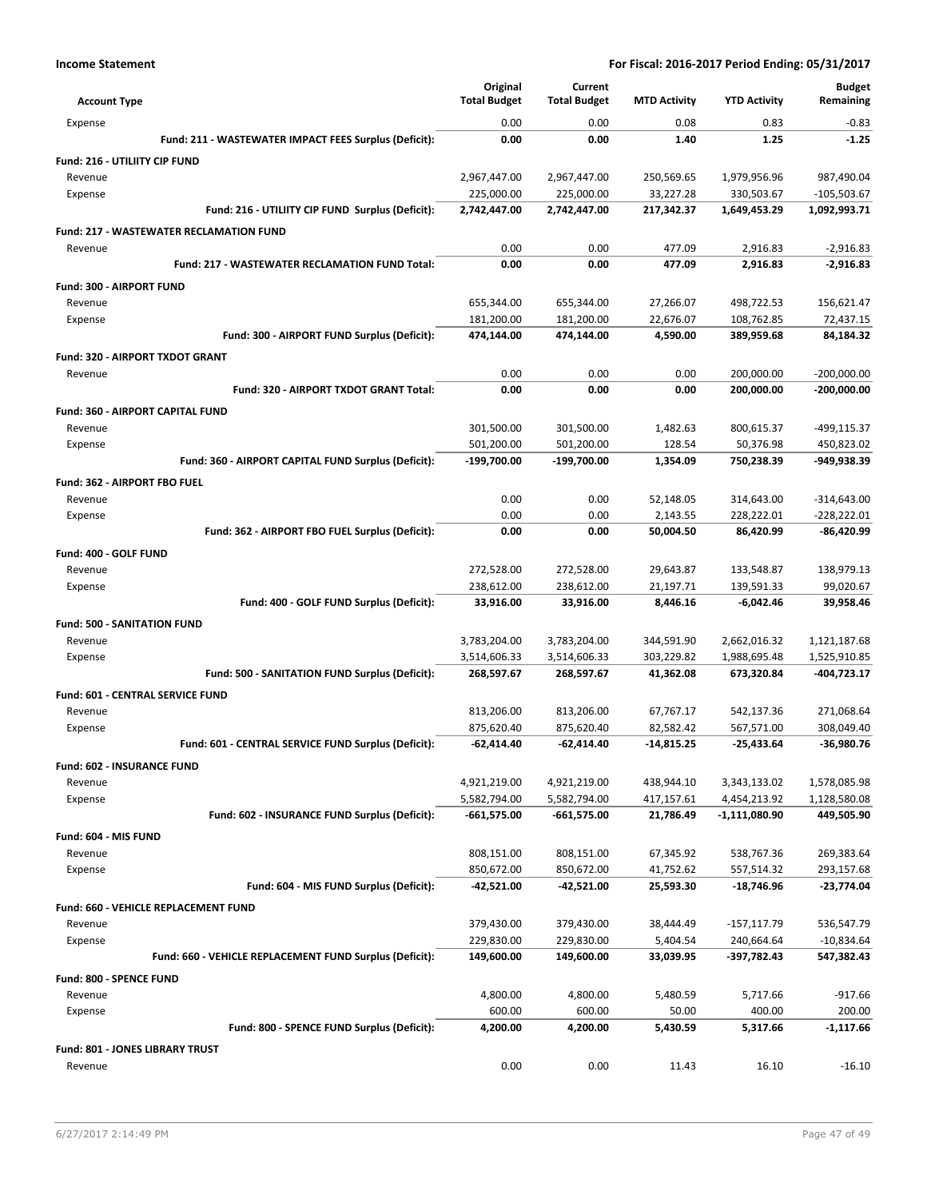| Account Type | Original Total Budget | Current Total Budget | MTD Activity | YTD Activity | Budget Remaining |
|---|---|---|---|---|---|
| Expense | 0.00 | 0.00 | 0.08 | 0.83 | -0.83 |
| **Fund: 211 - WASTEWATER IMPACT FEES Surplus (Deficit):** | **0.00** | **0.00** | **1.40** | **1.25** | **-1.25** |
| **Fund: 216 - UTILIITY CIP FUND** | | | | | |
| Revenue | 2,967,447.00 | 2,967,447.00 | 250,569.65 | 1,979,956.96 | 987,490.04 |
| Expense | 225,000.00 | 225,000.00 | 33,227.28 | 330,503.67 | -105,503.67 |
| **Fund: 216 - UTILIITY CIP FUND Surplus (Deficit):** | **2,742,447.00** | **2,742,447.00** | **217,342.37** | **1,649,453.29** | **1,092,993.71** |
| **Fund: 217 - WASTEWATER RECLAMATION FUND** | | | | | |
| Revenue | 0.00 | 0.00 | 477.09 | 2,916.83 | -2,916.83 |
| **Fund: 217 - WASTEWATER RECLAMATION FUND Total:** | **0.00** | **0.00** | **477.09** | **2,916.83** | **-2,916.83** |
| **Fund: 300 - AIRPORT FUND** | | | | | |
| Revenue | 655,344.00 | 655,344.00 | 27,266.07 | 498,722.53 | 156,621.47 |
| Expense | 181,200.00 | 181,200.00 | 22,676.07 | 108,762.85 | 72,437.15 |
| **Fund: 300 - AIRPORT FUND Surplus (Deficit):** | **474,144.00** | **474,144.00** | **4,590.00** | **389,959.68** | **84,184.32** |
| **Fund: 320 - AIRPORT TXDOT GRANT** | | | | | |
| Revenue | 0.00 | 0.00 | 0.00 | 200,000.00 | -200,000.00 |
| **Fund: 320 - AIRPORT TXDOT GRANT Total:** | **0.00** | **0.00** | **0.00** | **200,000.00** | **-200,000.00** |
| **Fund: 360 - AIRPORT CAPITAL FUND** | | | | | |
| Revenue | 301,500.00 | 301,500.00 | 1,482.63 | 800,615.37 | -499,115.37 |
| Expense | 501,200.00 | 501,200.00 | 128.54 | 50,376.98 | 450,823.02 |
| **Fund: 360 - AIRPORT CAPITAL FUND Surplus (Deficit):** | **-199,700.00** | **-199,700.00** | **1,354.09** | **750,238.39** | **-949,938.39** |
| **Fund: 362 - AIRPORT FBO FUEL** | | | | | |
| Revenue | 0.00 | 0.00 | 52,148.05 | 314,643.00 | -314,643.00 |
| Expense | 0.00 | 0.00 | 2,143.55 | 228,222.01 | -228,222.01 |
| **Fund: 362 - AIRPORT FBO FUEL Surplus (Deficit):** | **0.00** | **0.00** | **50,004.50** | **86,420.99** | **-86,420.99** |
| **Fund: 400 - GOLF FUND** | | | | | |
| Revenue | 272,528.00 | 272,528.00 | 29,643.87 | 133,548.87 | 138,979.13 |
| Expense | 238,612.00 | 238,612.00 | 21,197.71 | 139,591.33 | 99,020.67 |
| **Fund: 400 - GOLF FUND Surplus (Deficit):** | **33,916.00** | **33,916.00** | **8,446.16** | **-6,042.46** | **39,958.46** |
| **Fund: 500 - SANITATION FUND** | | | | | |
| Revenue | 3,783,204.00 | 3,783,204.00 | 344,591.90 | 2,662,016.32 | 1,121,187.68 |
| Expense | 3,514,606.33 | 3,514,606.33 | 303,229.82 | 1,988,695.48 | 1,525,910.85 |
| **Fund: 500 - SANITATION FUND Surplus (Deficit):** | **268,597.67** | **268,597.67** | **41,362.08** | **673,320.84** | **-404,723.17** |
| **Fund: 601 - CENTRAL SERVICE FUND** | | | | | |
| Revenue | 813,206.00 | 813,206.00 | 67,767.17 | 542,137.36 | 271,068.64 |
| Expense | 875,620.40 | 875,620.40 | 82,582.42 | 567,571.00 | 308,049.40 |
| **Fund: 601 - CENTRAL SERVICE FUND Surplus (Deficit):** | **-62,414.40** | **-62,414.40** | **-14,815.25** | **-25,433.64** | **-36,980.76** |
| **Fund: 602 - INSURANCE FUND** | | | | | |
| Revenue | 4,921,219.00 | 4,921,219.00 | 438,944.10 | 3,343,133.02 | 1,578,085.98 |
| Expense | 5,582,794.00 | 5,582,794.00 | 417,157.61 | 4,454,213.92 | 1,128,580.08 |
| **Fund: 602 - INSURANCE FUND Surplus (Deficit):** | **-661,575.00** | **-661,575.00** | **21,786.49** | **-1,111,080.90** | **449,505.90** |
| **Fund: 604 - MIS FUND** | | | | | |
| Revenue | 808,151.00 | 808,151.00 | 67,345.92 | 538,767.36 | 269,383.64 |
| Expense | 850,672.00 | 850,672.00 | 41,752.62 | 557,514.32 | 293,157.68 |
| **Fund: 604 - MIS FUND Surplus (Deficit):** | **-42,521.00** | **-42,521.00** | **25,593.30** | **-18,746.96** | **-23,774.04** |
| **Fund: 660 - VEHICLE REPLACEMENT FUND** | | | | | |
| Revenue | 379,430.00 | 379,430.00 | 38,444.49 | -157,117.79 | 536,547.79 |
| Expense | 229,830.00 | 229,830.00 | 5,404.54 | 240,664.64 | -10,834.64 |
| **Fund: 660 - VEHICLE REPLACEMENT FUND Surplus (Deficit):** | **149,600.00** | **149,600.00** | **33,039.95** | **-397,782.43** | **547,382.43** |
| **Fund: 800 - SPENCE FUND** | | | | | |
| Revenue | 4,800.00 | 4,800.00 | 5,480.59 | 5,717.66 | -917.66 |
| Expense | 600.00 | 600.00 | 50.00 | 400.00 | 200.00 |
| **Fund: 800 - SPENCE FUND Surplus (Deficit):** | **4,200.00** | **4,200.00** | **5,430.59** | **5,317.66** | **-1,117.66** |
| **Fund: 801 - JONES LIBRARY TRUST** | | | | | |
| Revenue | 0.00 | 0.00 | 11.43 | 16.10 | -16.10 |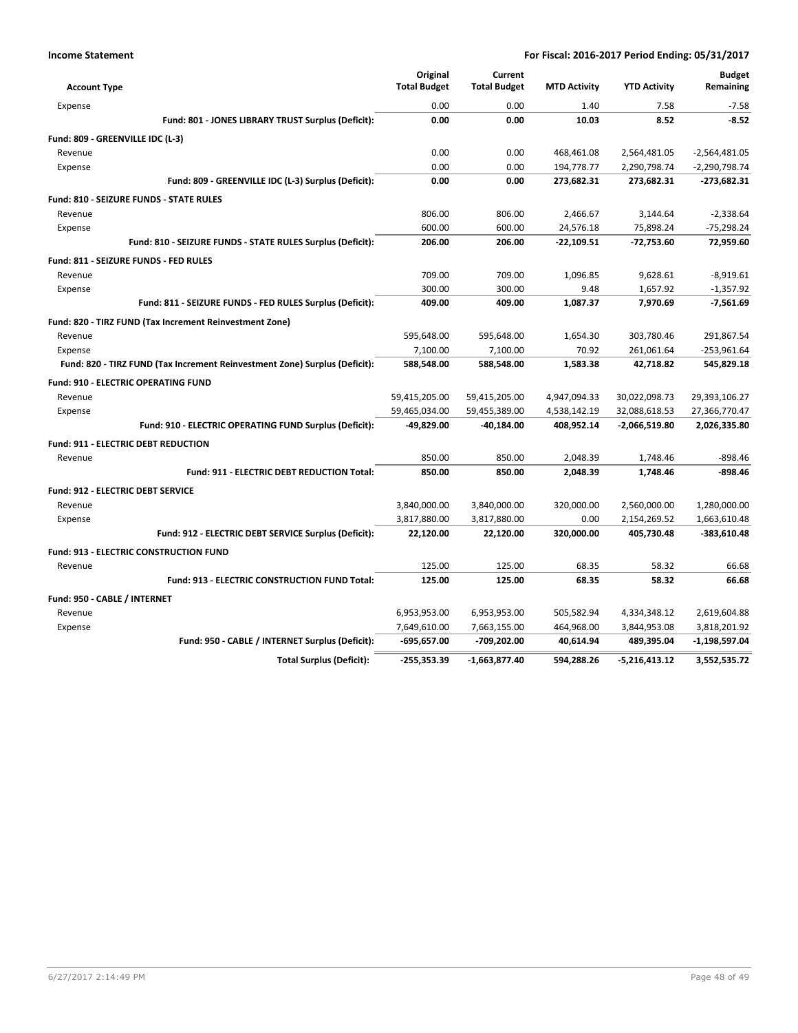**Income Statement** — For Fiscal: 2016-2017 Period Ending: 05/31/2017

| Account Type | Original Total Budget | Current Total Budget | MTD Activity | YTD Activity | Budget Remaining |
|---|---|---|---|---|---|
| Expense | 0.00 | 0.00 | 1.40 | 7.58 | -7.58 |
| **Fund: 801 - JONES LIBRARY TRUST Surplus (Deficit):** | **0.00** | **0.00** | **10.03** | **8.52** | **-8.52** |
| **Fund: 809 - GREENVILLE IDC (L-3)** | | | | | |
| Revenue | 0.00 | 0.00 | 468,461.08 | 2,564,481.05 | -2,564,481.05 |
| Expense | 0.00 | 0.00 | 194,778.77 | 2,290,798.74 | -2,290,798.74 |
| **Fund: 809 - GREENVILLE IDC (L-3) Surplus (Deficit):** | **0.00** | **0.00** | **273,682.31** | **273,682.31** | **-273,682.31** |
| **Fund: 810 - SEIZURE FUNDS - STATE RULES** | | | | | |
| Revenue | 806.00 | 806.00 | 2,466.67 | 3,144.64 | -2,338.64 |
| Expense | 600.00 | 600.00 | 24,576.18 | 75,898.24 | -75,298.24 |
| **Fund: 810 - SEIZURE FUNDS - STATE RULES Surplus (Deficit):** | **206.00** | **206.00** | **-22,109.51** | **-72,753.60** | **72,959.60** |
| **Fund: 811 - SEIZURE FUNDS - FED RULES** | | | | | |
| Revenue | 709.00 | 709.00 | 1,096.85 | 9,628.61 | -8,919.61 |
| Expense | 300.00 | 300.00 | 9.48 | 1,657.92 | -1,357.92 |
| **Fund: 811 - SEIZURE FUNDS - FED RULES Surplus (Deficit):** | **409.00** | **409.00** | **1,087.37** | **7,970.69** | **-7,561.69** |
| **Fund: 820 - TIRZ FUND (Tax Increment Reinvestment Zone)** | | | | | |
| Revenue | 595,648.00 | 595,648.00 | 1,654.30 | 303,780.46 | 291,867.54 |
| Expense | 7,100.00 | 7,100.00 | 70.92 | 261,061.64 | -253,961.64 |
| **Fund: 820 - TIRZ FUND (Tax Increment Reinvestment Zone) Surplus (Deficit):** | **588,548.00** | **588,548.00** | **1,583.38** | **42,718.82** | **545,829.18** |
| **Fund: 910 - ELECTRIC OPERATING FUND** | | | | | |
| Revenue | 59,415,205.00 | 59,415,205.00 | 4,947,094.33 | 30,022,098.73 | 29,393,106.27 |
| Expense | 59,465,034.00 | 59,455,389.00 | 4,538,142.19 | 32,088,618.53 | 27,366,770.47 |
| **Fund: 910 - ELECTRIC OPERATING FUND Surplus (Deficit):** | **-49,829.00** | **-40,184.00** | **408,952.14** | **-2,066,519.80** | **2,026,335.80** |
| **Fund: 911 - ELECTRIC DEBT REDUCTION** | | | | | |
| Revenue | 850.00 | 850.00 | 2,048.39 | 1,748.46 | -898.46 |
| **Fund: 911 - ELECTRIC DEBT REDUCTION Total:** | **850.00** | **850.00** | **2,048.39** | **1,748.46** | **-898.46** |
| **Fund: 912 - ELECTRIC DEBT SERVICE** | | | | | |
| Revenue | 3,840,000.00 | 3,840,000.00 | 320,000.00 | 2,560,000.00 | 1,280,000.00 |
| Expense | 3,817,880.00 | 3,817,880.00 | 0.00 | 2,154,269.52 | 1,663,610.48 |
| **Fund: 912 - ELECTRIC DEBT SERVICE Surplus (Deficit):** | **22,120.00** | **22,120.00** | **320,000.00** | **405,730.48** | **-383,610.48** |
| **Fund: 913 - ELECTRIC CONSTRUCTION FUND** | | | | | |
| Revenue | 125.00 | 125.00 | 68.35 | 58.32 | 66.68 |
| **Fund: 913 - ELECTRIC CONSTRUCTION FUND Total:** | **125.00** | **125.00** | **68.35** | **58.32** | **66.68** |
| **Fund: 950 - CABLE / INTERNET** | | | | | |
| Revenue | 6,953,953.00 | 6,953,953.00 | 505,582.94 | 4,334,348.12 | 2,619,604.88 |
| Expense | 7,649,610.00 | 7,663,155.00 | 464,968.00 | 3,844,953.08 | 3,818,201.92 |
| **Fund: 950 - CABLE / INTERNET Surplus (Deficit):** | **-695,657.00** | **-709,202.00** | **40,614.94** | **489,395.04** | **-1,198,597.04** |
| **Total Surplus (Deficit):** | **-255,353.39** | **-1,663,877.40** | **594,288.26** | **-5,216,413.12** | **3,552,535.72** |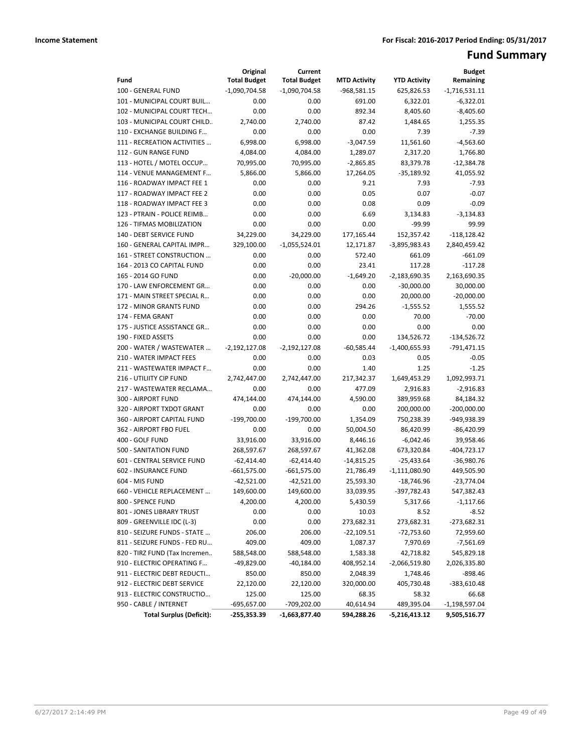**Income Statement** **For Fiscal: 2016-2017 Period Ending: 05/31/2017**

# Fund Summary

| Fund | Original Total Budget | Current Total Budget | MTD Activity | YTD Activity | Budget Remaining |
|---|---|---|---|---|---|
| 100 - GENERAL FUND | -1,090,704.58 | -1,090,704.58 | -968,581.15 | 625,826.53 | -1,716,531.11 |
| 101 - MUNICIPAL COURT BUIL… | 0.00 | 0.00 | 691.00 | 6,322.01 | -6,322.01 |
| 102 - MUNICIPAL COURT TECH… | 0.00 | 0.00 | 892.34 | 8,405.60 | -8,405.60 |
| 103 - MUNICIPAL COURT CHILD.. | 2,740.00 | 2,740.00 | 87.42 | 1,484.65 | 1,255.35 |
| 110 - EXCHANGE BUILDING F… | 0.00 | 0.00 | 0.00 | 7.39 | -7.39 |
| 111 - RECREATION ACTIVITIES … | 6,998.00 | 6,998.00 | -3,047.59 | 11,561.60 | -4,563.60 |
| 112 - GUN RANGE FUND | 4,084.00 | 4,084.00 | 1,289.07 | 2,317.20 | 1,766.80 |
| 113 - HOTEL / MOTEL OCCUP… | 70,995.00 | 70,995.00 | -2,865.85 | 83,379.78 | -12,384.78 |
| 114 - VENUE MANAGEMENT F… | 5,866.00 | 5,866.00 | 17,264.05 | -35,189.92 | 41,055.92 |
| 116 - ROADWAY IMPACT FEE 1 | 0.00 | 0.00 | 9.21 | 7.93 | -7.93 |
| 117 - ROADWAY IMPACT FEE 2 | 0.00 | 0.00 | 0.05 | 0.07 | -0.07 |
| 118 - ROADWAY IMPACT FEE 3 | 0.00 | 0.00 | 0.08 | 0.09 | -0.09 |
| 123 - PTRAIN - POLICE REIMB… | 0.00 | 0.00 | 6.69 | 3,134.83 | -3,134.83 |
| 126 - TIFMAS MOBILIZATION | 0.00 | 0.00 | 0.00 | -99.99 | 99.99 |
| 140 - DEBT SERVICE FUND | 34,229.00 | 34,229.00 | 177,165.44 | 152,357.42 | -118,128.42 |
| 160 - GENERAL CAPITAL IMPR… | 329,100.00 | -1,055,524.01 | 12,171.87 | -3,895,983.43 | 2,840,459.42 |
| 161 - STREET CONSTRUCTION … | 0.00 | 0.00 | 572.40 | 661.09 | -661.09 |
| 164 - 2013 CO CAPITAL FUND | 0.00 | 0.00 | 23.41 | 117.28 | -117.28 |
| 165 - 2014 GO FUND | 0.00 | -20,000.00 | -1,649.20 | -2,183,690.35 | 2,163,690.35 |
| 170 - LAW ENFORCEMENT GR… | 0.00 | 0.00 | 0.00 | -30,000.00 | 30,000.00 |
| 171 - MAIN STREET SPECIAL R… | 0.00 | 0.00 | 0.00 | 20,000.00 | -20,000.00 |
| 172 - MINOR GRANTS FUND | 0.00 | 0.00 | 294.26 | -1,555.52 | 1,555.52 |
| 174 - FEMA GRANT | 0.00 | 0.00 | 0.00 | 70.00 | -70.00 |
| 175 - JUSTICE ASSISTANCE GR… | 0.00 | 0.00 | 0.00 | 0.00 | 0.00 |
| 190 - FIXED ASSETS | 0.00 | 0.00 | 0.00 | 134,526.72 | -134,526.72 |
| 200 - WATER / WASTEWATER … | -2,192,127.08 | -2,192,127.08 | -60,585.44 | -1,400,655.93 | -791,471.15 |
| 210 - WATER IMPACT FEES | 0.00 | 0.00 | 0.03 | 0.05 | -0.05 |
| 211 - WASTEWATER IMPACT F… | 0.00 | 0.00 | 1.40 | 1.25 | -1.25 |
| 216 - UTILIITY CIP FUND | 2,742,447.00 | 2,742,447.00 | 217,342.37 | 1,649,453.29 | 1,092,993.71 |
| 217 - WASTEWATER RECLAMA… | 0.00 | 0.00 | 477.09 | 2,916.83 | -2,916.83 |
| 300 - AIRPORT FUND | 474,144.00 | 474,144.00 | 4,590.00 | 389,959.68 | 84,184.32 |
| 320 - AIRPORT TXDOT GRANT | 0.00 | 0.00 | 0.00 | 200,000.00 | -200,000.00 |
| 360 - AIRPORT CAPITAL FUND | -199,700.00 | -199,700.00 | 1,354.09 | 750,238.39 | -949,938.39 |
| 362 - AIRPORT FBO FUEL | 0.00 | 0.00 | 50,004.50 | 86,420.99 | -86,420.99 |
| 400 - GOLF FUND | 33,916.00 | 33,916.00 | 8,446.16 | -6,042.46 | 39,958.46 |
| 500 - SANITATION FUND | 268,597.67 | 268,597.67 | 41,362.08 | 673,320.84 | -404,723.17 |
| 601 - CENTRAL SERVICE FUND | -62,414.40 | -62,414.40 | -14,815.25 | -25,433.64 | -36,980.76 |
| 602 - INSURANCE FUND | -661,575.00 | -661,575.00 | 21,786.49 | -1,111,080.90 | 449,505.90 |
| 604 - MIS FUND | -42,521.00 | -42,521.00 | 25,593.30 | -18,746.96 | -23,774.04 |
| 660 - VEHICLE REPLACEMENT … | 149,600.00 | 149,600.00 | 33,039.95 | -397,782.43 | 547,382.43 |
| 800 - SPENCE FUND | 4,200.00 | 4,200.00 | 5,430.59 | 5,317.66 | -1,117.66 |
| 801 - JONES LIBRARY TRUST | 0.00 | 0.00 | 10.03 | 8.52 | -8.52 |
| 809 - GREENVILLE IDC (L-3) | 0.00 | 0.00 | 273,682.31 | 273,682.31 | -273,682.31 |
| 810 - SEIZURE FUNDS - STATE … | 206.00 | 206.00 | -22,109.51 | -72,753.60 | 72,959.60 |
| 811 - SEIZURE FUNDS - FED RU… | 409.00 | 409.00 | 1,087.37 | 7,970.69 | -7,561.69 |
| 820 - TIRZ FUND (Tax Incremen.. | 588,548.00 | 588,548.00 | 1,583.38 | 42,718.82 | 545,829.18 |
| 910 - ELECTRIC OPERATING F… | -49,829.00 | -40,184.00 | 408,952.14 | -2,066,519.80 | 2,026,335.80 |
| 911 - ELECTRIC DEBT REDUCTI… | 850.00 | 850.00 | 2,048.39 | 1,748.46 | -898.46 |
| 912 - ELECTRIC DEBT SERVICE | 22,120.00 | 22,120.00 | 320,000.00 | 405,730.48 | -383,610.48 |
| 913 - ELECTRIC CONSTRUCTIO… | 125.00 | 125.00 | 68.35 | 58.32 | 66.68 |
| 950 - CABLE / INTERNET | -695,657.00 | -709,202.00 | 40,614.94 | 489,395.04 | -1,198,597.04 |
| **Total Surplus (Deficit):** | **-255,353.39** | **-1,663,877.40** | **594,288.26** | **-5,216,413.12** | **9,505,516.77** |